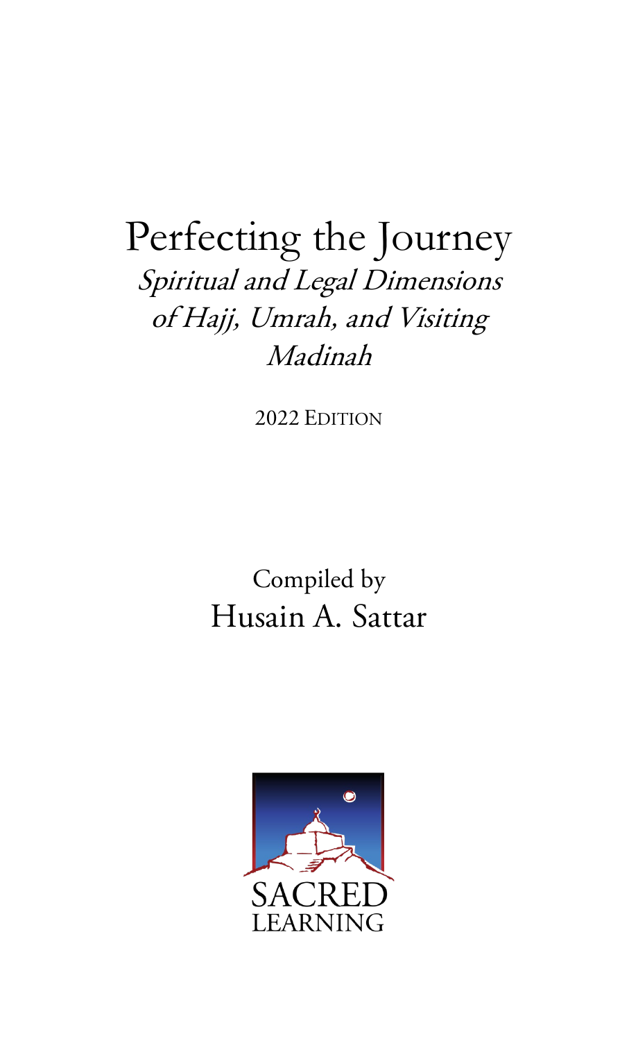# Perfecting the Journey

*Spiritual and Legal Dimensions of Hajj, Umrah, and Visiting Madinah*

2022 EDITION

Compiled by

Husain A. Sattar

SACRED LEARNING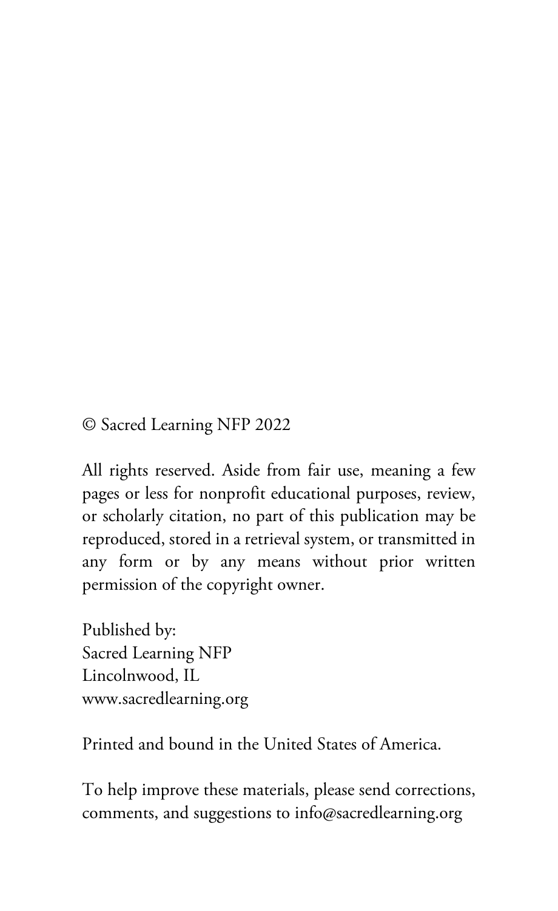© Sacred Learning NFP 2022

All rights reserved. Aside from fair use, meaning a few pages or less for nonprofit educational purposes, review, or scholarly citation, no part of this publication may be reproduced, stored in a retrieval system, or transmitted in any form or by any means without prior written permission of the copyright owner.

Published by:
Sacred Learning NFP
Lincolnwood, IL
www.sacredlearning.org

Printed and bound in the United States of America.

To help improve these materials, please send corrections, comments, and suggestions to info@sacredlearning.org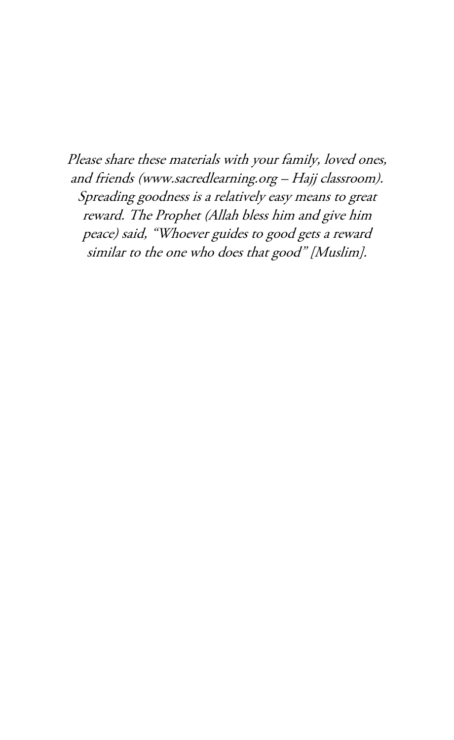*Please share these materials with your family, loved ones, and friends (www.sacredlearning.org – Hajj classroom). Spreading goodness is a relatively easy means to great reward. The Prophet (Allah bless him and give him peace) said, "Whoever guides to good gets a reward similar to the one who does that good" [Muslim].*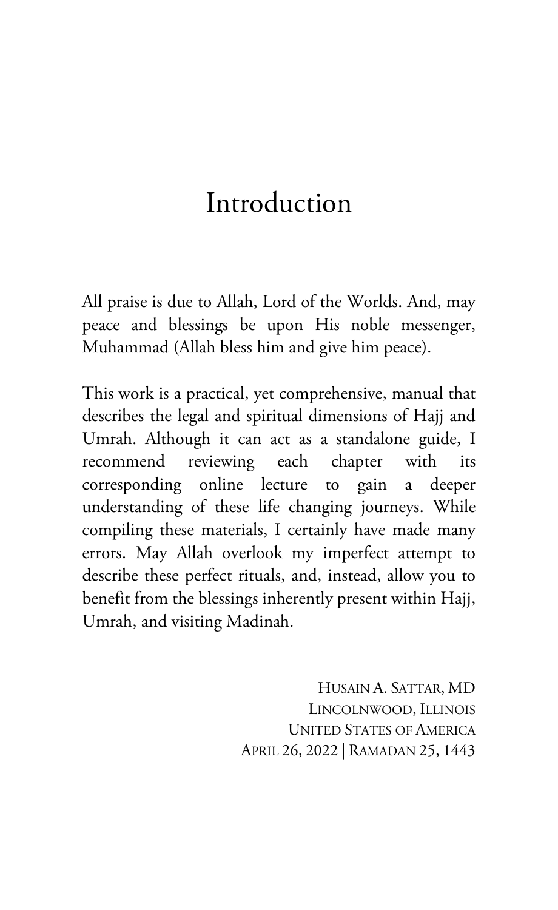# Introduction

All praise is due to Allah, Lord of the Worlds. And, may peace and blessings be upon His noble messenger, Muhammad (Allah bless him and give him peace).

This work is a practical, yet comprehensive, manual that describes the legal and spiritual dimensions of Hajj and Umrah. Although it can act as a standalone guide, I recommend reviewing each chapter with its corresponding online lecture to gain a deeper understanding of these life changing journeys. While compiling these materials, I certainly have made many errors. May Allah overlook my imperfect attempt to describe these perfect rituals, and, instead, allow you to benefit from the blessings inherently present within Hajj, Umrah, and visiting Madinah.

HUSAIN A. SATTAR, MD
LINCOLNWOOD, ILLINOIS
UNITED STATES OF AMERICA
APRIL 26, 2022 | RAMADAN 25, 1443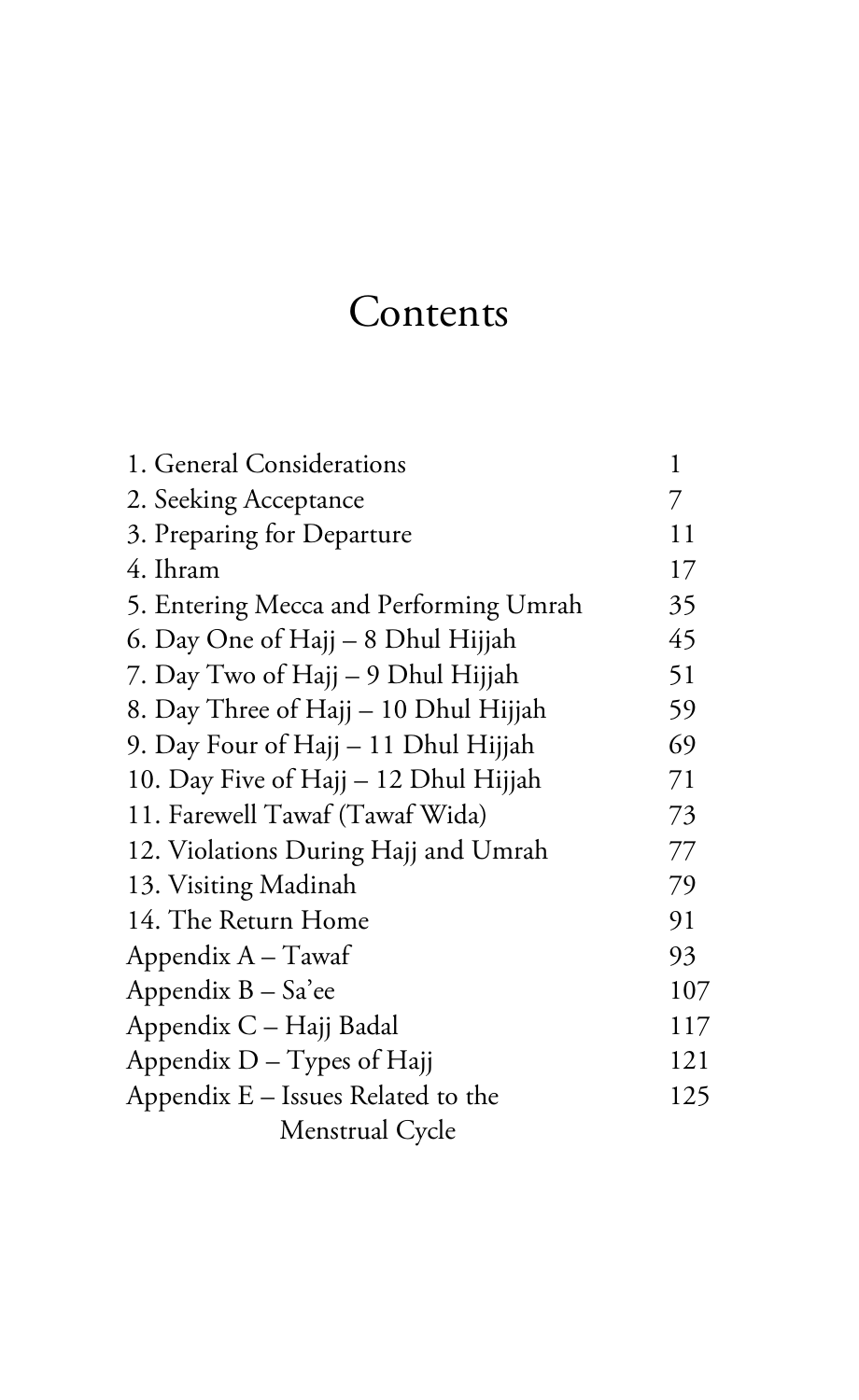# Contents

| | |
|---|---|
| 1. General Considerations | 1 |
| 2. Seeking Acceptance | 7 |
| 3. Preparing for Departure | 11 |
| 4. Ihram | 17 |
| 5. Entering Mecca and Performing Umrah | 35 |
| 6. Day One of Hajj – 8 Dhul Hijjah | 45 |
| 7. Day Two of Hajj – 9 Dhul Hijjah | 51 |
| 8. Day Three of Hajj – 10 Dhul Hijjah | 59 |
| 9. Day Four of Hajj – 11 Dhul Hijjah | 69 |
| 10. Day Five of Hajj – 12 Dhul Hijjah | 71 |
| 11. Farewell Tawaf (Tawaf Wida) | 73 |
| 12. Violations During Hajj and Umrah | 77 |
| 13. Visiting Madinah | 79 |
| 14. The Return Home | 91 |
| Appendix A – Tawaf | 93 |
| Appendix B – Sa'ee | 107 |
| Appendix C – Hajj Badal | 117 |
| Appendix D – Types of Hajj | 121 |
| Appendix E – Issues Related to the Menstrual Cycle | 125 |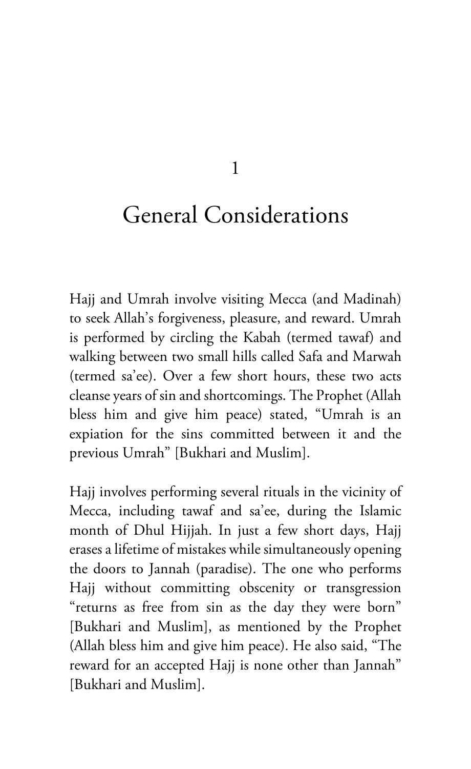# 1

# General Considerations

Hajj and Umrah involve visiting Mecca (and Madinah) to seek Allah's forgiveness, pleasure, and reward. Umrah is performed by circling the Kabah (termed tawaf) and walking between two small hills called Safa and Marwah (termed sa'ee). Over a few short hours, these two acts cleanse years of sin and shortcomings. The Prophet (Allah bless him and give him peace) stated, "Umrah is an expiation for the sins committed between it and the previous Umrah" [Bukhari and Muslim].

Hajj involves performing several rituals in the vicinity of Mecca, including tawaf and sa'ee, during the Islamic month of Dhul Hijjah. In just a few short days, Hajj erases a lifetime of mistakes while simultaneously opening the doors to Jannah (paradise). The one who performs Hajj without committing obscenity or transgression "returns as free from sin as the day they were born" [Bukhari and Muslim], as mentioned by the Prophet (Allah bless him and give him peace). He also said, "The reward for an accepted Hajj is none other than Jannah" [Bukhari and Muslim].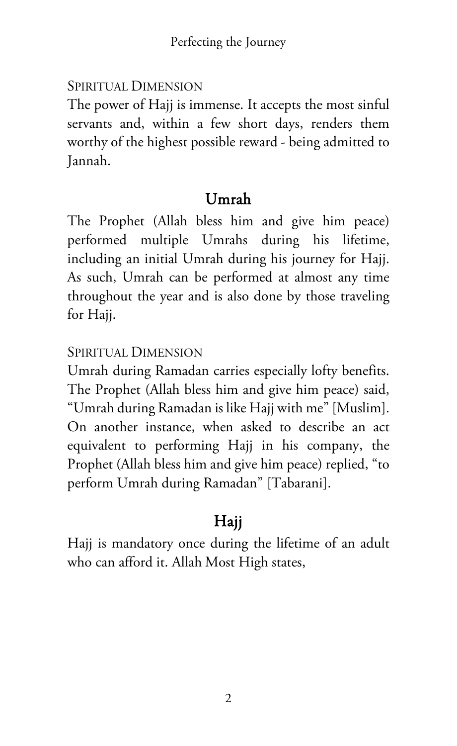SPIRITUAL DIMENSION

The power of Hajj is immense. It accepts the most sinful servants and, within a few short days, renders them worthy of the highest possible reward - being admitted to Jannah.

## Umrah

The Prophet (Allah bless him and give him peace) performed multiple Umrahs during his lifetime, including an initial Umrah during his journey for Hajj. As such, Umrah can be performed at almost any time throughout the year and is also done by those traveling for Hajj.

SPIRITUAL DIMENSION

Umrah during Ramadan carries especially lofty benefits. The Prophet (Allah bless him and give him peace) said, "Umrah during Ramadan is like Hajj with me" [Muslim]. On another instance, when asked to describe an act equivalent to performing Hajj in his company, the Prophet (Allah bless him and give him peace) replied, "to perform Umrah during Ramadan" [Tabarani].

## Hajj

Hajj is mandatory once during the lifetime of an adult who can afford it. Allah Most High states,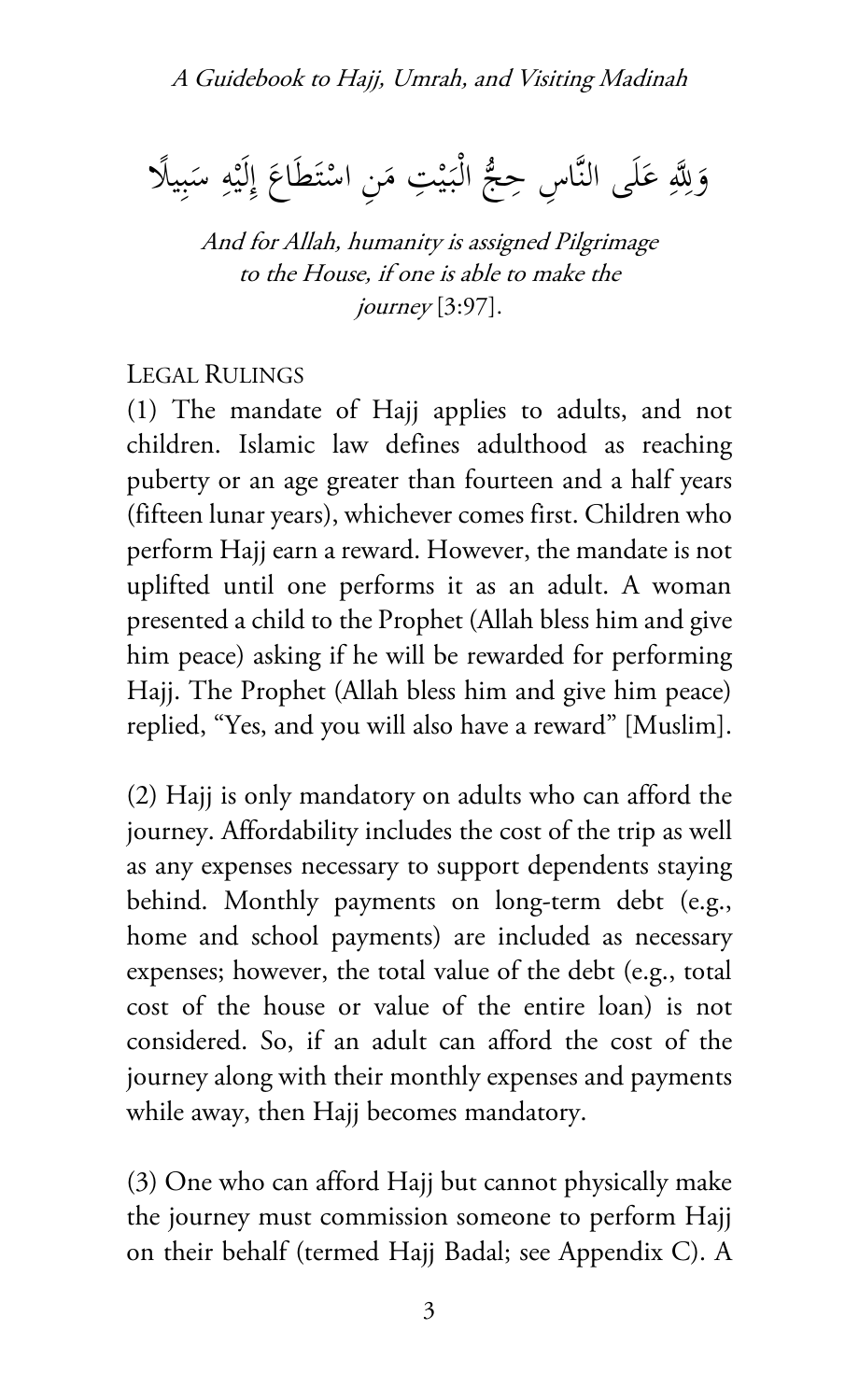وَلِلَّهِ عَلَى النَّاسِ حِجُّ الْبَيْتِ مَنِ اسْتَطَاعَ إِلَيْهِ سَبِيلًا

*And for Allah, humanity is assigned Pilgrimage to the House, if one is able to make the journey* [3:97].

### Legal Rulings

(1) The mandate of Hajj applies to adults, and not children. Islamic law defines adulthood as reaching puberty or an age greater than fourteen and a half years (fifteen lunar years), whichever comes first. Children who perform Hajj earn a reward. However, the mandate is not uplifted until one performs it as an adult. A woman presented a child to the Prophet (Allah bless him and give him peace) asking if he will be rewarded for performing Hajj. The Prophet (Allah bless him and give him peace) replied, "Yes, and you will also have a reward" [Muslim].

(2) Hajj is only mandatory on adults who can afford the journey. Affordability includes the cost of the trip as well as any expenses necessary to support dependents staying behind. Monthly payments on long-term debt (e.g., home and school payments) are included as necessary expenses; however, the total value of the debt (e.g., total cost of the house or value of the entire loan) is not considered. So, if an adult can afford the cost of the journey along with their monthly expenses and payments while away, then Hajj becomes mandatory.

(3) One who can afford Hajj but cannot physically make the journey must commission someone to perform Hajj on their behalf (termed Hajj Badal; see Appendix C). A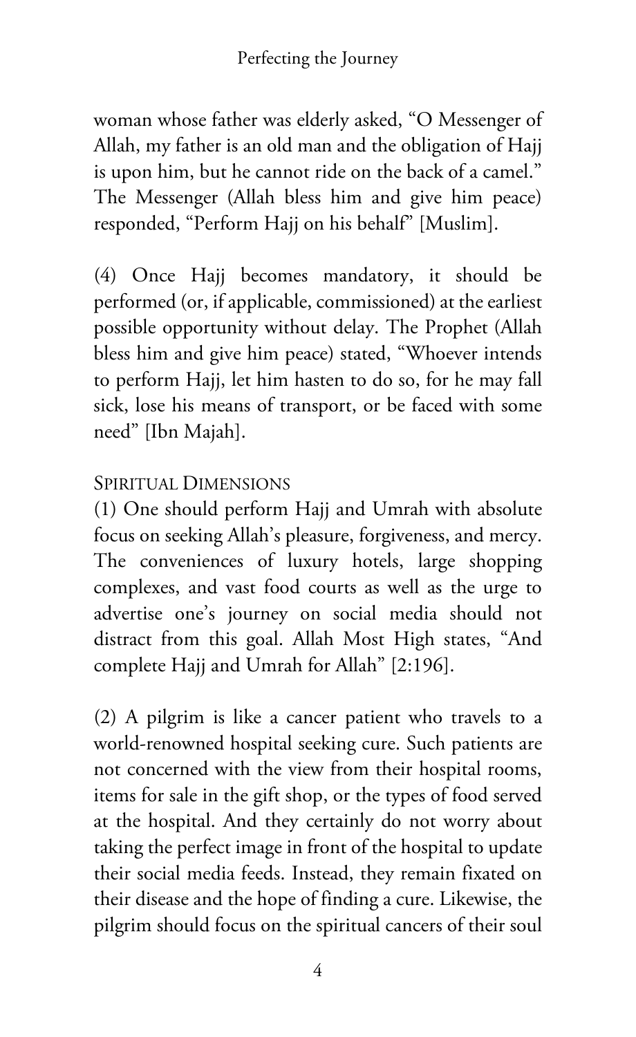woman whose father was elderly asked, "O Messenger of Allah, my father is an old man and the obligation of Hajj is upon him, but he cannot ride on the back of a camel." The Messenger (Allah bless him and give him peace) responded, "Perform Hajj on his behalf" [Muslim].

(4) Once Hajj becomes mandatory, it should be performed (or, if applicable, commissioned) at the earliest possible opportunity without delay. The Prophet (Allah bless him and give him peace) stated, "Whoever intends to perform Hajj, let him hasten to do so, for he may fall sick, lose his means of transport, or be faced with some need" [Ibn Majah].

## Spiritual Dimensions

(1) One should perform Hajj and Umrah with absolute focus on seeking Allah's pleasure, forgiveness, and mercy. The conveniences of luxury hotels, large shopping complexes, and vast food courts as well as the urge to advertise one's journey on social media should not distract from this goal. Allah Most High states, "And complete Hajj and Umrah for Allah" [2:196].

(2) A pilgrim is like a cancer patient who travels to a world-renowned hospital seeking cure. Such patients are not concerned with the view from their hospital rooms, items for sale in the gift shop, or the types of food served at the hospital. And they certainly do not worry about taking the perfect image in front of the hospital to update their social media feeds. Instead, they remain fixated on their disease and the hope of finding a cure. Likewise, the pilgrim should focus on the spiritual cancers of their soul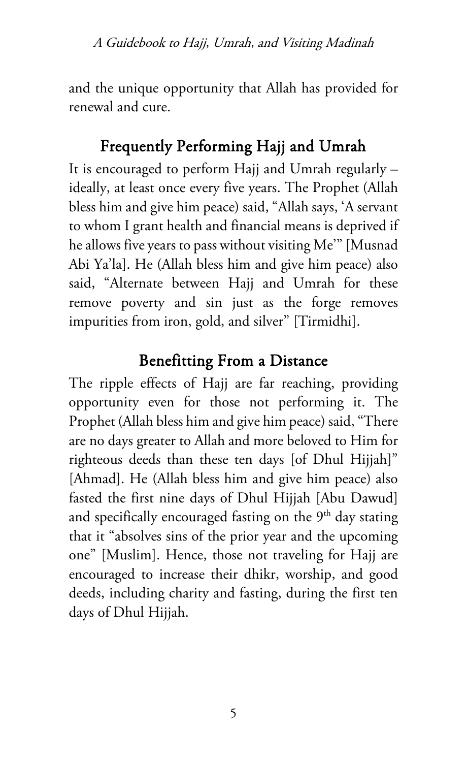and the unique opportunity that Allah has provided for renewal and cure.

## Frequently Performing Hajj and Umrah

It is encouraged to perform Hajj and Umrah regularly – ideally, at least once every five years. The Prophet (Allah bless him and give him peace) said, "Allah says, 'A servant to whom I grant health and financial means is deprived if he allows five years to pass without visiting Me'" [Musnad Abi Ya'la]. He (Allah bless him and give him peace) also said, "Alternate between Hajj and Umrah for these remove poverty and sin just as the forge removes impurities from iron, gold, and silver" [Tirmidhi].

## Benefitting From a Distance

The ripple effects of Hajj are far reaching, providing opportunity even for those not performing it. The Prophet (Allah bless him and give him peace) said, "There are no days greater to Allah and more beloved to Him for righteous deeds than these ten days [of Dhul Hijjah]" [Ahmad]. He (Allah bless him and give him peace) also fasted the first nine days of Dhul Hijjah [Abu Dawud] and specifically encouraged fasting on the 9th day stating that it "absolves sins of the prior year and the upcoming one" [Muslim]. Hence, those not traveling for Hajj are encouraged to increase their dhikr, worship, and good deeds, including charity and fasting, during the first ten days of Dhul Hijjah.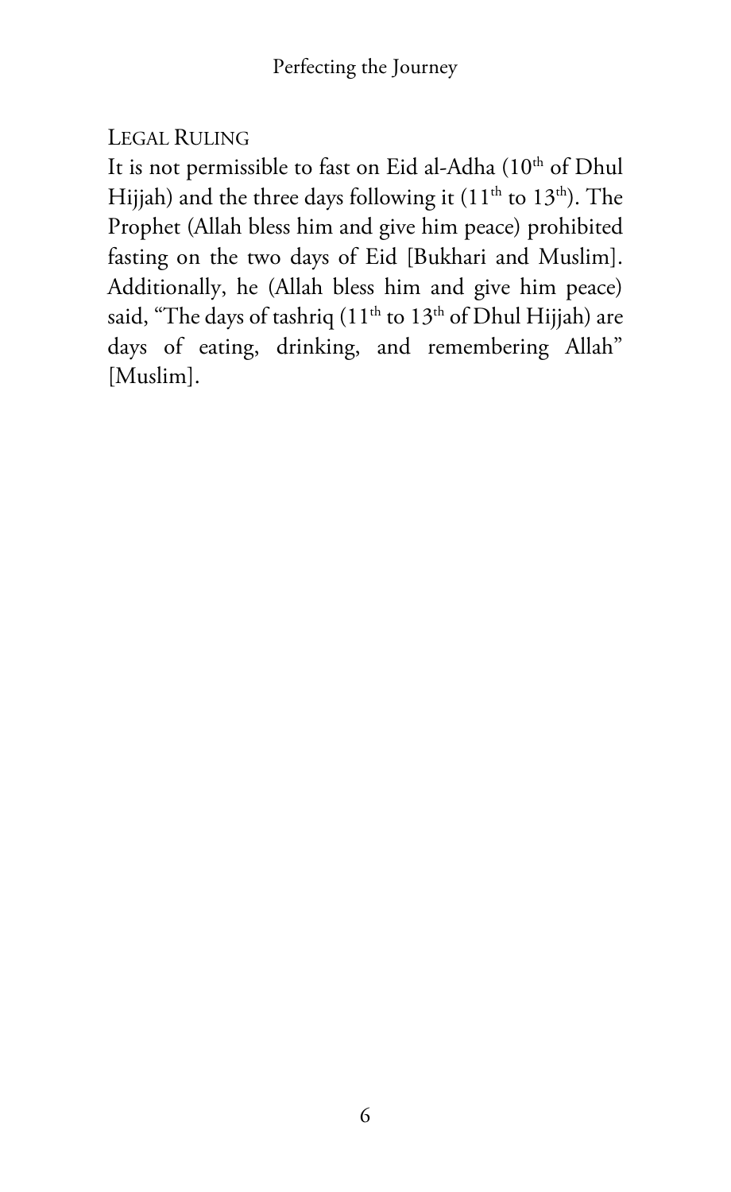## Legal Ruling

It is not permissible to fast on Eid al-Adha (10th of Dhul Hijjah) and the three days following it (11th to 13th). The Prophet (Allah bless him and give him peace) prohibited fasting on the two days of Eid [Bukhari and Muslim]. Additionally, he (Allah bless him and give him peace) said, "The days of tashriq (11th to 13th of Dhul Hijjah) are days of eating, drinking, and remembering Allah" [Muslim].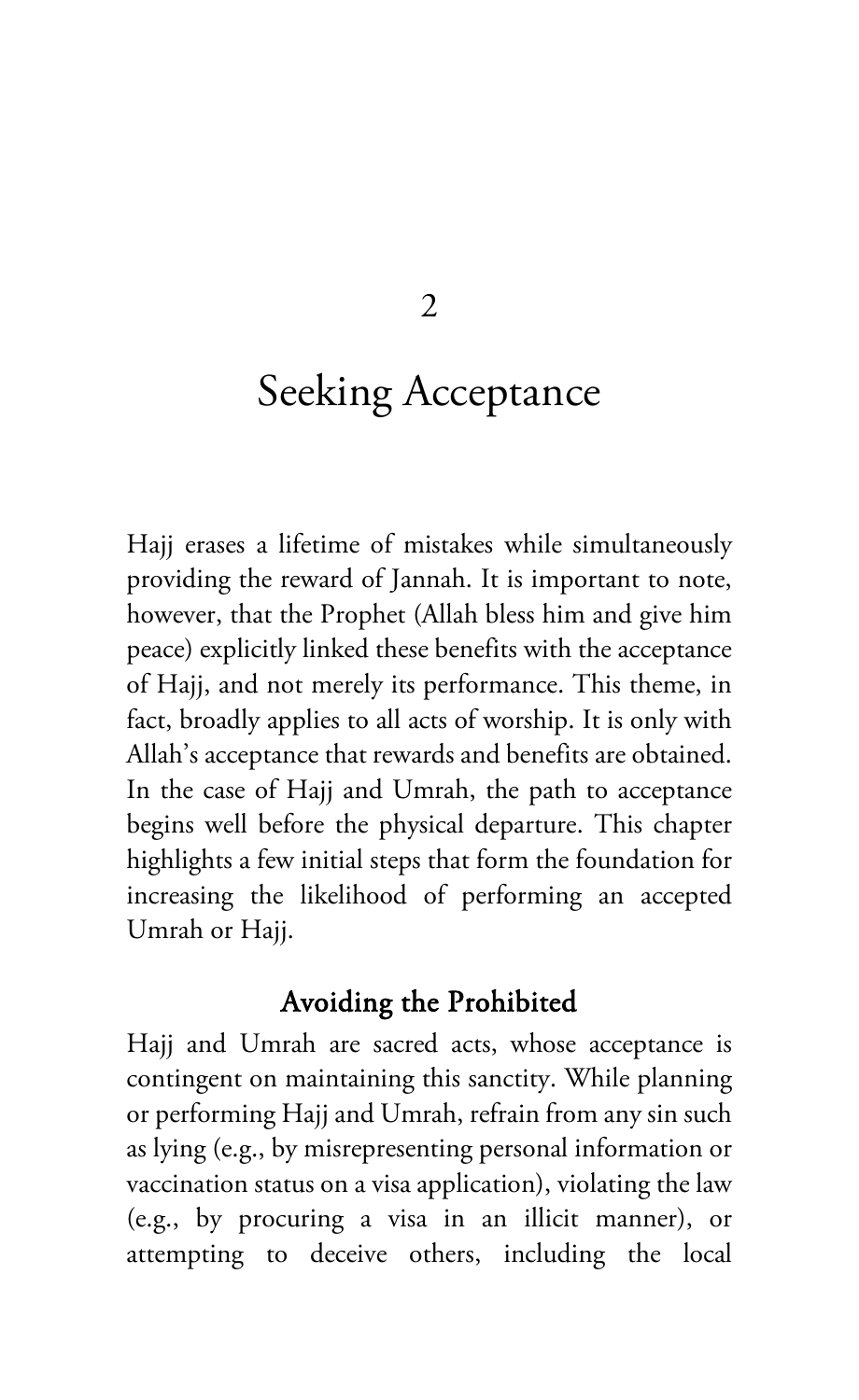# 2

# Seeking Acceptance

Hajj erases a lifetime of mistakes while simultaneously providing the reward of Jannah. It is important to note, however, that the Prophet (Allah bless him and give him peace) explicitly linked these benefits with the acceptance of Hajj, and not merely its performance. This theme, in fact, broadly applies to all acts of worship. It is only with Allah's acceptance that rewards and benefits are obtained. In the case of Hajj and Umrah, the path to acceptance begins well before the physical departure. This chapter highlights a few initial steps that form the foundation for increasing the likelihood of performing an accepted Umrah or Hajj.

## Avoiding the Prohibited

Hajj and Umrah are sacred acts, whose acceptance is contingent on maintaining this sanctity. While planning or performing Hajj and Umrah, refrain from any sin such as lying (e.g., by misrepresenting personal information or vaccination status on a visa application), violating the law (e.g., by procuring a visa in an illicit manner), or attempting to deceive others, including the local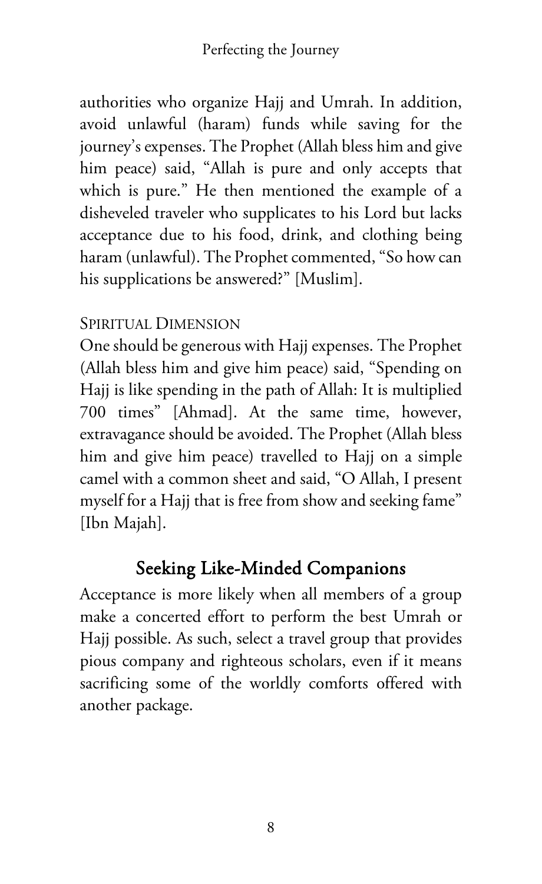authorities who organize Hajj and Umrah. In addition, avoid unlawful (haram) funds while saving for the journey's expenses. The Prophet (Allah bless him and give him peace) said, "Allah is pure and only accepts that which is pure." He then mentioned the example of a disheveled traveler who supplicates to his Lord but lacks acceptance due to his food, drink, and clothing being haram (unlawful). The Prophet commented, "So how can his supplications be answered?" [Muslim].

### Spiritual Dimension

One should be generous with Hajj expenses. The Prophet (Allah bless him and give him peace) said, "Spending on Hajj is like spending in the path of Allah: It is multiplied 700 times" [Ahmad]. At the same time, however, extravagance should be avoided. The Prophet (Allah bless him and give him peace) travelled to Hajj on a simple camel with a common sheet and said, "O Allah, I present myself for a Hajj that is free from show and seeking fame" [Ibn Majah].

## Seeking Like-Minded Companions

Acceptance is more likely when all members of a group make a concerted effort to perform the best Umrah or Hajj possible. As such, select a travel group that provides pious company and righteous scholars, even if it means sacrificing some of the worldly comforts offered with another package.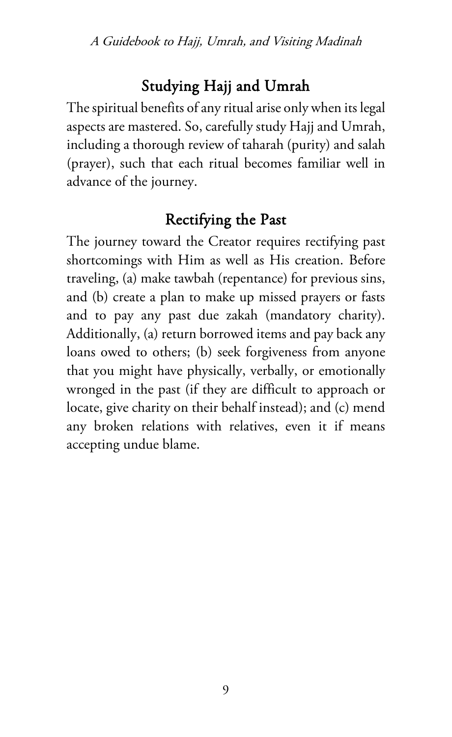## Studying Hajj and Umrah

The spiritual benefits of any ritual arise only when its legal aspects are mastered. So, carefully study Hajj and Umrah, including a thorough review of taharah (purity) and salah (prayer), such that each ritual becomes familiar well in advance of the journey.

## Rectifying the Past

The journey toward the Creator requires rectifying past shortcomings with Him as well as His creation. Before traveling, (a) make tawbah (repentance) for previous sins, and (b) create a plan to make up missed prayers or fasts and to pay any past due zakah (mandatory charity). Additionally, (a) return borrowed items and pay back any loans owed to others; (b) seek forgiveness from anyone that you might have physically, verbally, or emotionally wronged in the past (if they are difficult to approach or locate, give charity on their behalf instead); and (c) mend any broken relations with relatives, even it if means accepting undue blame.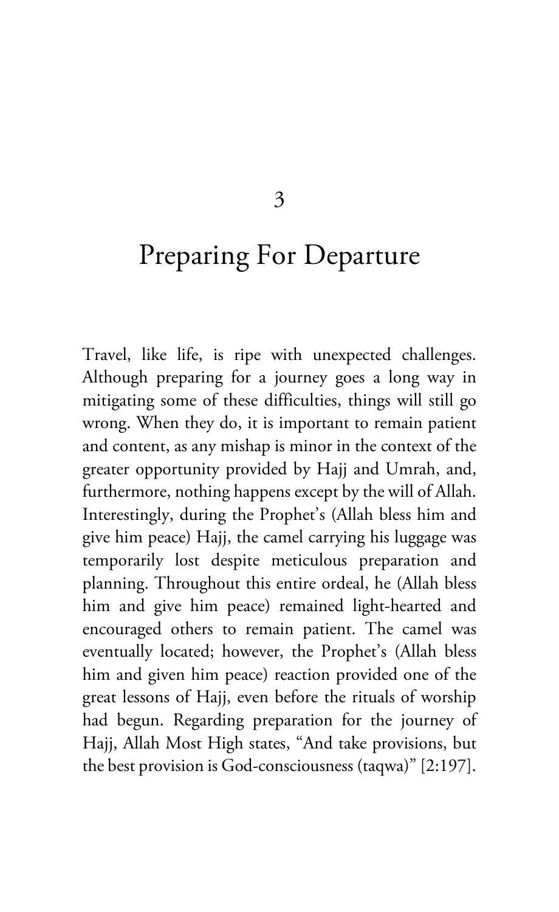# 3

# Preparing For Departure

Travel, like life, is ripe with unexpected challenges. Although preparing for a journey goes a long way in mitigating some of these difficulties, things will still go wrong. When they do, it is important to remain patient and content, as any mishap is minor in the context of the greater opportunity provided by Hajj and Umrah, and, furthermore, nothing happens except by the will of Allah. Interestingly, during the Prophet's (Allah bless him and give him peace) Hajj, the camel carrying his luggage was temporarily lost despite meticulous preparation and planning. Throughout this entire ordeal, he (Allah bless him and give him peace) remained light-hearted and encouraged others to remain patient. The camel was eventually located; however, the Prophet's (Allah bless him and given him peace) reaction provided one of the great lessons of Hajj, even before the rituals of worship had begun. Regarding preparation for the journey of Hajj, Allah Most High states, "And take provisions, but the best provision is God-consciousness (taqwa)" [2:197].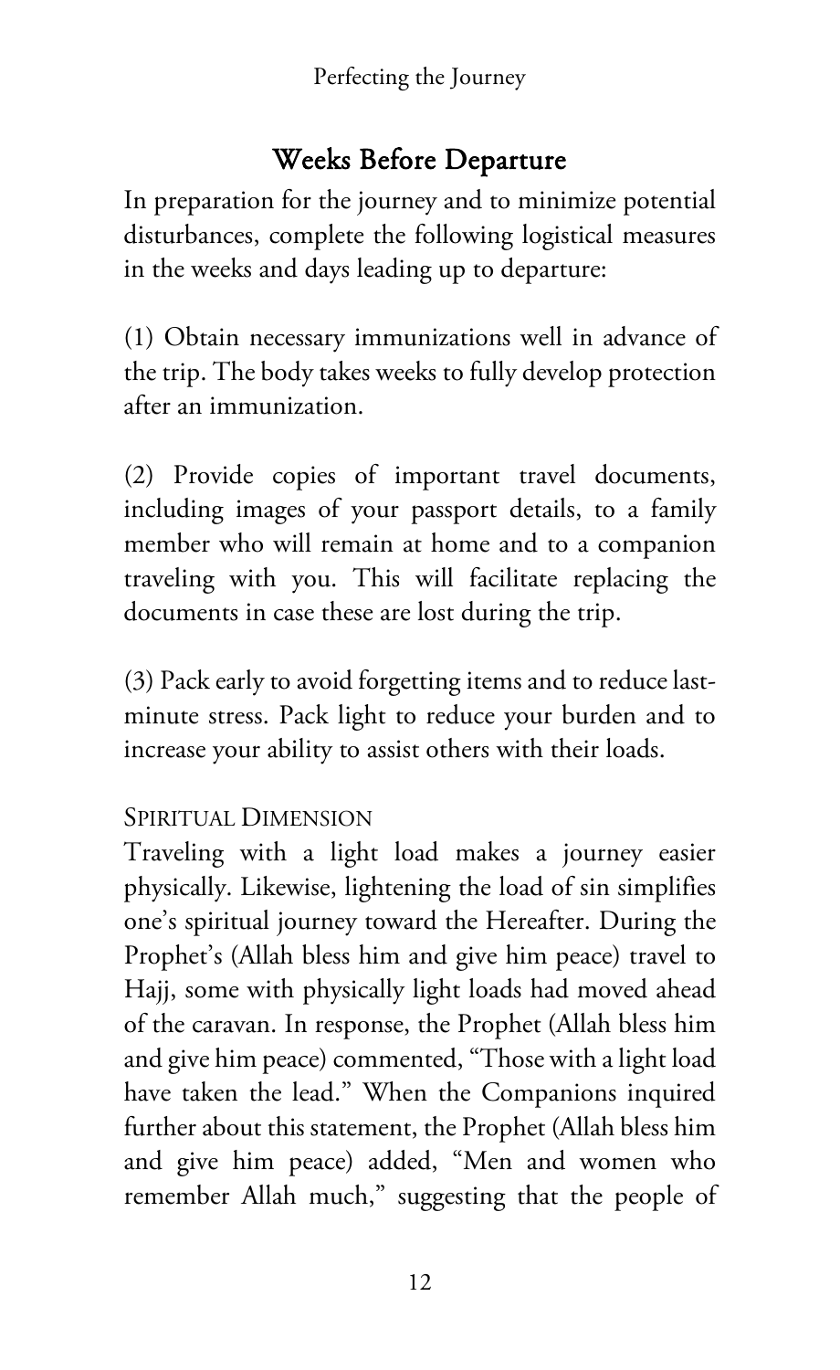## Weeks Before Departure

In preparation for the journey and to minimize potential disturbances, complete the following logistical measures in the weeks and days leading up to departure:

(1) Obtain necessary immunizations well in advance of the trip. The body takes weeks to fully develop protection after an immunization.

(2) Provide copies of important travel documents, including images of your passport details, to a family member who will remain at home and to a companion traveling with you. This will facilitate replacing the documents in case these are lost during the trip.

(3) Pack early to avoid forgetting items and to reduce last-minute stress. Pack light to reduce your burden and to increase your ability to assist others with their loads.

### Spiritual Dimension

Traveling with a light load makes a journey easier physically. Likewise, lightening the load of sin simplifies one's spiritual journey toward the Hereafter. During the Prophet's (Allah bless him and give him peace) travel to Hajj, some with physically light loads had moved ahead of the caravan. In response, the Prophet (Allah bless him and give him peace) commented, "Those with a light load have taken the lead." When the Companions inquired further about this statement, the Prophet (Allah bless him and give him peace) added, "Men and women who remember Allah much," suggesting that the people of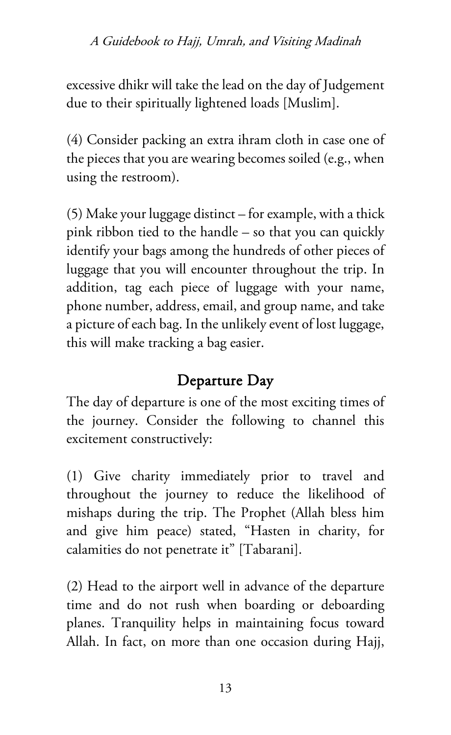excessive dhikr will take the lead on the day of Judgement due to their spiritually lightened loads [Muslim].

(4) Consider packing an extra ihram cloth in case one of the pieces that you are wearing becomes soiled (e.g., when using the restroom).

(5) Make your luggage distinct – for example, with a thick pink ribbon tied to the handle – so that you can quickly identify your bags among the hundreds of other pieces of luggage that you will encounter throughout the trip. In addition, tag each piece of luggage with your name, phone number, address, email, and group name, and take a picture of each bag. In the unlikely event of lost luggage, this will make tracking a bag easier.

## Departure Day

The day of departure is one of the most exciting times of the journey. Consider the following to channel this excitement constructively:

(1) Give charity immediately prior to travel and throughout the journey to reduce the likelihood of mishaps during the trip. The Prophet (Allah bless him and give him peace) stated, "Hasten in charity, for calamities do not penetrate it" [Tabarani].

(2) Head to the airport well in advance of the departure time and do not rush when boarding or deboarding planes. Tranquility helps in maintaining focus toward Allah. In fact, on more than one occasion during Hajj,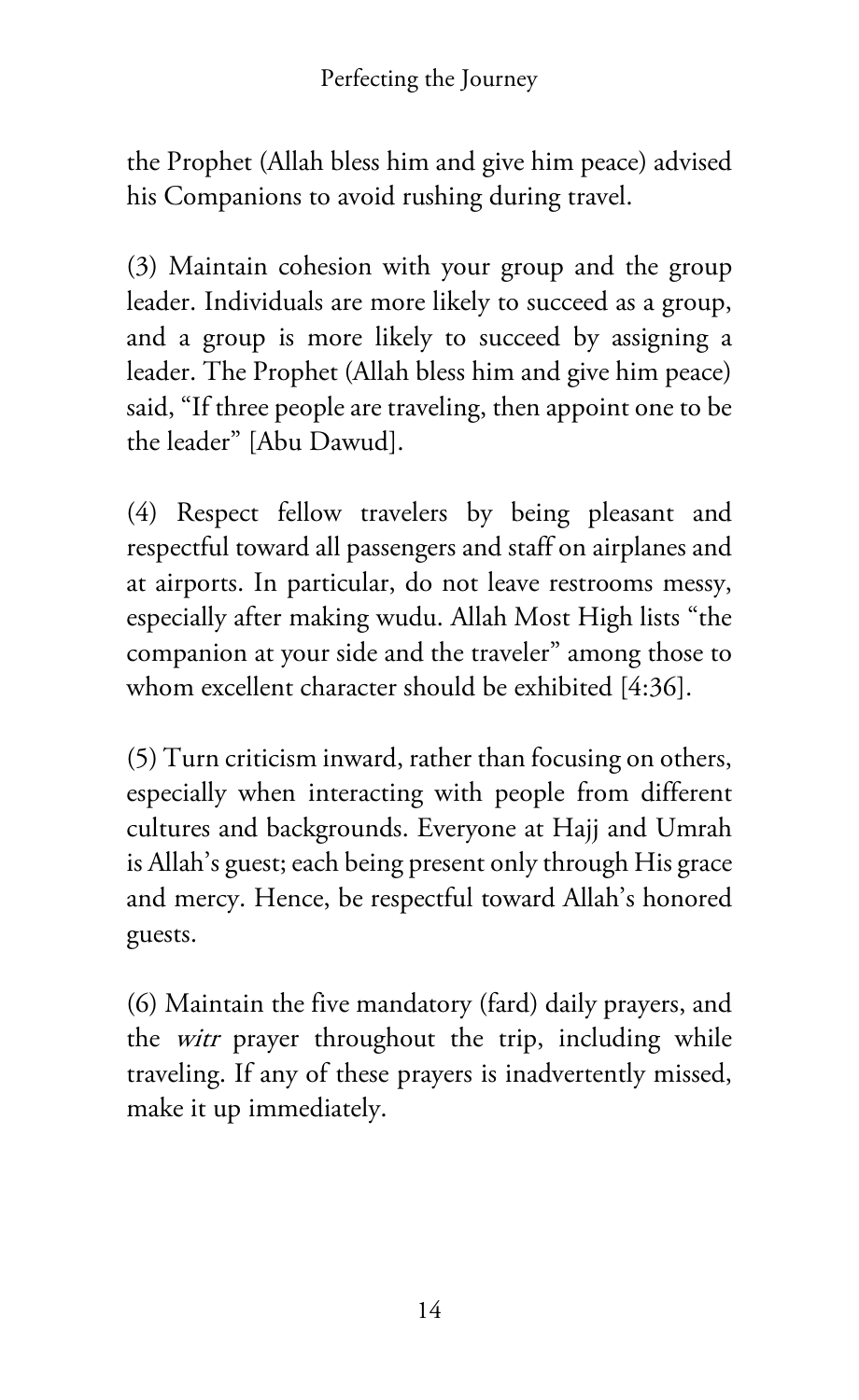the Prophet (Allah bless him and give him peace) advised his Companions to avoid rushing during travel.

(3) Maintain cohesion with your group and the group leader. Individuals are more likely to succeed as a group, and a group is more likely to succeed by assigning a leader. The Prophet (Allah bless him and give him peace) said, "If three people are traveling, then appoint one to be the leader" [Abu Dawud].

(4) Respect fellow travelers by being pleasant and respectful toward all passengers and staff on airplanes and at airports. In particular, do not leave restrooms messy, especially after making wudu. Allah Most High lists "the companion at your side and the traveler" among those to whom excellent character should be exhibited [4:36].

(5) Turn criticism inward, rather than focusing on others, especially when interacting with people from different cultures and backgrounds. Everyone at Hajj and Umrah is Allah's guest; each being present only through His grace and mercy. Hence, be respectful toward Allah's honored guests.

(6) Maintain the five mandatory (fard) daily prayers, and the *witr* prayer throughout the trip, including while traveling. If any of these prayers is inadvertently missed, make it up immediately.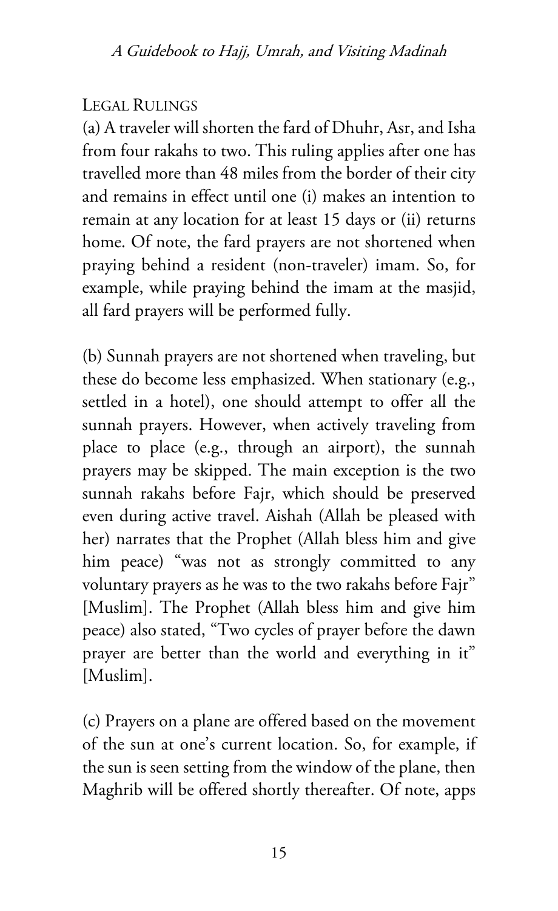## Legal Rulings

(a) A traveler will shorten the fard of Dhuhr, Asr, and Isha from four rakahs to two. This ruling applies after one has travelled more than 48 miles from the border of their city and remains in effect until one (i) makes an intention to remain at any location for at least 15 days or (ii) returns home. Of note, the fard prayers are not shortened when praying behind a resident (non-traveler) imam. So, for example, while praying behind the imam at the masjid, all fard prayers will be performed fully.

(b) Sunnah prayers are not shortened when traveling, but these do become less emphasized. When stationary (e.g., settled in a hotel), one should attempt to offer all the sunnah prayers. However, when actively traveling from place to place (e.g., through an airport), the sunnah prayers may be skipped. The main exception is the two sunnah rakahs before Fajr, which should be preserved even during active travel. Aishah (Allah be pleased with her) narrates that the Prophet (Allah bless him and give him peace) "was not as strongly committed to any voluntary prayers as he was to the two rakahs before Fajr" [Muslim]. The Prophet (Allah bless him and give him peace) also stated, "Two cycles of prayer before the dawn prayer are better than the world and everything in it" [Muslim].

(c) Prayers on a plane are offered based on the movement of the sun at one's current location. So, for example, if the sun is seen setting from the window of the plane, then Maghrib will be offered shortly thereafter. Of note, apps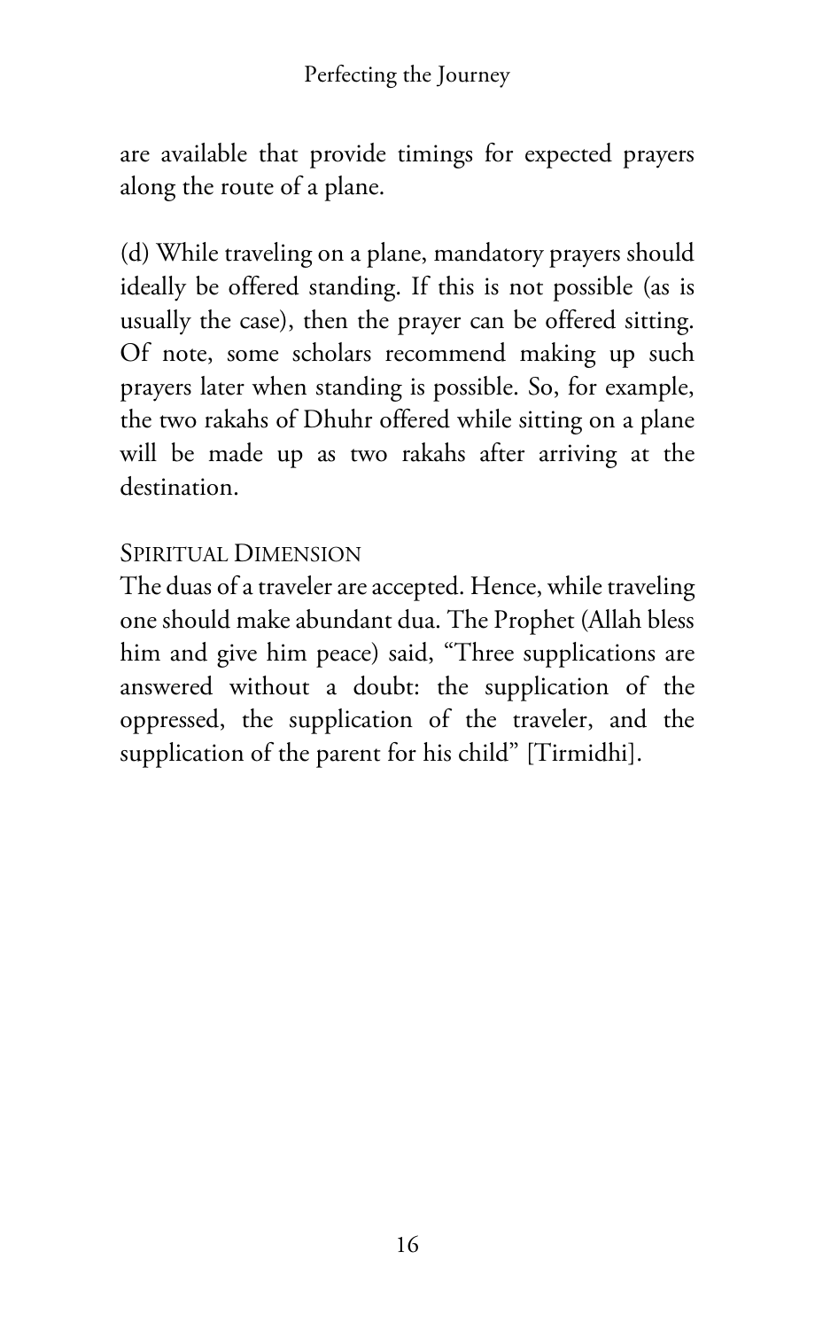are available that provide timings for expected prayers along the route of a plane.

(d) While traveling on a plane, mandatory prayers should ideally be offered standing. If this is not possible (as is usually the case), then the prayer can be offered sitting. Of note, some scholars recommend making up such prayers later when standing is possible. So, for example, the two rakahs of Dhuhr offered while sitting on a plane will be made up as two rakahs after arriving at the destination.

### Spiritual Dimension

The duas of a traveler are accepted. Hence, while traveling one should make abundant dua. The Prophet (Allah bless him and give him peace) said, "Three supplications are answered without a doubt: the supplication of the oppressed, the supplication of the traveler, and the supplication of the parent for his child" [Tirmidhi].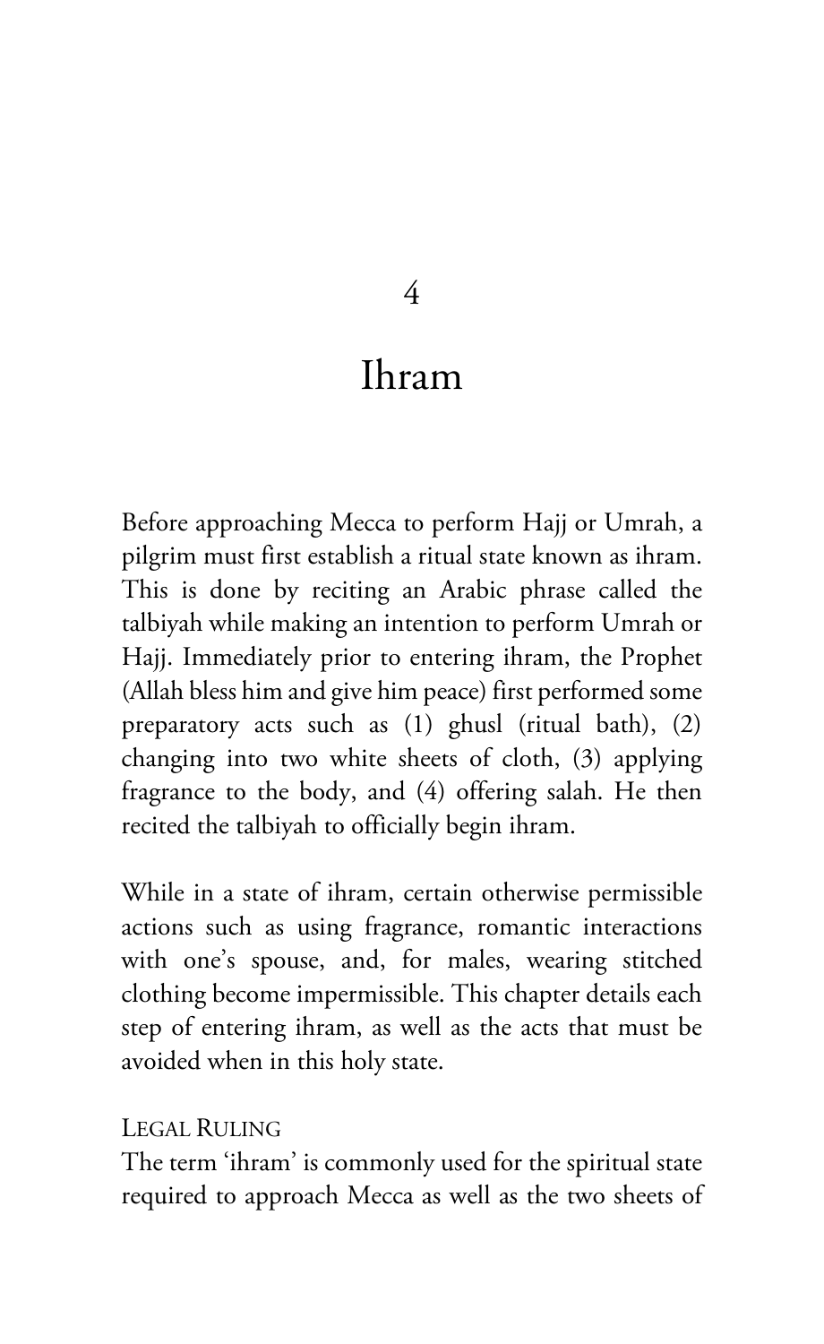# 4

# Ihram

Before approaching Mecca to perform Hajj or Umrah, a pilgrim must first establish a ritual state known as ihram. This is done by reciting an Arabic phrase called the talbiyah while making an intention to perform Umrah or Hajj. Immediately prior to entering ihram, the Prophet (Allah bless him and give him peace) first performed some preparatory acts such as (1) ghusl (ritual bath), (2) changing into two white sheets of cloth, (3) applying fragrance to the body, and (4) offering salah. He then recited the talbiyah to officially begin ihram.

While in a state of ihram, certain otherwise permissible actions such as using fragrance, romantic interactions with one's spouse, and, for males, wearing stitched clothing become impermissible. This chapter details each step of entering ihram, as well as the acts that must be avoided when in this holy state.

## Legal Ruling

The term 'ihram' is commonly used for the spiritual state required to approach Mecca as well as the two sheets of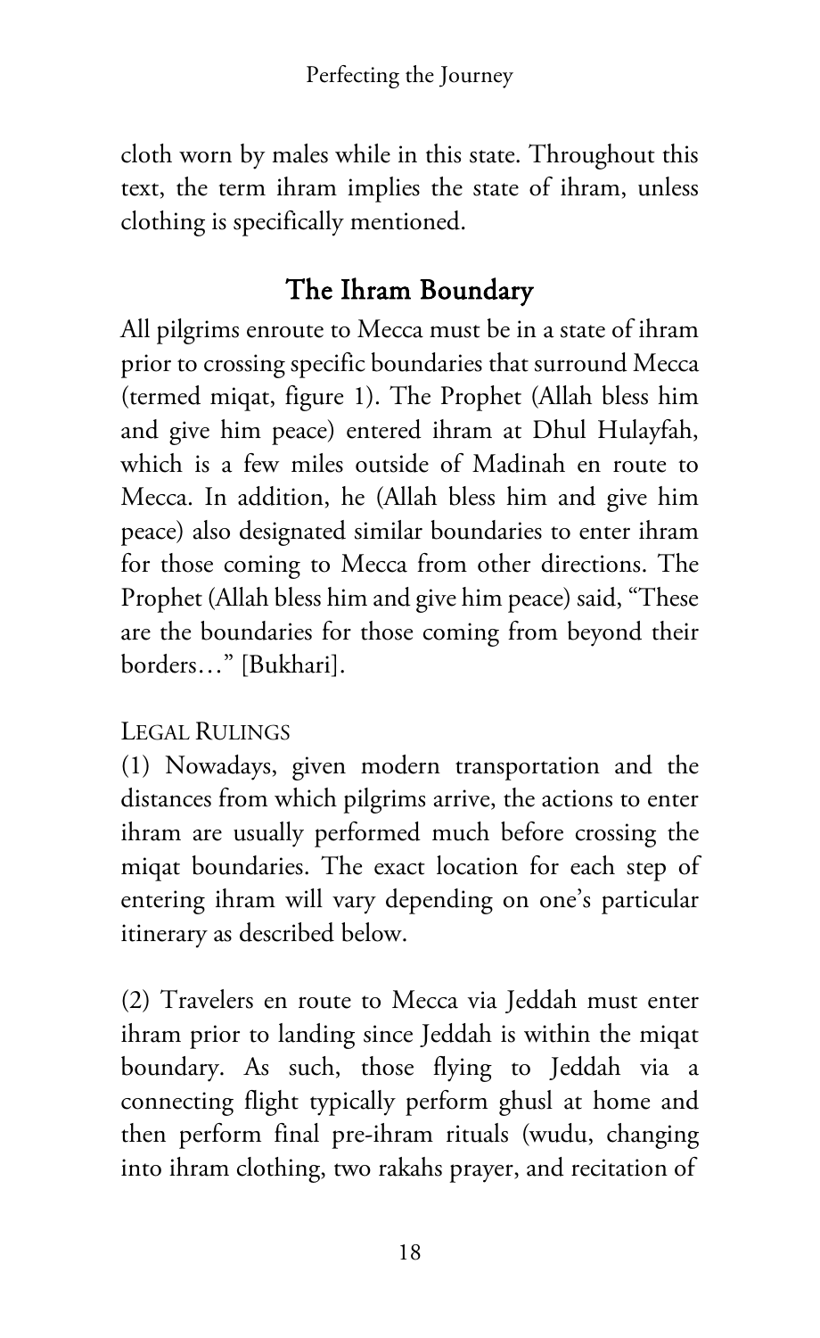cloth worn by males while in this state. Throughout this text, the term ihram implies the state of ihram, unless clothing is specifically mentioned.

## The Ihram Boundary

All pilgrims enroute to Mecca must be in a state of ihram prior to crossing specific boundaries that surround Mecca (termed miqat, figure 1). The Prophet (Allah bless him and give him peace) entered ihram at Dhul Hulayfah, which is a few miles outside of Madinah en route to Mecca. In addition, he (Allah bless him and give him peace) also designated similar boundaries to enter ihram for those coming to Mecca from other directions. The Prophet (Allah bless him and give him peace) said, "These are the boundaries for those coming from beyond their borders…" [Bukhari].

LEGAL RULINGS

(1) Nowadays, given modern transportation and the distances from which pilgrims arrive, the actions to enter ihram are usually performed much before crossing the miqat boundaries. The exact location for each step of entering ihram will vary depending on one's particular itinerary as described below.

(2) Travelers en route to Mecca via Jeddah must enter ihram prior to landing since Jeddah is within the miqat boundary. As such, those flying to Jeddah via a connecting flight typically perform ghusl at home and then perform final pre-ihram rituals (wudu, changing into ihram clothing, two rakahs prayer, and recitation of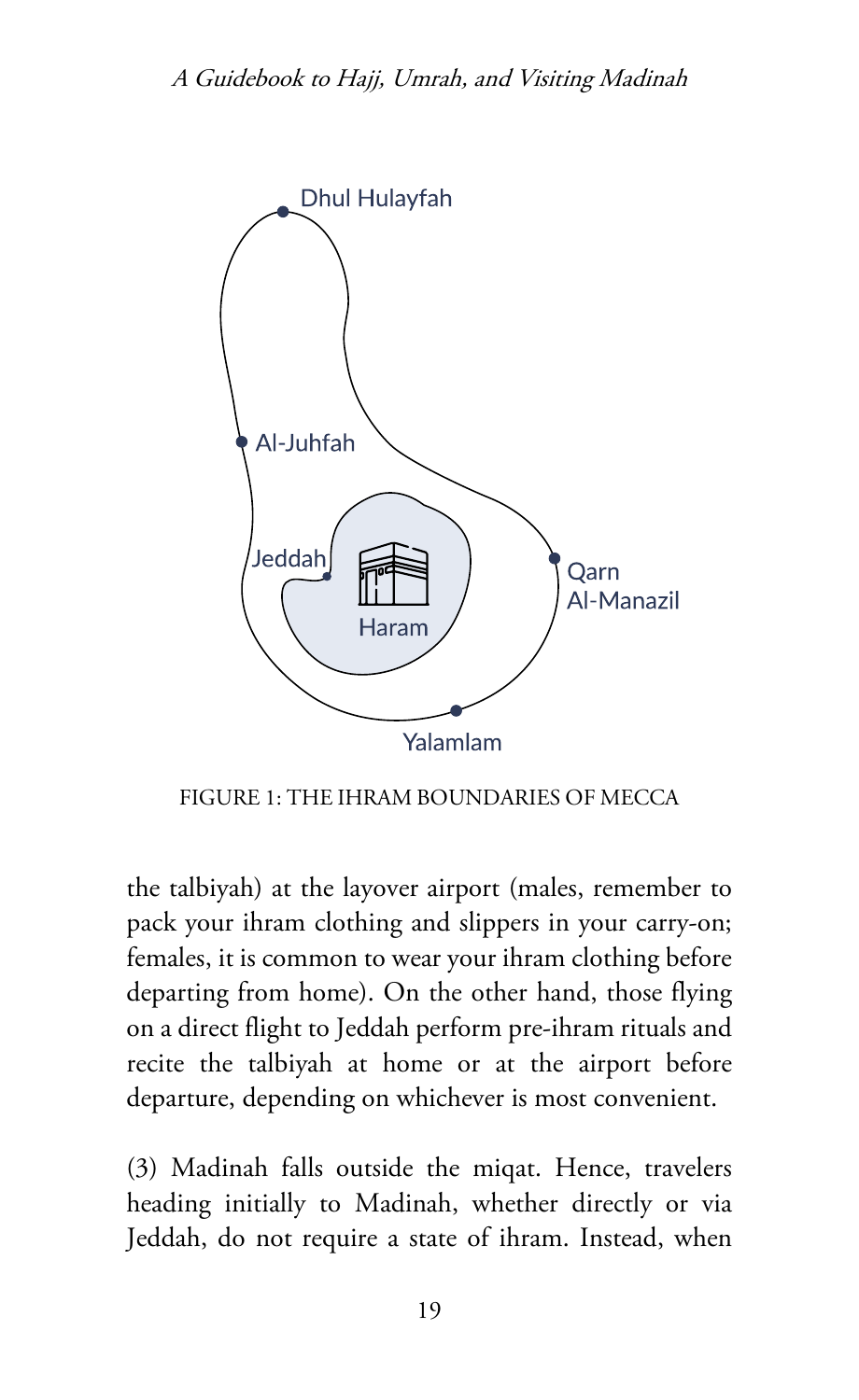FIGURE 1: THE IHRAM BOUNDARIES OF MECCA

the talbiyah) at the layover airport (males, remember to pack your ihram clothing and slippers in your carry-on; females, it is common to wear your ihram clothing before departing from home). On the other hand, those flying on a direct flight to Jeddah perform pre-ihram rituals and recite the talbiyah at home or at the airport before departure, depending on whichever is most convenient.

(3) Madinah falls outside the miqat. Hence, travelers heading initially to Madinah, whether directly or via Jeddah, do not require a state of ihram. Instead, when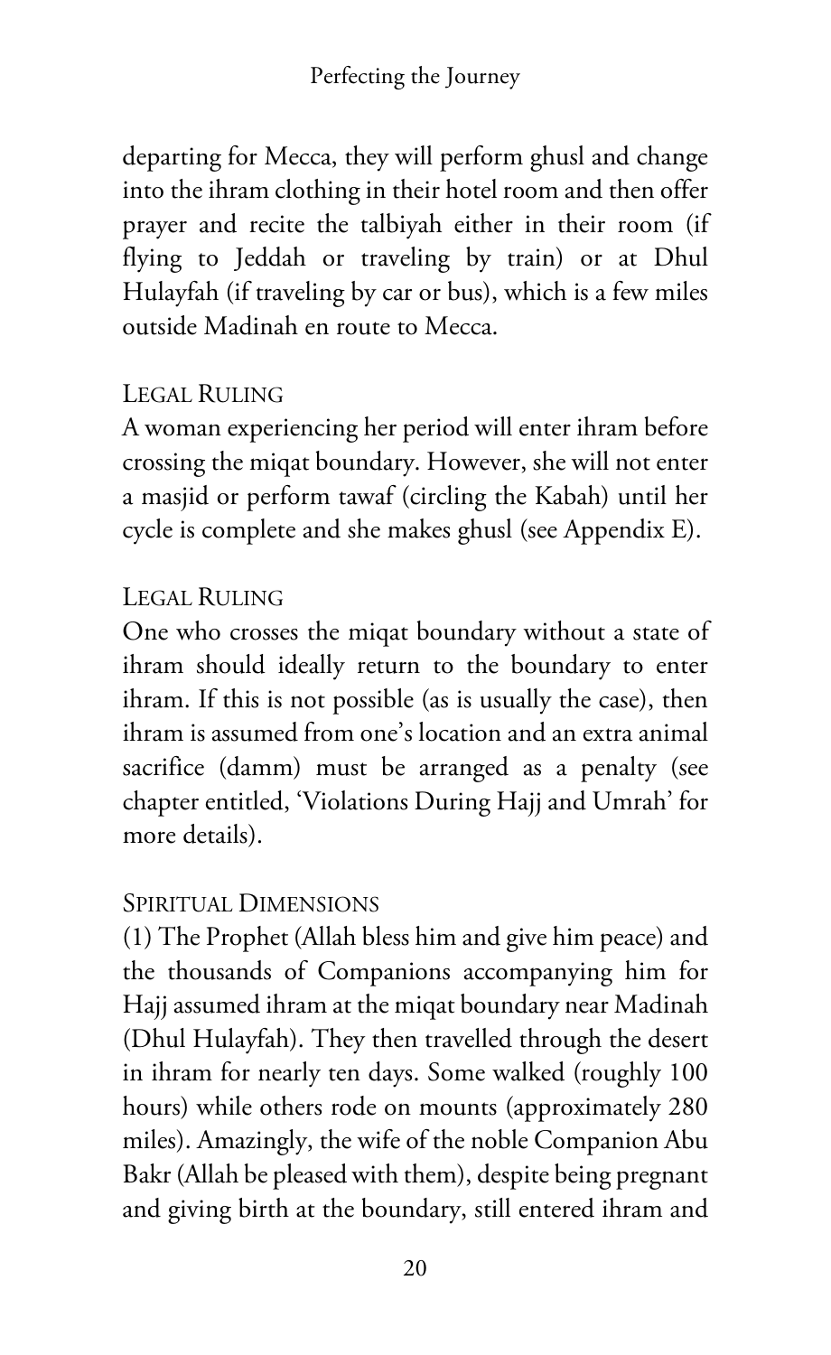departing for Mecca, they will perform ghusl and change into the ihram clothing in their hotel room and then offer prayer and recite the talbiyah either in their room (if flying to Jeddah or traveling by train) or at Dhul Hulayfah (if traveling by car or bus), which is a few miles outside Madinah en route to Mecca.

### Legal Ruling

A woman experiencing her period will enter ihram before crossing the miqat boundary. However, she will not enter a masjid or perform tawaf (circling the Kabah) until her cycle is complete and she makes ghusl (see Appendix E).

### Legal Ruling

One who crosses the miqat boundary without a state of ihram should ideally return to the boundary to enter ihram. If this is not possible (as is usually the case), then ihram is assumed from one's location and an extra animal sacrifice (damm) must be arranged as a penalty (see chapter entitled, 'Violations During Hajj and Umrah' for more details).

### Spiritual Dimensions

(1) The Prophet (Allah bless him and give him peace) and the thousands of Companions accompanying him for Hajj assumed ihram at the miqat boundary near Madinah (Dhul Hulayfah). They then travelled through the desert in ihram for nearly ten days. Some walked (roughly 100 hours) while others rode on mounts (approximately 280 miles). Amazingly, the wife of the noble Companion Abu Bakr (Allah be pleased with them), despite being pregnant and giving birth at the boundary, still entered ihram and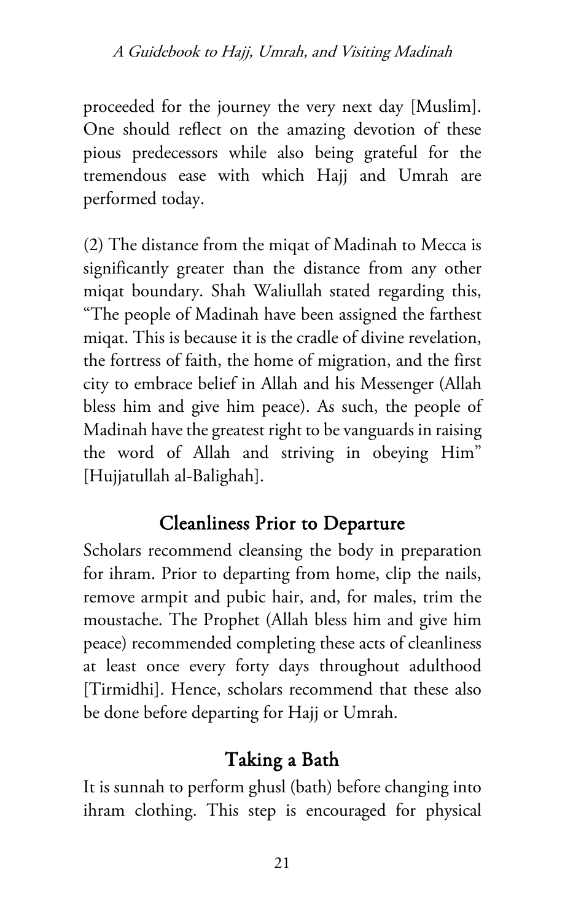proceeded for the journey the very next day [Muslim]. One should reflect on the amazing devotion of these pious predecessors while also being grateful for the tremendous ease with which Hajj and Umrah are performed today.

(2) The distance from the miqat of Madinah to Mecca is significantly greater than the distance from any other miqat boundary. Shah Waliullah stated regarding this, "The people of Madinah have been assigned the farthest miqat. This is because it is the cradle of divine revelation, the fortress of faith, the home of migration, and the first city to embrace belief in Allah and his Messenger (Allah bless him and give him peace). As such, the people of Madinah have the greatest right to be vanguards in raising the word of Allah and striving in obeying Him" [Hujjatullah al-Balighah].

## Cleanliness Prior to Departure

Scholars recommend cleansing the body in preparation for ihram. Prior to departing from home, clip the nails, remove armpit and pubic hair, and, for males, trim the moustache. The Prophet (Allah bless him and give him peace) recommended completing these acts of cleanliness at least once every forty days throughout adulthood [Tirmidhi]. Hence, scholars recommend that these also be done before departing for Hajj or Umrah.

## Taking a Bath

It is sunnah to perform ghusl (bath) before changing into ihram clothing. This step is encouraged for physical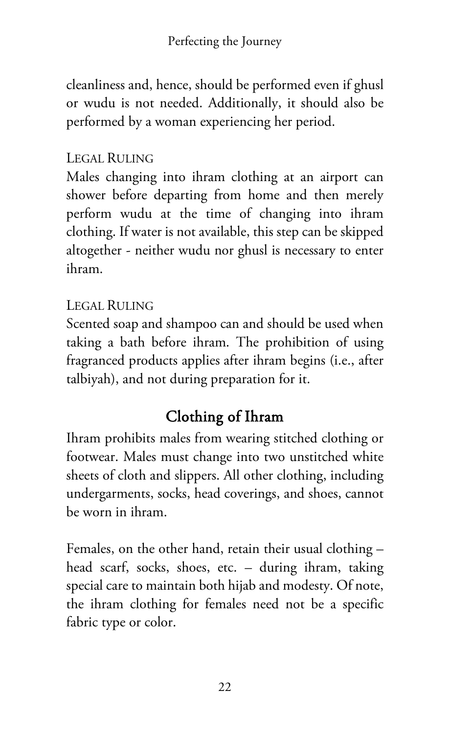cleanliness and, hence, should be performed even if ghusl or wudu is not needed. Additionally, it should also be performed by a woman experiencing her period.

LEGAL RULING

Males changing into ihram clothing at an airport can shower before departing from home and then merely perform wudu at the time of changing into ihram clothing. If water is not available, this step can be skipped altogether - neither wudu nor ghusl is necessary to enter ihram.

LEGAL RULING

Scented soap and shampoo can and should be used when taking a bath before ihram. The prohibition of using fragranced products applies after ihram begins (i.e., after talbiyah), and not during preparation for it.

## Clothing of Ihram

Ihram prohibits males from wearing stitched clothing or footwear. Males must change into two unstitched white sheets of cloth and slippers. All other clothing, including undergarments, socks, head coverings, and shoes, cannot be worn in ihram.

Females, on the other hand, retain their usual clothing – head scarf, socks, shoes, etc. – during ihram, taking special care to maintain both hijab and modesty. Of note, the ihram clothing for females need not be a specific fabric type or color.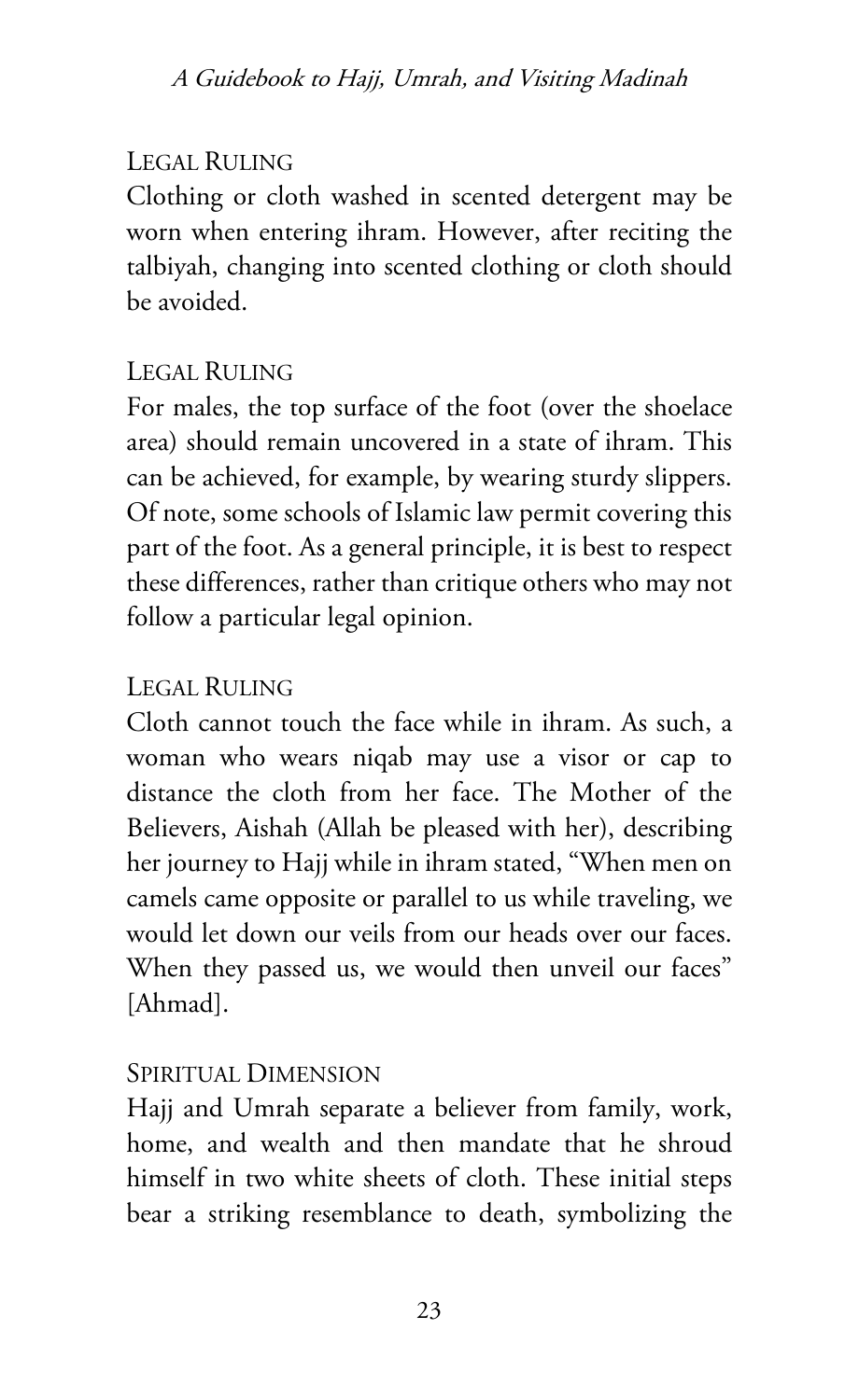### Legal Ruling

Clothing or cloth washed in scented detergent may be worn when entering ihram. However, after reciting the talbiyah, changing into scented clothing or cloth should be avoided.

### Legal Ruling

For males, the top surface of the foot (over the shoelace area) should remain uncovered in a state of ihram. This can be achieved, for example, by wearing sturdy slippers. Of note, some schools of Islamic law permit covering this part of the foot. As a general principle, it is best to respect these differences, rather than critique others who may not follow a particular legal opinion.

### Legal Ruling

Cloth cannot touch the face while in ihram. As such, a woman who wears niqab may use a visor or cap to distance the cloth from her face. The Mother of the Believers, Aishah (Allah be pleased with her), describing her journey to Hajj while in ihram stated, "When men on camels came opposite or parallel to us while traveling, we would let down our veils from our heads over our faces. When they passed us, we would then unveil our faces" [Ahmad].

### Spiritual Dimension

Hajj and Umrah separate a believer from family, work, home, and wealth and then mandate that he shroud himself in two white sheets of cloth. These initial steps bear a striking resemblance to death, symbolizing the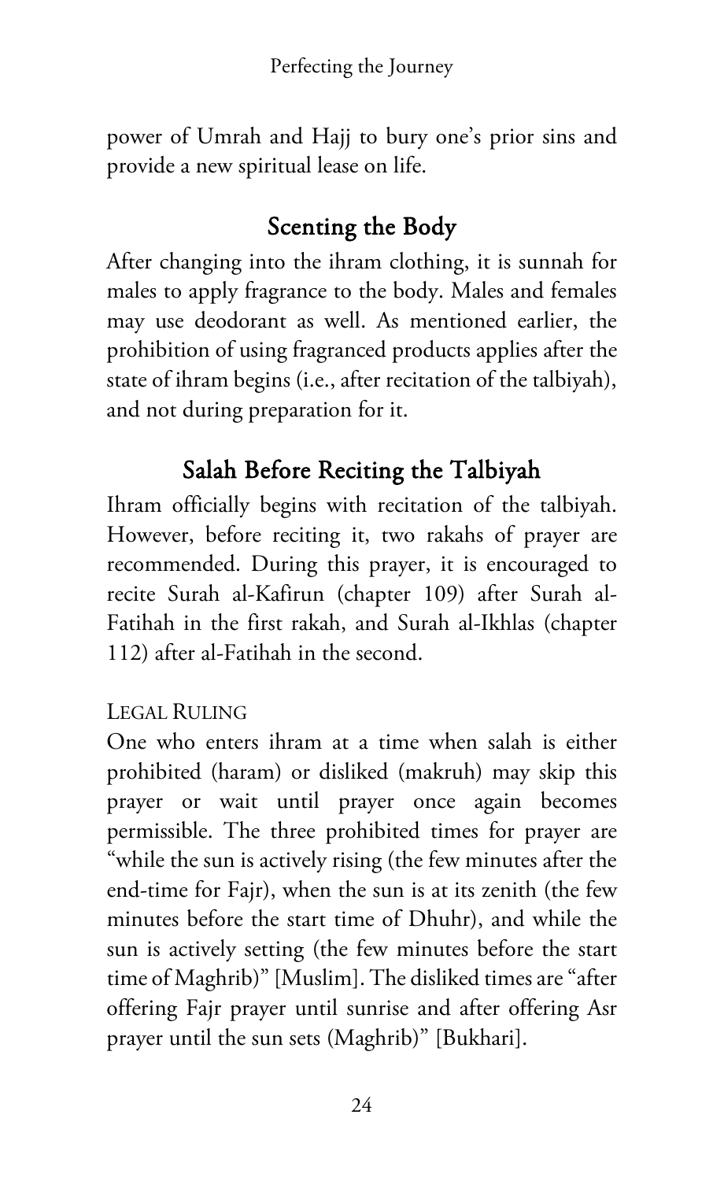power of Umrah and Hajj to bury one's prior sins and provide a new spiritual lease on life.

## Scenting the Body

After changing into the ihram clothing, it is sunnah for males to apply fragrance to the body. Males and females may use deodorant as well. As mentioned earlier, the prohibition of using fragranced products applies after the state of ihram begins (i.e., after recitation of the talbiyah), and not during preparation for it.

## Salah Before Reciting the Talbiyah

Ihram officially begins with recitation of the talbiyah. However, before reciting it, two rakahs of prayer are recommended. During this prayer, it is encouraged to recite Surah al-Kafirun (chapter 109) after Surah al-Fatihah in the first rakah, and Surah al-Ikhlas (chapter 112) after al-Fatihah in the second.

### Legal Ruling

One who enters ihram at a time when salah is either prohibited (haram) or disliked (makruh) may skip this prayer or wait until prayer once again becomes permissible. The three prohibited times for prayer are "while the sun is actively rising (the few minutes after the end-time for Fajr), when the sun is at its zenith (the few minutes before the start time of Dhuhr), and while the sun is actively setting (the few minutes before the start time of Maghrib)" [Muslim]. The disliked times are "after offering Fajr prayer until sunrise and after offering Asr prayer until the sun sets (Maghrib)" [Bukhari].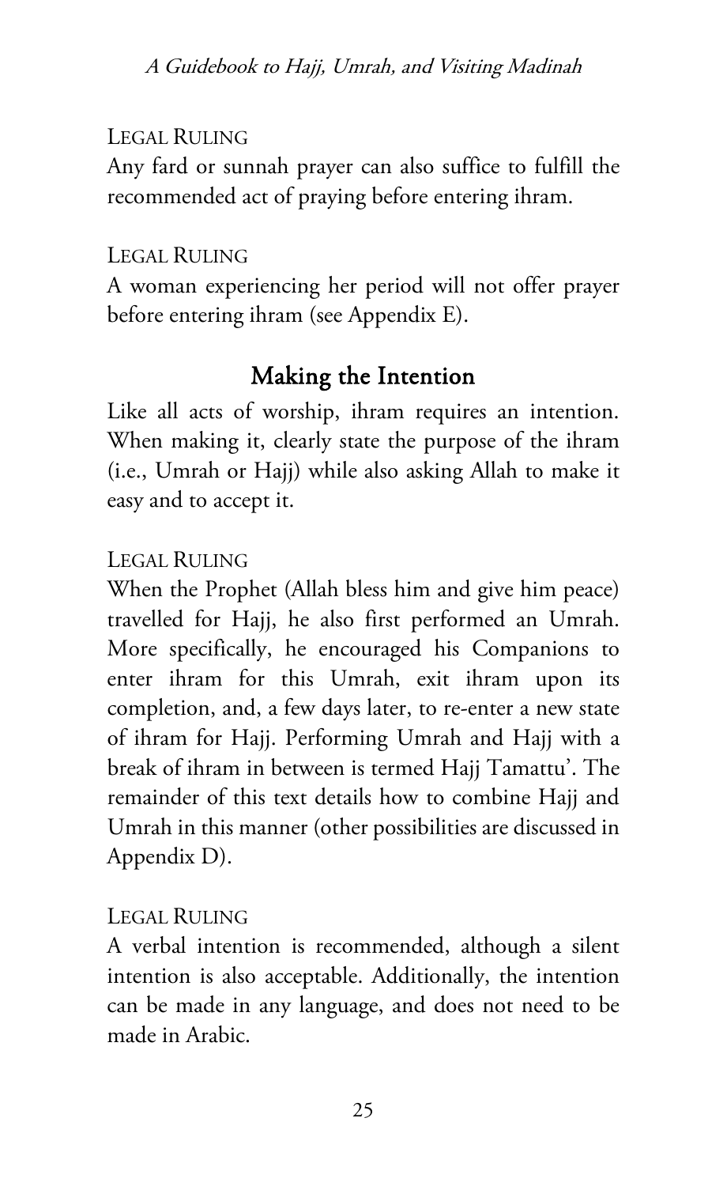LEGAL RULING

Any fard or sunnah prayer can also suffice to fulfill the recommended act of praying before entering ihram.

LEGAL RULING

A woman experiencing her period will not offer prayer before entering ihram (see Appendix E).

## Making the Intention

Like all acts of worship, ihram requires an intention. When making it, clearly state the purpose of the ihram (i.e., Umrah or Hajj) while also asking Allah to make it easy and to accept it.

LEGAL RULING

When the Prophet (Allah bless him and give him peace) travelled for Hajj, he also first performed an Umrah. More specifically, he encouraged his Companions to enter ihram for this Umrah, exit ihram upon its completion, and, a few days later, to re-enter a new state of ihram for Hajj. Performing Umrah and Hajj with a break of ihram in between is termed Hajj Tamattu'. The remainder of this text details how to combine Hajj and Umrah in this manner (other possibilities are discussed in Appendix D).

LEGAL RULING

A verbal intention is recommended, although a silent intention is also acceptable. Additionally, the intention can be made in any language, and does not need to be made in Arabic.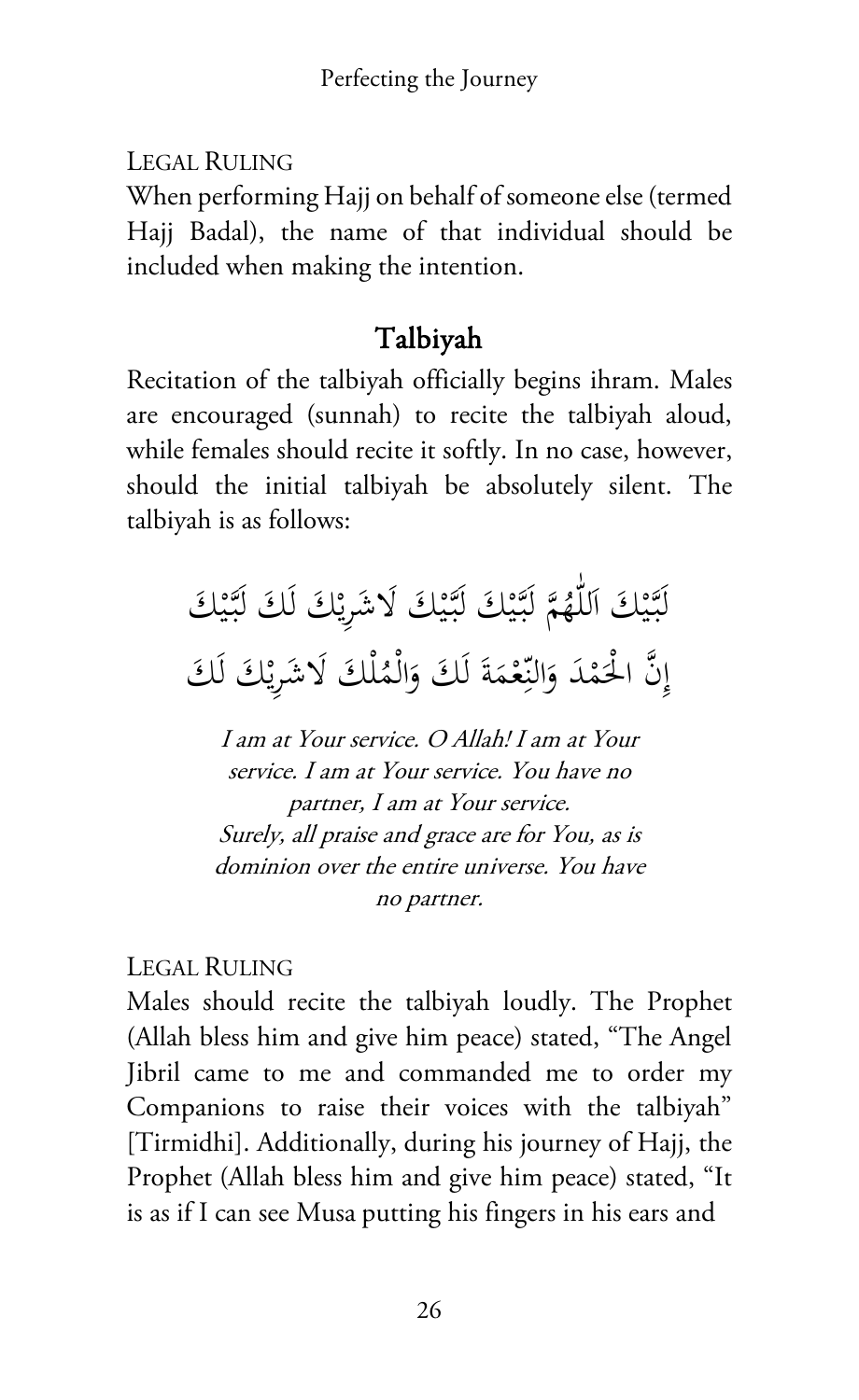Legal Ruling

When performing Hajj on behalf of someone else (termed Hajj Badal), the name of that individual should be included when making the intention.

## Talbiyah

Recitation of the talbiyah officially begins ihram. Males are encouraged (sunnah) to recite the talbiyah aloud, while females should recite it softly. In no case, however, should the initial talbiyah be absolutely silent. The talbiyah is as follows:

لَبَّيْكَ اَللّٰهُمَّ لَبَّيْكَ لَبَّيْكَ لَاشَرِيْكَ لَكَ لَبَّيْكَ
إِنَّ الْحَمْدَ وَالنِّعْمَةَ لَكَ وَالْمُلْكَ لَاشَرِيْكَ لَكَ

*I am at Your service. O Allah! I am at Your service. I am at Your service. You have no partner, I am at Your service.*
*Surely, all praise and grace are for You, as is dominion over the entire universe. You have no partner.*

Legal Ruling

Males should recite the talbiyah loudly. The Prophet (Allah bless him and give him peace) stated, "The Angel Jibril came to me and commanded me to order my Companions to raise their voices with the talbiyah" [Tirmidhi]. Additionally, during his journey of Hajj, the Prophet (Allah bless him and give him peace) stated, "It is as if I can see Musa putting his fingers in his ears and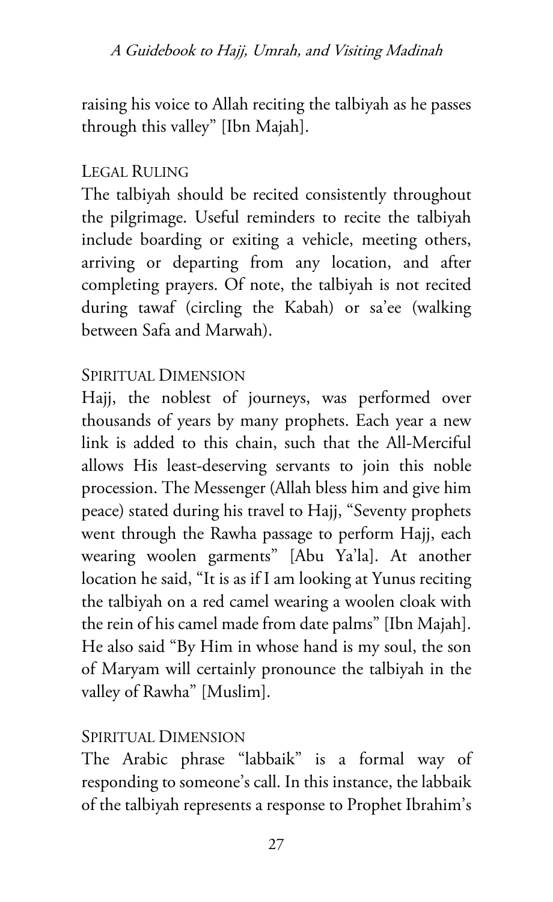raising his voice to Allah reciting the talbiyah as he passes through this valley" [Ibn Majah].

### Legal Ruling

The talbiyah should be recited consistently throughout the pilgrimage. Useful reminders to recite the talbiyah include boarding or exiting a vehicle, meeting others, arriving or departing from any location, and after completing prayers. Of note, the talbiyah is not recited during tawaf (circling the Kabah) or sa'ee (walking between Safa and Marwah).

### Spiritual Dimension

Hajj, the noblest of journeys, was performed over thousands of years by many prophets. Each year a new link is added to this chain, such that the All-Merciful allows His least-deserving servants to join this noble procession. The Messenger (Allah bless him and give him peace) stated during his travel to Hajj, "Seventy prophets went through the Rawha passage to perform Hajj, each wearing woolen garments" [Abu Ya'la]. At another location he said, "It is as if I am looking at Yunus reciting the talbiyah on a red camel wearing a woolen cloak with the rein of his camel made from date palms" [Ibn Majah]. He also said "By Him in whose hand is my soul, the son of Maryam will certainly pronounce the talbiyah in the valley of Rawha" [Muslim].

### Spiritual Dimension

The Arabic phrase "labbaik" is a formal way of responding to someone's call. In this instance, the labbaik of the talbiyah represents a response to Prophet Ibrahim's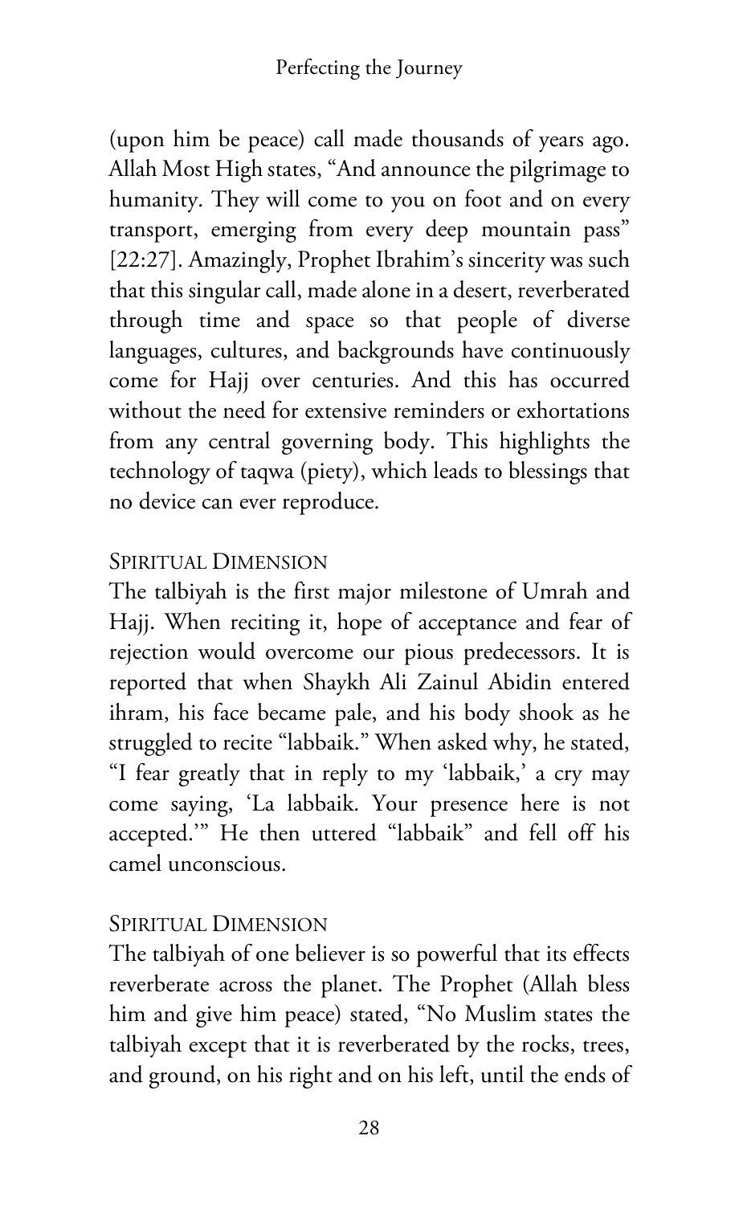(upon him be peace) call made thousands of years ago. Allah Most High states, "And announce the pilgrimage to humanity. They will come to you on foot and on every transport, emerging from every deep mountain pass" [22:27]. Amazingly, Prophet Ibrahim's sincerity was such that this singular call, made alone in a desert, reverberated through time and space so that people of diverse languages, cultures, and backgrounds have continuously come for Hajj over centuries. And this has occurred without the need for extensive reminders or exhortations from any central governing body. This highlights the technology of taqwa (piety), which leads to blessings that no device can ever reproduce.

### Spiritual Dimension

The talbiyah is the first major milestone of Umrah and Hajj. When reciting it, hope of acceptance and fear of rejection would overcome our pious predecessors. It is reported that when Shaykh Ali Zainul Abidin entered ihram, his face became pale, and his body shook as he struggled to recite "labbaik." When asked why, he stated, "I fear greatly that in reply to my 'labbaik,' a cry may come saying, 'La labbaik. Your presence here is not accepted.'" He then uttered "labbaik" and fell off his camel unconscious.

### Spiritual Dimension

The talbiyah of one believer is so powerful that its effects reverberate across the planet. The Prophet (Allah bless him and give him peace) stated, "No Muslim states the talbiyah except that it is reverberated by the rocks, trees, and ground, on his right and on his left, until the ends of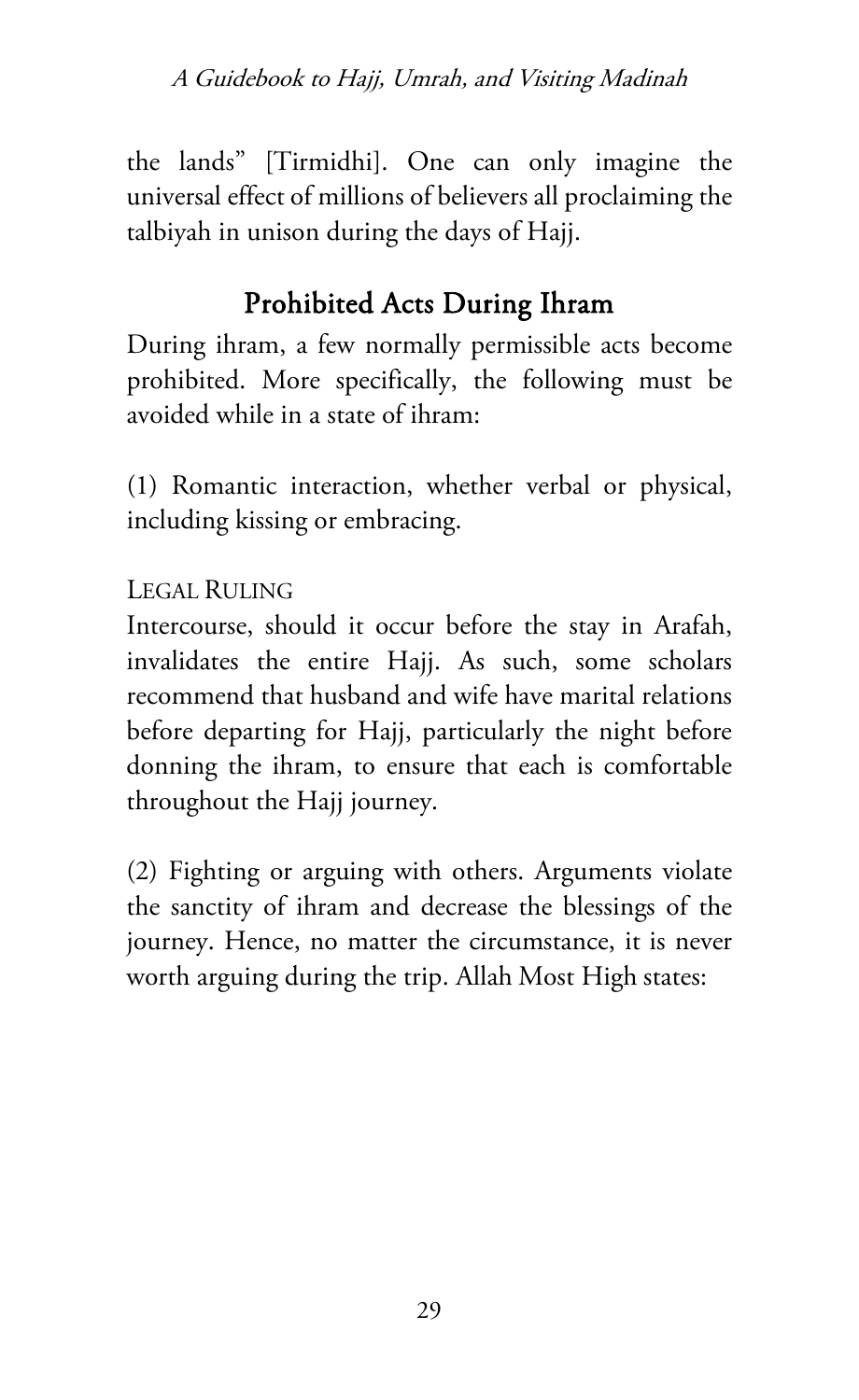the lands" [Tirmidhi]. One can only imagine the universal effect of millions of believers all proclaiming the talbiyah in unison during the days of Hajj.

## Prohibited Acts During Ihram

During ihram, a few normally permissible acts become prohibited. More specifically, the following must be avoided while in a state of ihram:

(1) Romantic interaction, whether verbal or physical, including kissing or embracing.

LEGAL RULING

Intercourse, should it occur before the stay in Arafah, invalidates the entire Hajj. As such, some scholars recommend that husband and wife have marital relations before departing for Hajj, particularly the night before donning the ihram, to ensure that each is comfortable throughout the Hajj journey.

(2) Fighting or arguing with others. Arguments violate the sanctity of ihram and decrease the blessings of the journey. Hence, no matter the circumstance, it is never worth arguing during the trip. Allah Most High states: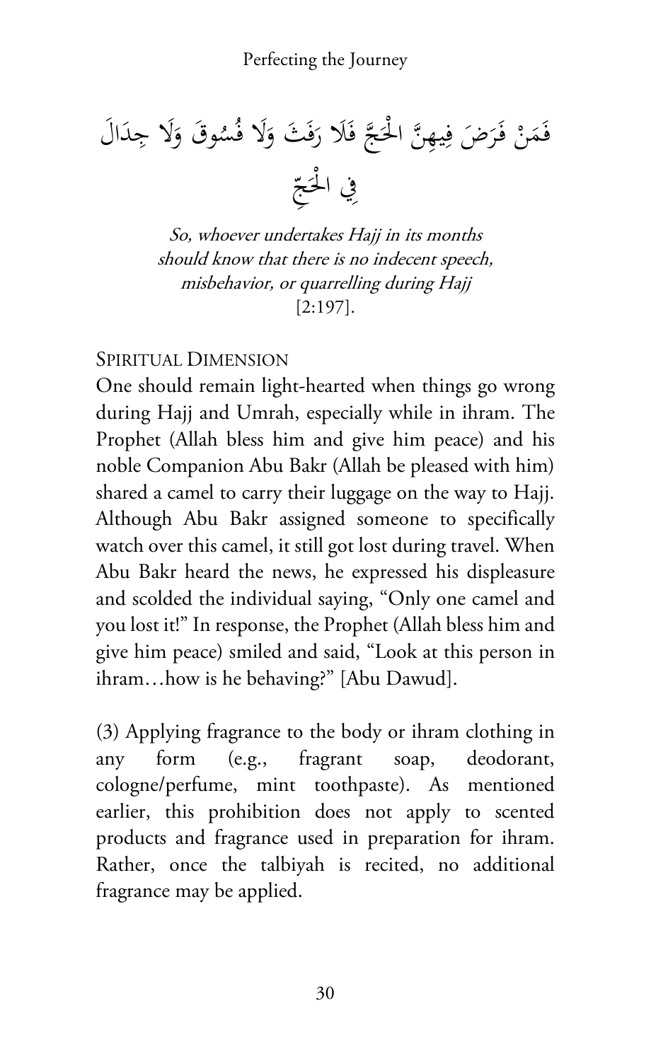فَمَنْ فَرَضَ فِيهِنَّ الْحَجَّ فَلَا رَفَثَ وَلَا فُسُوقَ وَلَا جِدَالَ فِي الْحَجِّ

*So, whoever undertakes Hajj in its months should know that there is no indecent speech, misbehavior, or quarrelling during Hajj*
[2:197].

### Spiritual Dimension

One should remain light-hearted when things go wrong during Hajj and Umrah, especially while in ihram. The Prophet (Allah bless him and give him peace) and his noble Companion Abu Bakr (Allah be pleased with him) shared a camel to carry their luggage on the way to Hajj. Although Abu Bakr assigned someone to specifically watch over this camel, it still got lost during travel. When Abu Bakr heard the news, he expressed his displeasure and scolded the individual saying, "Only one camel and you lost it!" In response, the Prophet (Allah bless him and give him peace) smiled and said, "Look at this person in ihram…how is he behaving?" [Abu Dawud].

(3) Applying fragrance to the body or ihram clothing in any form (e.g., fragrant soap, deodorant, cologne/perfume, mint toothpaste). As mentioned earlier, this prohibition does not apply to scented products and fragrance used in preparation for ihram. Rather, once the talbiyah is recited, no additional fragrance may be applied.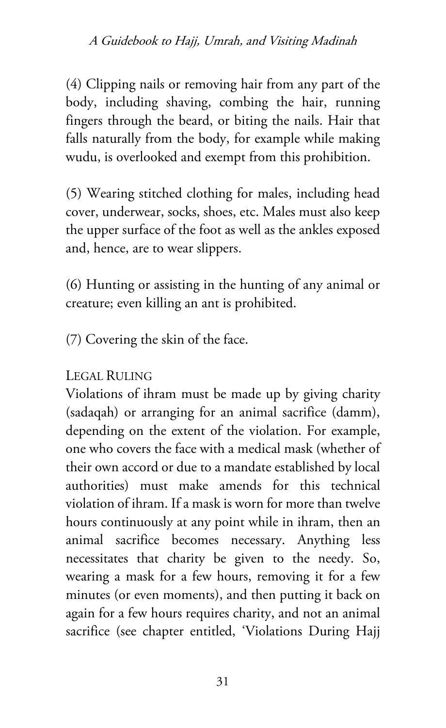(4) Clipping nails or removing hair from any part of the body, including shaving, combing the hair, running fingers through the beard, or biting the nails. Hair that falls naturally from the body, for example while making wudu, is overlooked and exempt from this prohibition.

(5) Wearing stitched clothing for males, including head cover, underwear, socks, shoes, etc. Males must also keep the upper surface of the foot as well as the ankles exposed and, hence, are to wear slippers.

(6) Hunting or assisting in the hunting of any animal or creature; even killing an ant is prohibited.

(7) Covering the skin of the face.

### Legal Ruling

Violations of ihram must be made up by giving charity (sadaqah) or arranging for an animal sacrifice (damm), depending on the extent of the violation. For example, one who covers the face with a medical mask (whether of their own accord or due to a mandate established by local authorities) must make amends for this technical violation of ihram. If a mask is worn for more than twelve hours continuously at any point while in ihram, then an animal sacrifice becomes necessary. Anything less necessitates that charity be given to the needy. So, wearing a mask for a few hours, removing it for a few minutes (or even moments), and then putting it back on again for a few hours requires charity, and not an animal sacrifice (see chapter entitled, 'Violations During Hajj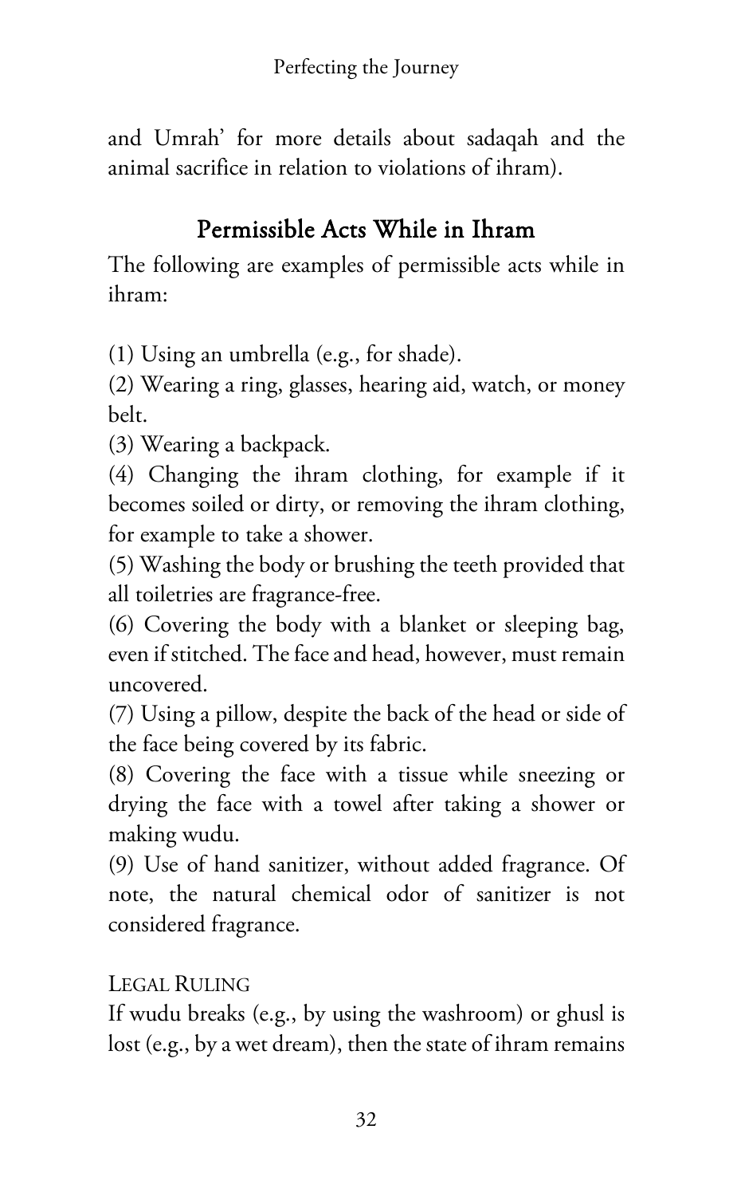and Umrah' for more details about sadaqah and the animal sacrifice in relation to violations of ihram).

## Permissible Acts While in Ihram

The following are examples of permissible acts while in ihram:

(1) Using an umbrella (e.g., for shade).
(2) Wearing a ring, glasses, hearing aid, watch, or money belt.
(3) Wearing a backpack.
(4) Changing the ihram clothing, for example if it becomes soiled or dirty, or removing the ihram clothing, for example to take a shower.
(5) Washing the body or brushing the teeth provided that all toiletries are fragrance-free.
(6) Covering the body with a blanket or sleeping bag, even if stitched. The face and head, however, must remain uncovered.
(7) Using a pillow, despite the back of the head or side of the face being covered by its fabric.
(8) Covering the face with a tissue while sneezing or drying the face with a towel after taking a shower or making wudu.
(9) Use of hand sanitizer, without added fragrance. Of note, the natural chemical odor of sanitizer is not considered fragrance.

LEGAL RULING

If wudu breaks (e.g., by using the washroom) or ghusl is lost (e.g., by a wet dream), then the state of ihram remains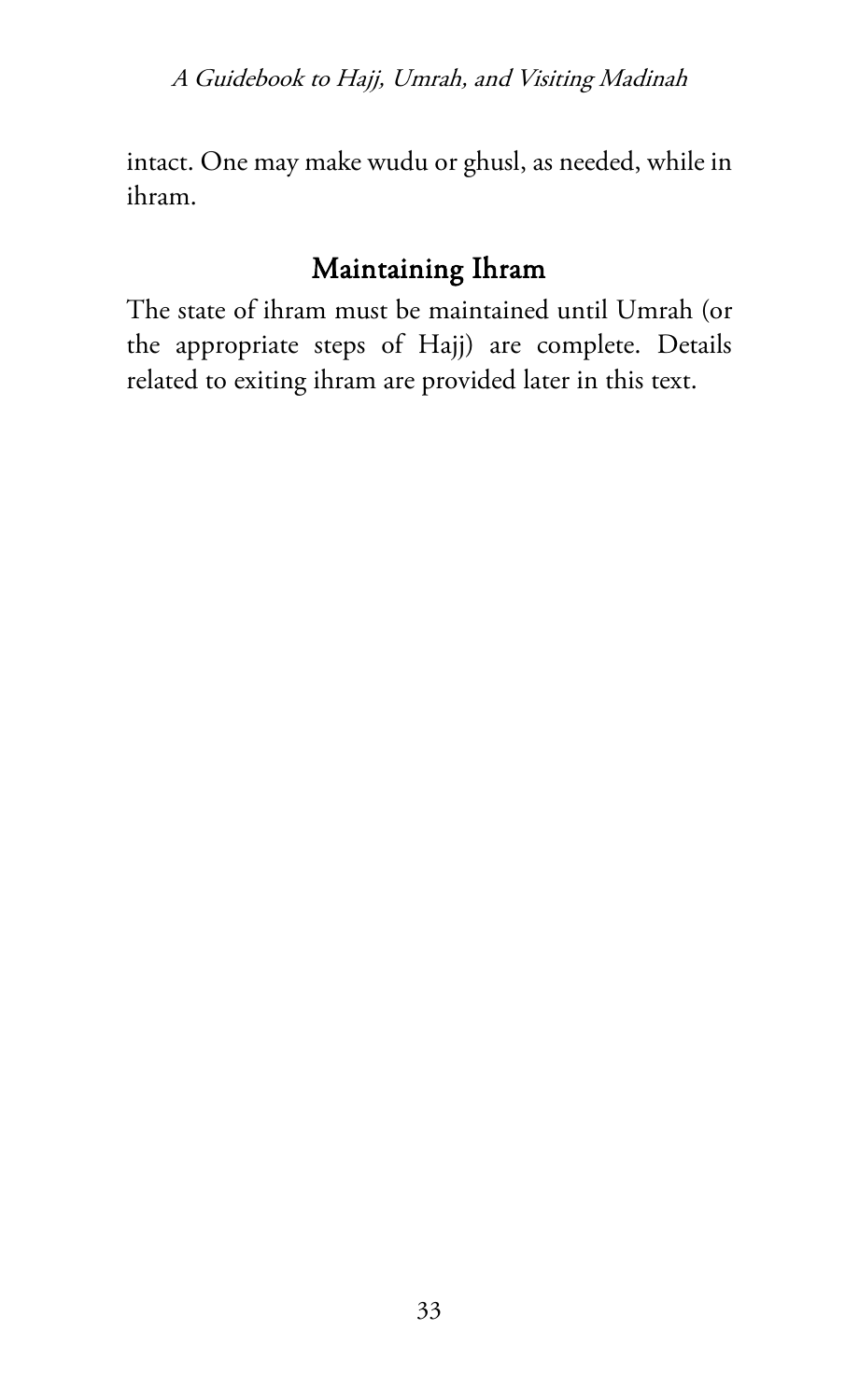intact. One may make wudu or ghusl, as needed, while in ihram.

## Maintaining Ihram

The state of ihram must be maintained until Umrah (or the appropriate steps of Hajj) are complete. Details related to exiting ihram are provided later in this text.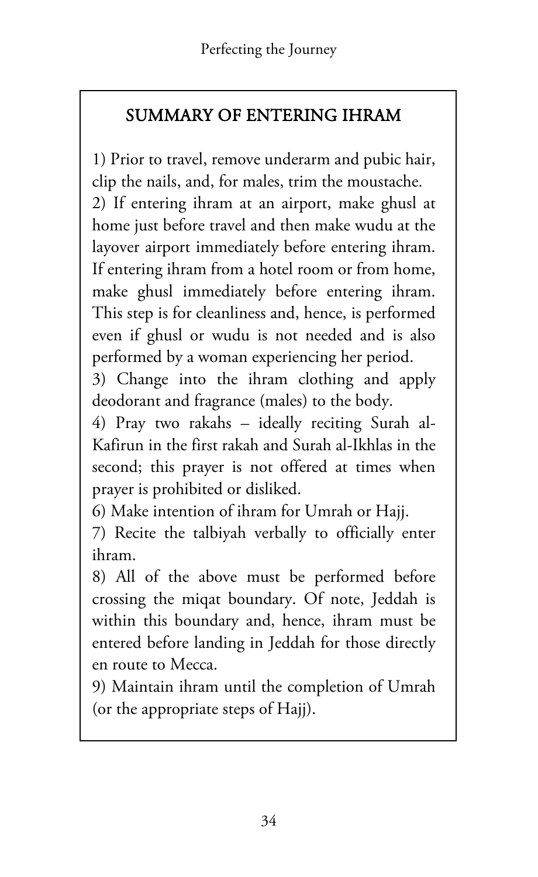## SUMMARY OF ENTERING IHRAM

1) Prior to travel, remove underarm and pubic hair, clip the nails, and, for males, trim the moustache.

2) If entering ihram at an airport, make ghusl at home just before travel and then make wudu at the layover airport immediately before entering ihram. If entering ihram from a hotel room or from home, make ghusl immediately before entering ihram. This step is for cleanliness and, hence, is performed even if ghusl or wudu is not needed and is also performed by a woman experiencing her period.

3) Change into the ihram clothing and apply deodorant and fragrance (males) to the body.

4) Pray two rakahs – ideally reciting Surah al-Kafirun in the first rakah and Surah al-Ikhlas in the second; this prayer is not offered at times when prayer is prohibited or disliked.

6) Make intention of ihram for Umrah or Hajj.

7) Recite the talbiyah verbally to officially enter ihram.

8) All of the above must be performed before crossing the miqat boundary. Of note, Jeddah is within this boundary and, hence, ihram must be entered before landing in Jeddah for those directly en route to Mecca.

9) Maintain ihram until the completion of Umrah (or the appropriate steps of Hajj).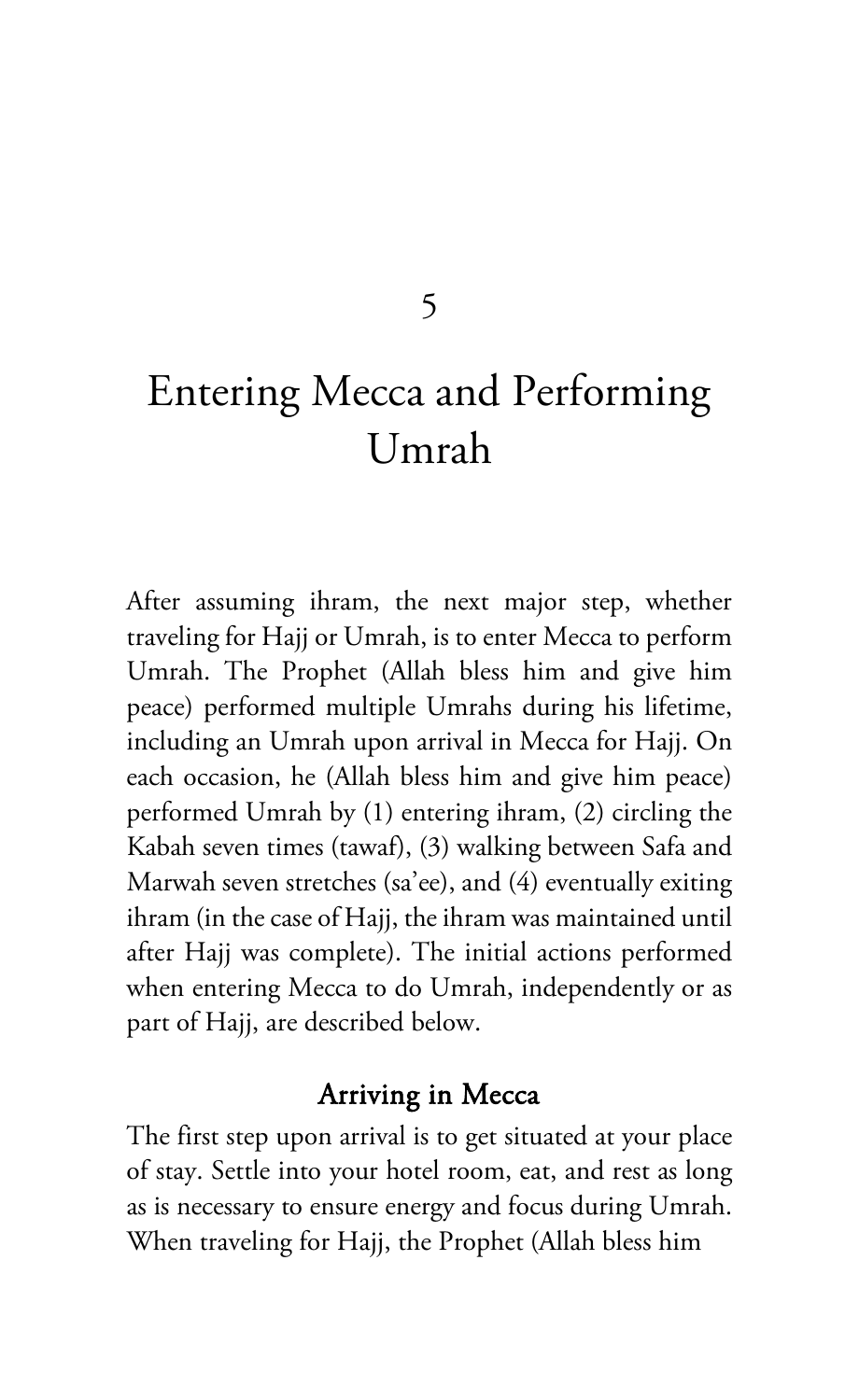# 5

# Entering Mecca and Performing Umrah

After assuming ihram, the next major step, whether traveling for Hajj or Umrah, is to enter Mecca to perform Umrah. The Prophet (Allah bless him and give him peace) performed multiple Umrahs during his lifetime, including an Umrah upon arrival in Mecca for Hajj. On each occasion, he (Allah bless him and give him peace) performed Umrah by (1) entering ihram, (2) circling the Kabah seven times (tawaf), (3) walking between Safa and Marwah seven stretches (sa'ee), and (4) eventually exiting ihram (in the case of Hajj, the ihram was maintained until after Hajj was complete). The initial actions performed when entering Mecca to do Umrah, independently or as part of Hajj, are described below.

## Arriving in Mecca

The first step upon arrival is to get situated at your place of stay. Settle into your hotel room, eat, and rest as long as is necessary to ensure energy and focus during Umrah. When traveling for Hajj, the Prophet (Allah bless him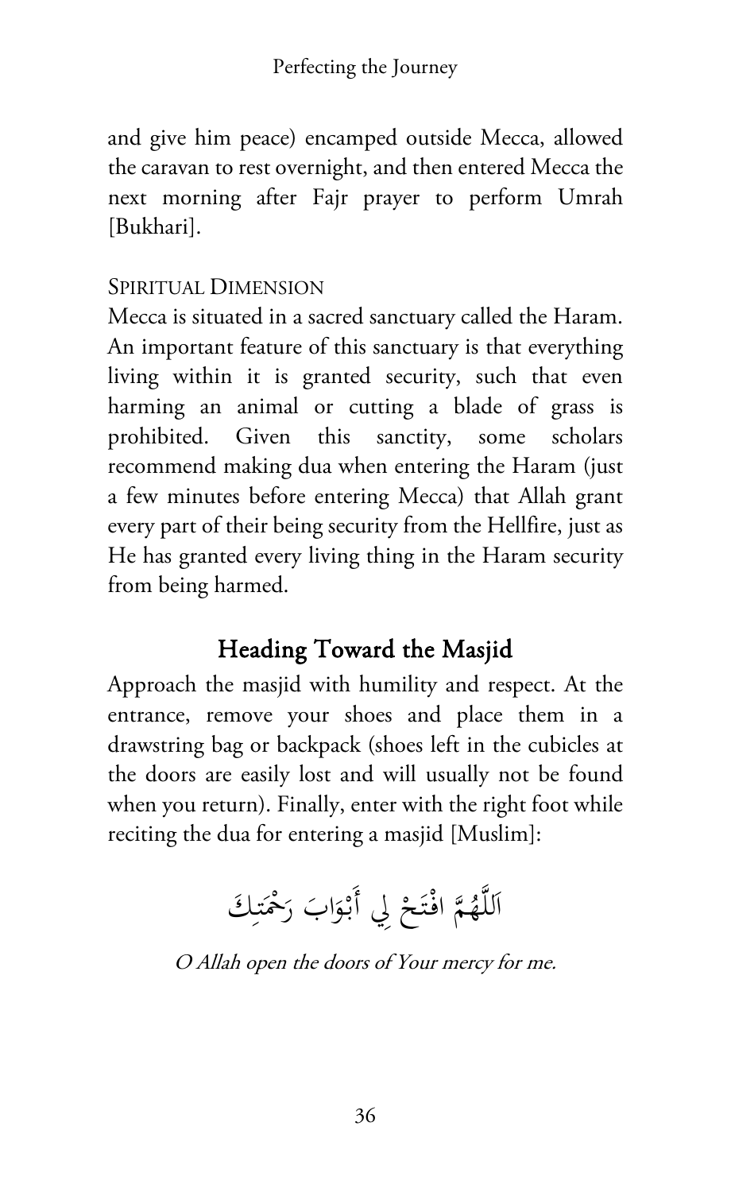and give him peace) encamped outside Mecca, allowed the caravan to rest overnight, and then entered Mecca the next morning after Fajr prayer to perform Umrah [Bukhari].

### Spiritual Dimension

Mecca is situated in a sacred sanctuary called the Haram. An important feature of this sanctuary is that everything living within it is granted security, such that even harming an animal or cutting a blade of grass is prohibited. Given this sanctity, some scholars recommend making dua when entering the Haram (just a few minutes before entering Mecca) that Allah grant every part of their being security from the Hellfire, just as He has granted every living thing in the Haram security from being harmed.

## Heading Toward the Masjid

Approach the masjid with humility and respect. At the entrance, remove your shoes and place them in a drawstring bag or backpack (shoes left in the cubicles at the doors are easily lost and will usually not be found when you return). Finally, enter with the right foot while reciting the dua for entering a masjid [Muslim]:

اَللَّهُمَّ افْتَحْ لِي أَبْوَابَ رَحْمَتِكَ

*O Allah open the doors of Your mercy for me.*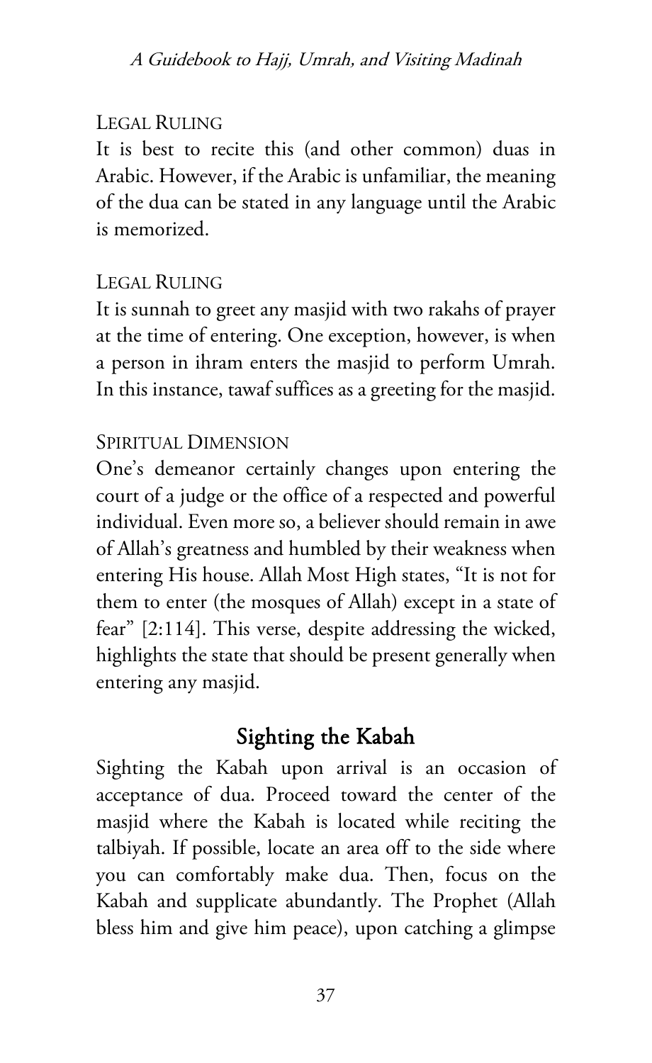#### LEGAL RULING

It is best to recite this (and other common) duas in Arabic. However, if the Arabic is unfamiliar, the meaning of the dua can be stated in any language until the Arabic is memorized.

#### LEGAL RULING

It is sunnah to greet any masjid with two rakahs of prayer at the time of entering. One exception, however, is when a person in ihram enters the masjid to perform Umrah. In this instance, tawaf suffices as a greeting for the masjid.

#### SPIRITUAL DIMENSION

One's demeanor certainly changes upon entering the court of a judge or the office of a respected and powerful individual. Even more so, a believer should remain in awe of Allah's greatness and humbled by their weakness when entering His house. Allah Most High states, "It is not for them to enter (the mosques of Allah) except in a state of fear" [2:114]. This verse, despite addressing the wicked, highlights the state that should be present generally when entering any masjid.

## Sighting the Kabah

Sighting the Kabah upon arrival is an occasion of acceptance of dua. Proceed toward the center of the masjid where the Kabah is located while reciting the talbiyah. If possible, locate an area off to the side where you can comfortably make dua. Then, focus on the Kabah and supplicate abundantly. The Prophet (Allah bless him and give him peace), upon catching a glimpse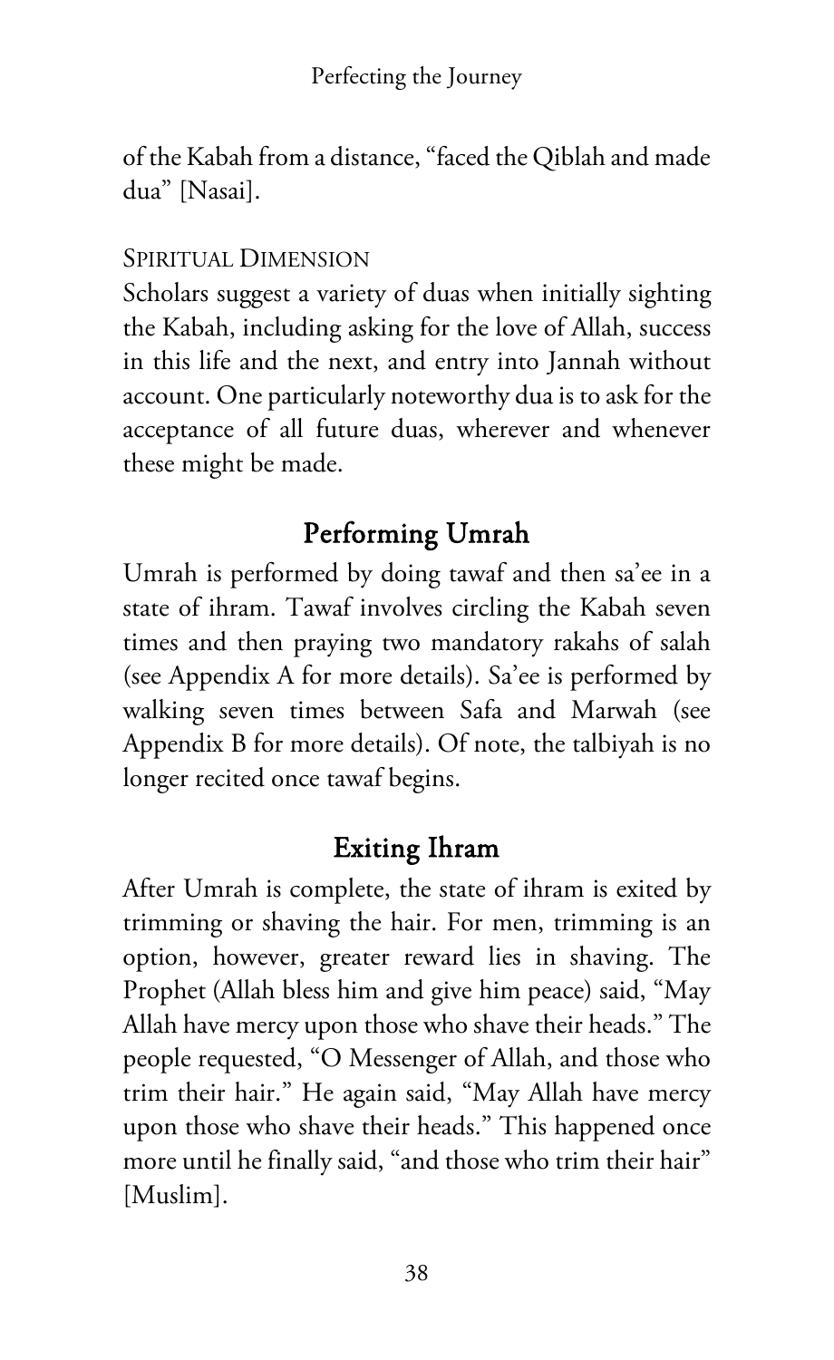of the Kabah from a distance, "faced the Qiblah and made dua" [Nasai].

#### Spiritual Dimension

Scholars suggest a variety of duas when initially sighting the Kabah, including asking for the love of Allah, success in this life and the next, and entry into Jannah without account. One particularly noteworthy dua is to ask for the acceptance of all future duas, wherever and whenever these might be made.

## Performing Umrah

Umrah is performed by doing tawaf and then sa'ee in a state of ihram. Tawaf involves circling the Kabah seven times and then praying two mandatory rakahs of salah (see Appendix A for more details). Sa'ee is performed by walking seven times between Safa and Marwah (see Appendix B for more details). Of note, the talbiyah is no longer recited once tawaf begins.

## Exiting Ihram

After Umrah is complete, the state of ihram is exited by trimming or shaving the hair. For men, trimming is an option, however, greater reward lies in shaving. The Prophet (Allah bless him and give him peace) said, "May Allah have mercy upon those who shave their heads." The people requested, "O Messenger of Allah, and those who trim their hair." He again said, "May Allah have mercy upon those who shave their heads." This happened once more until he finally said, "and those who trim their hair" [Muslim].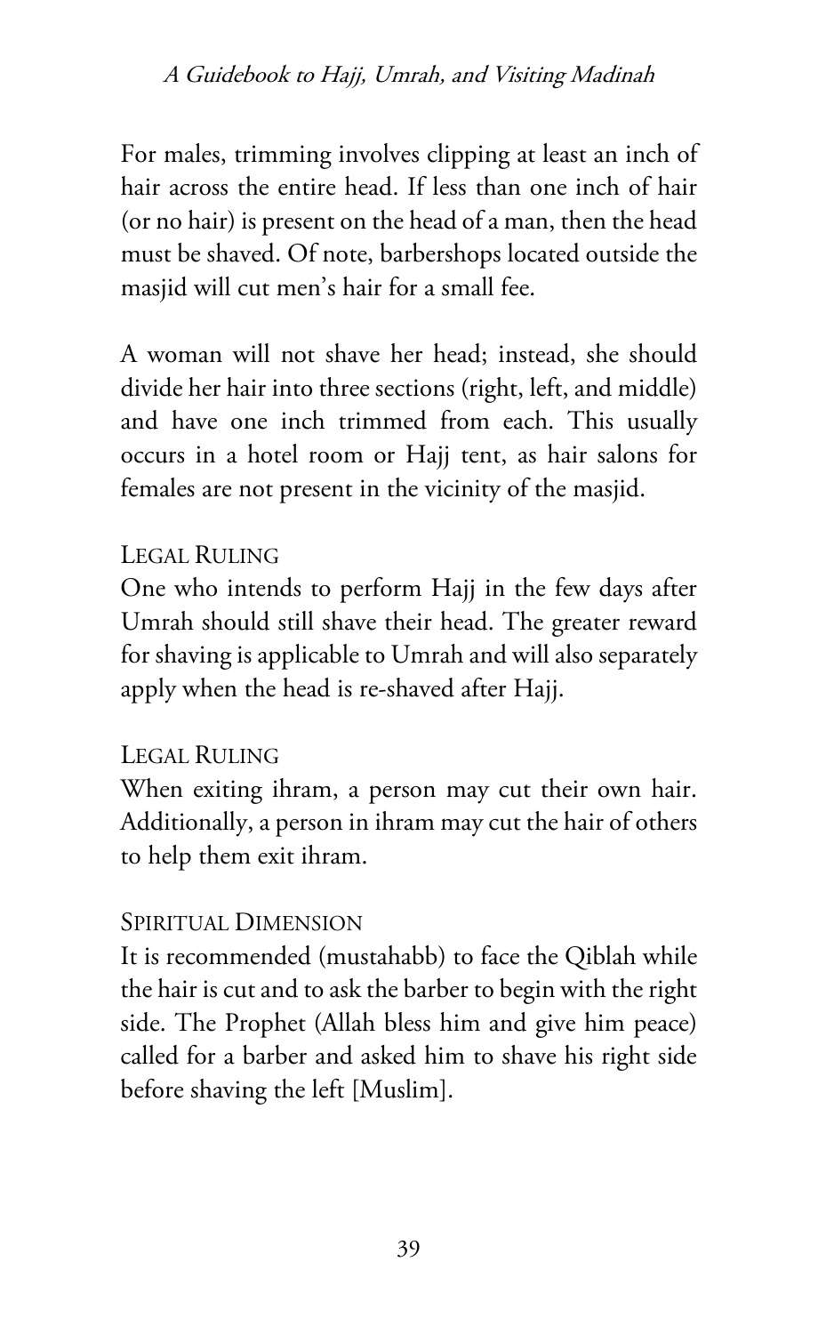For males, trimming involves clipping at least an inch of hair across the entire head. If less than one inch of hair (or no hair) is present on the head of a man, then the head must be shaved. Of note, barbershops located outside the masjid will cut men's hair for a small fee.

A woman will not shave her head; instead, she should divide her hair into three sections (right, left, and middle) and have one inch trimmed from each. This usually occurs in a hotel room or Hajj tent, as hair salons for females are not present in the vicinity of the masjid.

#### Legal Ruling

One who intends to perform Hajj in the few days after Umrah should still shave their head. The greater reward for shaving is applicable to Umrah and will also separately apply when the head is re-shaved after Hajj.

#### Legal Ruling

When exiting ihram, a person may cut their own hair. Additionally, a person in ihram may cut the hair of others to help them exit ihram.

#### Spiritual Dimension

It is recommended (mustahabb) to face the Qiblah while the hair is cut and to ask the barber to begin with the right side. The Prophet (Allah bless him and give him peace) called for a barber and asked him to shave his right side before shaving the left [Muslim].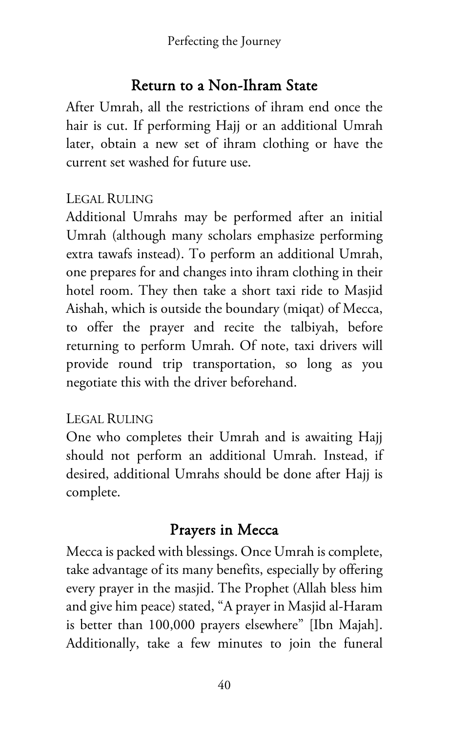## Return to a Non-Ihram State

After Umrah, all the restrictions of ihram end once the hair is cut. If performing Hajj or an additional Umrah later, obtain a new set of ihram clothing or have the current set washed for future use.

LEGAL RULING

Additional Umrahs may be performed after an initial Umrah (although many scholars emphasize performing extra tawafs instead). To perform an additional Umrah, one prepares for and changes into ihram clothing in their hotel room. They then take a short taxi ride to Masjid Aishah, which is outside the boundary (miqat) of Mecca, to offer the prayer and recite the talbiyah, before returning to perform Umrah. Of note, taxi drivers will provide round trip transportation, so long as you negotiate this with the driver beforehand.

LEGAL RULING

One who completes their Umrah and is awaiting Hajj should not perform an additional Umrah. Instead, if desired, additional Umrahs should be done after Hajj is complete.

## Prayers in Mecca

Mecca is packed with blessings. Once Umrah is complete, take advantage of its many benefits, especially by offering every prayer in the masjid. The Prophet (Allah bless him and give him peace) stated, "A prayer in Masjid al-Haram is better than 100,000 prayers elsewhere" [Ibn Majah]. Additionally, take a few minutes to join the funeral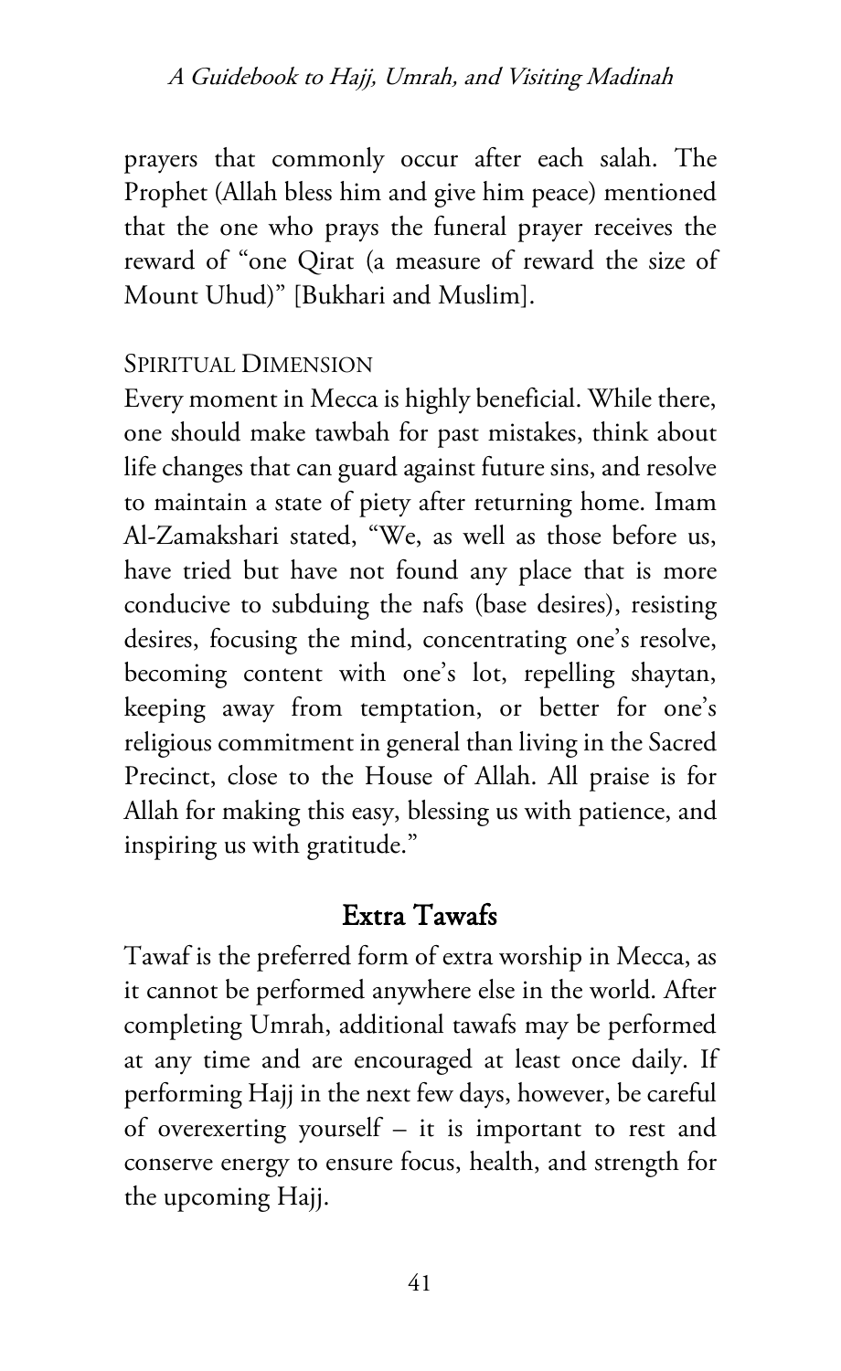prayers that commonly occur after each salah. The Prophet (Allah bless him and give him peace) mentioned that the one who prays the funeral prayer receives the reward of "one Qirat (a measure of reward the size of Mount Uhud)" [Bukhari and Muslim].

### Spiritual Dimension

Every moment in Mecca is highly beneficial. While there, one should make tawbah for past mistakes, think about life changes that can guard against future sins, and resolve to maintain a state of piety after returning home. Imam Al-Zamakshari stated, "We, as well as those before us, have tried but have not found any place that is more conducive to subduing the nafs (base desires), resisting desires, focusing the mind, concentrating one's resolve, becoming content with one's lot, repelling shaytan, keeping away from temptation, or better for one's religious commitment in general than living in the Sacred Precinct, close to the House of Allah. All praise is for Allah for making this easy, blessing us with patience, and inspiring us with gratitude."

## Extra Tawafs

Tawaf is the preferred form of extra worship in Mecca, as it cannot be performed anywhere else in the world. After completing Umrah, additional tawafs may be performed at any time and are encouraged at least once daily. If performing Hajj in the next few days, however, be careful of overexerting yourself – it is important to rest and conserve energy to ensure focus, health, and strength for the upcoming Hajj.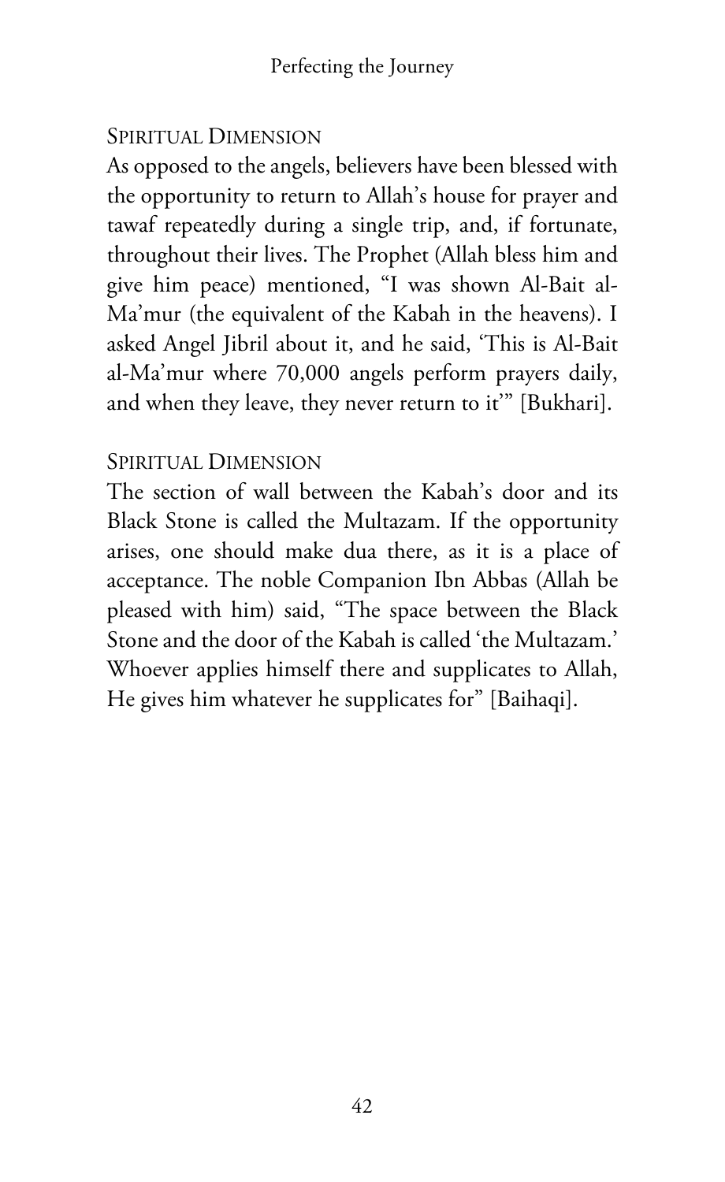## Spiritual Dimension

As opposed to the angels, believers have been blessed with the opportunity to return to Allah's house for prayer and tawaf repeatedly during a single trip, and, if fortunate, throughout their lives. The Prophet (Allah bless him and give him peace) mentioned, "I was shown Al-Bait al-Ma'mur (the equivalent of the Kabah in the heavens). I asked Angel Jibril about it, and he said, 'This is Al-Bait al-Ma'mur where 70,000 angels perform prayers daily, and when they leave, they never return to it'" [Bukhari].

## Spiritual Dimension

The section of wall between the Kabah's door and its Black Stone is called the Multazam. If the opportunity arises, one should make dua there, as it is a place of acceptance. The noble Companion Ibn Abbas (Allah be pleased with him) said, "The space between the Black Stone and the door of the Kabah is called 'the Multazam.' Whoever applies himself there and supplicates to Allah, He gives him whatever he supplicates for" [Baihaqi].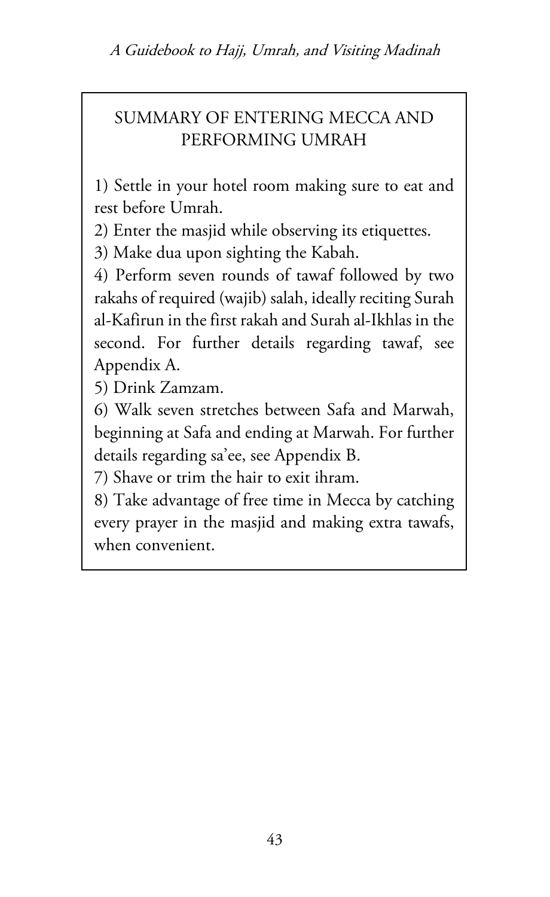## SUMMARY OF ENTERING MECCA AND PERFORMING UMRAH

1) Settle in your hotel room making sure to eat and rest before Umrah.
2) Enter the masjid while observing its etiquettes.
3) Make dua upon sighting the Kabah.
4) Perform seven rounds of tawaf followed by two rakahs of required (wajib) salah, ideally reciting Surah al-Kafirun in the first rakah and Surah al-Ikhlas in the second. For further details regarding tawaf, see Appendix A.
5) Drink Zamzam.
6) Walk seven stretches between Safa and Marwah, beginning at Safa and ending at Marwah. For further details regarding sa'ee, see Appendix B.
7) Shave or trim the hair to exit ihram.
8) Take advantage of free time in Mecca by catching every prayer in the masjid and making extra tawafs, when convenient.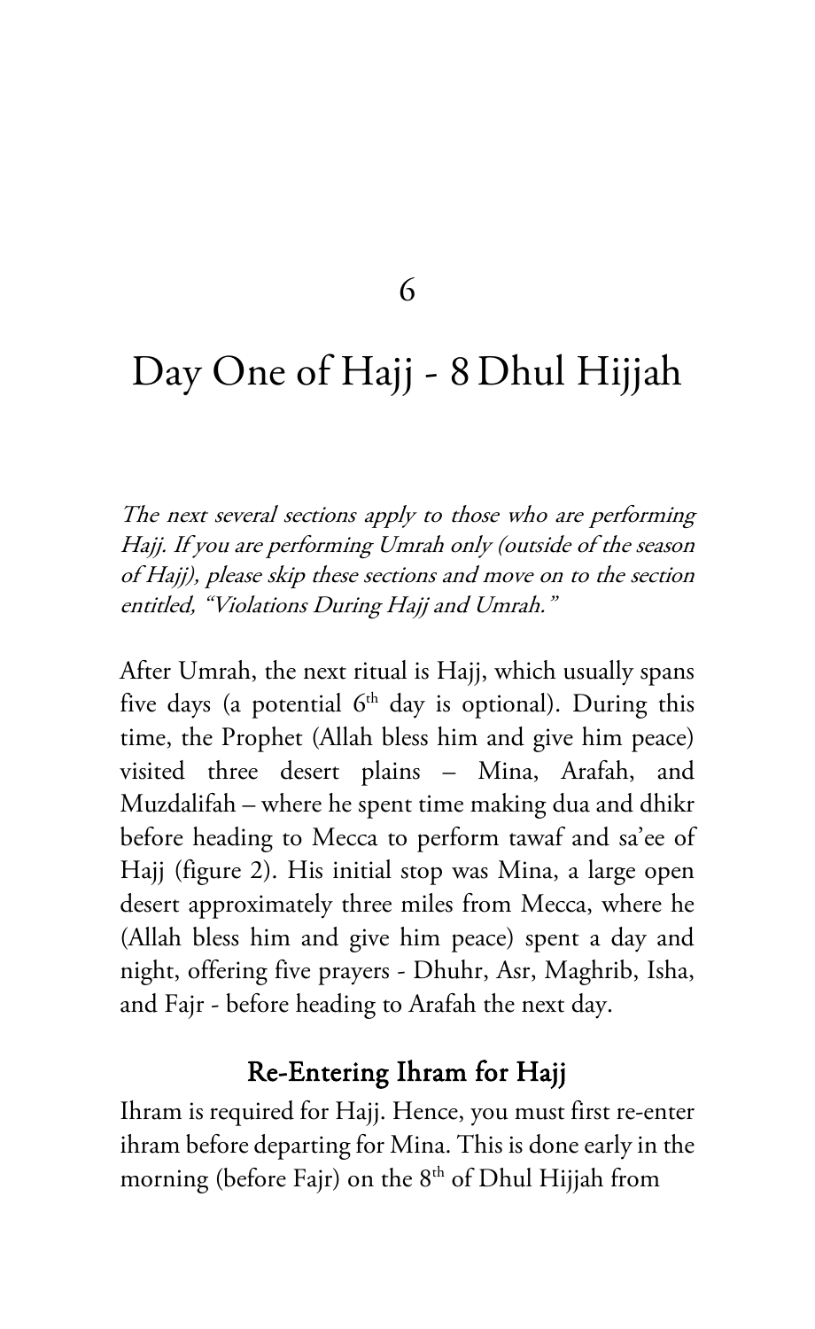# 6

# Day One of Hajj - 8 Dhul Hijjah

*The next several sections apply to those who are performing Hajj. If you are performing Umrah only (outside of the season of Hajj), please skip these sections and move on to the section entitled, "Violations During Hajj and Umrah."*

After Umrah, the next ritual is Hajj, which usually spans five days (a potential 6th day is optional). During this time, the Prophet (Allah bless him and give him peace) visited three desert plains – Mina, Arafah, and Muzdalifah – where he spent time making dua and dhikr before heading to Mecca to perform tawaf and sa'ee of Hajj (figure 2). His initial stop was Mina, a large open desert approximately three miles from Mecca, where he (Allah bless him and give him peace) spent a day and night, offering five prayers - Dhuhr, Asr, Maghrib, Isha, and Fajr - before heading to Arafah the next day.

## Re-Entering Ihram for Hajj

Ihram is required for Hajj. Hence, you must first re-enter ihram before departing for Mina. This is done early in the morning (before Fajr) on the 8th of Dhul Hijjah from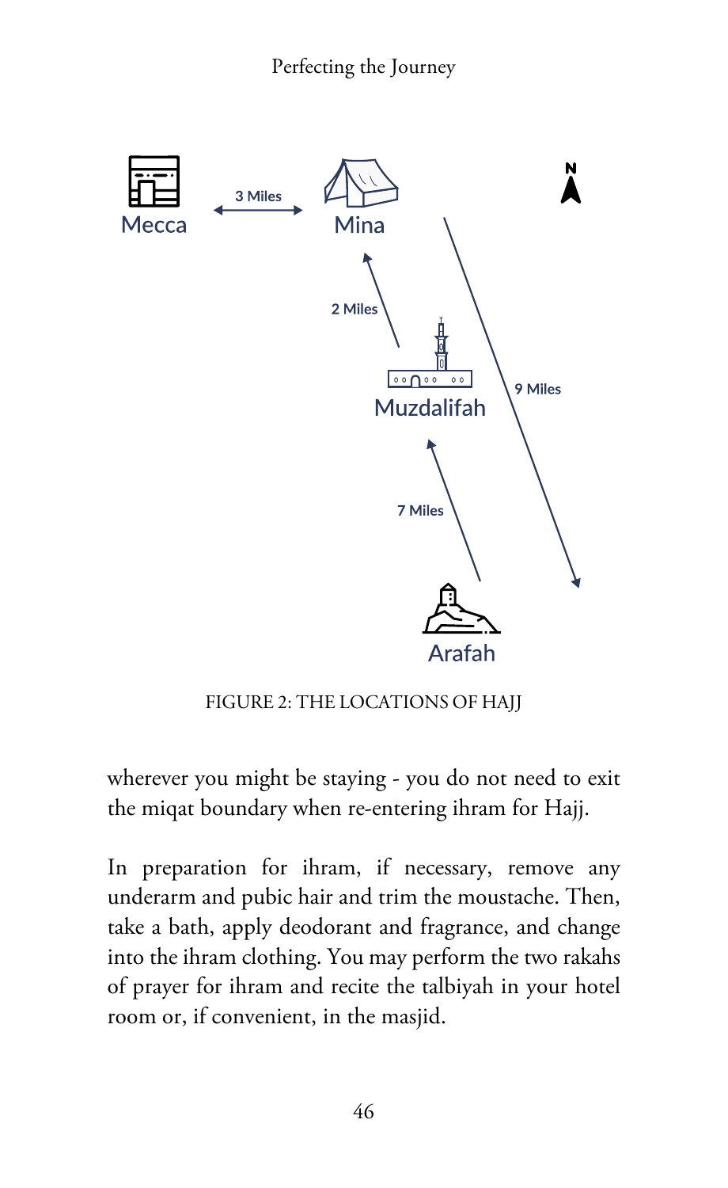FIGURE 2: THE LOCATIONS OF HAJJ

wherever you might be staying - you do not need to exit the miqat boundary when re-entering ihram for Hajj.

In preparation for ihram, if necessary, remove any underarm and pubic hair and trim the moustache. Then, take a bath, apply deodorant and fragrance, and change into the ihram clothing. You may perform the two rakahs of prayer for ihram and recite the talbiyah in your hotel room or, if convenient, in the masjid.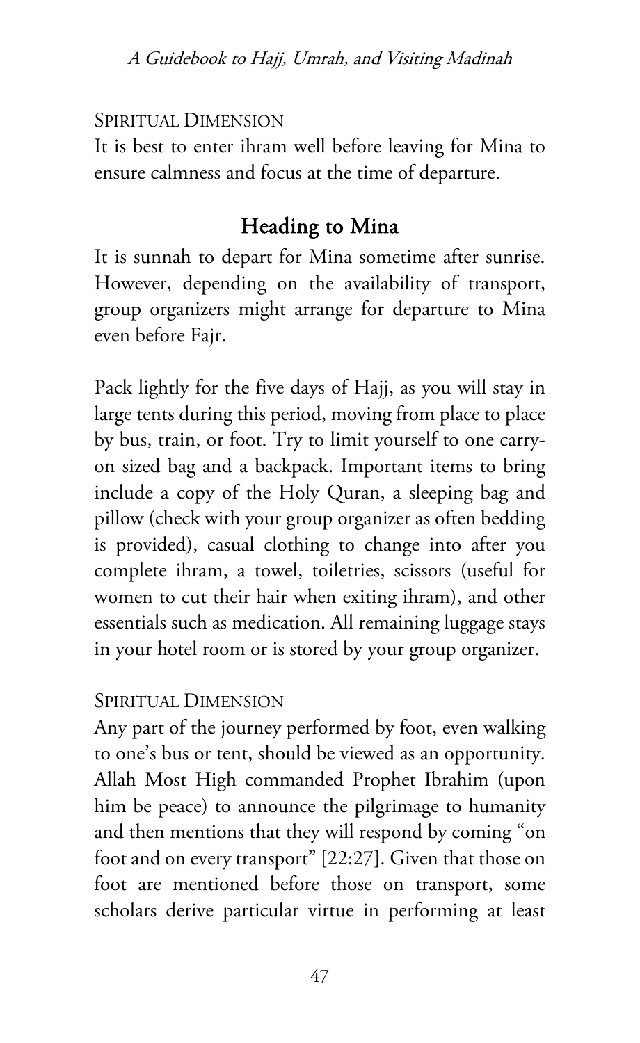SPIRITUAL DIMENSION

It is best to enter ihram well before leaving for Mina to ensure calmness and focus at the time of departure.

## Heading to Mina

It is sunnah to depart for Mina sometime after sunrise. However, depending on the availability of transport, group organizers might arrange for departure to Mina even before Fajr.

Pack lightly for the five days of Hajj, as you will stay in large tents during this period, moving from place to place by bus, train, or foot. Try to limit yourself to one carry-on sized bag and a backpack. Important items to bring include a copy of the Holy Quran, a sleeping bag and pillow (check with your group organizer as often bedding is provided), casual clothing to change into after you complete ihram, a towel, toiletries, scissors (useful for women to cut their hair when exiting ihram), and other essentials such as medication. All remaining luggage stays in your hotel room or is stored by your group organizer.

SPIRITUAL DIMENSION

Any part of the journey performed by foot, even walking to one's bus or tent, should be viewed as an opportunity. Allah Most High commanded Prophet Ibrahim (upon him be peace) to announce the pilgrimage to humanity and then mentions that they will respond by coming "on foot and on every transport" [22:27]. Given that those on foot are mentioned before those on transport, some scholars derive particular virtue in performing at least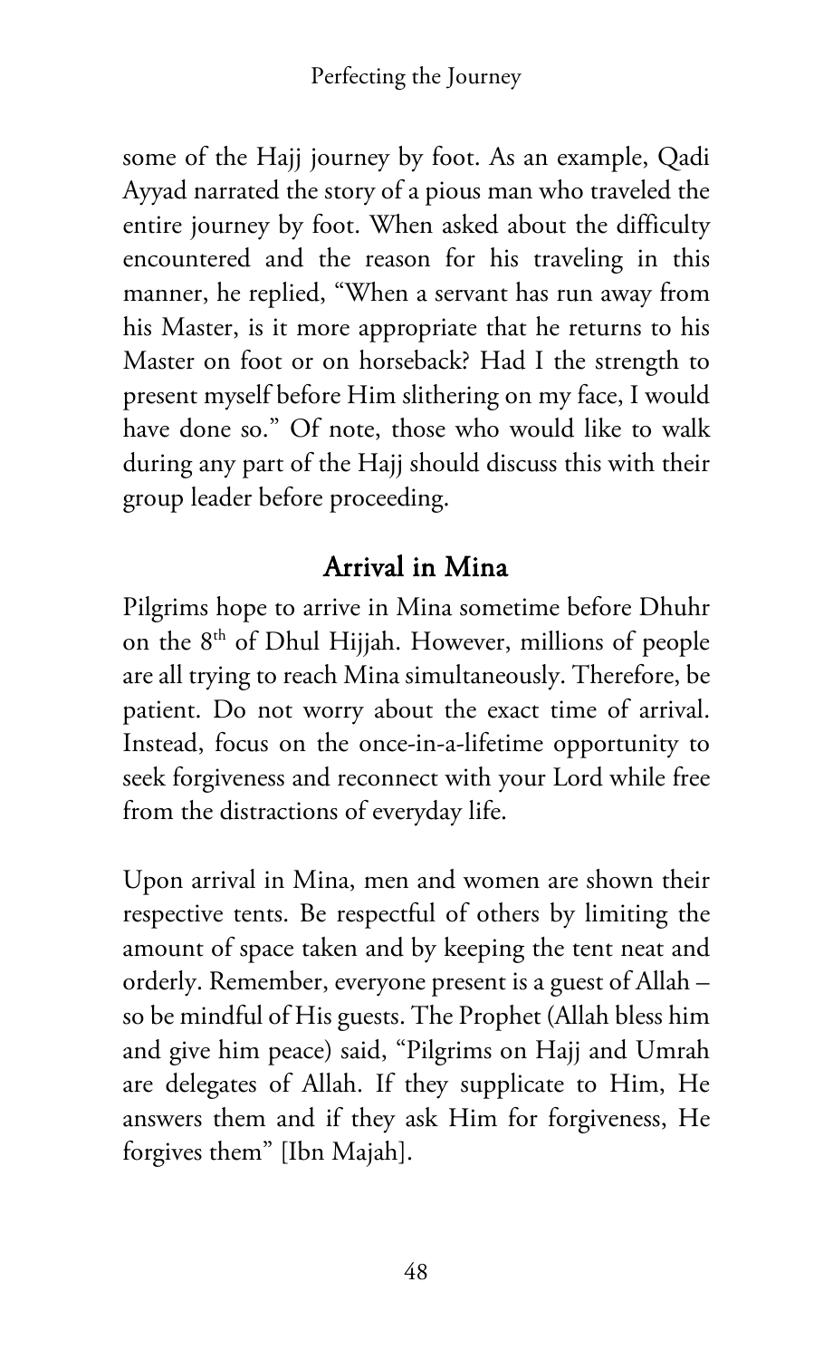some of the Hajj journey by foot. As an example, Qadi Ayyad narrated the story of a pious man who traveled the entire journey by foot. When asked about the difficulty encountered and the reason for his traveling in this manner, he replied, "When a servant has run away from his Master, is it more appropriate that he returns to his Master on foot or on horseback? Had I the strength to present myself before Him slithering on my face, I would have done so." Of note, those who would like to walk during any part of the Hajj should discuss this with their group leader before proceeding.

## Arrival in Mina

Pilgrims hope to arrive in Mina sometime before Dhuhr on the 8th of Dhul Hijjah. However, millions of people are all trying to reach Mina simultaneously. Therefore, be patient. Do not worry about the exact time of arrival. Instead, focus on the once-in-a-lifetime opportunity to seek forgiveness and reconnect with your Lord while free from the distractions of everyday life.

Upon arrival in Mina, men and women are shown their respective tents. Be respectful of others by limiting the amount of space taken and by keeping the tent neat and orderly. Remember, everyone present is a guest of Allah – so be mindful of His guests. The Prophet (Allah bless him and give him peace) said, "Pilgrims on Hajj and Umrah are delegates of Allah. If they supplicate to Him, He answers them and if they ask Him for forgiveness, He forgives them" [Ibn Majah].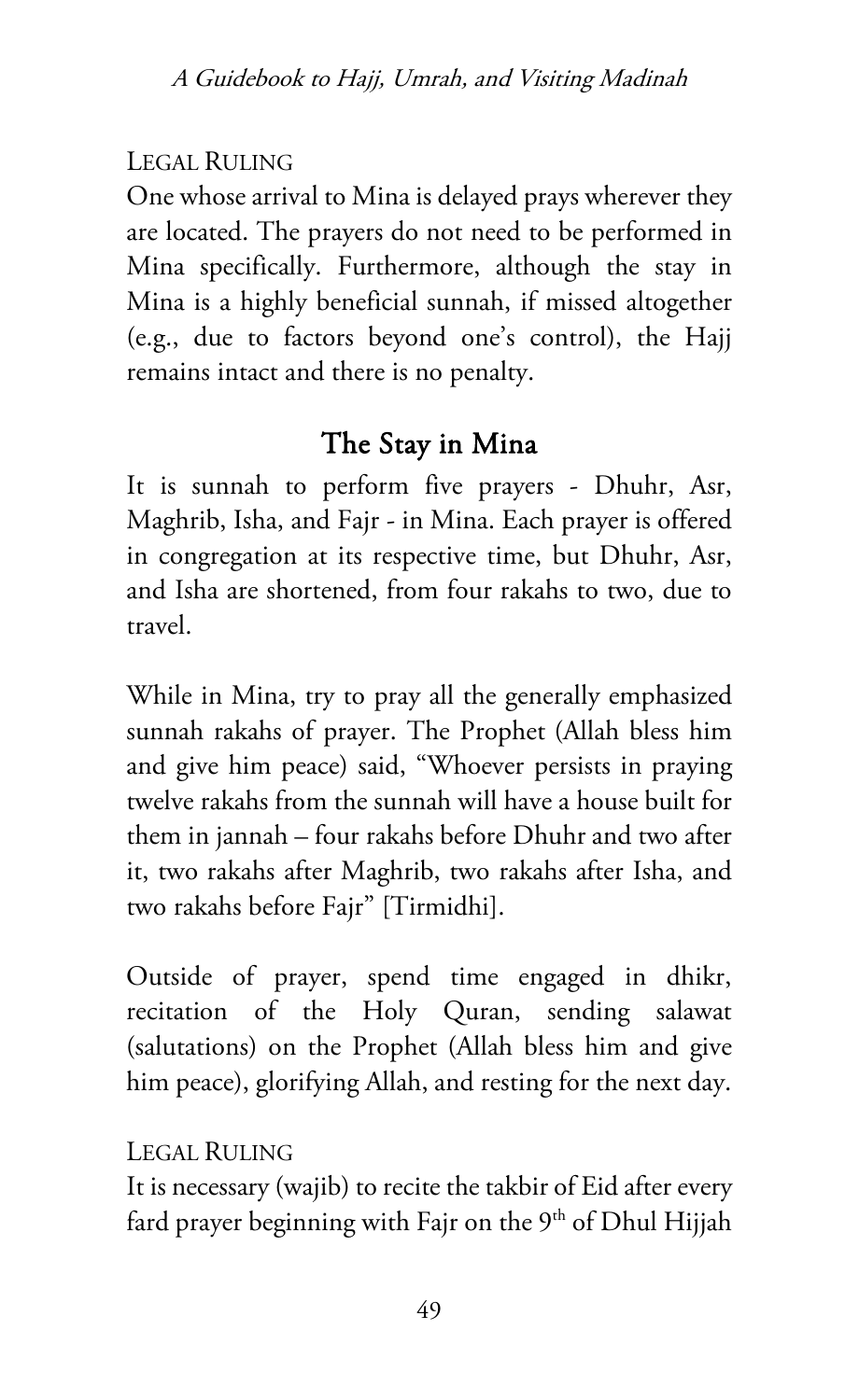Legal Ruling

One whose arrival to Mina is delayed prays wherever they are located. The prayers do not need to be performed in Mina specifically. Furthermore, although the stay in Mina is a highly beneficial sunnah, if missed altogether (e.g., due to factors beyond one's control), the Hajj remains intact and there is no penalty.

## The Stay in Mina

It is sunnah to perform five prayers - Dhuhr, Asr, Maghrib, Isha, and Fajr - in Mina. Each prayer is offered in congregation at its respective time, but Dhuhr, Asr, and Isha are shortened, from four rakahs to two, due to travel.

While in Mina, try to pray all the generally emphasized sunnah rakahs of prayer. The Prophet (Allah bless him and give him peace) said, "Whoever persists in praying twelve rakahs from the sunnah will have a house built for them in jannah – four rakahs before Dhuhr and two after it, two rakahs after Maghrib, two rakahs after Isha, and two rakahs before Fajr" [Tirmidhi].

Outside of prayer, spend time engaged in dhikr, recitation of the Holy Quran, sending salawat (salutations) on the Prophet (Allah bless him and give him peace), glorifying Allah, and resting for the next day.

Legal Ruling

It is necessary (wajib) to recite the takbir of Eid after every fard prayer beginning with Fajr on the 9th of Dhul Hijjah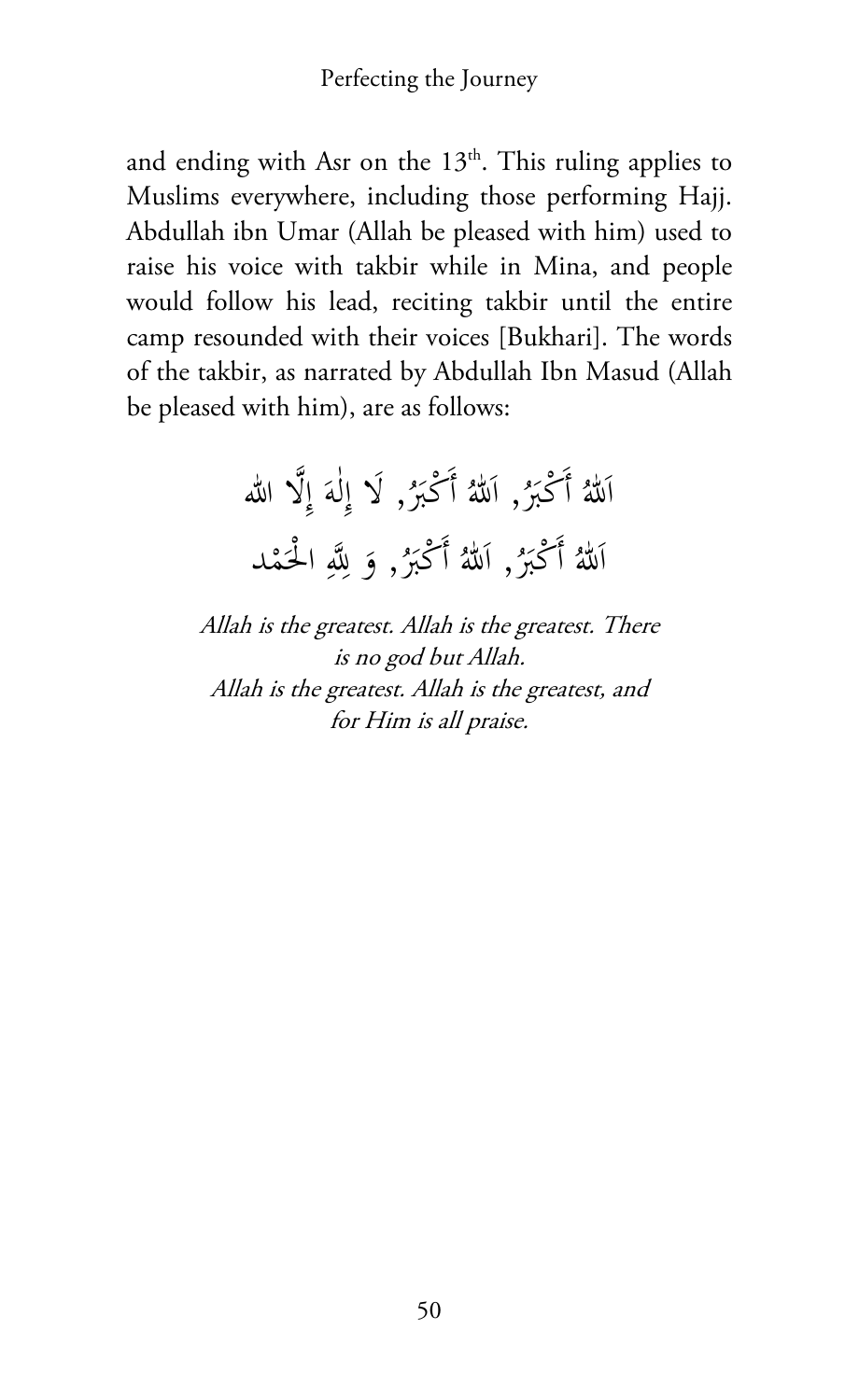and ending with Asr on the 13th. This ruling applies to Muslims everywhere, including those performing Hajj. Abdullah ibn Umar (Allah be pleased with him) used to raise his voice with takbir while in Mina, and people would follow his lead, reciting takbir until the entire camp resounded with their voices [Bukhari]. The words of the takbir, as narrated by Abdullah Ibn Masud (Allah be pleased with him), are as follows:

اَللّٰهُ أَكْبَرُ, اَللّٰهُ أَكْبَرُ, لَا إِلٰهَ إِلَّا الله
اَللّٰهُ أَكْبَرُ, اَللّٰهُ أَكْبَرُ, وَ لِلَّهِ الْحَمْد

*Allah is the greatest. Allah is the greatest. There is no god but Allah.*
*Allah is the greatest. Allah is the greatest, and for Him is all praise.*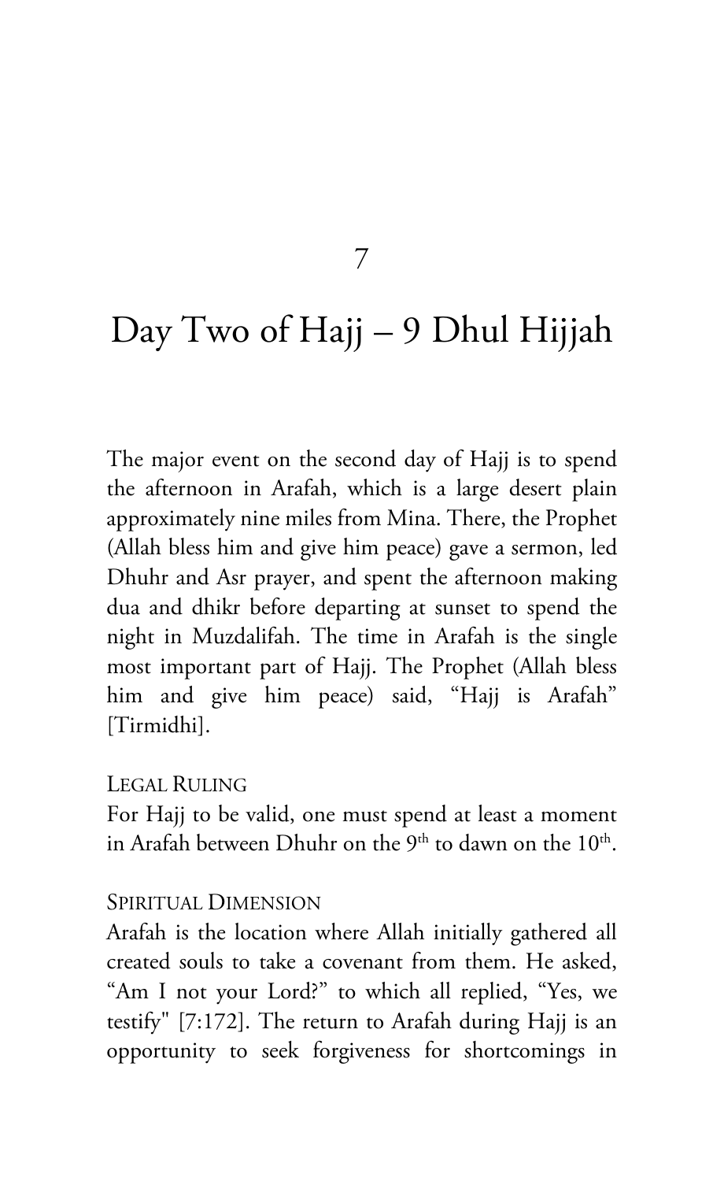# 7

# Day Two of Hajj – 9 Dhul Hijjah

The major event on the second day of Hajj is to spend the afternoon in Arafah, which is a large desert plain approximately nine miles from Mina. There, the Prophet (Allah bless him and give him peace) gave a sermon, led Dhuhr and Asr prayer, and spent the afternoon making dua and dhikr before departing at sunset to spend the night in Muzdalifah. The time in Arafah is the single most important part of Hajj. The Prophet (Allah bless him and give him peace) said, "Hajj is Arafah" [Tirmidhi].

### Legal Ruling

For Hajj to be valid, one must spend at least a moment in Arafah between Dhuhr on the 9th to dawn on the 10th.

### Spiritual Dimension

Arafah is the location where Allah initially gathered all created souls to take a covenant from them. He asked, "Am I not your Lord?" to which all replied, "Yes, we testify" [7:172]. The return to Arafah during Hajj is an opportunity to seek forgiveness for shortcomings in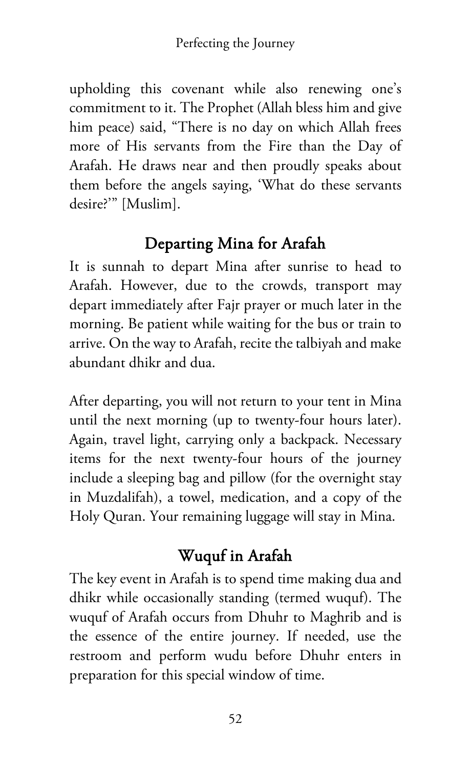upholding this covenant while also renewing one's commitment to it. The Prophet (Allah bless him and give him peace) said, "There is no day on which Allah frees more of His servants from the Fire than the Day of Arafah. He draws near and then proudly speaks about them before the angels saying, 'What do these servants desire?'" [Muslim].

## Departing Mina for Arafah

It is sunnah to depart Mina after sunrise to head to Arafah. However, due to the crowds, transport may depart immediately after Fajr prayer or much later in the morning. Be patient while waiting for the bus or train to arrive. On the way to Arafah, recite the talbiyah and make abundant dhikr and dua.

After departing, you will not return to your tent in Mina until the next morning (up to twenty-four hours later). Again, travel light, carrying only a backpack. Necessary items for the next twenty-four hours of the journey include a sleeping bag and pillow (for the overnight stay in Muzdalifah), a towel, medication, and a copy of the Holy Quran. Your remaining luggage will stay in Mina.

## Wuquf in Arafah

The key event in Arafah is to spend time making dua and dhikr while occasionally standing (termed wuquf). The wuquf of Arafah occurs from Dhuhr to Maghrib and is the essence of the entire journey. If needed, use the restroom and perform wudu before Dhuhr enters in preparation for this special window of time.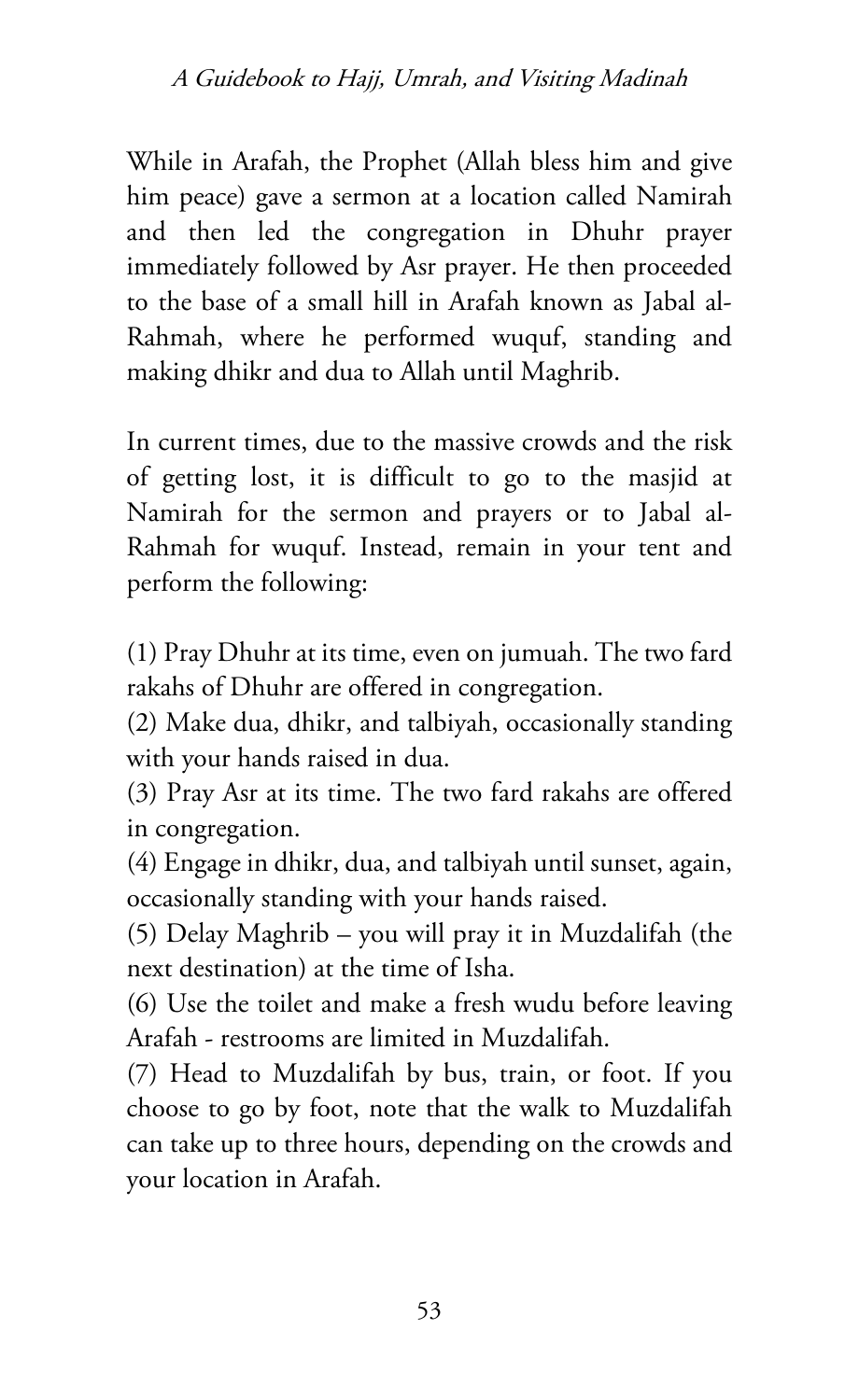While in Arafah, the Prophet (Allah bless him and give him peace) gave a sermon at a location called Namirah and then led the congregation in Dhuhr prayer immediately followed by Asr prayer. He then proceeded to the base of a small hill in Arafah known as Jabal al-Rahmah, where he performed wuquf, standing and making dhikr and dua to Allah until Maghrib.

In current times, due to the massive crowds and the risk of getting lost, it is difficult to go to the masjid at Namirah for the sermon and prayers or to Jabal al-Rahmah for wuquf. Instead, remain in your tent and perform the following:

(1) Pray Dhuhr at its time, even on jumuah. The two fard rakahs of Dhuhr are offered in congregation.
(2) Make dua, dhikr, and talbiyah, occasionally standing with your hands raised in dua.
(3) Pray Asr at its time. The two fard rakahs are offered in congregation.
(4) Engage in dhikr, dua, and talbiyah until sunset, again, occasionally standing with your hands raised.
(5) Delay Maghrib – you will pray it in Muzdalifah (the next destination) at the time of Isha.
(6) Use the toilet and make a fresh wudu before leaving Arafah - restrooms are limited in Muzdalifah.
(7) Head to Muzdalifah by bus, train, or foot. If you choose to go by foot, note that the walk to Muzdalifah can take up to three hours, depending on the crowds and your location in Arafah.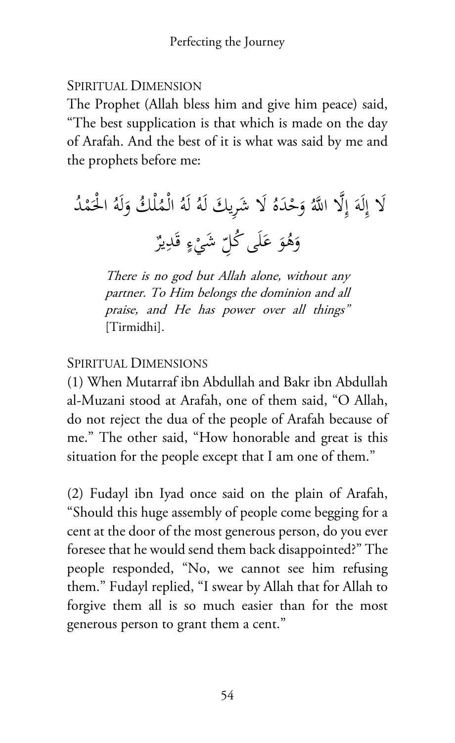## Spiritual Dimension

The Prophet (Allah bless him and give him peace) said, "The best supplication is that which is made on the day of Arafah. And the best of it is what was said by me and the prophets before me:

لَا إِلَهَ إِلَّا اللَّهُ وَحْدَهُ لَا شَرِيكَ لَهُ لَهُ الْمُلْكُ وَلَهُ الْحَمْدُ وَهُوَ عَلَى كُلِّ شَيْءٍ قَدِيرٌ

> *There is no god but Allah alone, without any partner. To Him belongs the dominion and all praise, and He has power over all things"* [Tirmidhi].

## Spiritual Dimensions

(1) When Mutarraf ibn Abdullah and Bakr ibn Abdullah al-Muzani stood at Arafah, one of them said, "O Allah, do not reject the dua of the people of Arafah because of me." The other said, "How honorable and great is this situation for the people except that I am one of them."

(2) Fudayl ibn Iyad once said on the plain of Arafah, "Should this huge assembly of people come begging for a cent at the door of the most generous person, do you ever foresee that he would send them back disappointed?" The people responded, "No, we cannot see him refusing them." Fudayl replied, "I swear by Allah that for Allah to forgive them all is so much easier than for the most generous person to grant them a cent."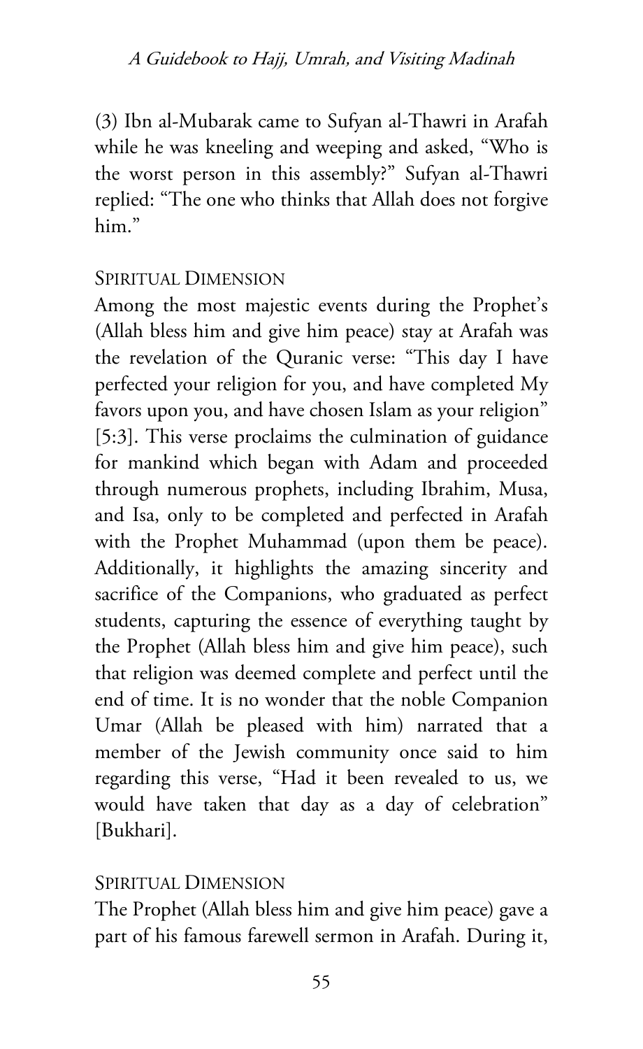(3) Ibn al-Mubarak came to Sufyan al-Thawri in Arafah while he was kneeling and weeping and asked, "Who is the worst person in this assembly?" Sufyan al-Thawri replied: "The one who thinks that Allah does not forgive him."

### Spiritual Dimension

Among the most majestic events during the Prophet's (Allah bless him and give him peace) stay at Arafah was the revelation of the Quranic verse: "This day I have perfected your religion for you, and have completed My favors upon you, and have chosen Islam as your religion" [5:3]. This verse proclaims the culmination of guidance for mankind which began with Adam and proceeded through numerous prophets, including Ibrahim, Musa, and Isa, only to be completed and perfected in Arafah with the Prophet Muhammad (upon them be peace). Additionally, it highlights the amazing sincerity and sacrifice of the Companions, who graduated as perfect students, capturing the essence of everything taught by the Prophet (Allah bless him and give him peace), such that religion was deemed complete and perfect until the end of time. It is no wonder that the noble Companion Umar (Allah be pleased with him) narrated that a member of the Jewish community once said to him regarding this verse, "Had it been revealed to us, we would have taken that day as a day of celebration" [Bukhari].

### Spiritual Dimension

The Prophet (Allah bless him and give him peace) gave a part of his famous farewell sermon in Arafah. During it,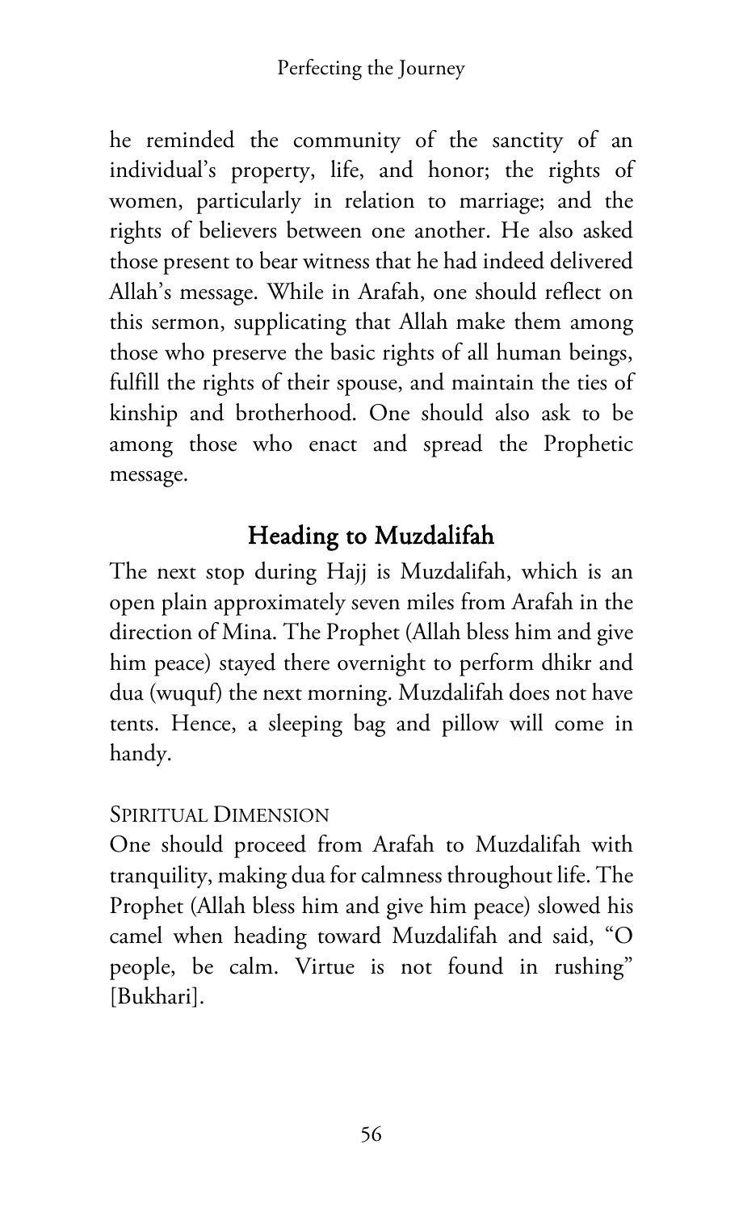he reminded the community of the sanctity of an individual's property, life, and honor; the rights of women, particularly in relation to marriage; and the rights of believers between one another. He also asked those present to bear witness that he had indeed delivered Allah's message. While in Arafah, one should reflect on this sermon, supplicating that Allah make them among those who preserve the basic rights of all human beings, fulfill the rights of their spouse, and maintain the ties of kinship and brotherhood. One should also ask to be among those who enact and spread the Prophetic message.

## Heading to Muzdalifah

The next stop during Hajj is Muzdalifah, which is an open plain approximately seven miles from Arafah in the direction of Mina. The Prophet (Allah bless him and give him peace) stayed there overnight to perform dhikr and dua (wuquf) the next morning. Muzdalifah does not have tents. Hence, a sleeping bag and pillow will come in handy.

### Spiritual Dimension

One should proceed from Arafah to Muzdalifah with tranquility, making dua for calmness throughout life. The Prophet (Allah bless him and give him peace) slowed his camel when heading toward Muzdalifah and said, "O people, be calm. Virtue is not found in rushing" [Bukhari].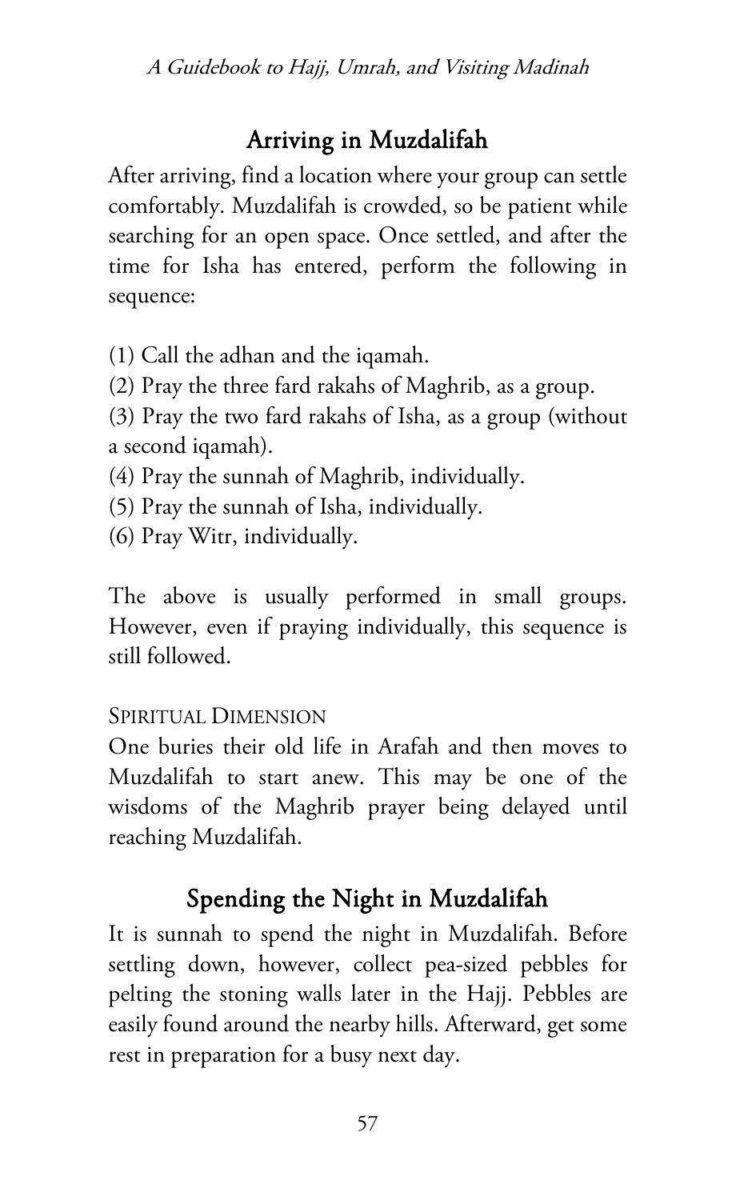## Arriving in Muzdalifah

After arriving, find a location where your group can settle comfortably. Muzdalifah is crowded, so be patient while searching for an open space. Once settled, and after the time for Isha has entered, perform the following in sequence:

(1) Call the adhan and the iqamah.
(2) Pray the three fard rakahs of Maghrib, as a group.
(3) Pray the two fard rakahs of Isha, as a group (without a second iqamah).
(4) Pray the sunnah of Maghrib, individually.
(5) Pray the sunnah of Isha, individually.
(6) Pray Witr, individually.

The above is usually performed in small groups. However, even if praying individually, this sequence is still followed.

SPIRITUAL DIMENSION

One buries their old life in Arafah and then moves to Muzdalifah to start anew. This may be one of the wisdoms of the Maghrib prayer being delayed until reaching Muzdalifah.

## Spending the Night in Muzdalifah

It is sunnah to spend the night in Muzdalifah. Before settling down, however, collect pea-sized pebbles for pelting the stoning walls later in the Hajj. Pebbles are easily found around the nearby hills. Afterward, get some rest in preparation for a busy next day.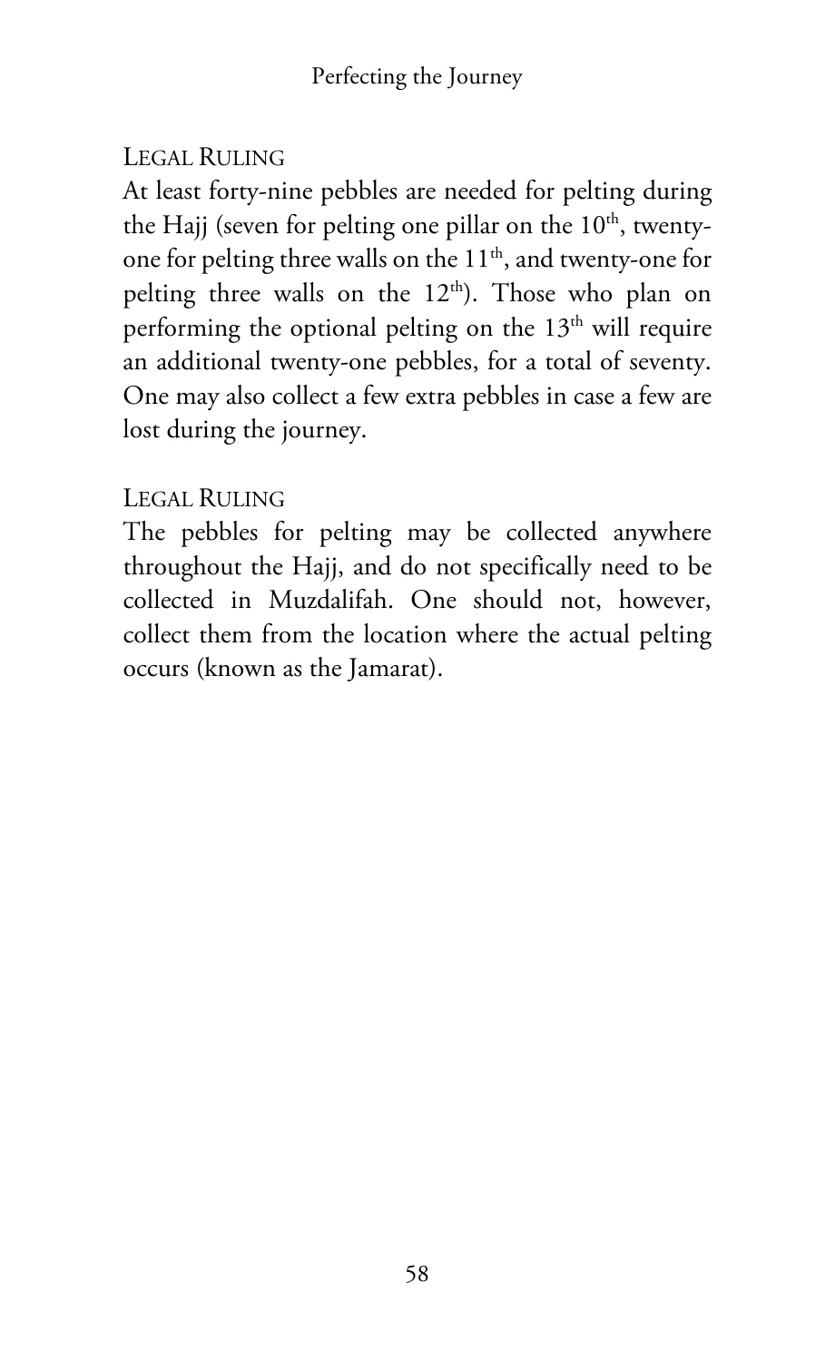### Legal Ruling

At least forty-nine pebbles are needed for pelting during the Hajj (seven for pelting one pillar on the 10th, twenty-one for pelting three walls on the 11th, and twenty-one for pelting three walls on the 12th). Those who plan on performing the optional pelting on the 13th will require an additional twenty-one pebbles, for a total of seventy. One may also collect a few extra pebbles in case a few are lost during the journey.

### Legal Ruling

The pebbles for pelting may be collected anywhere throughout the Hajj, and do not specifically need to be collected in Muzdalifah. One should not, however, collect them from the location where the actual pelting occurs (known as the Jamarat).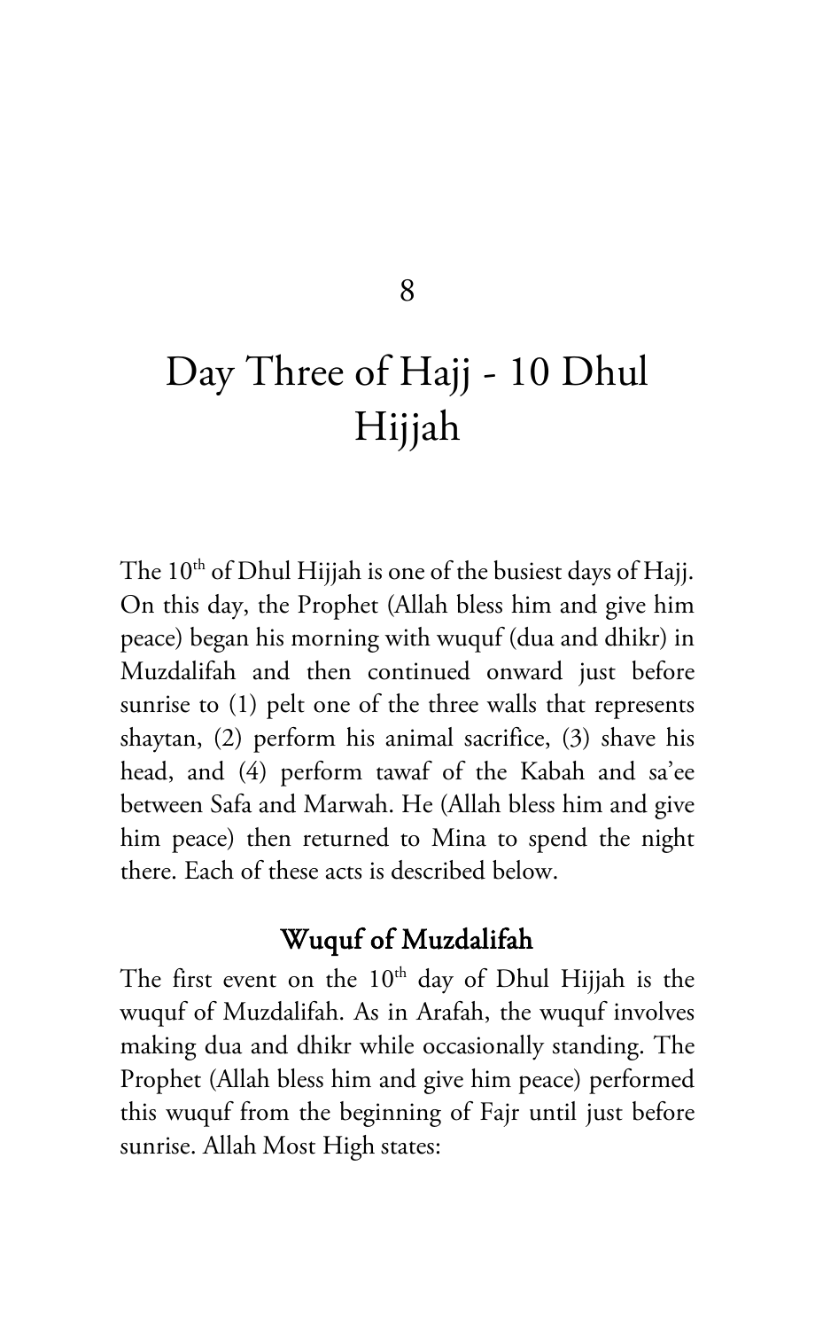# 8

# Day Three of Hajj - 10 Dhul Hijjah

The 10th of Dhul Hijjah is one of the busiest days of Hajj. On this day, the Prophet (Allah bless him and give him peace) began his morning with wuquf (dua and dhikr) in Muzdalifah and then continued onward just before sunrise to (1) pelt one of the three walls that represents shaytan, (2) perform his animal sacrifice, (3) shave his head, and (4) perform tawaf of the Kabah and sa'ee between Safa and Marwah. He (Allah bless him and give him peace) then returned to Mina to spend the night there. Each of these acts is described below.

## Wuquf of Muzdalifah

The first event on the 10th day of Dhul Hijjah is the wuquf of Muzdalifah. As in Arafah, the wuquf involves making dua and dhikr while occasionally standing. The Prophet (Allah bless him and give him peace) performed this wuquf from the beginning of Fajr until just before sunrise. Allah Most High states: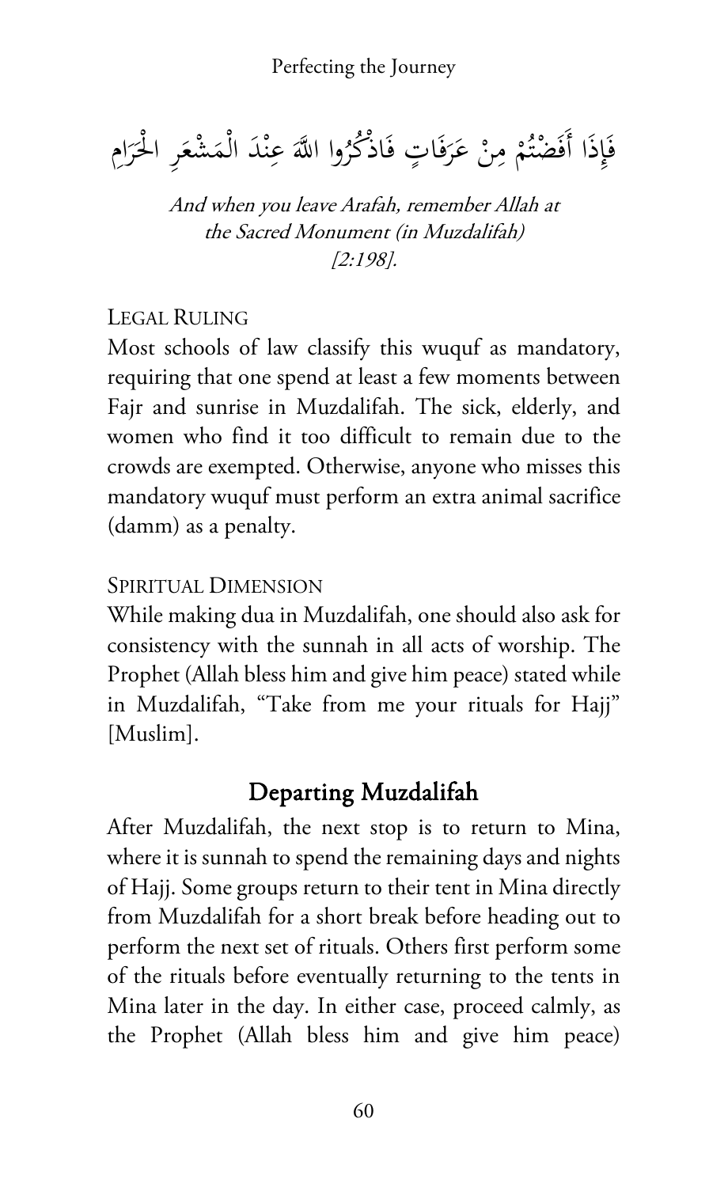فَإِذَا أَفَضْتُمْ مِنْ عَرَفَاتٍ فَاذْكُرُوا اللَّهَ عِنْدَ الْمَشْعَرِ الْحَرَامِ

*And when you leave Arafah, remember Allah at the Sacred Monument (in Muzdalifah) [2:198].*

LEGAL RULING

Most schools of law classify this wuquf as mandatory, requiring that one spend at least a few moments between Fajr and sunrise in Muzdalifah. The sick, elderly, and women who find it too difficult to remain due to the crowds are exempted. Otherwise, anyone who misses this mandatory wuquf must perform an extra animal sacrifice (damm) as a penalty.

SPIRITUAL DIMENSION

While making dua in Muzdalifah, one should also ask for consistency with the sunnah in all acts of worship. The Prophet (Allah bless him and give him peace) stated while in Muzdalifah, "Take from me your rituals for Hajj" [Muslim].

## Departing Muzdalifah

After Muzdalifah, the next stop is to return to Mina, where it is sunnah to spend the remaining days and nights of Hajj. Some groups return to their tent in Mina directly from Muzdalifah for a short break before heading out to perform the next set of rituals. Others first perform some of the rituals before eventually returning to the tents in Mina later in the day. In either case, proceed calmly, as the Prophet (Allah bless him and give him peace)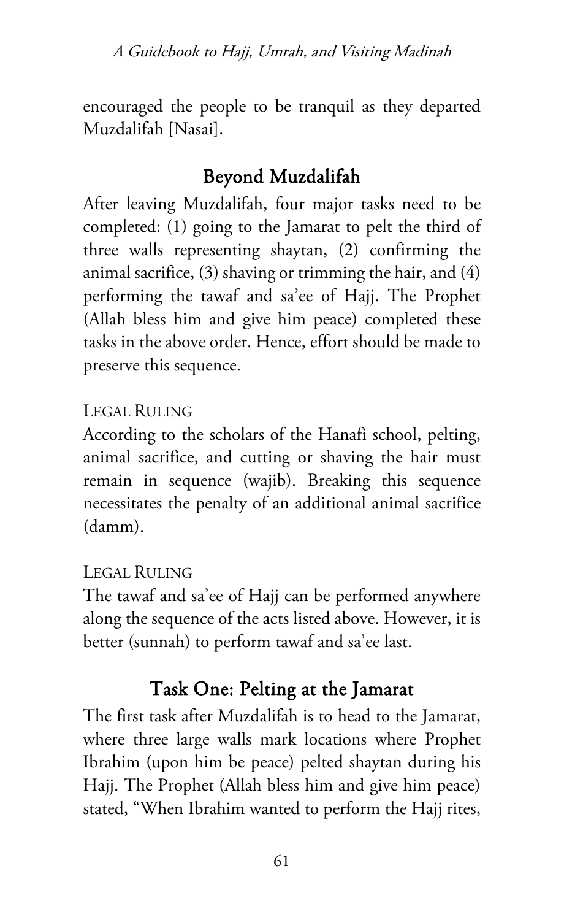encouraged the people to be tranquil as they departed Muzdalifah [Nasai].

## Beyond Muzdalifah

After leaving Muzdalifah, four major tasks need to be completed: (1) going to the Jamarat to pelt the third of three walls representing shaytan, (2) confirming the animal sacrifice, (3) shaving or trimming the hair, and (4) performing the tawaf and sa'ee of Hajj. The Prophet (Allah bless him and give him peace) completed these tasks in the above order. Hence, effort should be made to preserve this sequence.

LEGAL RULING

According to the scholars of the Hanafi school, pelting, animal sacrifice, and cutting or shaving the hair must remain in sequence (wajib). Breaking this sequence necessitates the penalty of an additional animal sacrifice (damm).

LEGAL RULING

The tawaf and sa'ee of Hajj can be performed anywhere along the sequence of the acts listed above. However, it is better (sunnah) to perform tawaf and sa'ee last.

## Task One: Pelting at the Jamarat

The first task after Muzdalifah is to head to the Jamarat, where three large walls mark locations where Prophet Ibrahim (upon him be peace) pelted shaytan during his Hajj. The Prophet (Allah bless him and give him peace) stated, "When Ibrahim wanted to perform the Hajj rites,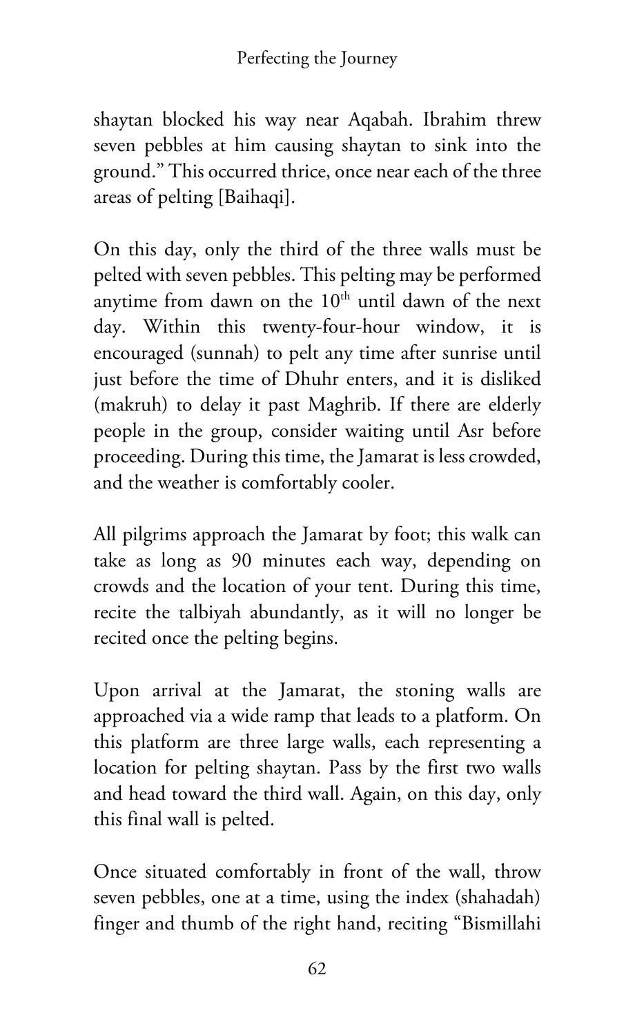shaytan blocked his way near Aqabah. Ibrahim threw seven pebbles at him causing shaytan to sink into the ground." This occurred thrice, once near each of the three areas of pelting [Baihaqi].

On this day, only the third of the three walls must be pelted with seven pebbles. This pelting may be performed anytime from dawn on the 10th until dawn of the next day. Within this twenty-four-hour window, it is encouraged (sunnah) to pelt any time after sunrise until just before the time of Dhuhr enters, and it is disliked (makruh) to delay it past Maghrib. If there are elderly people in the group, consider waiting until Asr before proceeding. During this time, the Jamarat is less crowded, and the weather is comfortably cooler.

All pilgrims approach the Jamarat by foot; this walk can take as long as 90 minutes each way, depending on crowds and the location of your tent. During this time, recite the talbiyah abundantly, as it will no longer be recited once the pelting begins.

Upon arrival at the Jamarat, the stoning walls are approached via a wide ramp that leads to a platform. On this platform are three large walls, each representing a location for pelting shaytan. Pass by the first two walls and head toward the third wall. Again, on this day, only this final wall is pelted.

Once situated comfortably in front of the wall, throw seven pebbles, one at a time, using the index (shahadah) finger and thumb of the right hand, reciting "Bismillahi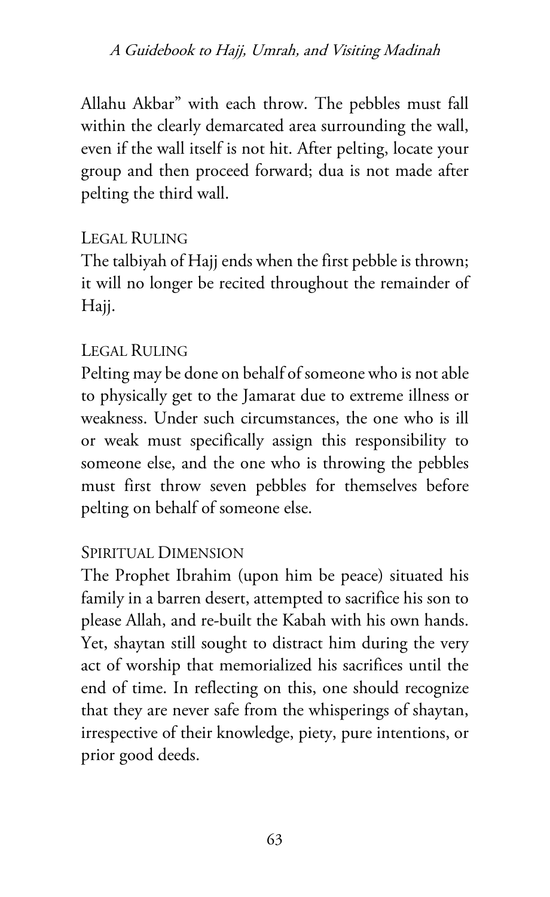Allahu Akbar" with each throw. The pebbles must fall within the clearly demarcated area surrounding the wall, even if the wall itself is not hit. After pelting, locate your group and then proceed forward; dua is not made after pelting the third wall.

#### Legal Ruling

The talbiyah of Hajj ends when the first pebble is thrown; it will no longer be recited throughout the remainder of Hajj.

#### Legal Ruling

Pelting may be done on behalf of someone who is not able to physically get to the Jamarat due to extreme illness or weakness. Under such circumstances, the one who is ill or weak must specifically assign this responsibility to someone else, and the one who is throwing the pebbles must first throw seven pebbles for themselves before pelting on behalf of someone else.

#### Spiritual Dimension

The Prophet Ibrahim (upon him be peace) situated his family in a barren desert, attempted to sacrifice his son to please Allah, and re-built the Kabah with his own hands. Yet, shaytan still sought to distract him during the very act of worship that memorialized his sacrifices until the end of time. In reflecting on this, one should recognize that they are never safe from the whisperings of shaytan, irrespective of their knowledge, piety, pure intentions, or prior good deeds.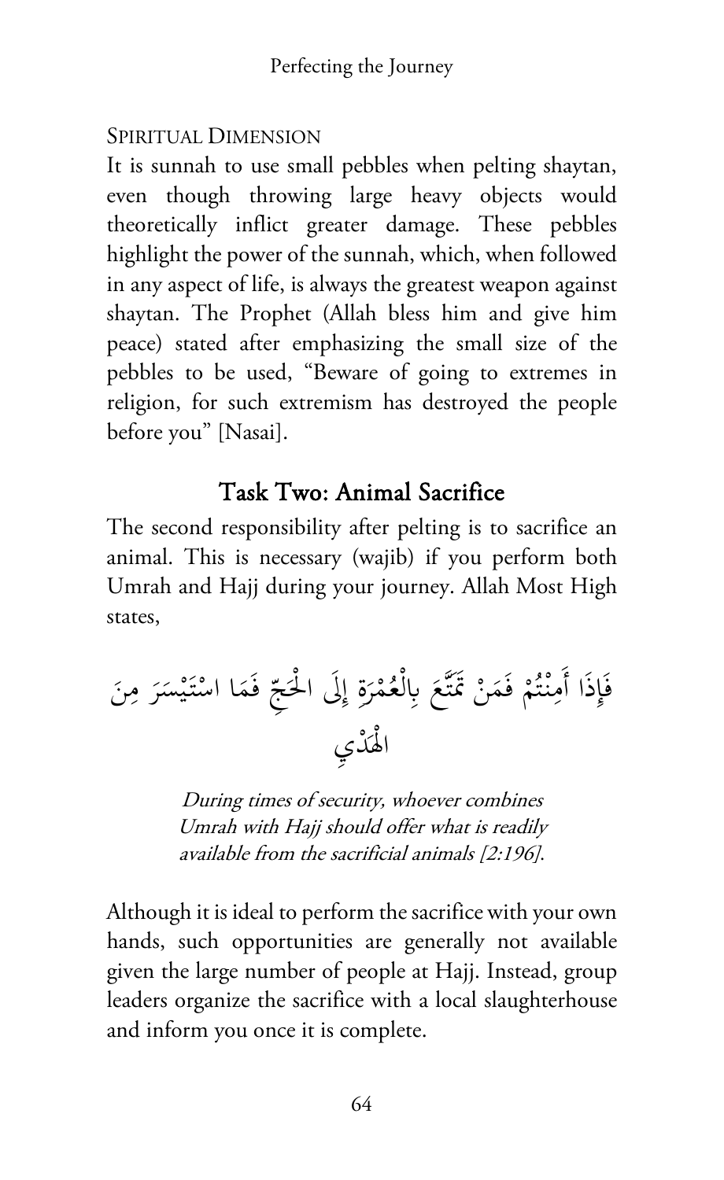SPIRITUAL DIMENSION

It is sunnah to use small pebbles when pelting shaytan, even though throwing large heavy objects would theoretically inflict greater damage. These pebbles highlight the power of the sunnah, which, when followed in any aspect of life, is always the greatest weapon against shaytan. The Prophet (Allah bless him and give him peace) stated after emphasizing the small size of the pebbles to be used, "Beware of going to extremes in religion, for such extremism has destroyed the people before you" [Nasai].

## Task Two: Animal Sacrifice

The second responsibility after pelting is to sacrifice an animal. This is necessary (wajib) if you perform both Umrah and Hajj during your journey. Allah Most High states,

فَإِذَا أَمِنْتُمْ فَمَنْ تَمَتَّعَ بِالْعُمْرَةِ إِلَى الْحَجِّ فَمَا اسْتَيْسَرَ مِنَ الْهَدْيِ

*During times of security, whoever combines Umrah with Hajj should offer what is readily available from the sacrificial animals [2:196].*

Although it is ideal to perform the sacrifice with your own hands, such opportunities are generally not available given the large number of people at Hajj. Instead, group leaders organize the sacrifice with a local slaughterhouse and inform you once it is complete.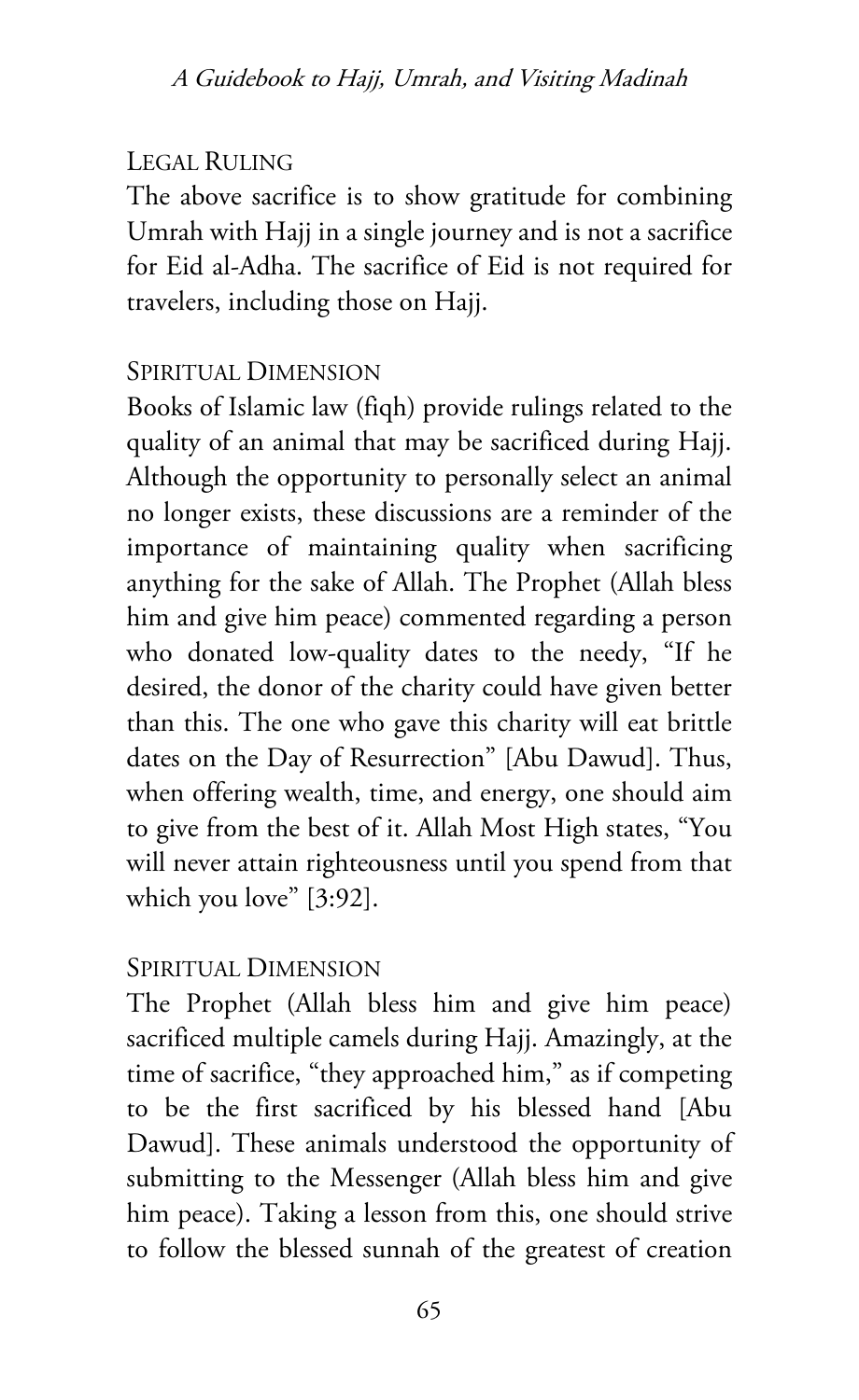#### Legal Ruling

The above sacrifice is to show gratitude for combining Umrah with Hajj in a single journey and is not a sacrifice for Eid al-Adha. The sacrifice of Eid is not required for travelers, including those on Hajj.

#### Spiritual Dimension

Books of Islamic law (fiqh) provide rulings related to the quality of an animal that may be sacrificed during Hajj. Although the opportunity to personally select an animal no longer exists, these discussions are a reminder of the importance of maintaining quality when sacrificing anything for the sake of Allah. The Prophet (Allah bless him and give him peace) commented regarding a person who donated low-quality dates to the needy, "If he desired, the donor of the charity could have given better than this. The one who gave this charity will eat brittle dates on the Day of Resurrection" [Abu Dawud]. Thus, when offering wealth, time, and energy, one should aim to give from the best of it. Allah Most High states, "You will never attain righteousness until you spend from that which you love" [3:92].

#### Spiritual Dimension

The Prophet (Allah bless him and give him peace) sacrificed multiple camels during Hajj. Amazingly, at the time of sacrifice, "they approached him," as if competing to be the first sacrificed by his blessed hand [Abu Dawud]. These animals understood the opportunity of submitting to the Messenger (Allah bless him and give him peace). Taking a lesson from this, one should strive to follow the blessed sunnah of the greatest of creation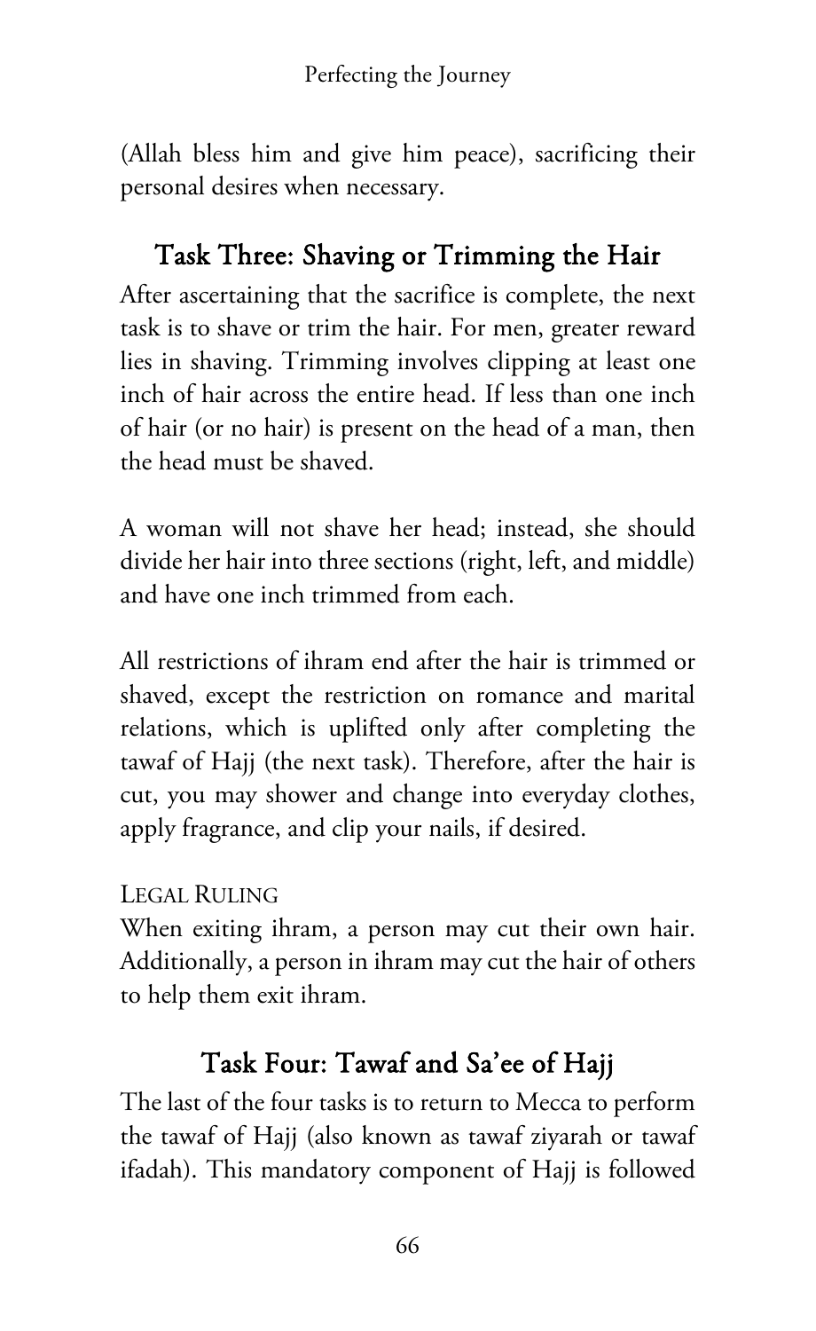(Allah bless him and give him peace), sacrificing their personal desires when necessary.

## Task Three: Shaving or Trimming the Hair

After ascertaining that the sacrifice is complete, the next task is to shave or trim the hair. For men, greater reward lies in shaving. Trimming involves clipping at least one inch of hair across the entire head. If less than one inch of hair (or no hair) is present on the head of a man, then the head must be shaved.

A woman will not shave her head; instead, she should divide her hair into three sections (right, left, and middle) and have one inch trimmed from each.

All restrictions of ihram end after the hair is trimmed or shaved, except the restriction on romance and marital relations, which is uplifted only after completing the tawaf of Hajj (the next task). Therefore, after the hair is cut, you may shower and change into everyday clothes, apply fragrance, and clip your nails, if desired.

LEGAL RULING

When exiting ihram, a person may cut their own hair. Additionally, a person in ihram may cut the hair of others to help them exit ihram.

## Task Four: Tawaf and Sa'ee of Hajj

The last of the four tasks is to return to Mecca to perform the tawaf of Hajj (also known as tawaf ziyarah or tawaf ifadah). This mandatory component of Hajj is followed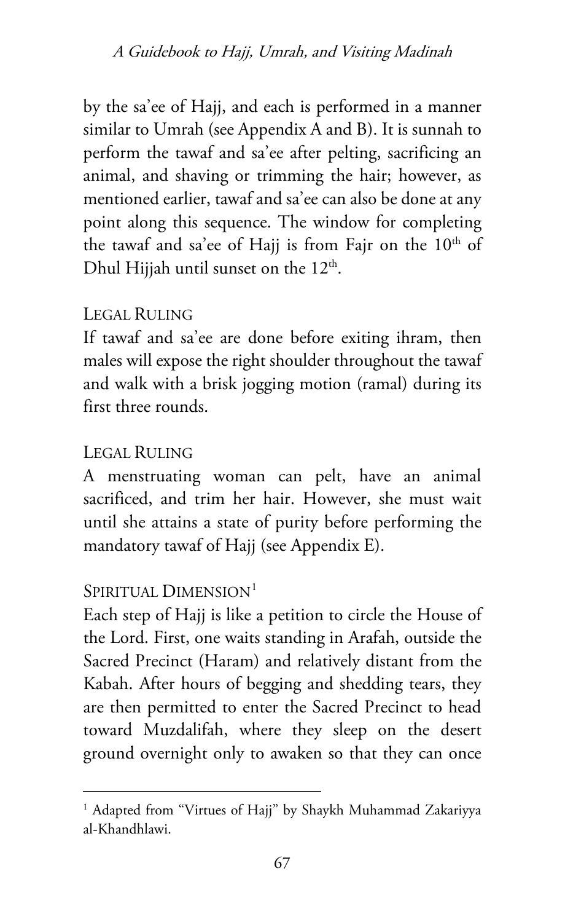by the sa'ee of Hajj, and each is performed in a manner similar to Umrah (see Appendix A and B). It is sunnah to perform the tawaf and sa'ee after pelting, sacrificing an animal, and shaving or trimming the hair; however, as mentioned earlier, tawaf and sa'ee can also be done at any point along this sequence. The window for completing the tawaf and sa'ee of Hajj is from Fajr on the 10th of Dhul Hijjah until sunset on the 12th.

#### Legal Ruling

If tawaf and sa'ee are done before exiting ihram, then males will expose the right shoulder throughout the tawaf and walk with a brisk jogging motion (ramal) during its first three rounds.

#### Legal Ruling

A menstruating woman can pelt, have an animal sacrificed, and trim her hair. However, she must wait until she attains a state of purity before performing the mandatory tawaf of Hajj (see Appendix E).

#### Spiritual Dimension[1]

Each step of Hajj is like a petition to circle the House of the Lord. First, one waits standing in Arafah, outside the Sacred Precinct (Haram) and relatively distant from the Kabah. After hours of begging and shedding tears, they are then permitted to enter the Sacred Precinct to head toward Muzdalifah, where they sleep on the desert ground overnight only to awaken so that they can once

---

[1] Adapted from "Virtues of Hajj" by Shaykh Muhammad Zakariyya al-Khandhlawi.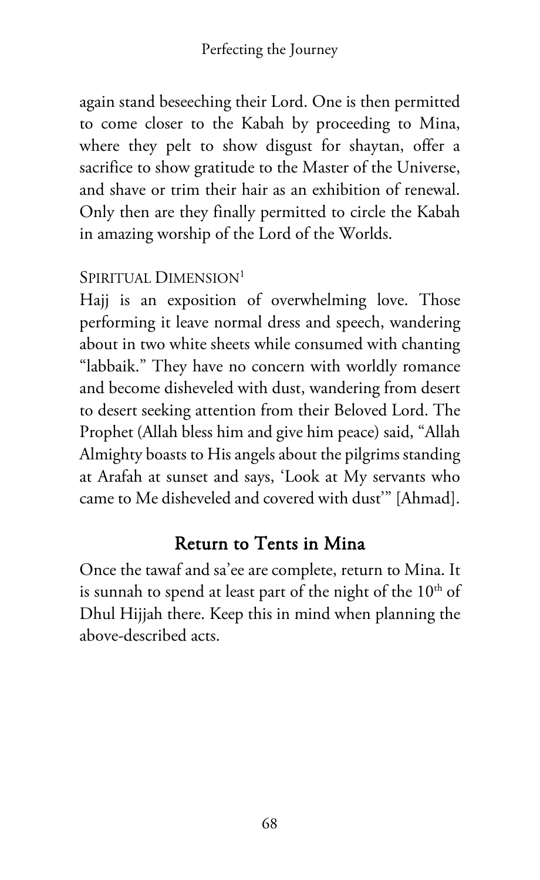again stand beseeching their Lord. One is then permitted to come closer to the Kabah by proceeding to Mina, where they pelt to show disgust for shaytan, offer a sacrifice to show gratitude to the Master of the Universe, and shave or trim their hair as an exhibition of renewal. Only then are they finally permitted to circle the Kabah in amazing worship of the Lord of the Worlds.

SPIRITUAL DIMENSION[1]

Hajj is an exposition of overwhelming love. Those performing it leave normal dress and speech, wandering about in two white sheets while consumed with chanting "labbaik." They have no concern with worldly romance and become disheveled with dust, wandering from desert to desert seeking attention from their Beloved Lord. The Prophet (Allah bless him and give him peace) said, "Allah Almighty boasts to His angels about the pilgrims standing at Arafah at sunset and says, 'Look at My servants who came to Me disheveled and covered with dust'" [Ahmad].

## Return to Tents in Mina

Once the tawaf and sa'ee are complete, return to Mina. It is sunnah to spend at least part of the night of the 10th of Dhul Hijjah there. Keep this in mind when planning the above-described acts.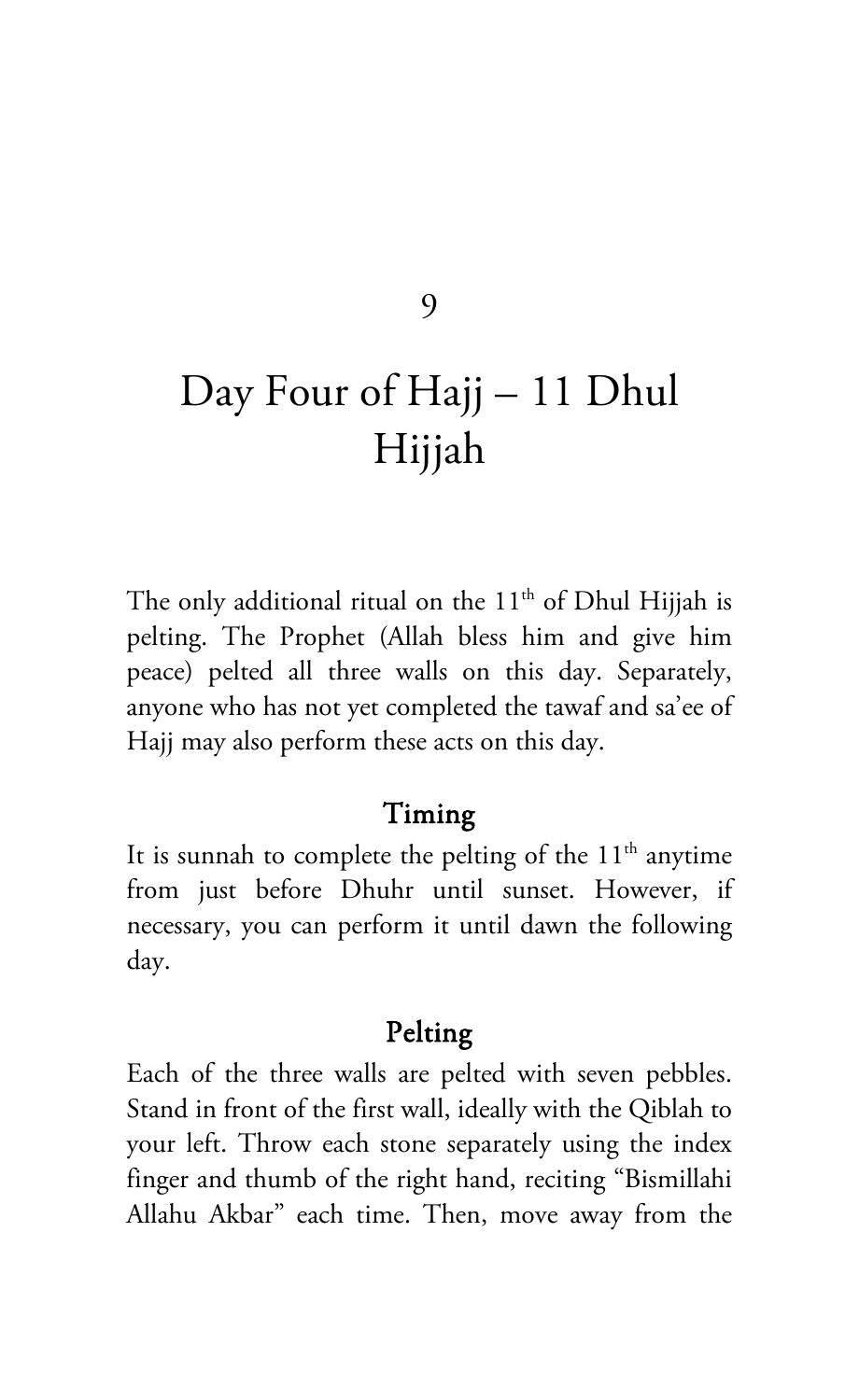# 9

# Day Four of Hajj – 11 Dhul Hijjah

The only additional ritual on the 11th of Dhul Hijjah is pelting. The Prophet (Allah bless him and give him peace) pelted all three walls on this day. Separately, anyone who has not yet completed the tawaf and sa'ee of Hajj may also perform these acts on this day.

## Timing

It is sunnah to complete the pelting of the 11th anytime from just before Dhuhr until sunset. However, if necessary, you can perform it until dawn the following day.

## Pelting

Each of the three walls are pelted with seven pebbles. Stand in front of the first wall, ideally with the Qiblah to your left. Throw each stone separately using the index finger and thumb of the right hand, reciting "Bismillahi Allahu Akbar" each time. Then, move away from the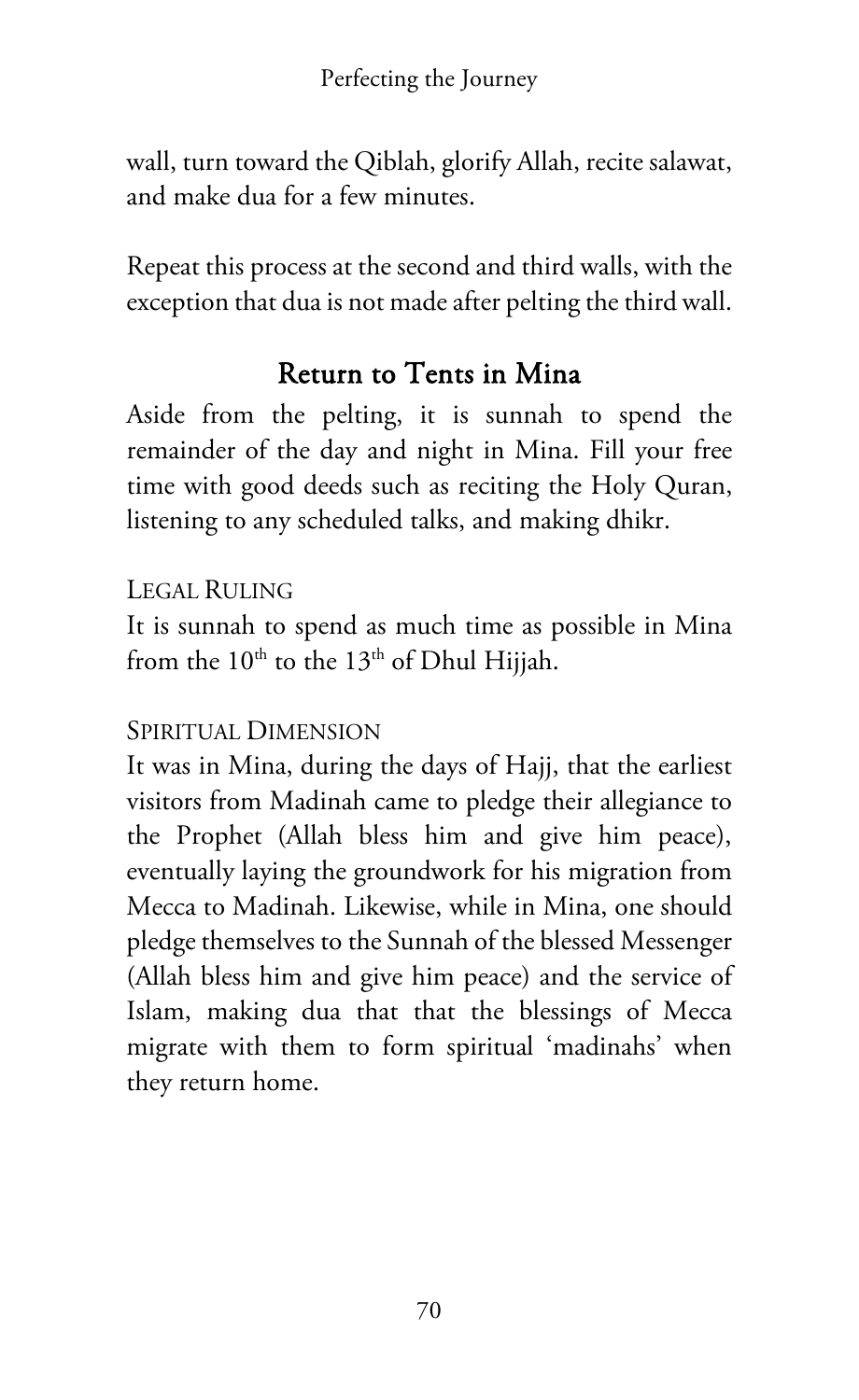wall, turn toward the Qiblah, glorify Allah, recite salawat, and make dua for a few minutes.

Repeat this process at the second and third walls, with the exception that dua is not made after pelting the third wall.

## Return to Tents in Mina

Aside from the pelting, it is sunnah to spend the remainder of the day and night in Mina. Fill your free time with good deeds such as reciting the Holy Quran, listening to any scheduled talks, and making dhikr.

LEGAL RULING

It is sunnah to spend as much time as possible in Mina from the $10^{th}$ to the $13^{th}$ of Dhul Hijjah.

SPIRITUAL DIMENSION

It was in Mina, during the days of Hajj, that the earliest visitors from Madinah came to pledge their allegiance to the Prophet (Allah bless him and give him peace), eventually laying the groundwork for his migration from Mecca to Madinah. Likewise, while in Mina, one should pledge themselves to the Sunnah of the blessed Messenger (Allah bless him and give him peace) and the service of Islam, making dua that that the blessings of Mecca migrate with them to form spiritual 'madinahs' when they return home.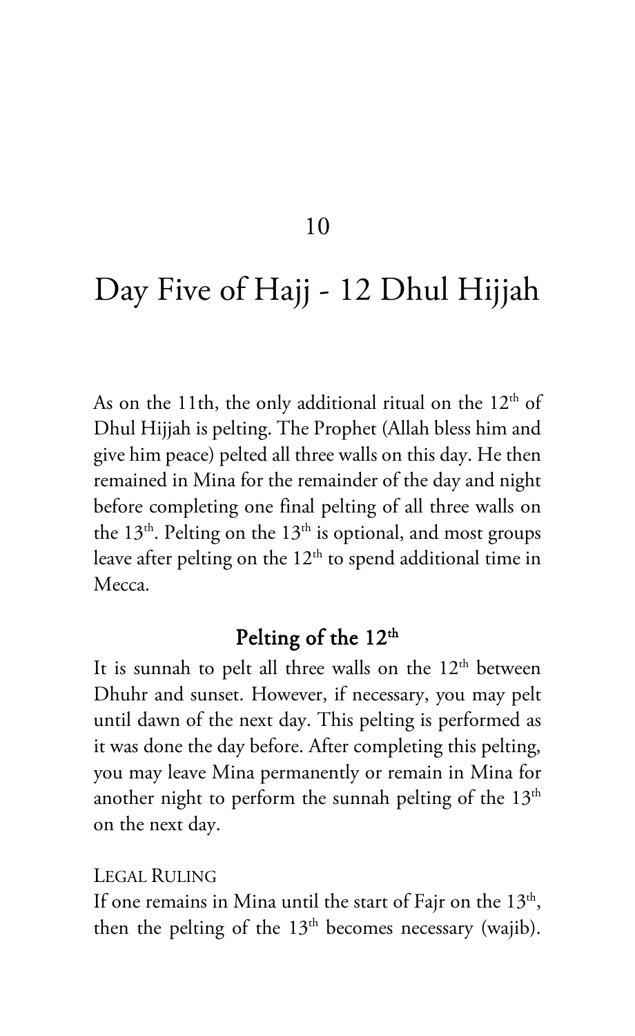# 10

# Day Five of Hajj - 12 Dhul Hijjah

As on the 11th, the only additional ritual on the 12th of Dhul Hijjah is pelting. The Prophet (Allah bless him and give him peace) pelted all three walls on this day. He then remained in Mina for the remainder of the day and night before completing one final pelting of all three walls on the 13th. Pelting on the 13th is optional, and most groups leave after pelting on the 12th to spend additional time in Mecca.

## Pelting of the 12th

It is sunnah to pelt all three walls on the 12th between Dhuhr and sunset. However, if necessary, you may pelt until dawn of the next day. This pelting is performed as it was done the day before. After completing this pelting, you may leave Mina permanently or remain in Mina for another night to perform the sunnah pelting of the 13th on the next day.

LEGAL RULING

If one remains in Mina until the start of Fajr on the 13th, then the pelting of the 13th becomes necessary (wajib).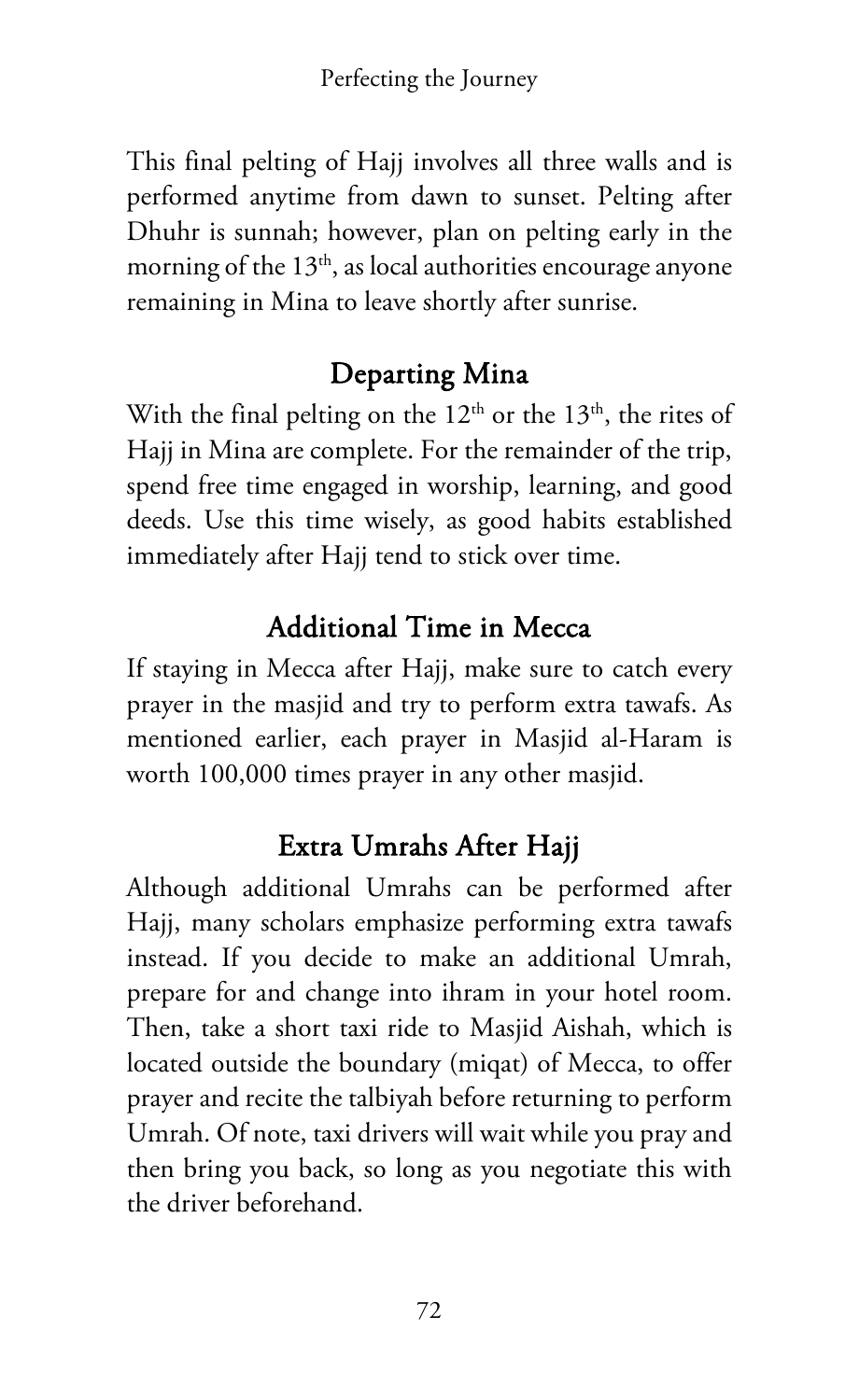This final pelting of Hajj involves all three walls and is performed anytime from dawn to sunset. Pelting after Dhuhr is sunnah; however, plan on pelting early in the morning of the 13th, as local authorities encourage anyone remaining in Mina to leave shortly after sunrise.

## Departing Mina

With the final pelting on the 12th or the 13th, the rites of Hajj in Mina are complete. For the remainder of the trip, spend free time engaged in worship, learning, and good deeds. Use this time wisely, as good habits established immediately after Hajj tend to stick over time.

## Additional Time in Mecca

If staying in Mecca after Hajj, make sure to catch every prayer in the masjid and try to perform extra tawafs. As mentioned earlier, each prayer in Masjid al-Haram is worth 100,000 times prayer in any other masjid.

## Extra Umrahs After Hajj

Although additional Umrahs can be performed after Hajj, many scholars emphasize performing extra tawafs instead. If you decide to make an additional Umrah, prepare for and change into ihram in your hotel room. Then, take a short taxi ride to Masjid Aishah, which is located outside the boundary (miqat) of Mecca, to offer prayer and recite the talbiyah before returning to perform Umrah. Of note, taxi drivers will wait while you pray and then bring you back, so long as you negotiate this with the driver beforehand.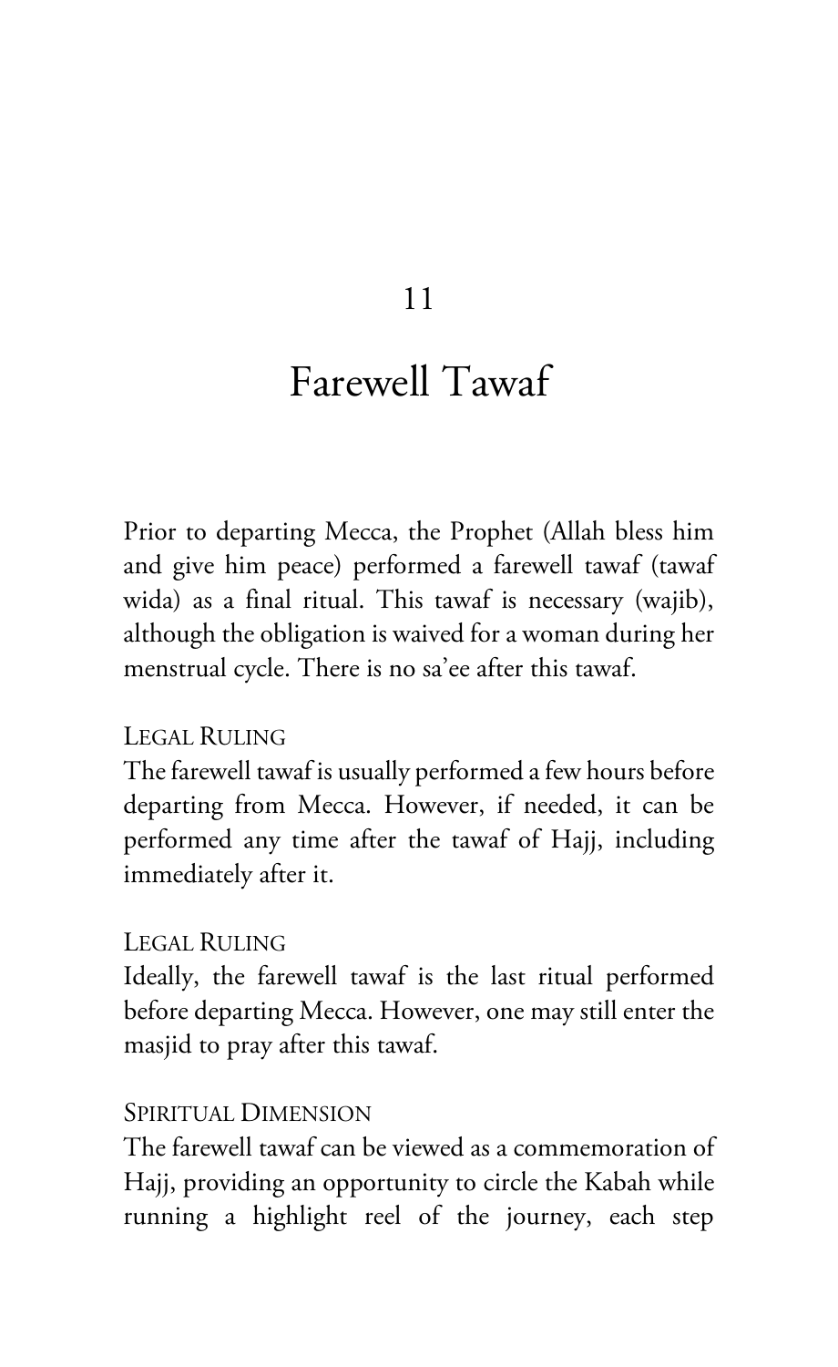# 11

# Farewell Tawaf

Prior to departing Mecca, the Prophet (Allah bless him and give him peace) performed a farewell tawaf (tawaf wida) as a final ritual. This tawaf is necessary (wajib), although the obligation is waived for a woman during her menstrual cycle. There is no sa'ee after this tawaf.

LEGAL RULING

The farewell tawaf is usually performed a few hours before departing from Mecca. However, if needed, it can be performed any time after the tawaf of Hajj, including immediately after it.

LEGAL RULING

Ideally, the farewell tawaf is the last ritual performed before departing Mecca. However, one may still enter the masjid to pray after this tawaf.

SPIRITUAL DIMENSION

The farewell tawaf can be viewed as a commemoration of Hajj, providing an opportunity to circle the Kabah while running a highlight reel of the journey, each step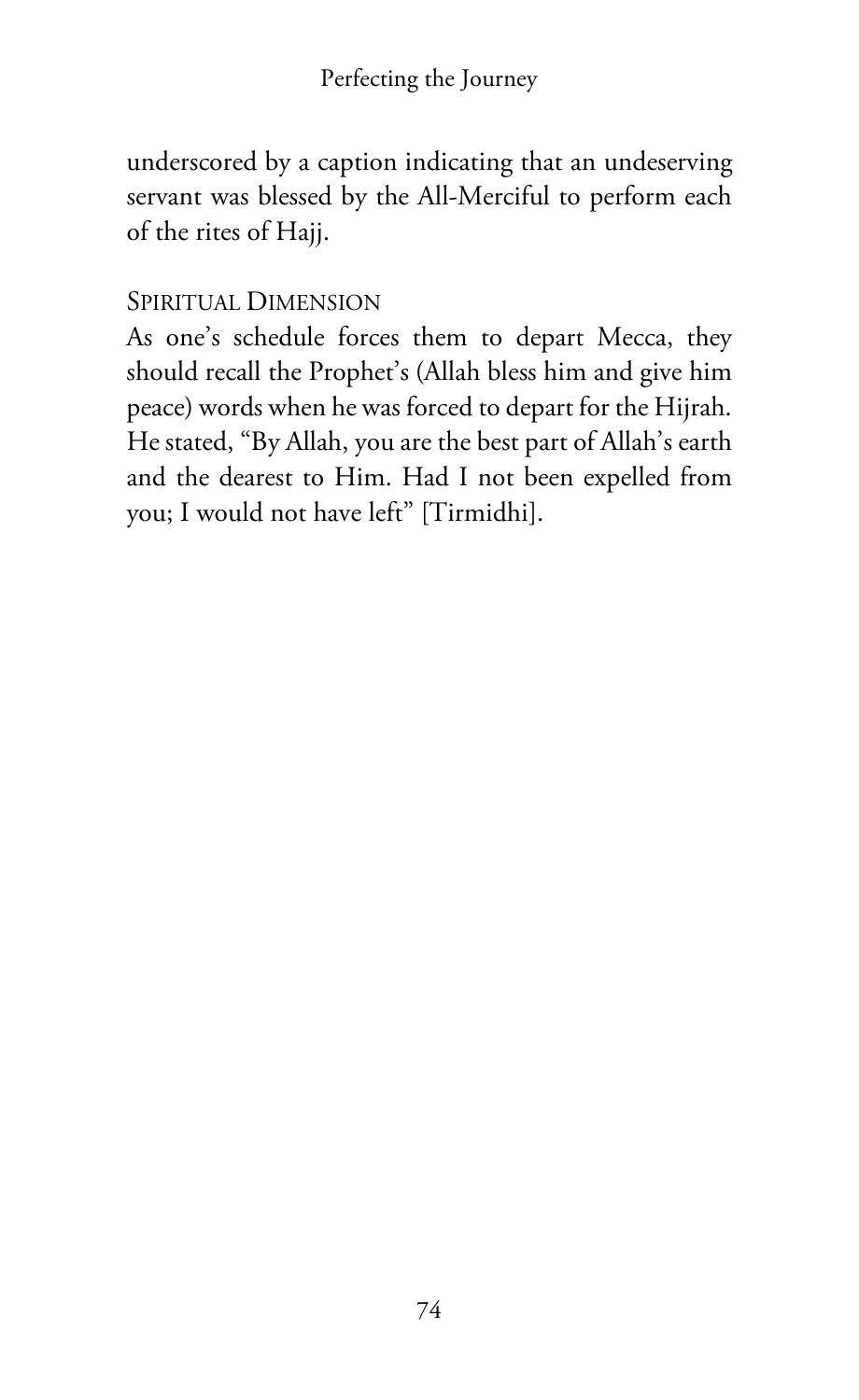underscored by a caption indicating that an undeserving servant was blessed by the All-Merciful to perform each of the rites of Hajj.

### Spiritual Dimension

As one's schedule forces them to depart Mecca, they should recall the Prophet's (Allah bless him and give him peace) words when he was forced to depart for the Hijrah. He stated, "By Allah, you are the best part of Allah's earth and the dearest to Him. Had I not been expelled from you; I would not have left" [Tirmidhi].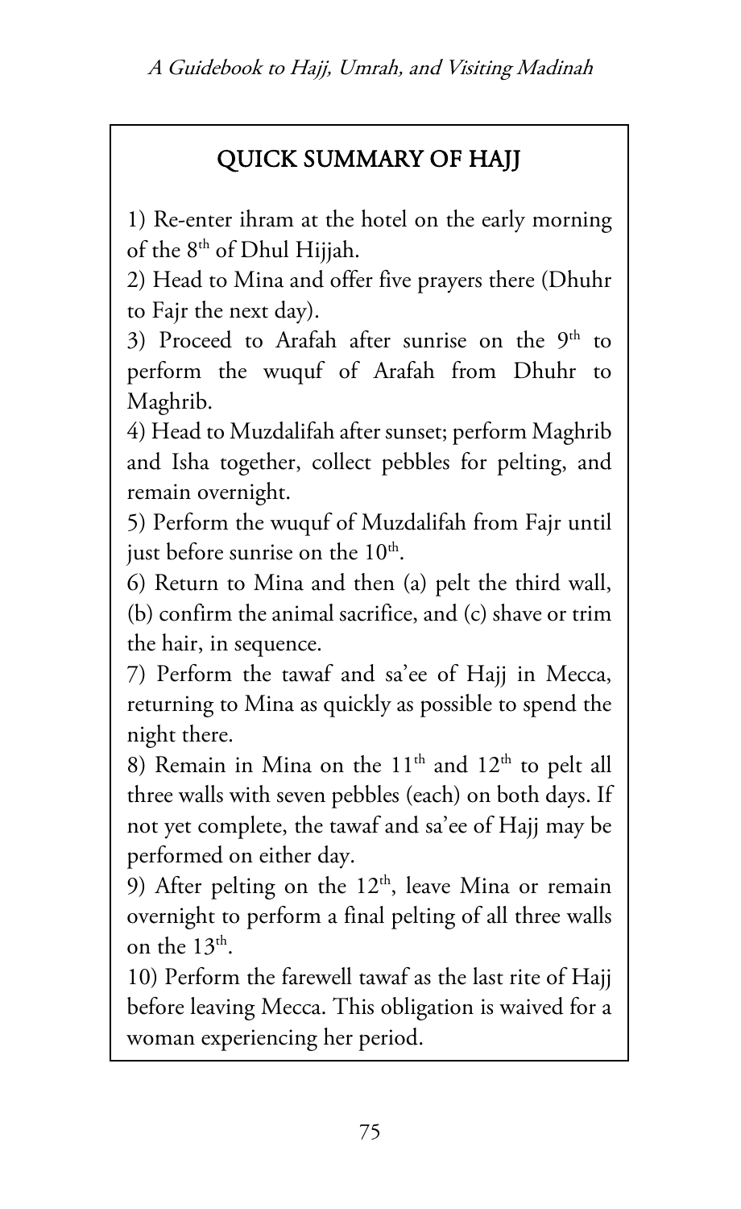## QUICK SUMMARY OF HAJJ

1) Re-enter ihram at the hotel on the early morning of the 8th of Dhul Hijjah.

2) Head to Mina and offer five prayers there (Dhuhr to Fajr the next day).

3) Proceed to Arafah after sunrise on the 9th to perform the wuquf of Arafah from Dhuhr to Maghrib.

4) Head to Muzdalifah after sunset; perform Maghrib and Isha together, collect pebbles for pelting, and remain overnight.

5) Perform the wuquf of Muzdalifah from Fajr until just before sunrise on the 10th.

6) Return to Mina and then (a) pelt the third wall, (b) confirm the animal sacrifice, and (c) shave or trim the hair, in sequence.

7) Perform the tawaf and sa'ee of Hajj in Mecca, returning to Mina as quickly as possible to spend the night there.

8) Remain in Mina on the 11th and 12th to pelt all three walls with seven pebbles (each) on both days. If not yet complete, the tawaf and sa'ee of Hajj may be performed on either day.

9) After pelting on the 12th, leave Mina or remain overnight to perform a final pelting of all three walls on the 13th.

10) Perform the farewell tawaf as the last rite of Hajj before leaving Mecca. This obligation is waived for a woman experiencing her period.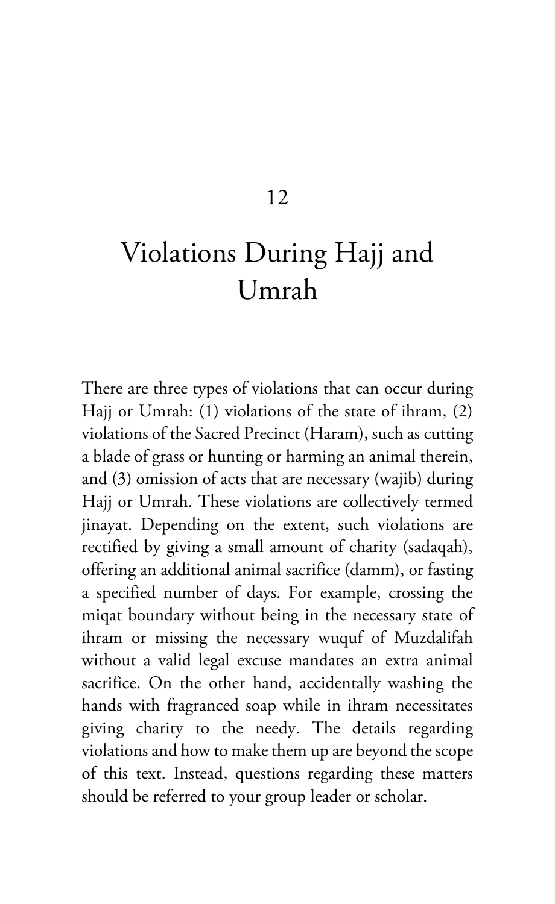# 12

# Violations During Hajj and Umrah

There are three types of violations that can occur during Hajj or Umrah: (1) violations of the state of ihram, (2) violations of the Sacred Precinct (Haram), such as cutting a blade of grass or hunting or harming an animal therein, and (3) omission of acts that are necessary (wajib) during Hajj or Umrah. These violations are collectively termed jinayat. Depending on the extent, such violations are rectified by giving a small amount of charity (sadaqah), offering an additional animal sacrifice (damm), or fasting a specified number of days. For example, crossing the miqat boundary without being in the necessary state of ihram or missing the necessary wuquf of Muzdalifah without a valid legal excuse mandates an extra animal sacrifice. On the other hand, accidentally washing the hands with fragranced soap while in ihram necessitates giving charity to the needy. The details regarding violations and how to make them up are beyond the scope of this text. Instead, questions regarding these matters should be referred to your group leader or scholar.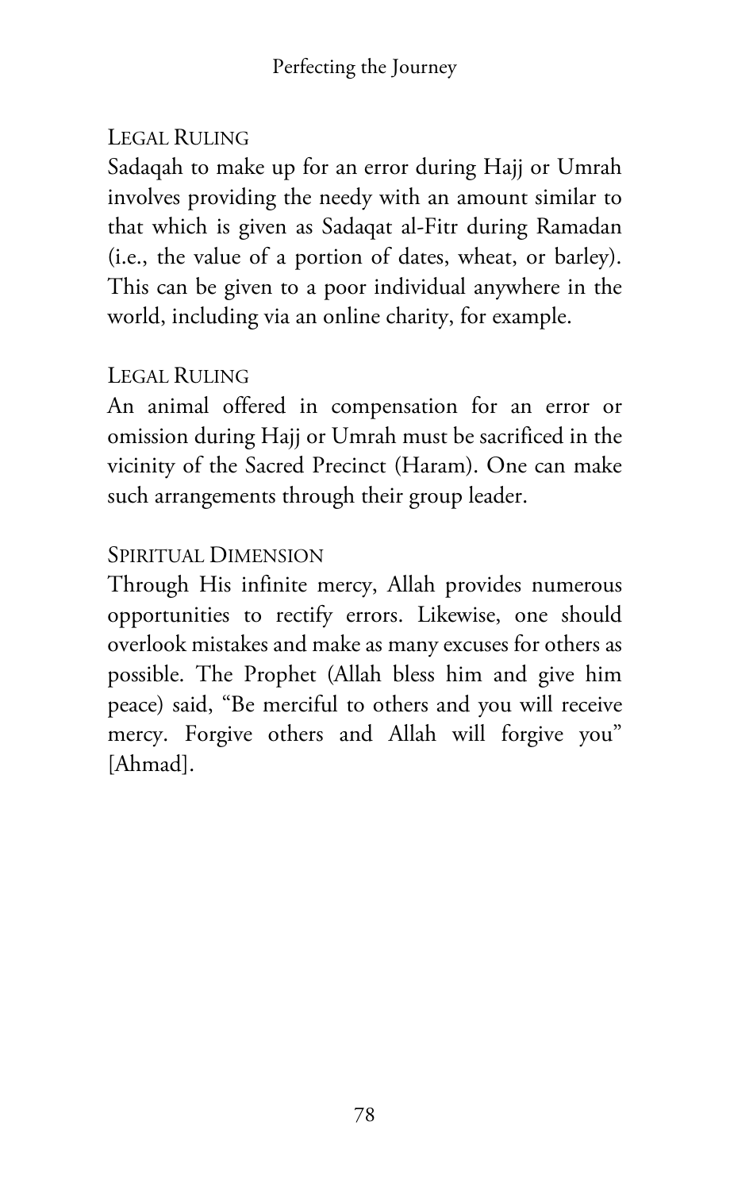### Legal Ruling

Sadaqah to make up for an error during Hajj or Umrah involves providing the needy with an amount similar to that which is given as Sadaqat al-Fitr during Ramadan (i.e., the value of a portion of dates, wheat, or barley). This can be given to a poor individual anywhere in the world, including via an online charity, for example.

### Legal Ruling

An animal offered in compensation for an error or omission during Hajj or Umrah must be sacrificed in the vicinity of the Sacred Precinct (Haram). One can make such arrangements through their group leader.

### Spiritual Dimension

Through His infinite mercy, Allah provides numerous opportunities to rectify errors. Likewise, one should overlook mistakes and make as many excuses for others as possible. The Prophet (Allah bless him and give him peace) said, "Be merciful to others and you will receive mercy. Forgive others and Allah will forgive you" [Ahmad].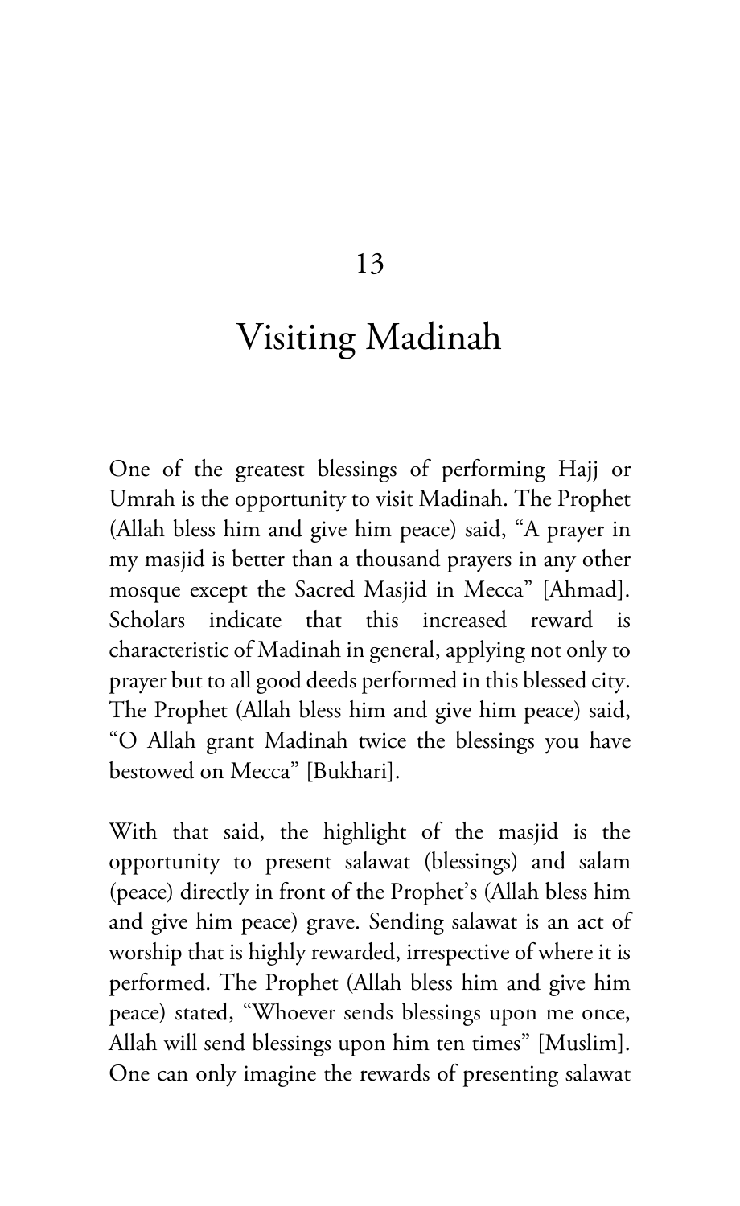# 13

# Visiting Madinah

One of the greatest blessings of performing Hajj or Umrah is the opportunity to visit Madinah. The Prophet (Allah bless him and give him peace) said, "A prayer in my masjid is better than a thousand prayers in any other mosque except the Sacred Masjid in Mecca" [Ahmad]. Scholars indicate that this increased reward is characteristic of Madinah in general, applying not only to prayer but to all good deeds performed in this blessed city. The Prophet (Allah bless him and give him peace) said, "O Allah grant Madinah twice the blessings you have bestowed on Mecca" [Bukhari].

With that said, the highlight of the masjid is the opportunity to present salawat (blessings) and salam (peace) directly in front of the Prophet's (Allah bless him and give him peace) grave. Sending salawat is an act of worship that is highly rewarded, irrespective of where it is performed. The Prophet (Allah bless him and give him peace) stated, "Whoever sends blessings upon me once, Allah will send blessings upon him ten times" [Muslim]. One can only imagine the rewards of presenting salawat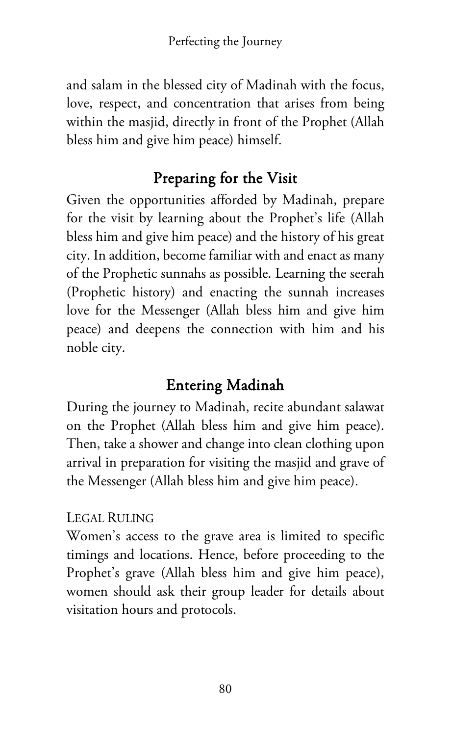and salam in the blessed city of Madinah with the focus, love, respect, and concentration that arises from being within the masjid, directly in front of the Prophet (Allah bless him and give him peace) himself.

## Preparing for the Visit

Given the opportunities afforded by Madinah, prepare for the visit by learning about the Prophet's life (Allah bless him and give him peace) and the history of his great city. In addition, become familiar with and enact as many of the Prophetic sunnahs as possible. Learning the seerah (Prophetic history) and enacting the sunnah increases love for the Messenger (Allah bless him and give him peace) and deepens the connection with him and his noble city.

## Entering Madinah

During the journey to Madinah, recite abundant salawat on the Prophet (Allah bless him and give him peace). Then, take a shower and change into clean clothing upon arrival in preparation for visiting the masjid and grave of the Messenger (Allah bless him and give him peace).

LEGAL RULING

Women's access to the grave area is limited to specific timings and locations. Hence, before proceeding to the Prophet's grave (Allah bless him and give him peace), women should ask their group leader for details about visitation hours and protocols.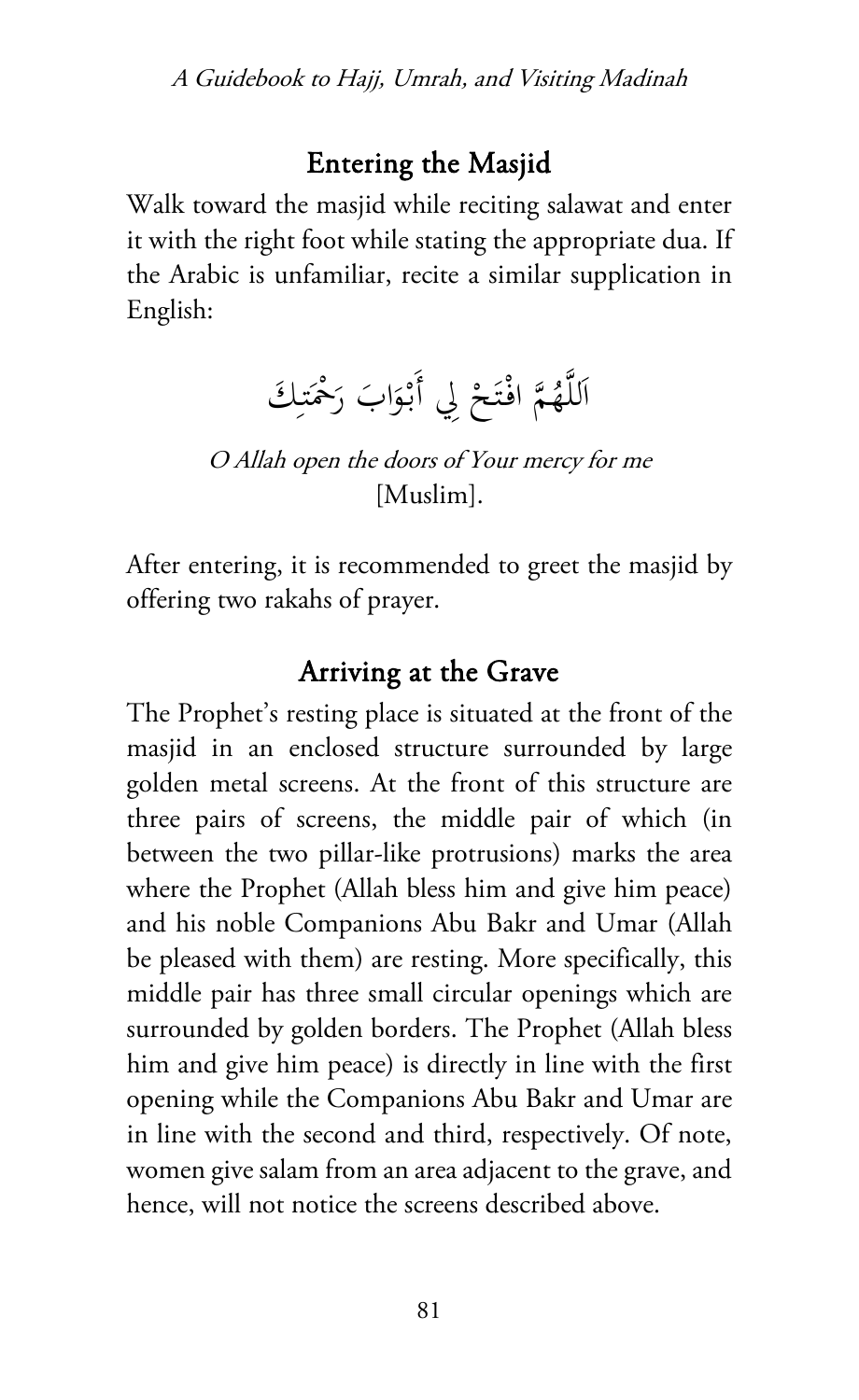## Entering the Masjid

Walk toward the masjid while reciting salawat and enter it with the right foot while stating the appropriate dua. If the Arabic is unfamiliar, recite a similar supplication in English:

اَللَّهُمَّ افْتَحْ لِي أَبْوَابَ رَحْمَتِكَ

*O Allah open the doors of Your mercy for me*
[Muslim].

After entering, it is recommended to greet the masjid by offering two rakahs of prayer.

## Arriving at the Grave

The Prophet's resting place is situated at the front of the masjid in an enclosed structure surrounded by large golden metal screens. At the front of this structure are three pairs of screens, the middle pair of which (in between the two pillar-like protrusions) marks the area where the Prophet (Allah bless him and give him peace) and his noble Companions Abu Bakr and Umar (Allah be pleased with them) are resting. More specifically, this middle pair has three small circular openings which are surrounded by golden borders. The Prophet (Allah bless him and give him peace) is directly in line with the first opening while the Companions Abu Bakr and Umar are in line with the second and third, respectively. Of note, women give salam from an area adjacent to the grave, and hence, will not notice the screens described above.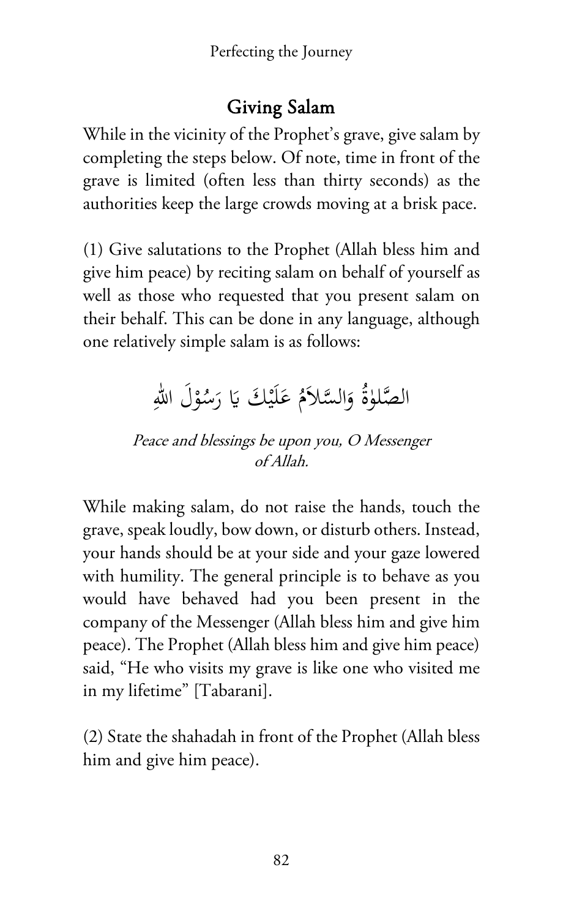## Giving Salam

While in the vicinity of the Prophet's grave, give salam by completing the steps below. Of note, time in front of the grave is limited (often less than thirty seconds) as the authorities keep the large crowds moving at a brisk pace.

(1) Give salutations to the Prophet (Allah bless him and give him peace) by reciting salam on behalf of yourself as well as those who requested that you present salam on their behalf. This can be done in any language, although one relatively simple salam is as follows:

الصَّلٰوةُ وَالسَّلاَمُ عَلَيْكَ يَا رَسُوْلَ اللهِ

*Peace and blessings be upon you, O Messenger of Allah.*

While making salam, do not raise the hands, touch the grave, speak loudly, bow down, or disturb others. Instead, your hands should be at your side and your gaze lowered with humility. The general principle is to behave as you would have behaved had you been present in the company of the Messenger (Allah bless him and give him peace). The Prophet (Allah bless him and give him peace) said, "He who visits my grave is like one who visited me in my lifetime" [Tabarani].

(2) State the shahadah in front of the Prophet (Allah bless him and give him peace).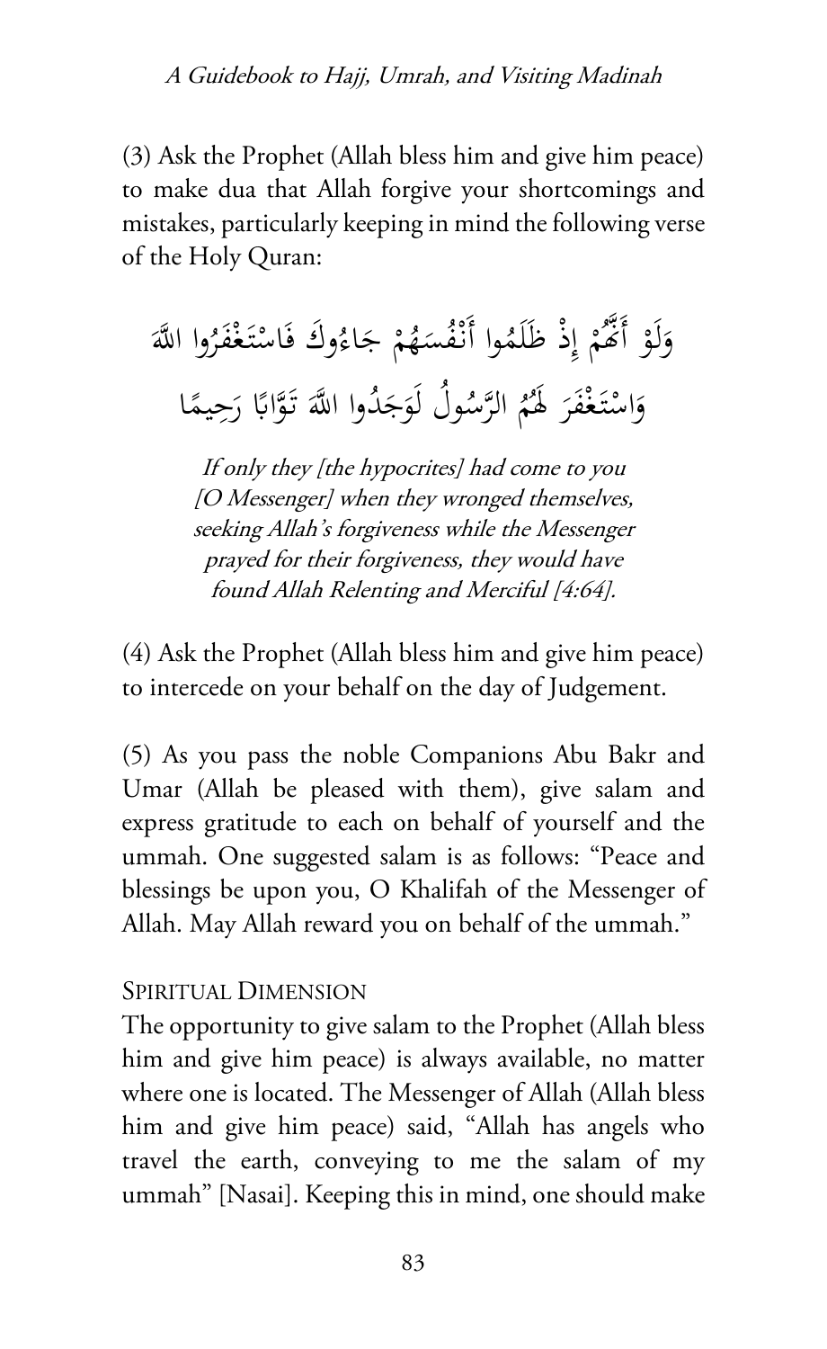(3) Ask the Prophet (Allah bless him and give him peace) to make dua that Allah forgive your shortcomings and mistakes, particularly keeping in mind the following verse of the Holy Quran:

وَلَوْ أَنَّهُمْ إِذْ ظَلَمُوا أَنْفُسَهُمْ جَاءُوكَ فَاسْتَغْفَرُوا اللَّهَ وَاسْتَغْفَرَ لَهُمُ الرَّسُولُ لَوَجَدُوا اللَّهَ تَوَّابًا رَحِيمًا

*If only they [the hypocrites] had come to you [O Messenger] when they wronged themselves, seeking Allah's forgiveness while the Messenger prayed for their forgiveness, they would have found Allah Relenting and Merciful [4:64].*

(4) Ask the Prophet (Allah bless him and give him peace) to intercede on your behalf on the day of Judgement.

(5) As you pass the noble Companions Abu Bakr and Umar (Allah be pleased with them), give salam and express gratitude to each on behalf of yourself and the ummah. One suggested salam is as follows: "Peace and blessings be upon you, O Khalifah of the Messenger of Allah. May Allah reward you on behalf of the ummah."

### Spiritual Dimension

The opportunity to give salam to the Prophet (Allah bless him and give him peace) is always available, no matter where one is located. The Messenger of Allah (Allah bless him and give him peace) said, "Allah has angels who travel the earth, conveying to me the salam of my ummah" [Nasai]. Keeping this in mind, one should make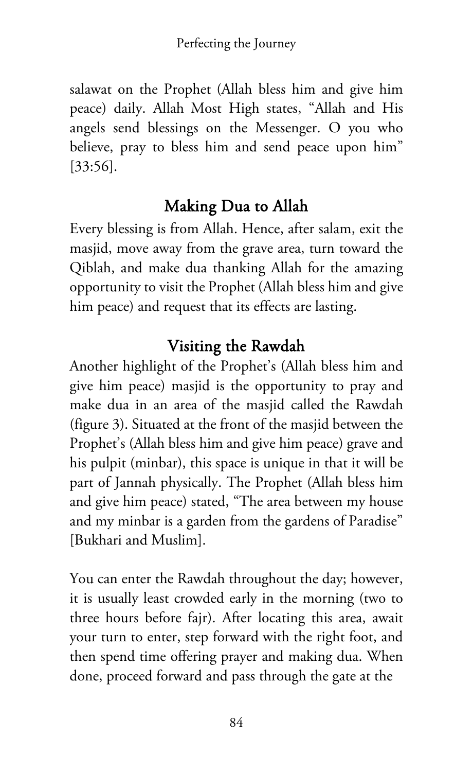salawat on the Prophet (Allah bless him and give him peace) daily. Allah Most High states, "Allah and His angels send blessings on the Messenger. O you who believe, pray to bless him and send peace upon him" [33:56].

## Making Dua to Allah

Every blessing is from Allah. Hence, after salam, exit the masjid, move away from the grave area, turn toward the Qiblah, and make dua thanking Allah for the amazing opportunity to visit the Prophet (Allah bless him and give him peace) and request that its effects are lasting.

## Visiting the Rawdah

Another highlight of the Prophet's (Allah bless him and give him peace) masjid is the opportunity to pray and make dua in an area of the masjid called the Rawdah (figure 3). Situated at the front of the masjid between the Prophet's (Allah bless him and give him peace) grave and his pulpit (minbar), this space is unique in that it will be part of Jannah physically. The Prophet (Allah bless him and give him peace) stated, "The area between my house and my minbar is a garden from the gardens of Paradise" [Bukhari and Muslim].

You can enter the Rawdah throughout the day; however, it is usually least crowded early in the morning (two to three hours before fajr). After locating this area, await your turn to enter, step forward with the right foot, and then spend time offering prayer and making dua. When done, proceed forward and pass through the gate at the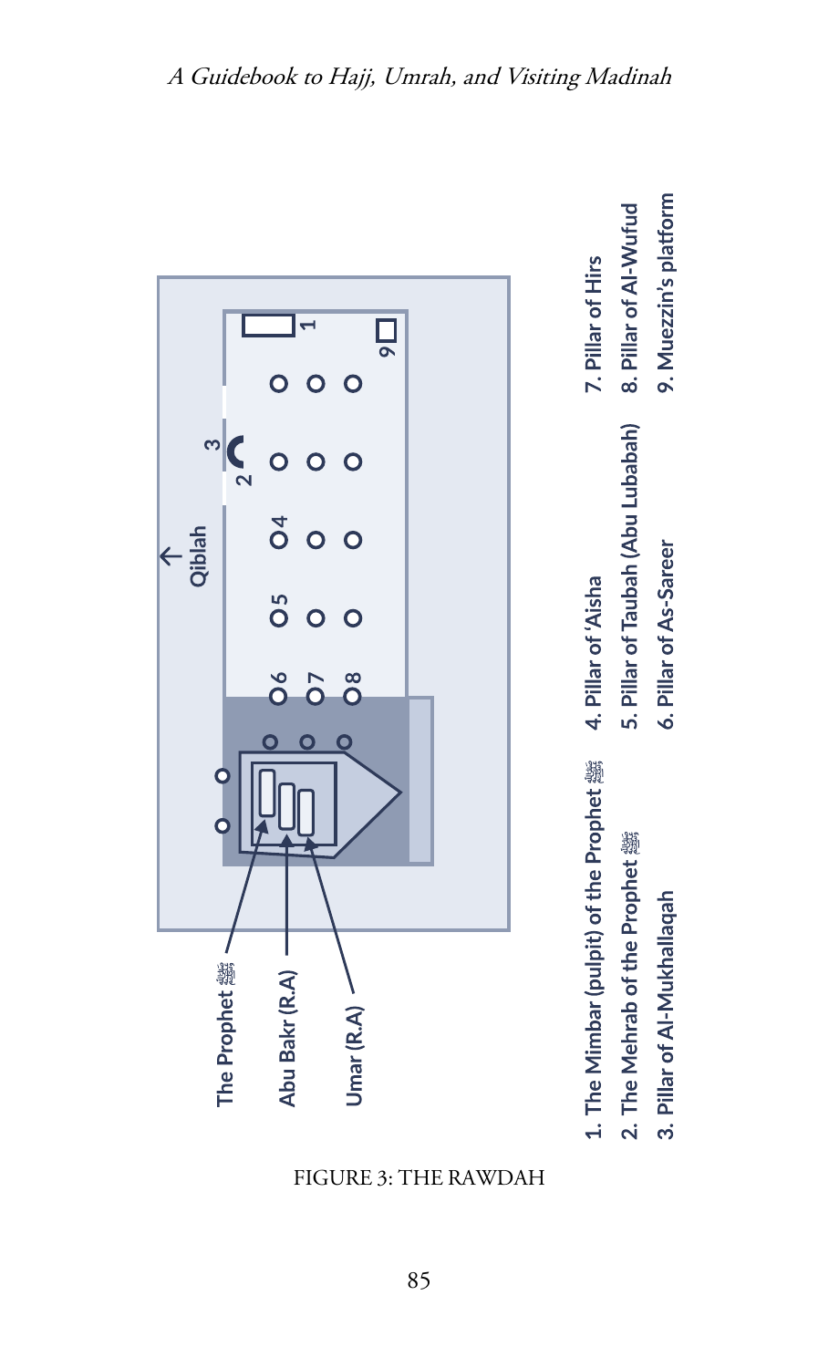The Prophet ﷺ

Abu Bakr (R.A)

Umar (R.A)

Qiblah

1. The Mimbar (pulpit) of the Prophet ﷺ
2. The Mehrab of the Prophet ﷺ
3. Pillar of Al-Mukhallaqah
4. Pillar of 'Aisha
5. Pillar of Taubah (Abu Lubabah)
6. Pillar of As-Sareer
7. Pillar of Hirs
8. Pillar of Al-Wufud
9. Muezzin's platform

FIGURE 3: THE RAWDAH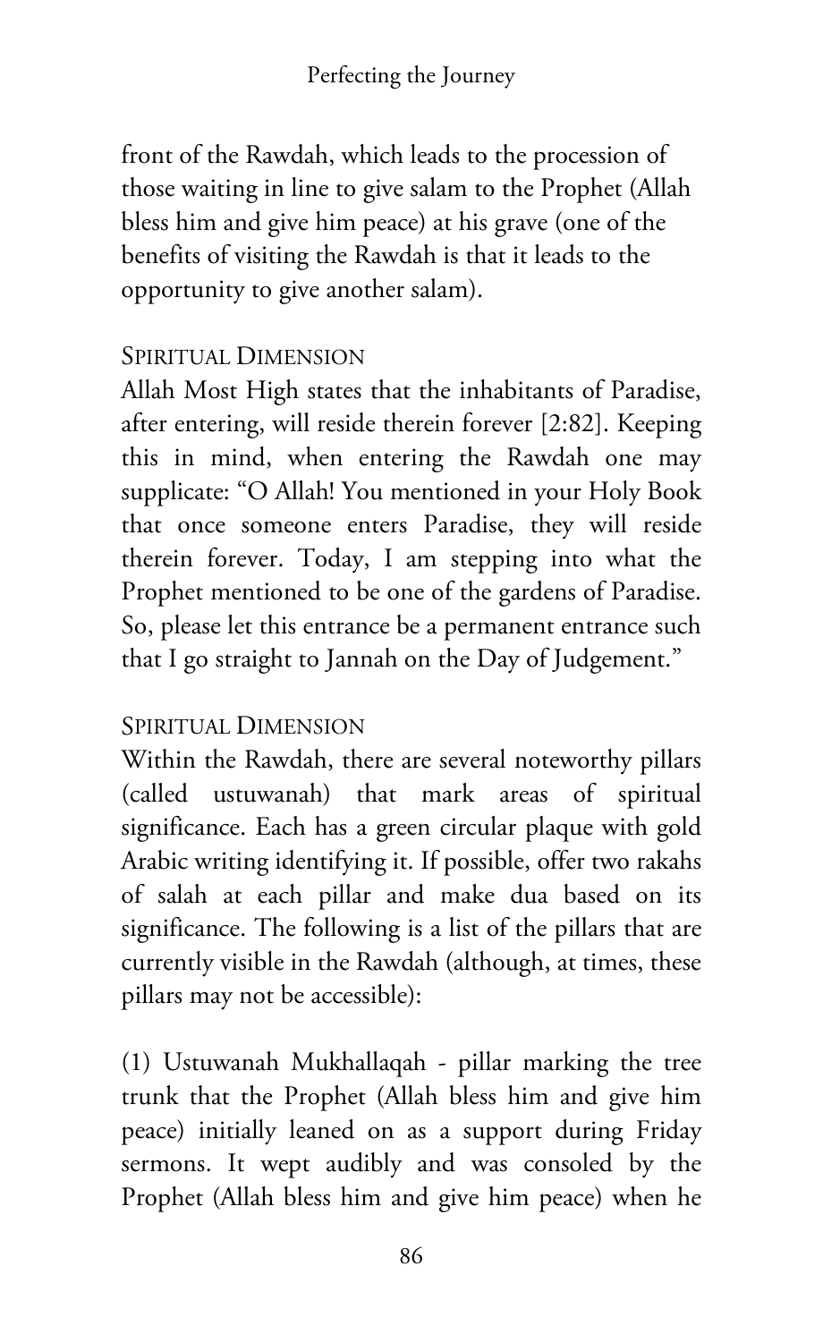front of the Rawdah, which leads to the procession of those waiting in line to give salam to the Prophet (Allah bless him and give him peace) at his grave (one of the benefits of visiting the Rawdah is that it leads to the opportunity to give another salam).

### Spiritual Dimension

Allah Most High states that the inhabitants of Paradise, after entering, will reside therein forever [2:82]. Keeping this in mind, when entering the Rawdah one may supplicate: "O Allah! You mentioned in your Holy Book that once someone enters Paradise, they will reside therein forever. Today, I am stepping into what the Prophet mentioned to be one of the gardens of Paradise. So, please let this entrance be a permanent entrance such that I go straight to Jannah on the Day of Judgement."

### Spiritual Dimension

Within the Rawdah, there are several noteworthy pillars (called ustuwanah) that mark areas of spiritual significance. Each has a green circular plaque with gold Arabic writing identifying it. If possible, offer two rakahs of salah at each pillar and make dua based on its significance. The following is a list of the pillars that are currently visible in the Rawdah (although, at times, these pillars may not be accessible):

(1) Ustuwanah Mukhallaqah - pillar marking the tree trunk that the Prophet (Allah bless him and give him peace) initially leaned on as a support during Friday sermons. It wept audibly and was consoled by the Prophet (Allah bless him and give him peace) when he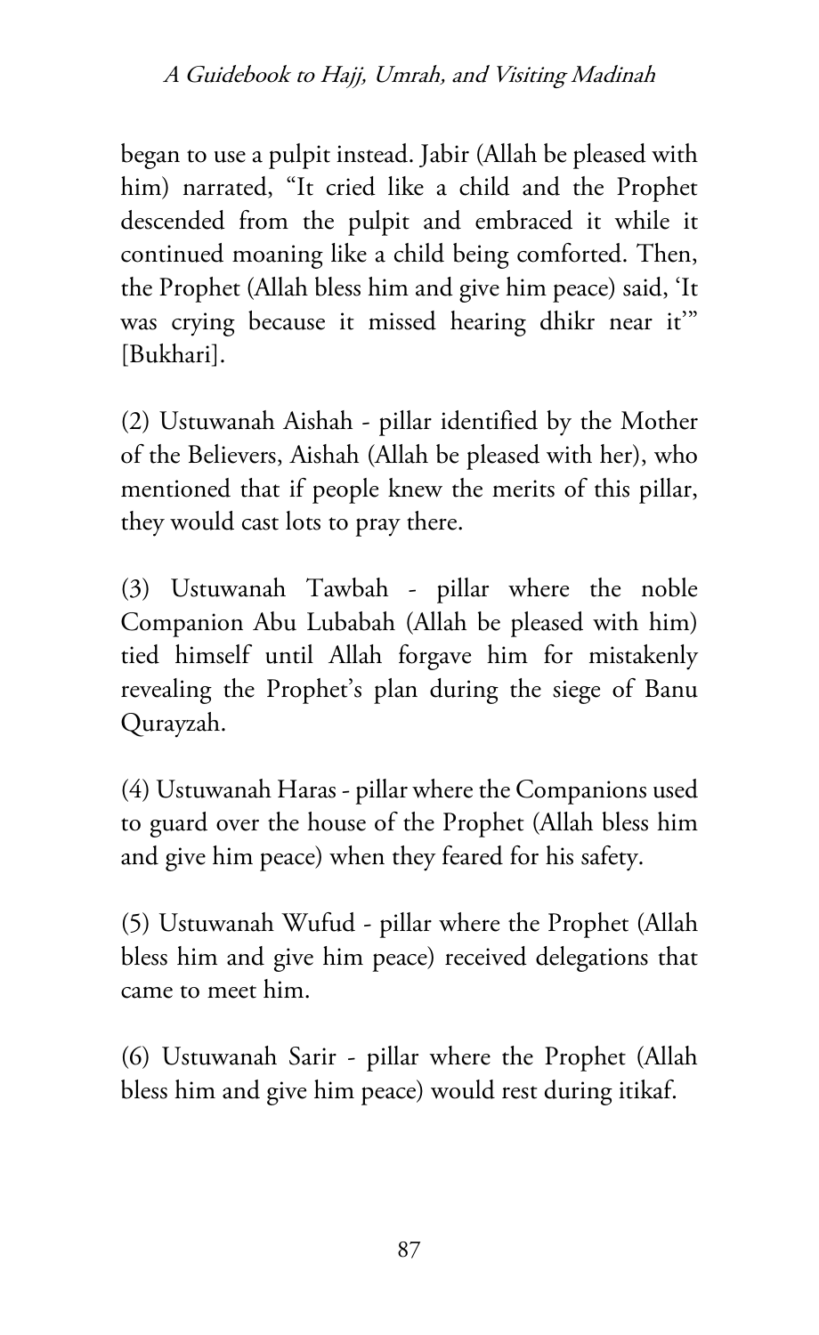began to use a pulpit instead. Jabir (Allah be pleased with him) narrated, “It cried like a child and the Prophet descended from the pulpit and embraced it while it continued moaning like a child being comforted. Then, the Prophet (Allah bless him and give him peace) said, ‘It was crying because it missed hearing dhikr near it’” [Bukhari].

(2) Ustuwanah Aishah - pillar identified by the Mother of the Believers, Aishah (Allah be pleased with her), who mentioned that if people knew the merits of this pillar, they would cast lots to pray there.

(3) Ustuwanah Tawbah - pillar where the noble Companion Abu Lubabah (Allah be pleased with him) tied himself until Allah forgave him for mistakenly revealing the Prophet’s plan during the siege of Banu Qurayzah.

(4) Ustuwanah Haras - pillar where the Companions used to guard over the house of the Prophet (Allah bless him and give him peace) when they feared for his safety.

(5) Ustuwanah Wufud - pillar where the Prophet (Allah bless him and give him peace) received delegations that came to meet him.

(6) Ustuwanah Sarir - pillar where the Prophet (Allah bless him and give him peace) would rest during itikaf.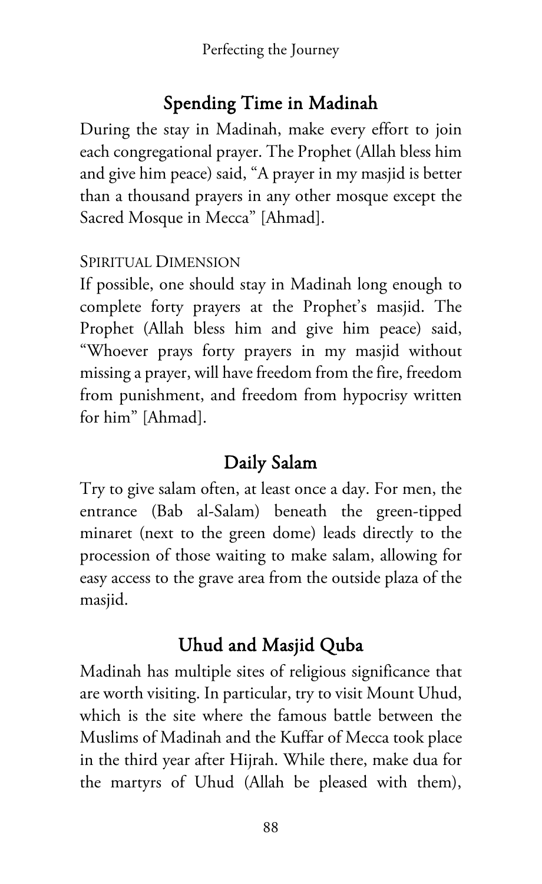## Spending Time in Madinah

During the stay in Madinah, make every effort to join each congregational prayer. The Prophet (Allah bless him and give him peace) said, "A prayer in my masjid is better than a thousand prayers in any other mosque except the Sacred Mosque in Mecca" [Ahmad].

### Spiritual Dimension

If possible, one should stay in Madinah long enough to complete forty prayers at the Prophet's masjid. The Prophet (Allah bless him and give him peace) said, "Whoever prays forty prayers in my masjid without missing a prayer, will have freedom from the fire, freedom from punishment, and freedom from hypocrisy written for him" [Ahmad].

## Daily Salam

Try to give salam often, at least once a day. For men, the entrance (Bab al-Salam) beneath the green-tipped minaret (next to the green dome) leads directly to the procession of those waiting to make salam, allowing for easy access to the grave area from the outside plaza of the masjid.

## Uhud and Masjid Quba

Madinah has multiple sites of religious significance that are worth visiting. In particular, try to visit Mount Uhud, which is the site where the famous battle between the Muslims of Madinah and the Kuffar of Mecca took place in the third year after Hijrah. While there, make dua for the martyrs of Uhud (Allah be pleased with them),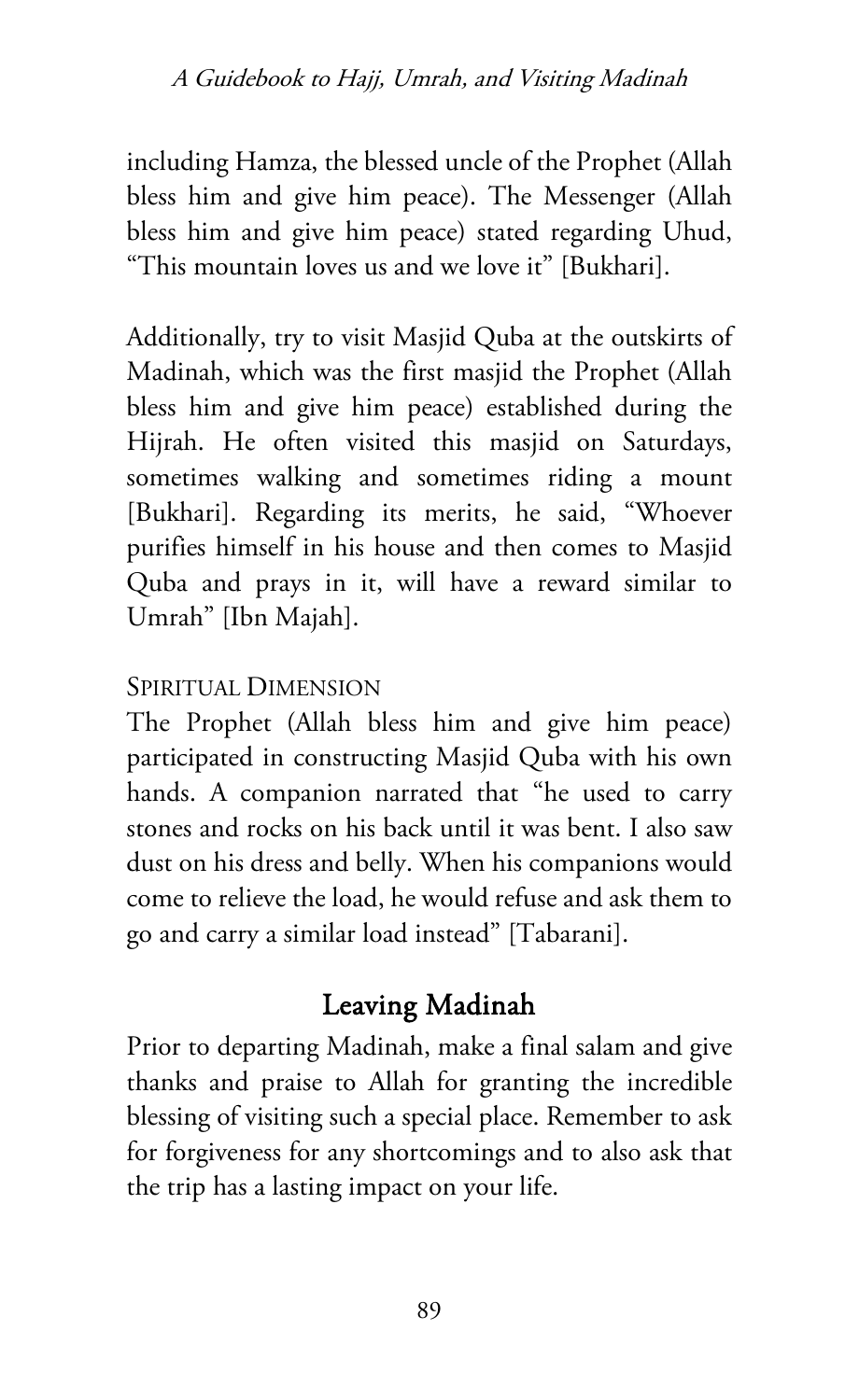including Hamza, the blessed uncle of the Prophet (Allah bless him and give him peace). The Messenger (Allah bless him and give him peace) stated regarding Uhud, "This mountain loves us and we love it" [Bukhari].

Additionally, try to visit Masjid Quba at the outskirts of Madinah, which was the first masjid the Prophet (Allah bless him and give him peace) established during the Hijrah. He often visited this masjid on Saturdays, sometimes walking and sometimes riding a mount [Bukhari]. Regarding its merits, he said, "Whoever purifies himself in his house and then comes to Masjid Quba and prays in it, will have a reward similar to Umrah" [Ibn Majah].

### Spiritual Dimension

The Prophet (Allah bless him and give him peace) participated in constructing Masjid Quba with his own hands. A companion narrated that "he used to carry stones and rocks on his back until it was bent. I also saw dust on his dress and belly. When his companions would come to relieve the load, he would refuse and ask them to go and carry a similar load instead" [Tabarani].

## Leaving Madinah

Prior to departing Madinah, make a final salam and give thanks and praise to Allah for granting the incredible blessing of visiting such a special place. Remember to ask for forgiveness for any shortcomings and to also ask that the trip has a lasting impact on your life.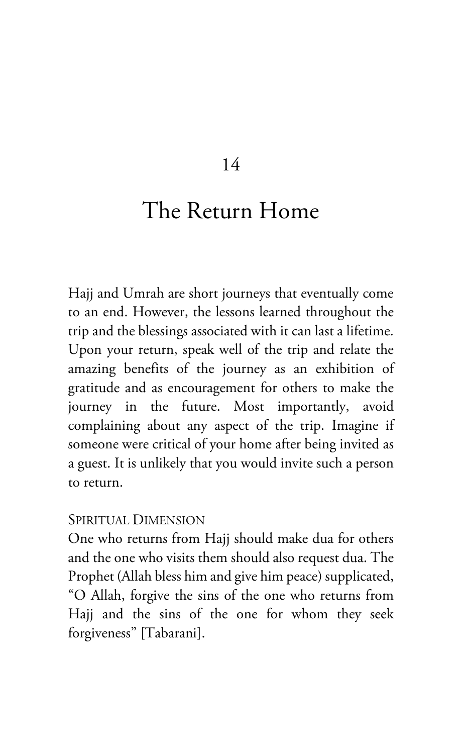# 14

# The Return Home

Hajj and Umrah are short journeys that eventually come to an end. However, the lessons learned throughout the trip and the blessings associated with it can last a lifetime. Upon your return, speak well of the trip and relate the amazing benefits of the journey as an exhibition of gratitude and as encouragement for others to make the journey in the future. Most importantly, avoid complaining about any aspect of the trip. Imagine if someone were critical of your home after being invited as a guest. It is unlikely that you would invite such a person to return.

## Spiritual Dimension

One who returns from Hajj should make dua for others and the one who visits them should also request dua. The Prophet (Allah bless him and give him peace) supplicated, "O Allah, forgive the sins of the one who returns from Hajj and the sins of the one for whom they seek forgiveness" [Tabarani].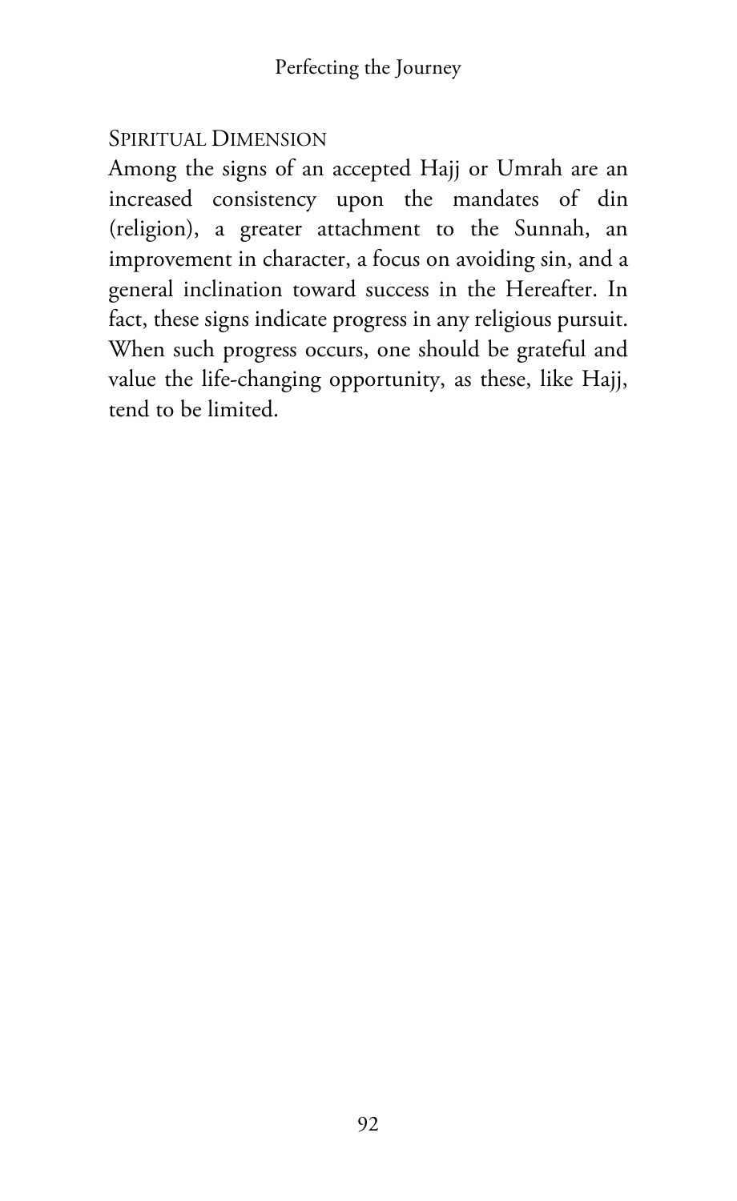### Spiritual Dimension

Among the signs of an accepted Hajj or Umrah are an increased consistency upon the mandates of din (religion), a greater attachment to the Sunnah, an improvement in character, a focus on avoiding sin, and a general inclination toward success in the Hereafter. In fact, these signs indicate progress in any religious pursuit. When such progress occurs, one should be grateful and value the life-changing opportunity, as these, like Hajj, tend to be limited.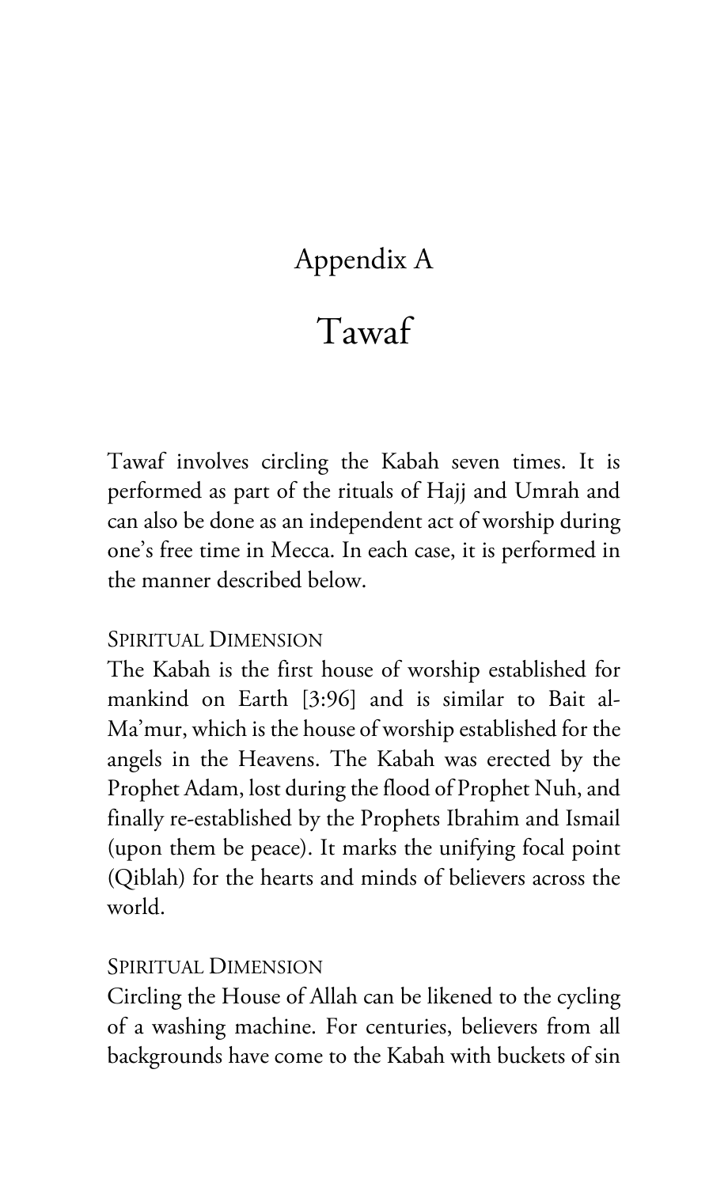# Appendix A

# Tawaf

Tawaf involves circling the Kabah seven times. It is performed as part of the rituals of Hajj and Umrah and can also be done as an independent act of worship during one's free time in Mecca. In each case, it is performed in the manner described below.

### Spiritual Dimension

The Kabah is the first house of worship established for mankind on Earth [3:96] and is similar to Bait al-Ma'mur, which is the house of worship established for the angels in the Heavens. The Kabah was erected by the Prophet Adam, lost during the flood of Prophet Nuh, and finally re-established by the Prophets Ibrahim and Ismail (upon them be peace). It marks the unifying focal point (Qiblah) for the hearts and minds of believers across the world.

### Spiritual Dimension

Circling the House of Allah can be likened to the cycling of a washing machine. For centuries, believers from all backgrounds have come to the Kabah with buckets of sin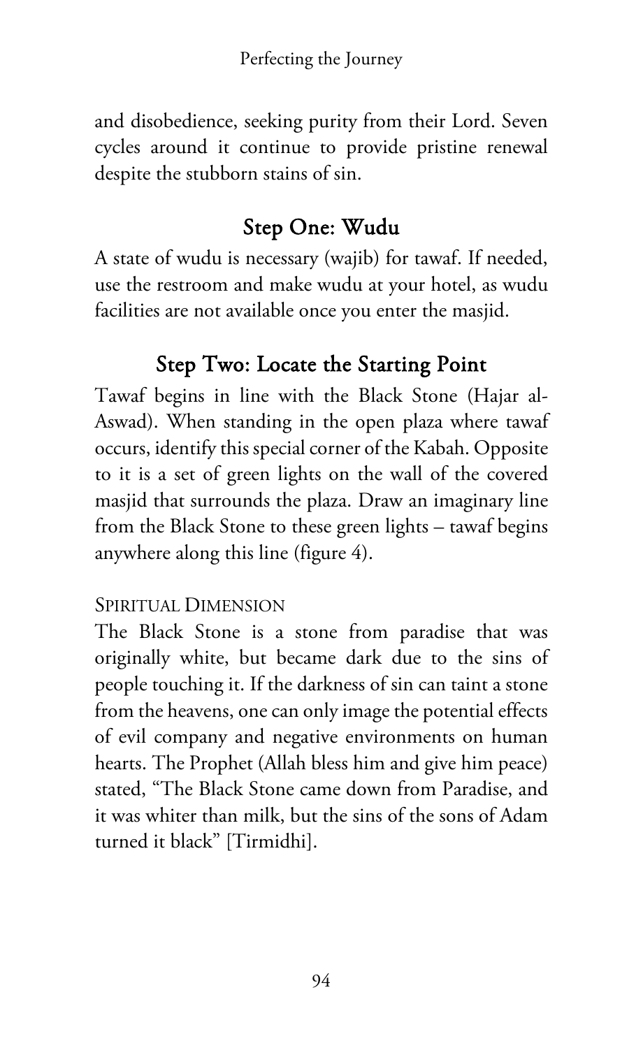and disobedience, seeking purity from their Lord. Seven cycles around it continue to provide pristine renewal despite the stubborn stains of sin.

## Step One: Wudu

A state of wudu is necessary (wajib) for tawaf. If needed, use the restroom and make wudu at your hotel, as wudu facilities are not available once you enter the masjid.

## Step Two: Locate the Starting Point

Tawaf begins in line with the Black Stone (Hajar al-Aswad). When standing in the open plaza where tawaf occurs, identify this special corner of the Kabah. Opposite to it is a set of green lights on the wall of the covered masjid that surrounds the plaza. Draw an imaginary line from the Black Stone to these green lights – tawaf begins anywhere along this line (figure 4).

### Spiritual Dimension

The Black Stone is a stone from paradise that was originally white, but became dark due to the sins of people touching it. If the darkness of sin can taint a stone from the heavens, one can only image the potential effects of evil company and negative environments on human hearts. The Prophet (Allah bless him and give him peace) stated, "The Black Stone came down from Paradise, and it was whiter than milk, but the sins of the sons of Adam turned it black" [Tirmidhi].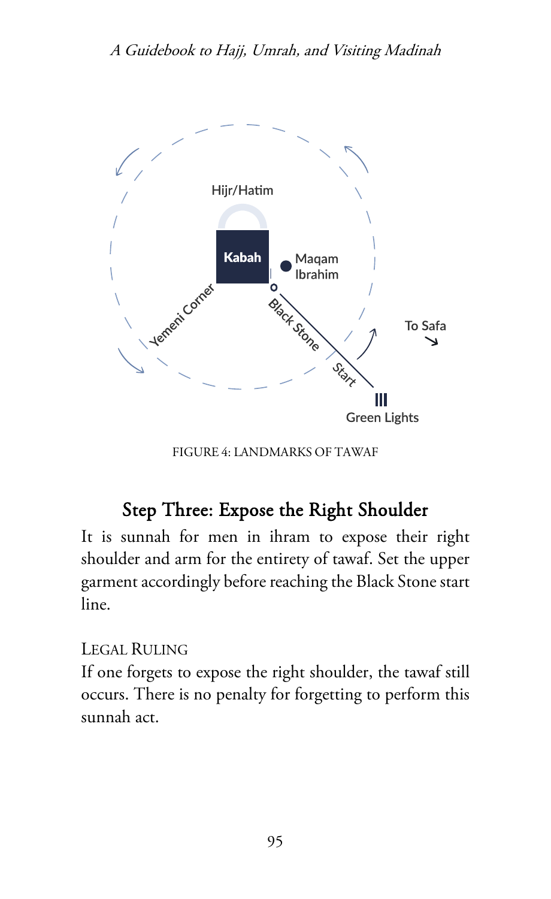FIGURE 4: LANDMARKS OF TAWAF

## Step Three: Expose the Right Shoulder

It is sunnah for men in ihram to expose their right shoulder and arm for the entirety of tawaf. Set the upper garment accordingly before reaching the Black Stone start line.

LEGAL RULING

If one forgets to expose the right shoulder, the tawaf still occurs. There is no penalty for forgetting to perform this sunnah act.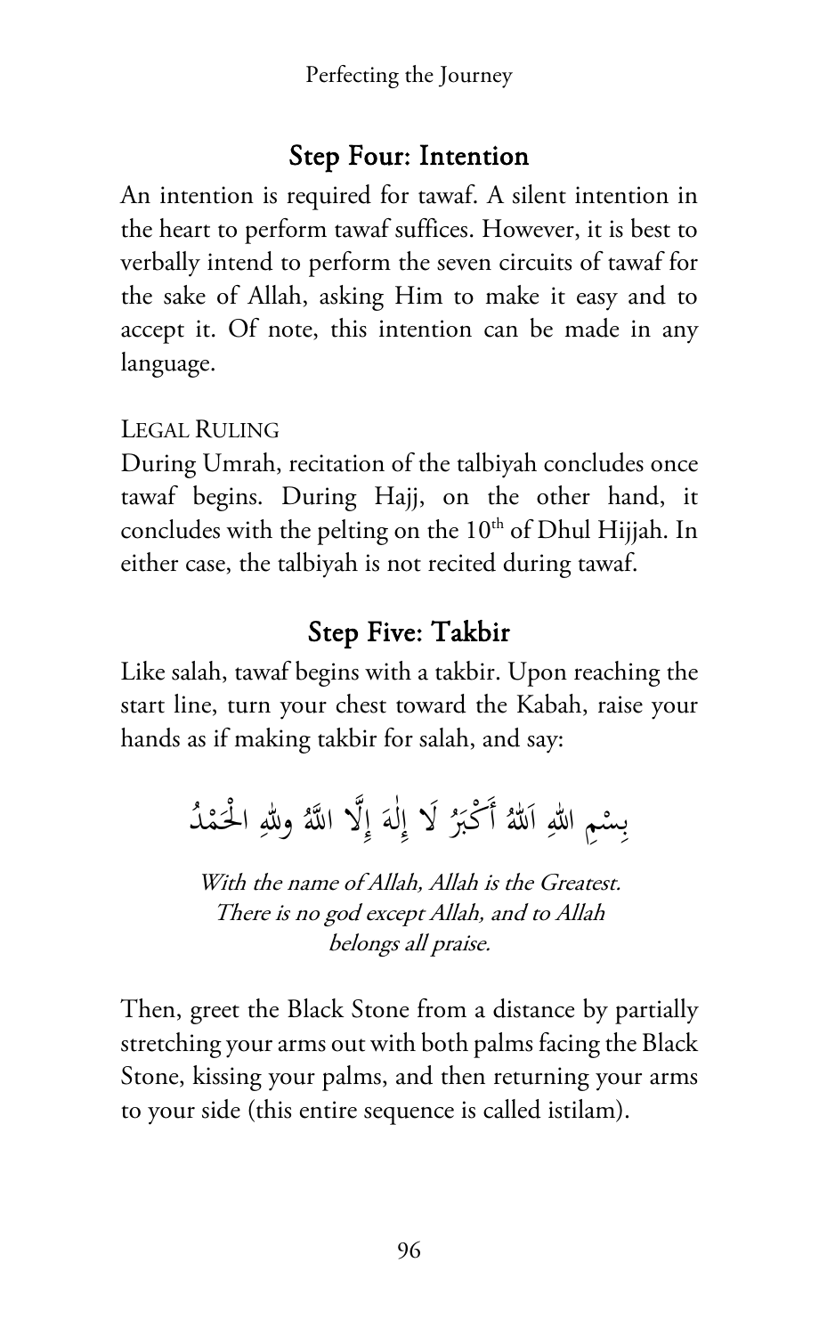## Step Four: Intention

An intention is required for tawaf. A silent intention in the heart to perform tawaf suffices. However, it is best to verbally intend to perform the seven circuits of tawaf for the sake of Allah, asking Him to make it easy and to accept it. Of note, this intention can be made in any language.

LEGAL RULING

During Umrah, recitation of the talbiyah concludes once tawaf begins. During Hajj, on the other hand, it concludes with the pelting on the 10th of Dhul Hijjah. In either case, the talbiyah is not recited during tawaf.

## Step Five: Takbir

Like salah, tawaf begins with a takbir. Upon reaching the start line, turn your chest toward the Kabah, raise your hands as if making takbir for salah, and say:

بِسْمِ اللهِ اَللّٰهُ أَكْبَرُ لَا إِلٰهَ إِلَّا اللّٰهُ وللهِ الْحَمْدُ

*With the name of Allah, Allah is the Greatest. There is no god except Allah, and to Allah belongs all praise.*

Then, greet the Black Stone from a distance by partially stretching your arms out with both palms facing the Black Stone, kissing your palms, and then returning your arms to your side (this entire sequence is called istilam).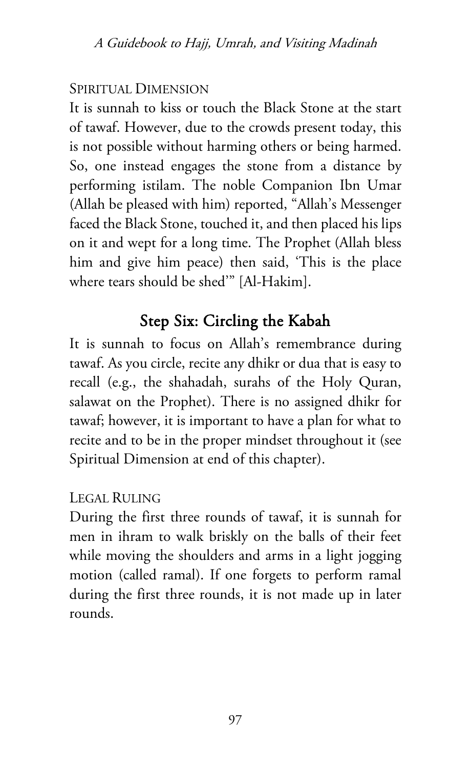### Spiritual Dimension

It is sunnah to kiss or touch the Black Stone at the start of tawaf. However, due to the crowds present today, this is not possible without harming others or being harmed. So, one instead engages the stone from a distance by performing istilam. The noble Companion Ibn Umar (Allah be pleased with him) reported, "Allah's Messenger faced the Black Stone, touched it, and then placed his lips on it and wept for a long time. The Prophet (Allah bless him and give him peace) then said, 'This is the place where tears should be shed'" [Al-Hakim].

## Step Six: Circling the Kabah

It is sunnah to focus on Allah's remembrance during tawaf. As you circle, recite any dhikr or dua that is easy to recall (e.g., the shahadah, surahs of the Holy Quran, salawat on the Prophet). There is no assigned dhikr for tawaf; however, it is important to have a plan for what to recite and to be in the proper mindset throughout it (see Spiritual Dimension at end of this chapter).

### Legal Ruling

During the first three rounds of tawaf, it is sunnah for men in ihram to walk briskly on the balls of their feet while moving the shoulders and arms in a light jogging motion (called ramal). If one forgets to perform ramal during the first three rounds, it is not made up in later rounds.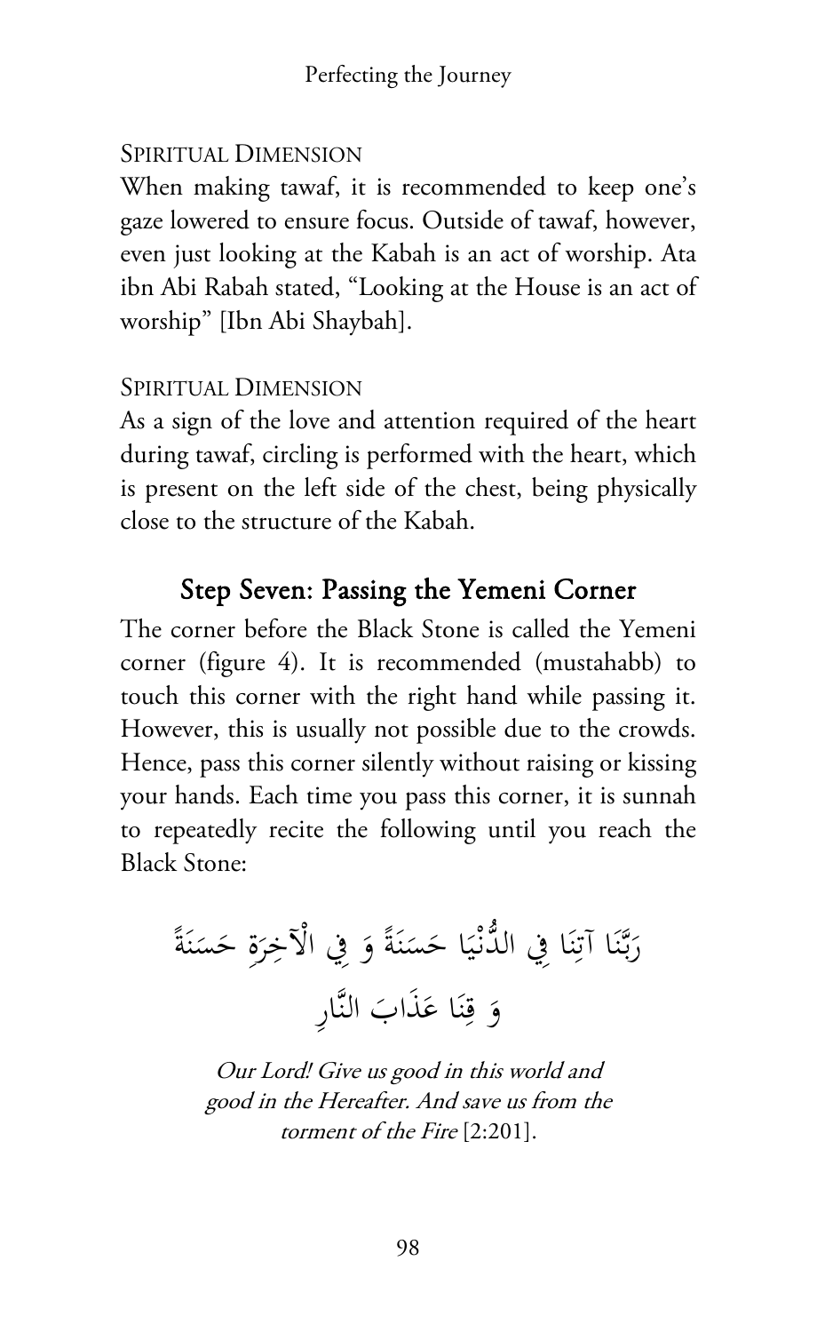SPIRITUAL DIMENSION

When making tawaf, it is recommended to keep one's gaze lowered to ensure focus. Outside of tawaf, however, even just looking at the Kabah is an act of worship. Ata ibn Abi Rabah stated, "Looking at the House is an act of worship" [Ibn Abi Shaybah].

SPIRITUAL DIMENSION

As a sign of the love and attention required of the heart during tawaf, circling is performed with the heart, which is present on the left side of the chest, being physically close to the structure of the Kabah.

## Step Seven: Passing the Yemeni Corner

The corner before the Black Stone is called the Yemeni corner (figure 4). It is recommended (mustahabb) to touch this corner with the right hand while passing it. However, this is usually not possible due to the crowds. Hence, pass this corner silently without raising or kissing your hands. Each time you pass this corner, it is sunnah to repeatedly recite the following until you reach the Black Stone:

رَبَّنَا آتِنَا فِي الدُّنْيَا حَسَنَةً وَ فِي الْآخِرَةِ حَسَنَةً
وَ قِنَا عَذَابَ النَّارِ

*Our Lord! Give us good in this world and good in the Hereafter. And save us from the torment of the Fire* [2:201].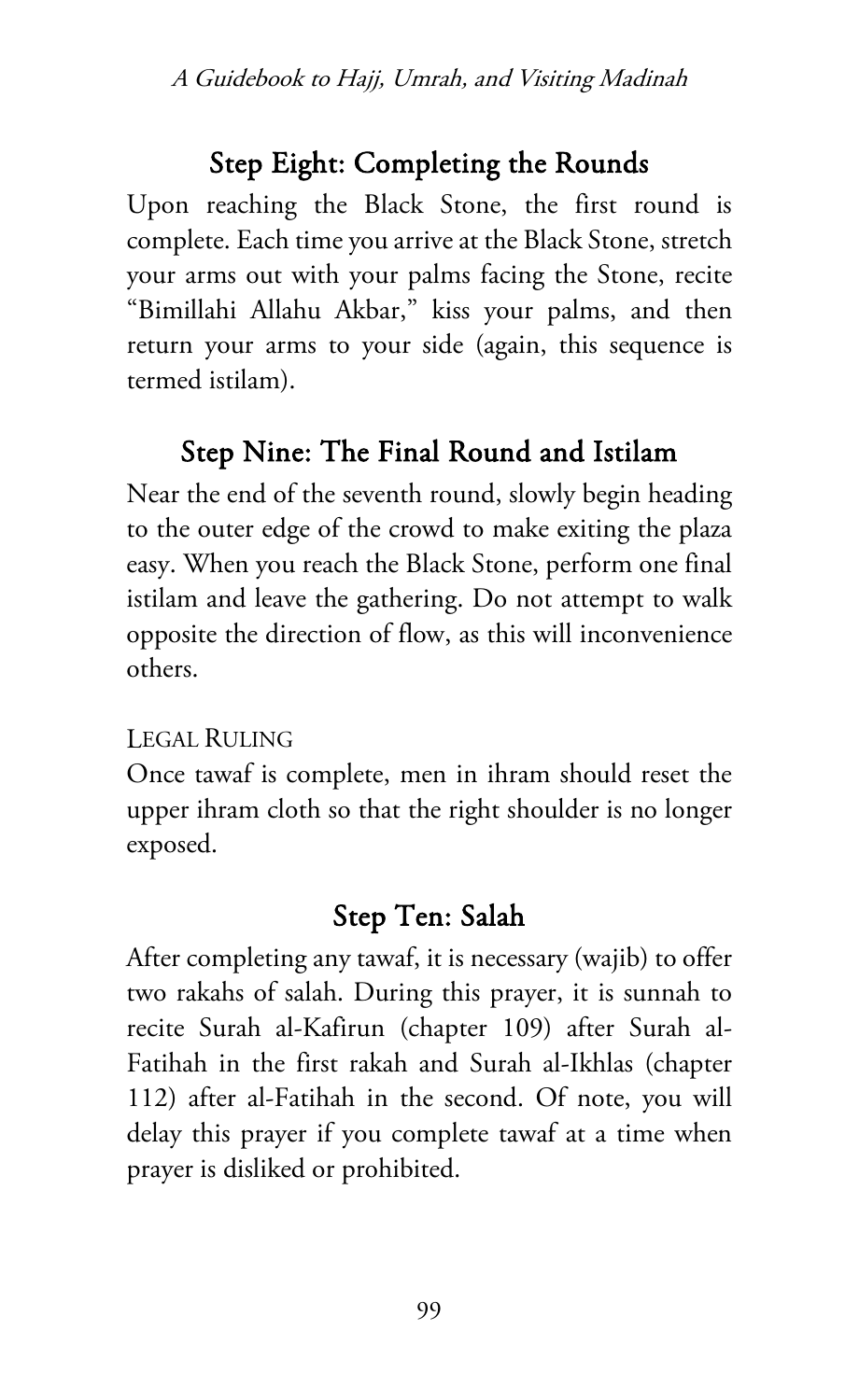## Step Eight: Completing the Rounds

Upon reaching the Black Stone, the first round is complete. Each time you arrive at the Black Stone, stretch your arms out with your palms facing the Stone, recite "Bimillahi Allahu Akbar," kiss your palms, and then return your arms to your side (again, this sequence is termed istilam).

## Step Nine: The Final Round and Istilam

Near the end of the seventh round, slowly begin heading to the outer edge of the crowd to make exiting the plaza easy. When you reach the Black Stone, perform one final istilam and leave the gathering. Do not attempt to walk opposite the direction of flow, as this will inconvenience others.

LEGAL RULING

Once tawaf is complete, men in ihram should reset the upper ihram cloth so that the right shoulder is no longer exposed.

## Step Ten: Salah

After completing any tawaf, it is necessary (wajib) to offer two rakahs of salah. During this prayer, it is sunnah to recite Surah al-Kafirun (chapter 109) after Surah al-Fatihah in the first rakah and Surah al-Ikhlas (chapter 112) after al-Fatihah in the second. Of note, you will delay this prayer if you complete tawaf at a time when prayer is disliked or prohibited.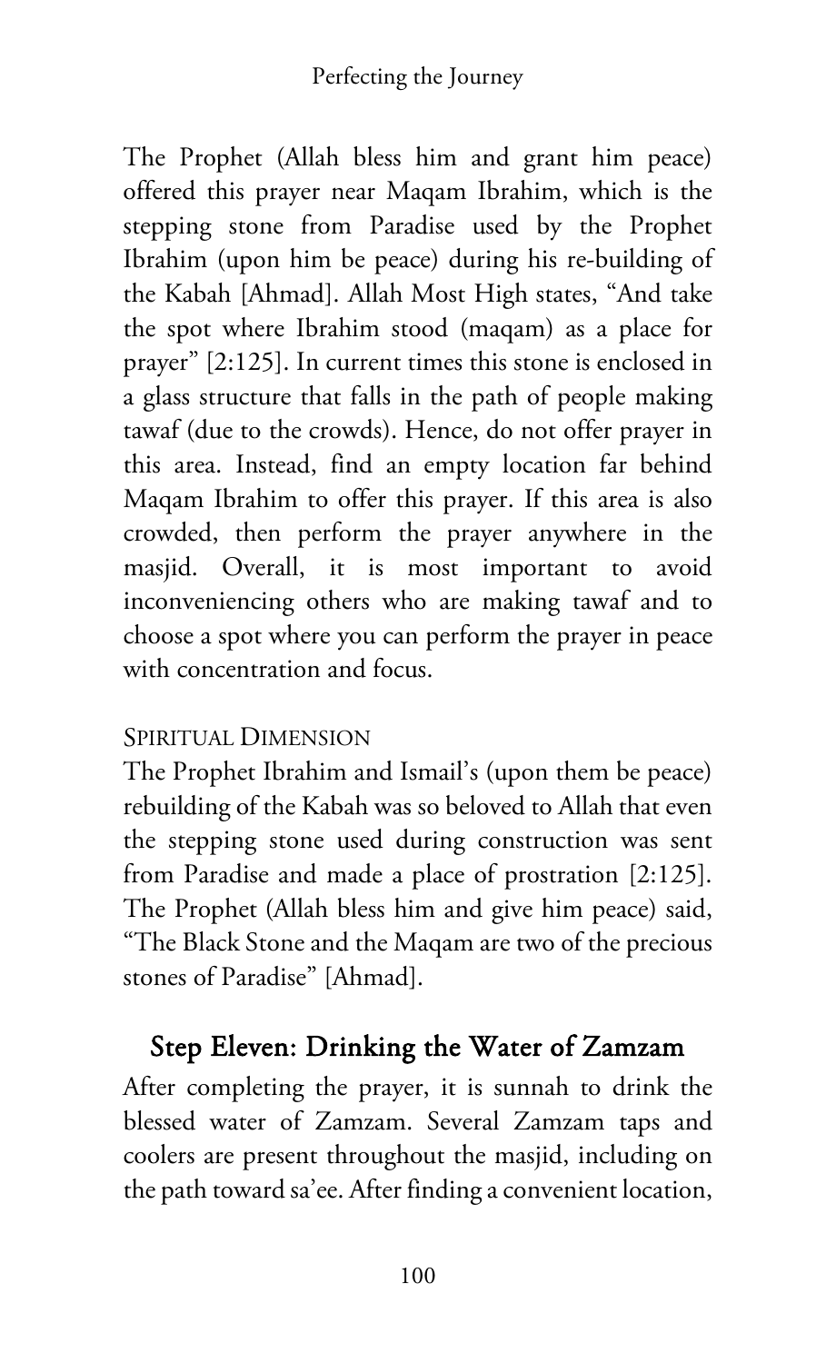The Prophet (Allah bless him and grant him peace) offered this prayer near Maqam Ibrahim, which is the stepping stone from Paradise used by the Prophet Ibrahim (upon him be peace) during his re-building of the Kabah [Ahmad]. Allah Most High states, "And take the spot where Ibrahim stood (maqam) as a place for prayer" [2:125]. In current times this stone is enclosed in a glass structure that falls in the path of people making tawaf (due to the crowds). Hence, do not offer prayer in this area. Instead, find an empty location far behind Maqam Ibrahim to offer this prayer. If this area is also crowded, then perform the prayer anywhere in the masjid. Overall, it is most important to avoid inconveniencing others who are making tawaf and to choose a spot where you can perform the prayer in peace with concentration and focus.

#### Spiritual Dimension

The Prophet Ibrahim and Ismail's (upon them be peace) rebuilding of the Kabah was so beloved to Allah that even the stepping stone used during construction was sent from Paradise and made a place of prostration [2:125]. The Prophet (Allah bless him and give him peace) said, "The Black Stone and the Maqam are two of the precious stones of Paradise" [Ahmad].

## Step Eleven: Drinking the Water of Zamzam

After completing the prayer, it is sunnah to drink the blessed water of Zamzam. Several Zamzam taps and coolers are present throughout the masjid, including on the path toward sa'ee. After finding a convenient location,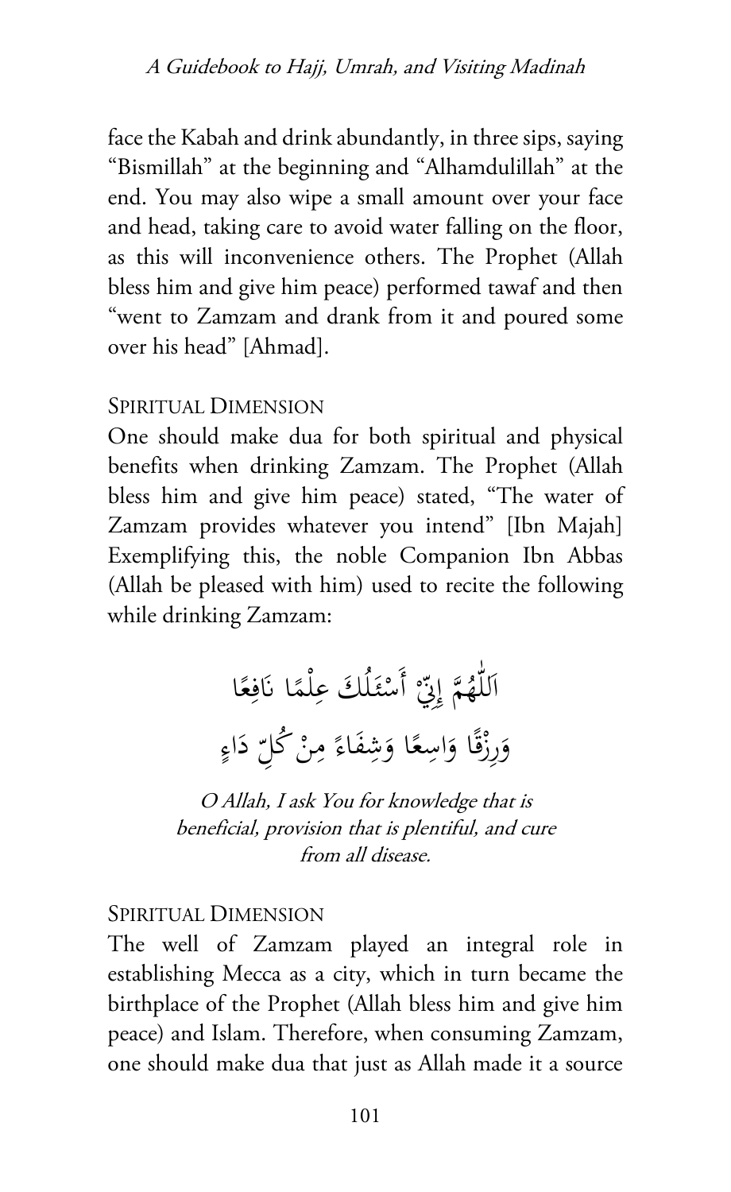face the Kabah and drink abundantly, in three sips, saying "Bismillah" at the beginning and "Alhamdulillah" at the end. You may also wipe a small amount over your face and head, taking care to avoid water falling on the floor, as this will inconvenience others. The Prophet (Allah bless him and give him peace) performed tawaf and then "went to Zamzam and drank from it and poured some over his head" [Ahmad].

### Spiritual Dimension

One should make dua for both spiritual and physical benefits when drinking Zamzam. The Prophet (Allah bless him and give him peace) stated, "The water of Zamzam provides whatever you intend" [Ibn Majah] Exemplifying this, the noble Companion Ibn Abbas (Allah be pleased with him) used to recite the following while drinking Zamzam:

اَللّٰهُمَّ إِنِّيْ أَسْئَلُكَ عِلْمًا نَافِعًا
وَرِزْقًا وَاسِعًا وَشِفَاءً مِنْ كُلِّ دَاءٍ

*O Allah, I ask You for knowledge that is beneficial, provision that is plentiful, and cure from all disease.*

### Spiritual Dimension

The well of Zamzam played an integral role in establishing Mecca as a city, which in turn became the birthplace of the Prophet (Allah bless him and give him peace) and Islam. Therefore, when consuming Zamzam, one should make dua that just as Allah made it a source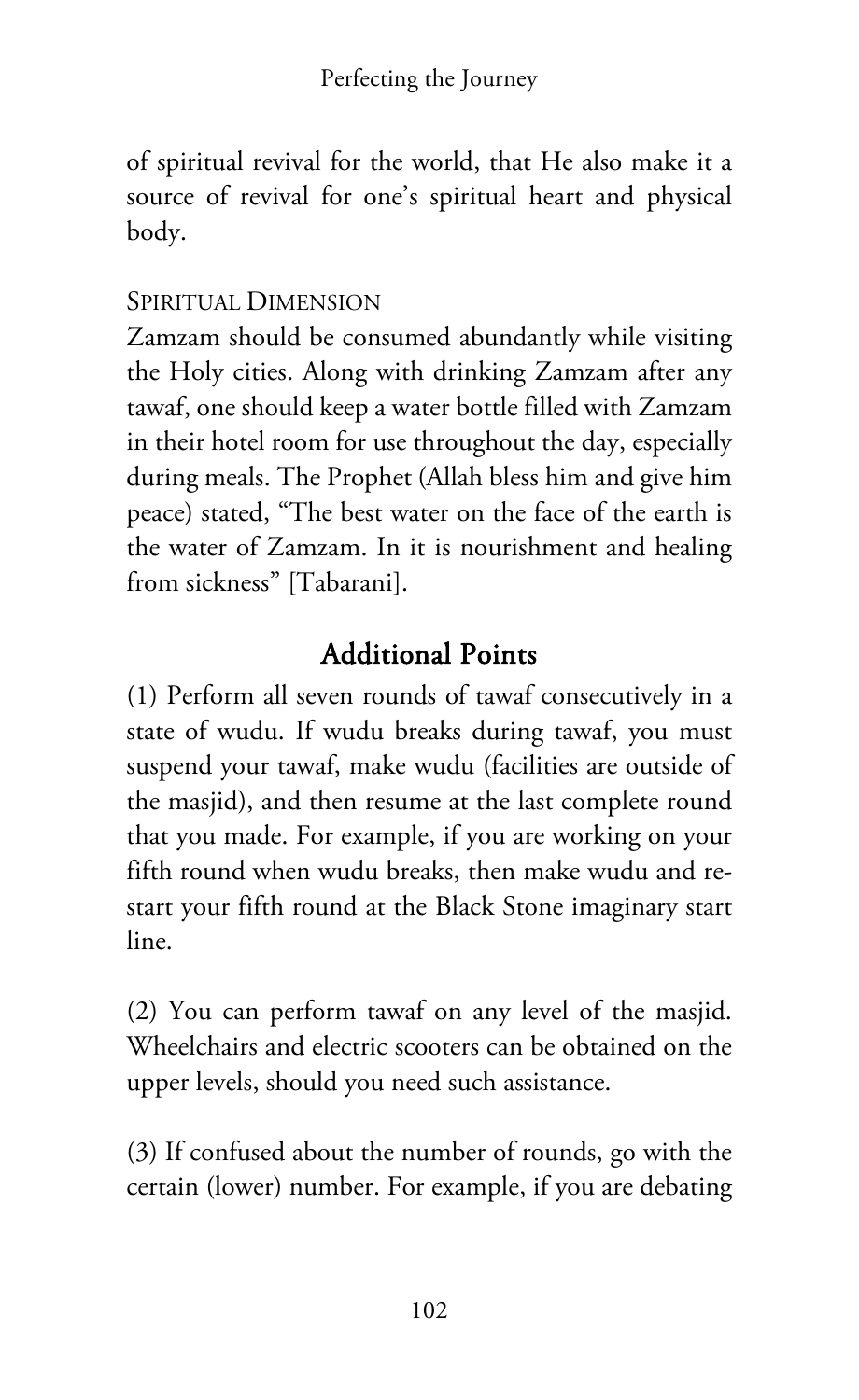of spiritual revival for the world, that He also make it a source of revival for one's spiritual heart and physical body.

SPIRITUAL DIMENSION

Zamzam should be consumed abundantly while visiting the Holy cities. Along with drinking Zamzam after any tawaf, one should keep a water bottle filled with Zamzam in their hotel room for use throughout the day, especially during meals. The Prophet (Allah bless him and give him peace) stated, "The best water on the face of the earth is the water of Zamzam. In it is nourishment and healing from sickness" [Tabarani].

## Additional Points

(1) Perform all seven rounds of tawaf consecutively in a state of wudu. If wudu breaks during tawaf, you must suspend your tawaf, make wudu (facilities are outside of the masjid), and then resume at the last complete round that you made. For example, if you are working on your fifth round when wudu breaks, then make wudu and re-start your fifth round at the Black Stone imaginary start line.

(2) You can perform tawaf on any level of the masjid. Wheelchairs and electric scooters can be obtained on the upper levels, should you need such assistance.

(3) If confused about the number of rounds, go with the certain (lower) number. For example, if you are debating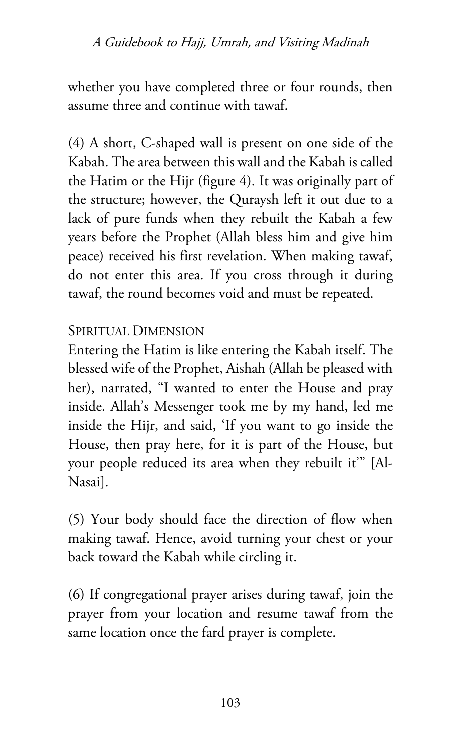whether you have completed three or four rounds, then assume three and continue with tawaf.

(4) A short, C-shaped wall is present on one side of the Kabah. The area between this wall and the Kabah is called the Hatim or the Hijr (figure 4). It was originally part of the structure; however, the Quraysh left it out due to a lack of pure funds when they rebuilt the Kabah a few years before the Prophet (Allah bless him and give him peace) received his first revelation. When making tawaf, do not enter this area. If you cross through it during tawaf, the round becomes void and must be repeated.

### Spiritual Dimension

Entering the Hatim is like entering the Kabah itself. The blessed wife of the Prophet, Aishah (Allah be pleased with her), narrated, "I wanted to enter the House and pray inside. Allah's Messenger took me by my hand, led me inside the Hijr, and said, 'If you want to go inside the House, then pray here, for it is part of the House, but your people reduced its area when they rebuilt it'" [Al-Nasai].

(5) Your body should face the direction of flow when making tawaf. Hence, avoid turning your chest or your back toward the Kabah while circling it.

(6) If congregational prayer arises during tawaf, join the prayer from your location and resume tawaf from the same location once the fard prayer is complete.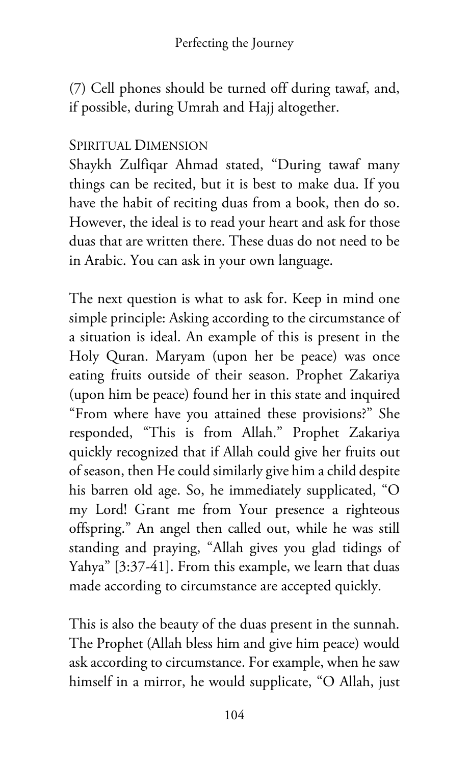(7) Cell phones should be turned off during tawaf, and, if possible, during Umrah and Hajj altogether.

### Spiritual Dimension

Shaykh Zulfiqar Ahmad stated, "During tawaf many things can be recited, but it is best to make dua. If you have the habit of reciting duas from a book, then do so. However, the ideal is to read your heart and ask for those duas that are written there. These duas do not need to be in Arabic. You can ask in your own language.

The next question is what to ask for. Keep in mind one simple principle: Asking according to the circumstance of a situation is ideal. An example of this is present in the Holy Quran. Maryam (upon her be peace) was once eating fruits outside of their season. Prophet Zakariya (upon him be peace) found her in this state and inquired "From where have you attained these provisions?" She responded, "This is from Allah." Prophet Zakariya quickly recognized that if Allah could give her fruits out of season, then He could similarly give him a child despite his barren old age. So, he immediately supplicated, "O my Lord! Grant me from Your presence a righteous offspring." An angel then called out, while he was still standing and praying, "Allah gives you glad tidings of Yahya" [3:37-41]. From this example, we learn that duas made according to circumstance are accepted quickly.

This is also the beauty of the duas present in the sunnah. The Prophet (Allah bless him and give him peace) would ask according to circumstance. For example, when he saw himself in a mirror, he would supplicate, "O Allah, just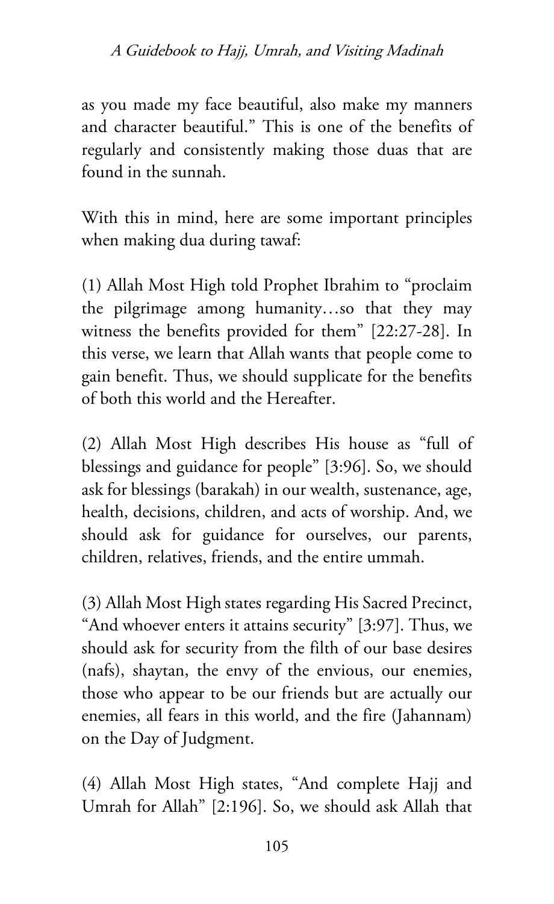as you made my face beautiful, also make my manners and character beautiful." This is one of the benefits of regularly and consistently making those duas that are found in the sunnah.

With this in mind, here are some important principles when making dua during tawaf:

(1) Allah Most High told Prophet Ibrahim to "proclaim the pilgrimage among humanity…so that they may witness the benefits provided for them" [22:27-28]. In this verse, we learn that Allah wants that people come to gain benefit. Thus, we should supplicate for the benefits of both this world and the Hereafter.

(2) Allah Most High describes His house as "full of blessings and guidance for people" [3:96]. So, we should ask for blessings (barakah) in our wealth, sustenance, age, health, decisions, children, and acts of worship. And, we should ask for guidance for ourselves, our parents, children, relatives, friends, and the entire ummah.

(3) Allah Most High states regarding His Sacred Precinct, "And whoever enters it attains security" [3:97]. Thus, we should ask for security from the filth of our base desires (nafs), shaytan, the envy of the envious, our enemies, those who appear to be our friends but are actually our enemies, all fears in this world, and the fire (Jahannam) on the Day of Judgment.

(4) Allah Most High states, "And complete Hajj and Umrah for Allah" [2:196]. So, we should ask Allah that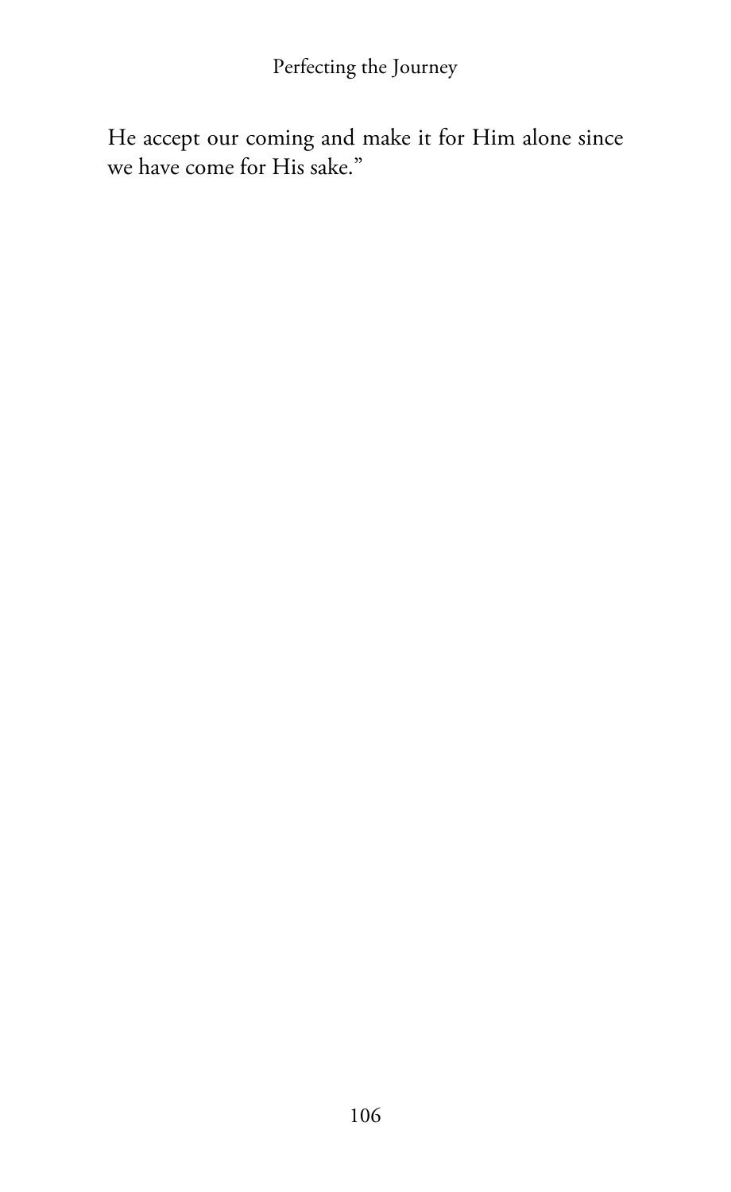He accept our coming and make it for Him alone since we have come for His sake."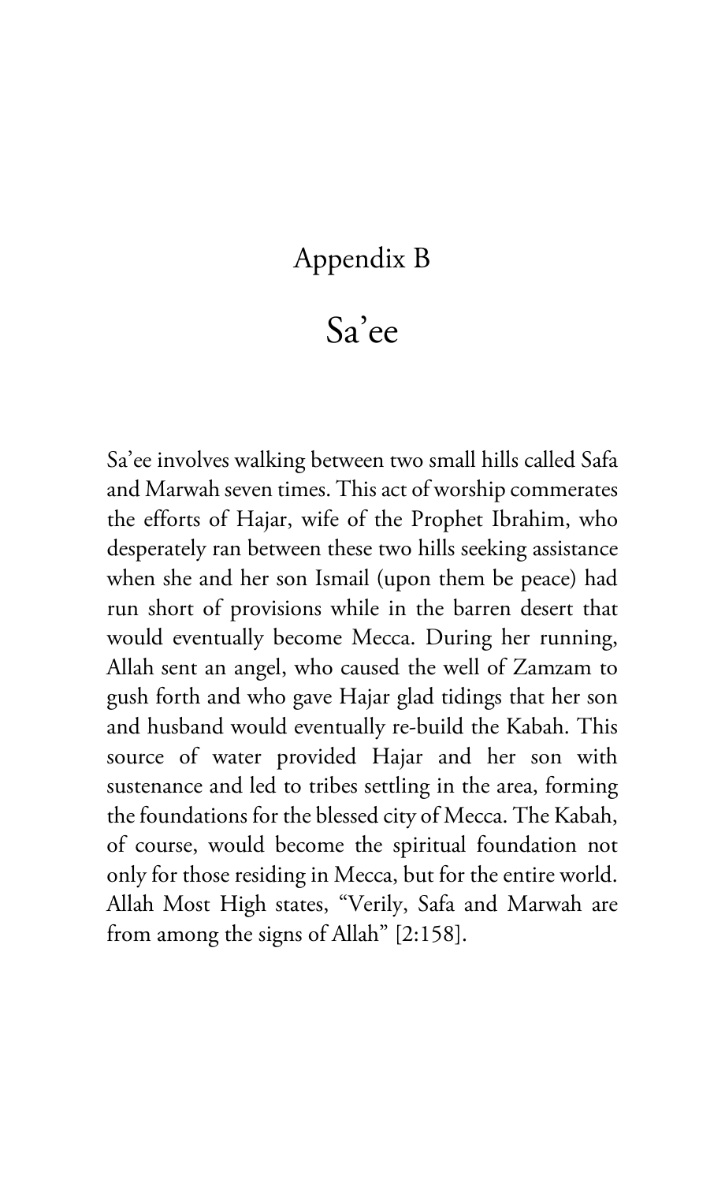# Appendix B

## Sa'ee

Sa'ee involves walking between two small hills called Safa and Marwah seven times. This act of worship commerates the efforts of Hajar, wife of the Prophet Ibrahim, who desperately ran between these two hills seeking assistance when she and her son Ismail (upon them be peace) had run short of provisions while in the barren desert that would eventually become Mecca. During her running, Allah sent an angel, who caused the well of Zamzam to gush forth and who gave Hajar glad tidings that her son and husband would eventually re-build the Kabah. This source of water provided Hajar and her son with sustenance and led to tribes settling in the area, forming the foundations for the blessed city of Mecca. The Kabah, of course, would become the spiritual foundation not only for those residing in Mecca, but for the entire world. Allah Most High states, "Verily, Safa and Marwah are from among the signs of Allah" [2:158].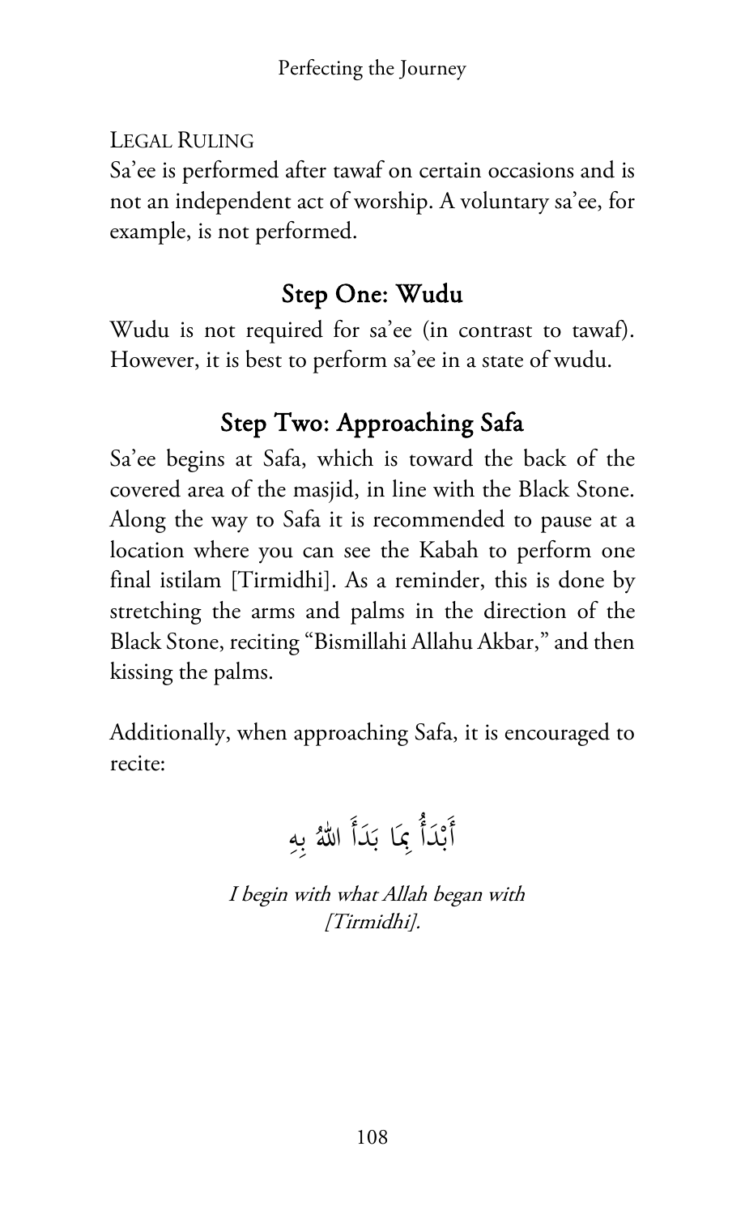LEGAL RULING

Sa'ee is performed after tawaf on certain occasions and is not an independent act of worship. A voluntary sa'ee, for example, is not performed.

## Step One: Wudu

Wudu is not required for sa'ee (in contrast to tawaf). However, it is best to perform sa'ee in a state of wudu.

## Step Two: Approaching Safa

Sa'ee begins at Safa, which is toward the back of the covered area of the masjid, in line with the Black Stone. Along the way to Safa it is recommended to pause at a location where you can see the Kabah to perform one final istilam [Tirmidhi]. As a reminder, this is done by stretching the arms and palms in the direction of the Black Stone, reciting "Bismillahi Allahu Akbar," and then kissing the palms.

Additionally, when approaching Safa, it is encouraged to recite:

أَبْدَأُ بِمَا بَدَأَ اللّٰهُ بِهِ

*I begin with what Allah began with [Tirmidhi].*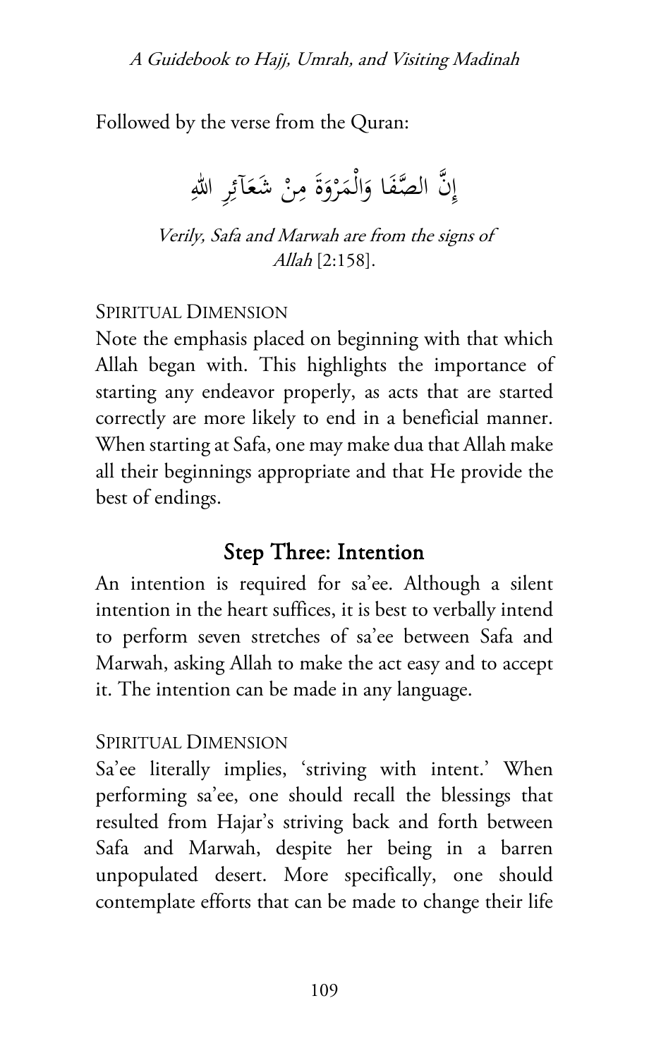Followed by the verse from the Quran:

إِنَّ الصَّفَا وَالْمَرْوَةَ مِنْ شَعَآئِرِ اللّٰهِ

*Verily, Safa and Marwah are from the signs of Allah* [2:158].

SPIRITUAL DIMENSION

Note the emphasis placed on beginning with that which Allah began with. This highlights the importance of starting any endeavor properly, as acts that are started correctly are more likely to end in a beneficial manner. When starting at Safa, one may make dua that Allah make all their beginnings appropriate and that He provide the best of endings.

## Step Three: Intention

An intention is required for sa'ee. Although a silent intention in the heart suffices, it is best to verbally intend to perform seven stretches of sa'ee between Safa and Marwah, asking Allah to make the act easy and to accept it. The intention can be made in any language.

SPIRITUAL DIMENSION

Sa'ee literally implies, 'striving with intent.' When performing sa'ee, one should recall the blessings that resulted from Hajar's striving back and forth between Safa and Marwah, despite her being in a barren unpopulated desert. More specifically, one should contemplate efforts that can be made to change their life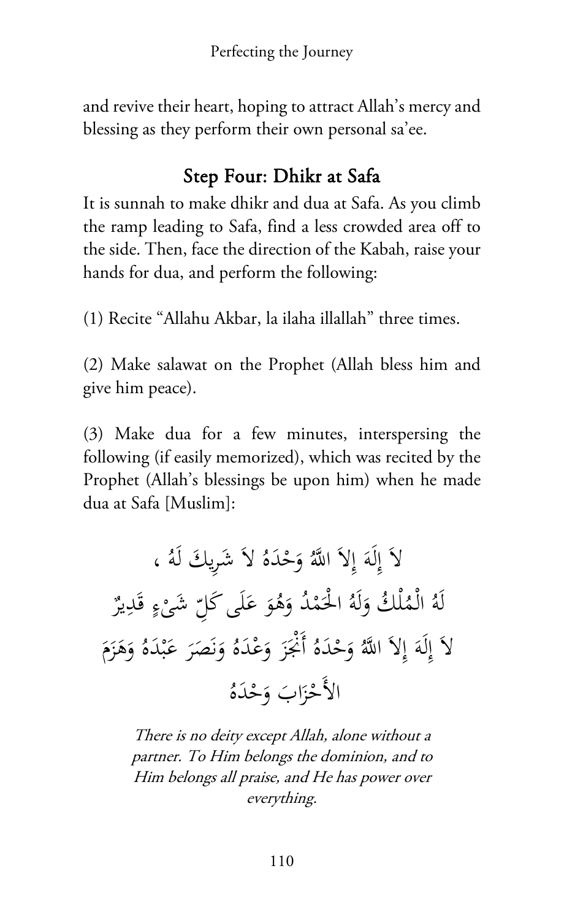and revive their heart, hoping to attract Allah's mercy and blessing as they perform their own personal sa'ee.

## Step Four: Dhikr at Safa

It is sunnah to make dhikr and dua at Safa. As you climb the ramp leading to Safa, find a less crowded area off to the side. Then, face the direction of the Kabah, raise your hands for dua, and perform the following:

(1) Recite "Allahu Akbar, la ilaha illallah" three times.

(2) Make salawat on the Prophet (Allah bless him and give him peace).

(3) Make dua for a few minutes, interspersing the following (if easily memorized), which was recited by the Prophet (Allah's blessings be upon him) when he made dua at Safa [Muslim]:

لاَ إِلَهَ إِلاَ اللَّهُ وَحْدَهُ لاَ شَرِيكَ لَهُ ،
لَهُ الْمُلْكُ وَلَهُ الْحَمْدُ وَهُوَ عَلَى كُلِّ شَيْءٍ قَدِيرٌ
لاَ إِلَهَ إِلاَ اللَّهُ وَحْدَهُ أَنْجَزَ وَعْدَهُ وَنَصَرَ عَبْدَهُ وَهَزَمَ
الأَحْزَابَ وَحْدَهُ

*There is no deity except Allah, alone without a partner. To Him belongs the dominion, and to Him belongs all praise, and He has power over everything.*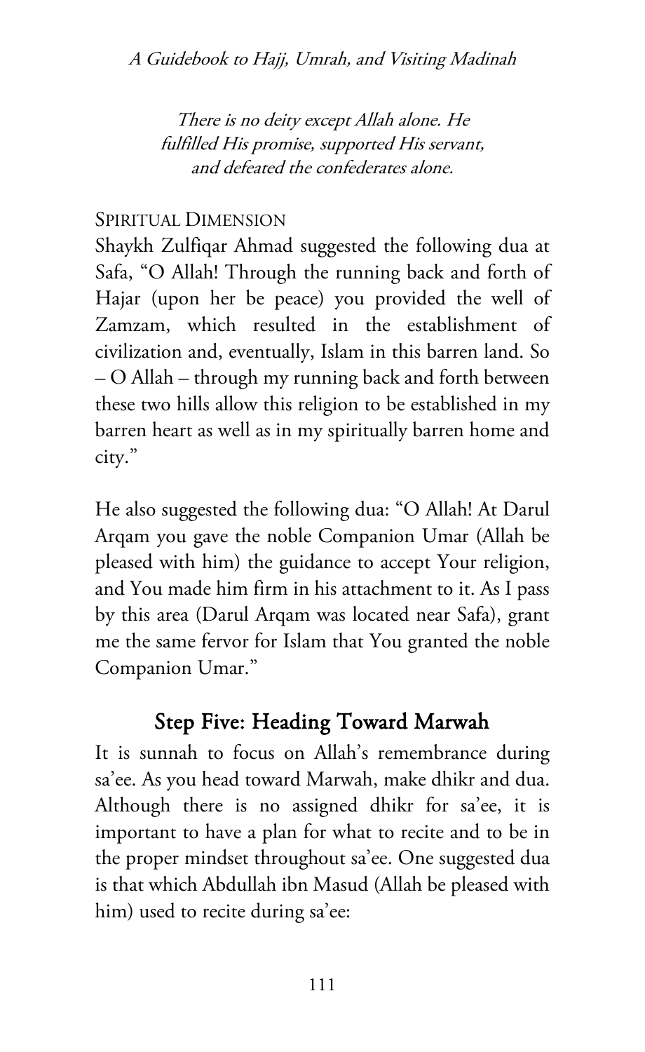*There is no deity except Allah alone. He fulfilled His promise, supported His servant, and defeated the confederates alone.*

SPIRITUAL DIMENSION

Shaykh Zulfiqar Ahmad suggested the following dua at Safa, "O Allah! Through the running back and forth of Hajar (upon her be peace) you provided the well of Zamzam, which resulted in the establishment of civilization and, eventually, Islam in this barren land. So – O Allah – through my running back and forth between these two hills allow this religion to be established in my barren heart as well as in my spiritually barren home and city."

He also suggested the following dua: "O Allah! At Darul Arqam you gave the noble Companion Umar (Allah be pleased with him) the guidance to accept Your religion, and You made him firm in his attachment to it. As I pass by this area (Darul Arqam was located near Safa), grant me the same fervor for Islam that You granted the noble Companion Umar."

## Step Five: Heading Toward Marwah

It is sunnah to focus on Allah's remembrance during sa'ee. As you head toward Marwah, make dhikr and dua. Although there is no assigned dhikr for sa'ee, it is important to have a plan for what to recite and to be in the proper mindset throughout sa'ee. One suggested dua is that which Abdullah ibn Masud (Allah be pleased with him) used to recite during sa'ee: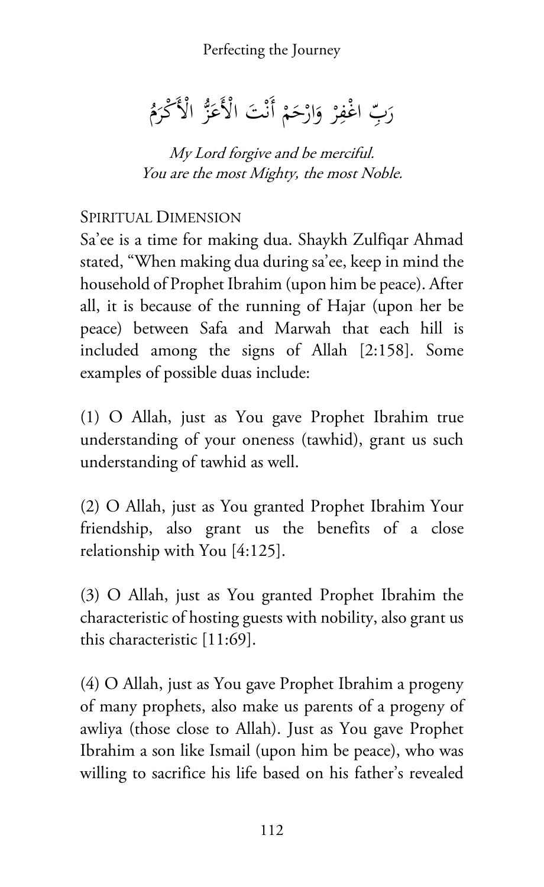رَبِّ اغْفِرْ وَارْحَمْ أَنْتَ الْأَعَزُّ الْأَكْرَمُ

*My Lord forgive and be merciful.*
*You are the most Mighty, the most Noble.*

### Spiritual Dimension

Sa'ee is a time for making dua. Shaykh Zulfiqar Ahmad stated, "When making dua during sa'ee, keep in mind the household of Prophet Ibrahim (upon him be peace). After all, it is because of the running of Hajar (upon her be peace) between Safa and Marwah that each hill is included among the signs of Allah [2:158]. Some examples of possible duas include:

(1) O Allah, just as You gave Prophet Ibrahim true understanding of your oneness (tawhid), grant us such understanding of tawhid as well.

(2) O Allah, just as You granted Prophet Ibrahim Your friendship, also grant us the benefits of a close relationship with You [4:125].

(3) O Allah, just as You granted Prophet Ibrahim the characteristic of hosting guests with nobility, also grant us this characteristic [11:69].

(4) O Allah, just as You gave Prophet Ibrahim a progeny of many prophets, also make us parents of a progeny of awliya (those close to Allah). Just as You gave Prophet Ibrahim a son like Ismail (upon him be peace), who was willing to sacrifice his life based on his father's revealed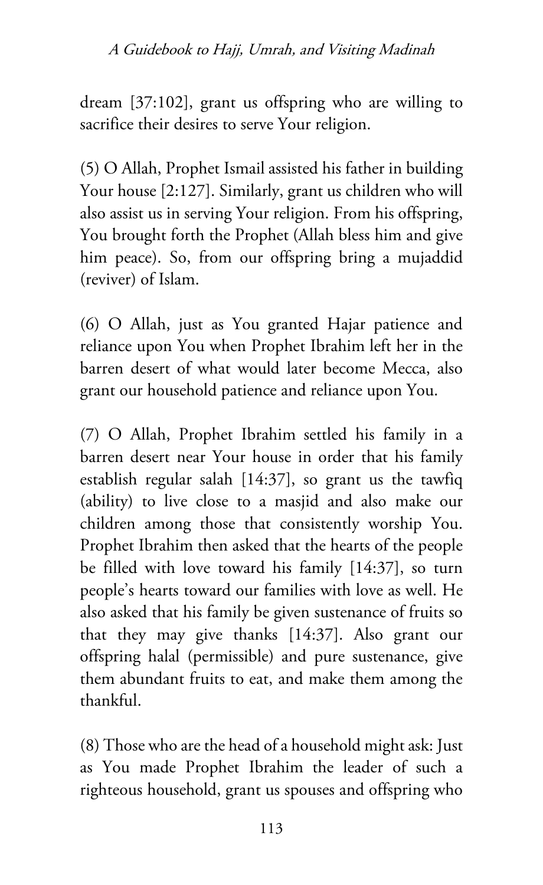dream [37:102], grant us offspring who are willing to sacrifice their desires to serve Your religion.

(5) O Allah, Prophet Ismail assisted his father in building Your house [2:127]. Similarly, grant us children who will also assist us in serving Your religion. From his offspring, You brought forth the Prophet (Allah bless him and give him peace). So, from our offspring bring a mujaddid (reviver) of Islam.

(6) O Allah, just as You granted Hajar patience and reliance upon You when Prophet Ibrahim left her in the barren desert of what would later become Mecca, also grant our household patience and reliance upon You.

(7) O Allah, Prophet Ibrahim settled his family in a barren desert near Your house in order that his family establish regular salah [14:37], so grant us the tawfiq (ability) to live close to a masjid and also make our children among those that consistently worship You. Prophet Ibrahim then asked that the hearts of the people be filled with love toward his family [14:37], so turn people's hearts toward our families with love as well. He also asked that his family be given sustenance of fruits so that they may give thanks [14:37]. Also grant our offspring halal (permissible) and pure sustenance, give them abundant fruits to eat, and make them among the thankful.

(8) Those who are the head of a household might ask: Just as You made Prophet Ibrahim the leader of such a righteous household, grant us spouses and offspring who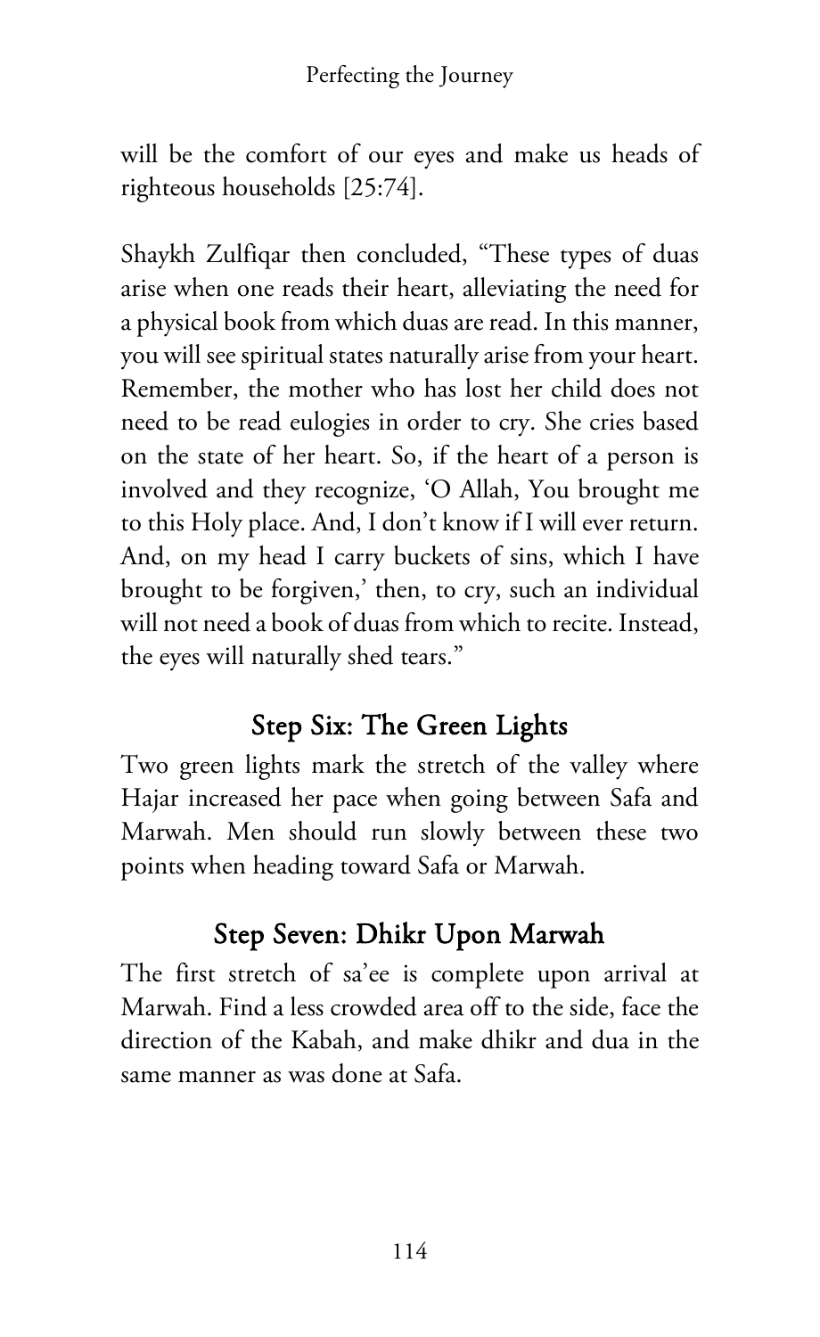will be the comfort of our eyes and make us heads of righteous households [25:74].

Shaykh Zulfiqar then concluded, "These types of duas arise when one reads their heart, alleviating the need for a physical book from which duas are read. In this manner, you will see spiritual states naturally arise from your heart. Remember, the mother who has lost her child does not need to be read eulogies in order to cry. She cries based on the state of her heart. So, if the heart of a person is involved and they recognize, 'O Allah, You brought me to this Holy place. And, I don't know if I will ever return. And, on my head I carry buckets of sins, which I have brought to be forgiven,' then, to cry, such an individual will not need a book of duas from which to recite. Instead, the eyes will naturally shed tears."

## Step Six: The Green Lights

Two green lights mark the stretch of the valley where Hajar increased her pace when going between Safa and Marwah. Men should run slowly between these two points when heading toward Safa or Marwah.

## Step Seven: Dhikr Upon Marwah

The first stretch of sa'ee is complete upon arrival at Marwah. Find a less crowded area off to the side, face the direction of the Kabah, and make dhikr and dua in the same manner as was done at Safa.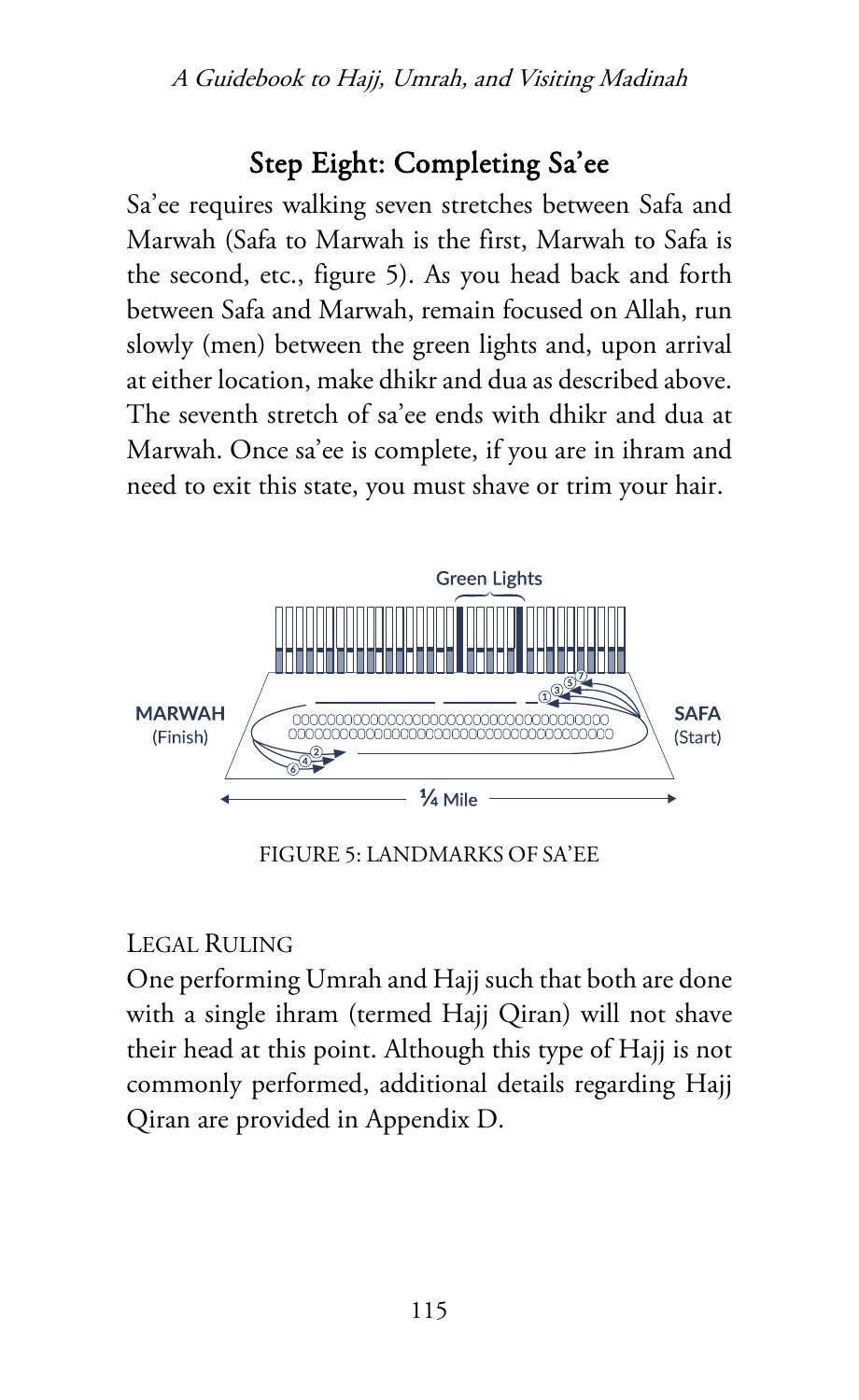## Step Eight: Completing Sa'ee

Sa'ee requires walking seven stretches between Safa and Marwah (Safa to Marwah is the first, Marwah to Safa is the second, etc., figure 5). As you head back and forth between Safa and Marwah, remain focused on Allah, run slowly (men) between the green lights and, upon arrival at either location, make dhikr and dua as described above. The seventh stretch of sa'ee ends with dhikr and dua at Marwah. Once sa'ee is complete, if you are in ihram and need to exit this state, you must shave or trim your hair.

FIGURE 5: LANDMARKS OF SA'EE

LEGAL RULING

One performing Umrah and Hajj such that both are done with a single ihram (termed Hajj Qiran) will not shave their head at this point. Although this type of Hajj is not commonly performed, additional details regarding Hajj Qiran are provided in Appendix D.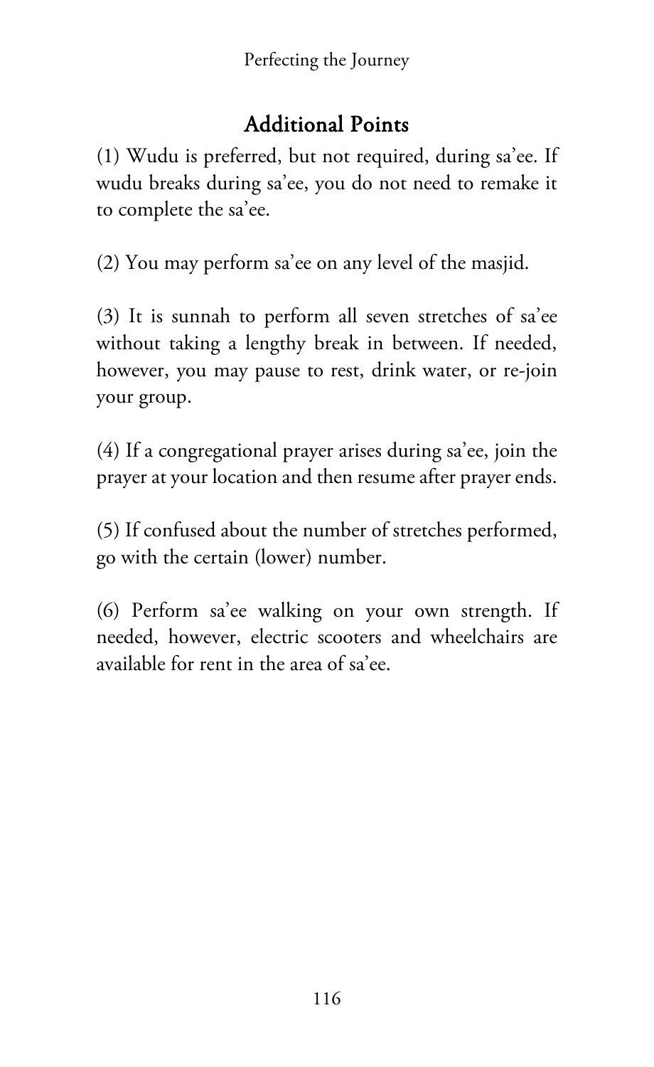## Additional Points

(1) Wudu is preferred, but not required, during sa'ee. If wudu breaks during sa'ee, you do not need to remake it to complete the sa'ee.

(2) You may perform sa'ee on any level of the masjid.

(3) It is sunnah to perform all seven stretches of sa'ee without taking a lengthy break in between. If needed, however, you may pause to rest, drink water, or re-join your group.

(4) If a congregational prayer arises during sa'ee, join the prayer at your location and then resume after prayer ends.

(5) If confused about the number of stretches performed, go with the certain (lower) number.

(6) Perform sa'ee walking on your own strength. If needed, however, electric scooters and wheelchairs are available for rent in the area of sa'ee.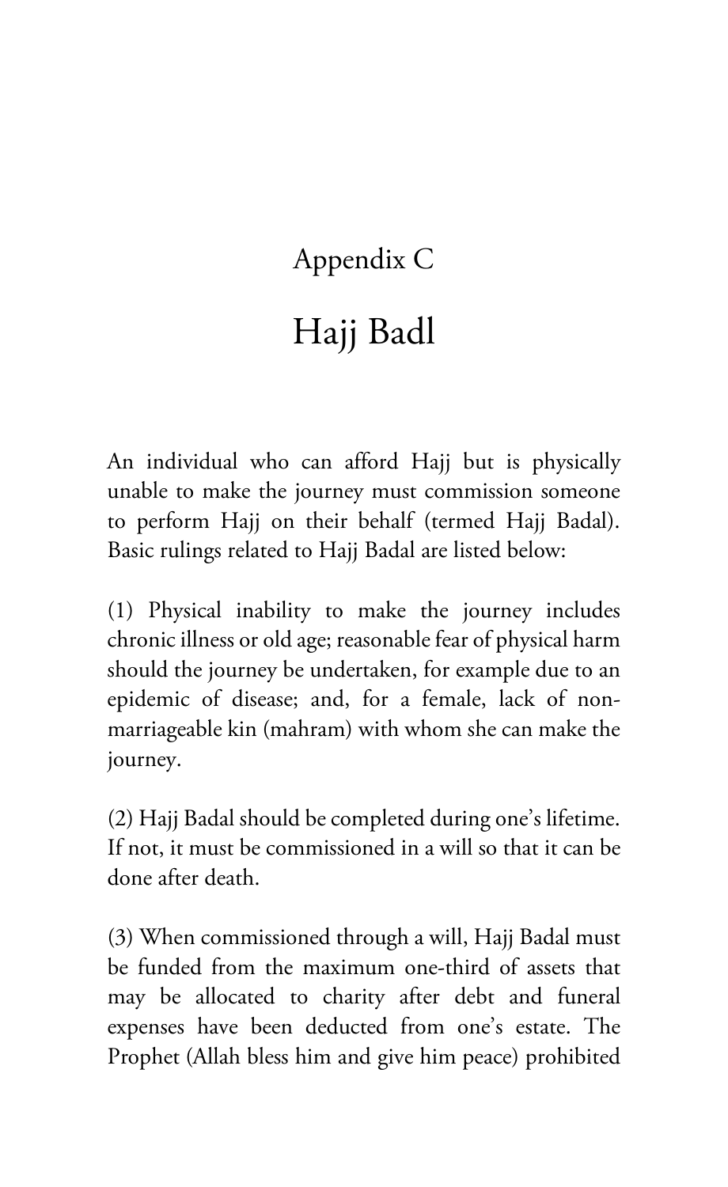# Appendix C

# Hajj Badl

An individual who can afford Hajj but is physically unable to make the journey must commission someone to perform Hajj on their behalf (termed Hajj Badal). Basic rulings related to Hajj Badal are listed below:

(1) Physical inability to make the journey includes chronic illness or old age; reasonable fear of physical harm should the journey be undertaken, for example due to an epidemic of disease; and, for a female, lack of non-marriageable kin (mahram) with whom she can make the journey.

(2) Hajj Badal should be completed during one's lifetime. If not, it must be commissioned in a will so that it can be done after death.

(3) When commissioned through a will, Hajj Badal must be funded from the maximum one-third of assets that may be allocated to charity after debt and funeral expenses have been deducted from one's estate. The Prophet (Allah bless him and give him peace) prohibited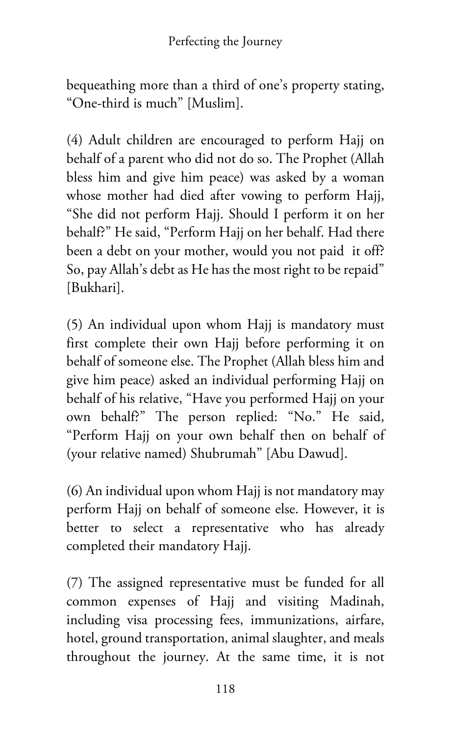bequeathing more than a third of one's property stating, "One-third is much" [Muslim].

(4) Adult children are encouraged to perform Hajj on behalf of a parent who did not do so. The Prophet (Allah bless him and give him peace) was asked by a woman whose mother had died after vowing to perform Hajj, "She did not perform Hajj. Should I perform it on her behalf?" He said, "Perform Hajj on her behalf. Had there been a debt on your mother, would you not paid it off? So, pay Allah's debt as He has the most right to be repaid" [Bukhari].

(5) An individual upon whom Hajj is mandatory must first complete their own Hajj before performing it on behalf of someone else. The Prophet (Allah bless him and give him peace) asked an individual performing Hajj on behalf of his relative, "Have you performed Hajj on your own behalf?" The person replied: "No." He said, "Perform Hajj on your own behalf then on behalf of (your relative named) Shubrumah" [Abu Dawud].

(6) An individual upon whom Hajj is not mandatory may perform Hajj on behalf of someone else. However, it is better to select a representative who has already completed their mandatory Hajj.

(7) The assigned representative must be funded for all common expenses of Hajj and visiting Madinah, including visa processing fees, immunizations, airfare, hotel, ground transportation, animal slaughter, and meals throughout the journey. At the same time, it is not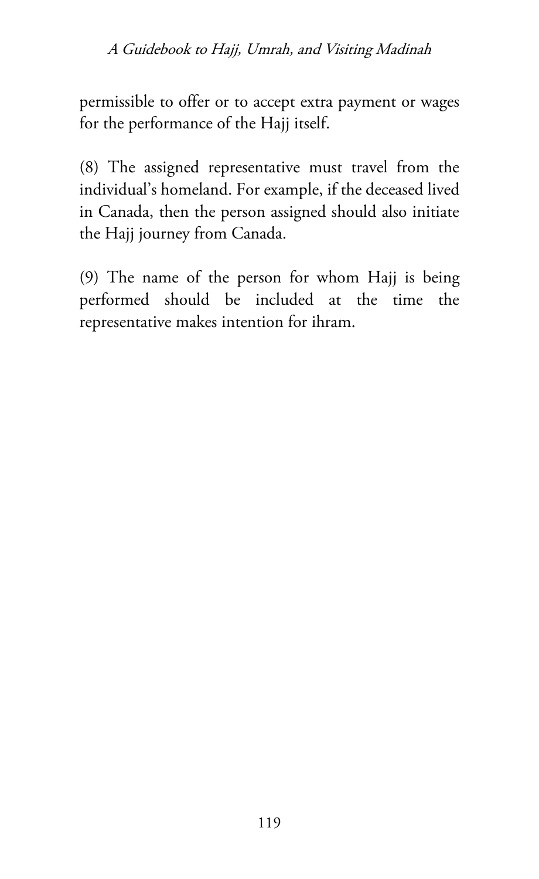permissible to offer or to accept extra payment or wages for the performance of the Hajj itself.

(8) The assigned representative must travel from the individual's homeland. For example, if the deceased lived in Canada, then the person assigned should also initiate the Hajj journey from Canada.

(9) The name of the person for whom Hajj is being performed should be included at the time the representative makes intention for ihram.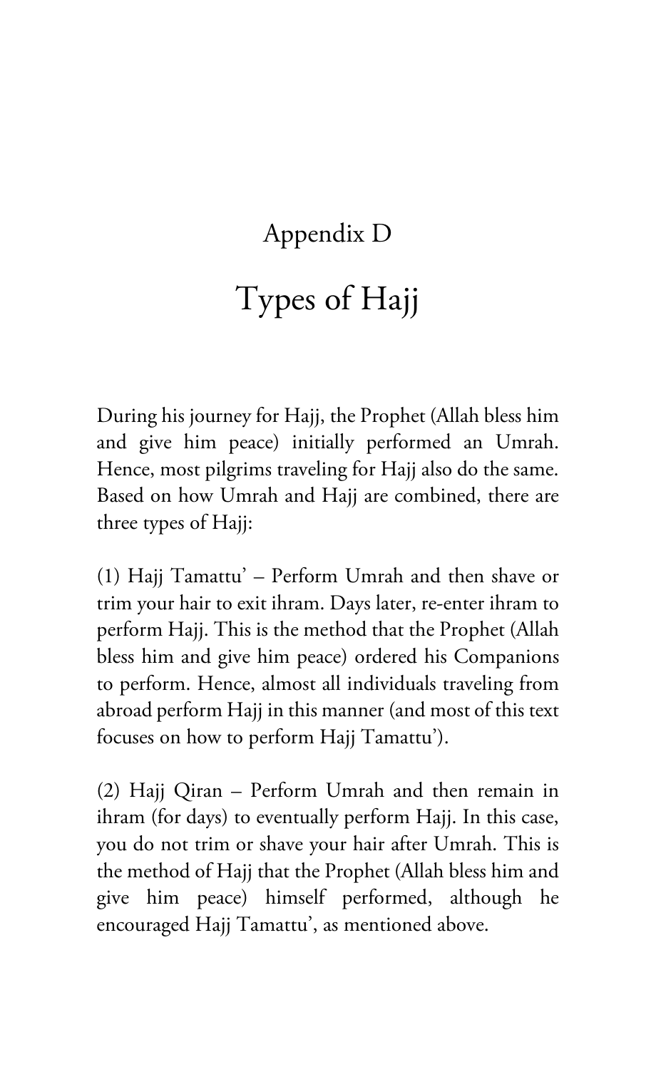## Appendix D

# Types of Hajj

During his journey for Hajj, the Prophet (Allah bless him and give him peace) initially performed an Umrah. Hence, most pilgrims traveling for Hajj also do the same. Based on how Umrah and Hajj are combined, there are three types of Hajj:

(1) Hajj Tamattu' – Perform Umrah and then shave or trim your hair to exit ihram. Days later, re-enter ihram to perform Hajj. This is the method that the Prophet (Allah bless him and give him peace) ordered his Companions to perform. Hence, almost all individuals traveling from abroad perform Hajj in this manner (and most of this text focuses on how to perform Hajj Tamattu').

(2) Hajj Qiran – Perform Umrah and then remain in ihram (for days) to eventually perform Hajj. In this case, you do not trim or shave your hair after Umrah. This is the method of Hajj that the Prophet (Allah bless him and give him peace) himself performed, although he encouraged Hajj Tamattu', as mentioned above.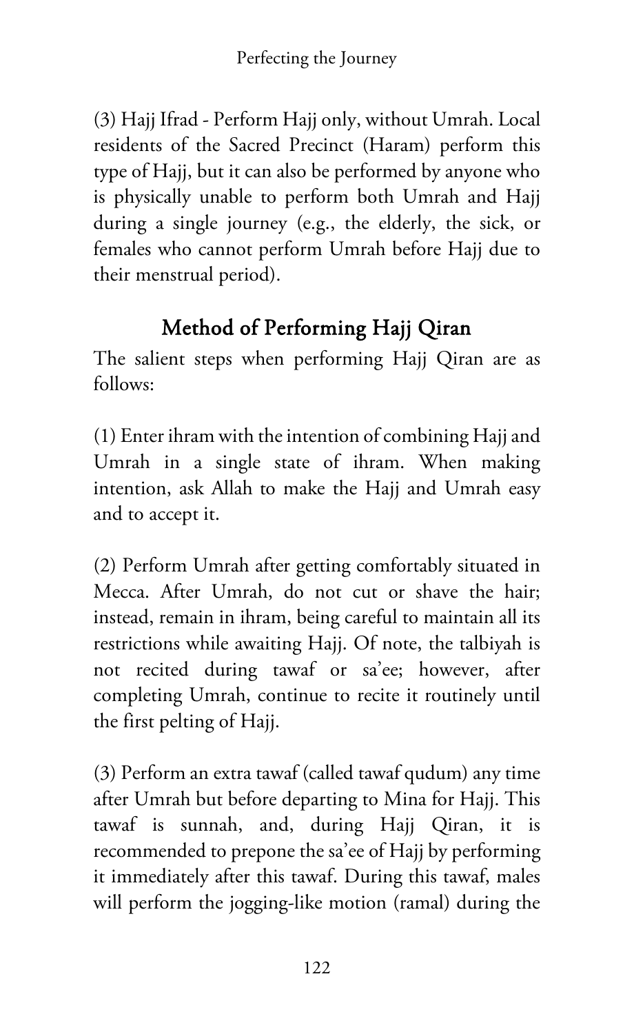(3) Hajj Ifrad - Perform Hajj only, without Umrah. Local residents of the Sacred Precinct (Haram) perform this type of Hajj, but it can also be performed by anyone who is physically unable to perform both Umrah and Hajj during a single journey (e.g., the elderly, the sick, or females who cannot perform Umrah before Hajj due to their menstrual period).

## Method of Performing Hajj Qiran

The salient steps when performing Hajj Qiran are as follows:

(1) Enter ihram with the intention of combining Hajj and Umrah in a single state of ihram. When making intention, ask Allah to make the Hajj and Umrah easy and to accept it.

(2) Perform Umrah after getting comfortably situated in Mecca. After Umrah, do not cut or shave the hair; instead, remain in ihram, being careful to maintain all its restrictions while awaiting Hajj. Of note, the talbiyah is not recited during tawaf or sa'ee; however, after completing Umrah, continue to recite it routinely until the first pelting of Hajj.

(3) Perform an extra tawaf (called tawaf qudum) any time after Umrah but before departing to Mina for Hajj. This tawaf is sunnah, and, during Hajj Qiran, it is recommended to prepone the sa'ee of Hajj by performing it immediately after this tawaf. During this tawaf, males will perform the jogging-like motion (ramal) during the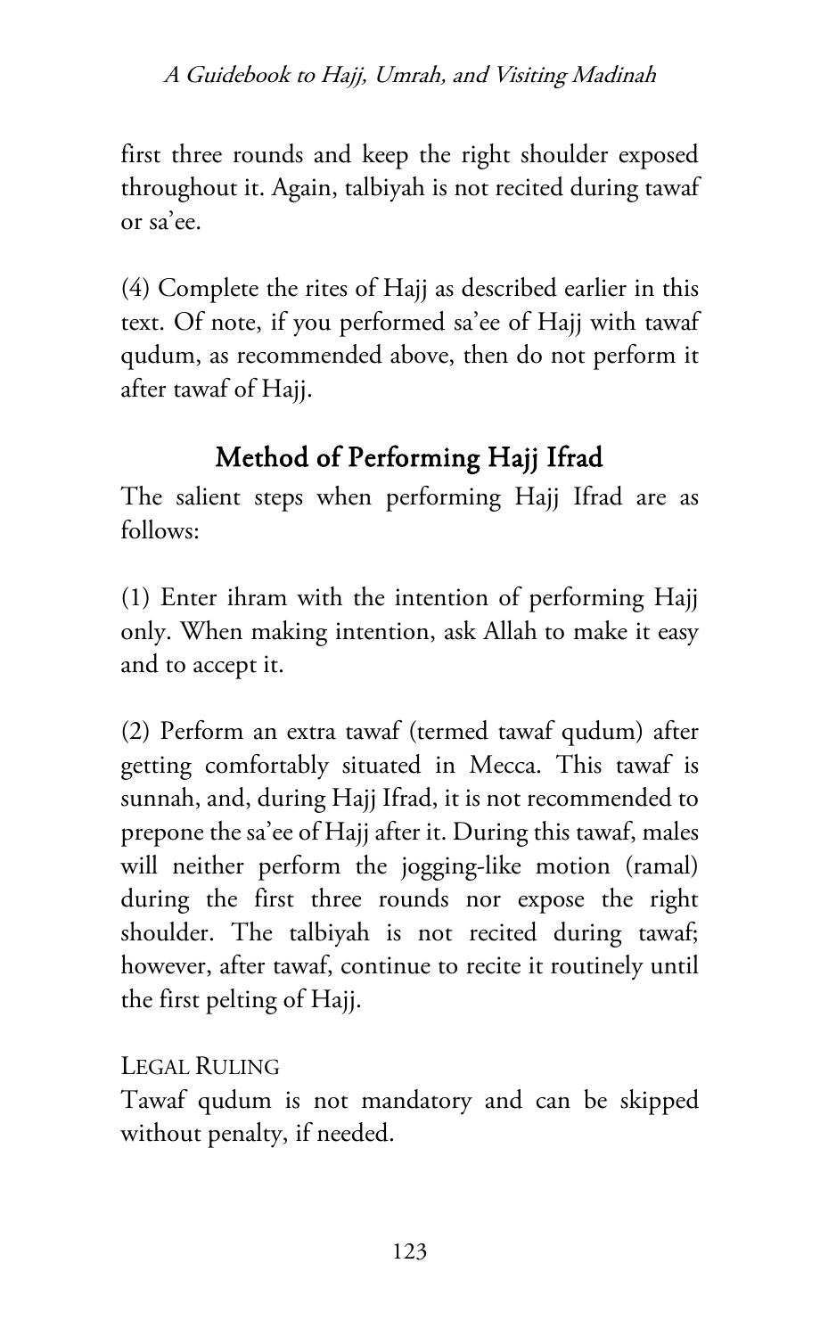first three rounds and keep the right shoulder exposed throughout it. Again, talbiyah is not recited during tawaf or sa'ee.

(4) Complete the rites of Hajj as described earlier in this text. Of note, if you performed sa'ee of Hajj with tawaf qudum, as recommended above, then do not perform it after tawaf of Hajj.

## Method of Performing Hajj Ifrad

The salient steps when performing Hajj Ifrad are as follows:

(1) Enter ihram with the intention of performing Hajj only. When making intention, ask Allah to make it easy and to accept it.

(2) Perform an extra tawaf (termed tawaf qudum) after getting comfortably situated in Mecca. This tawaf is sunnah, and, during Hajj Ifrad, it is not recommended to prepone the sa'ee of Hajj after it. During this tawaf, males will neither perform the jogging-like motion (ramal) during the first three rounds nor expose the right shoulder. The talbiyah is not recited during tawaf; however, after tawaf, continue to recite it routinely until the first pelting of Hajj.

LEGAL RULING

Tawaf qudum is not mandatory and can be skipped without penalty, if needed.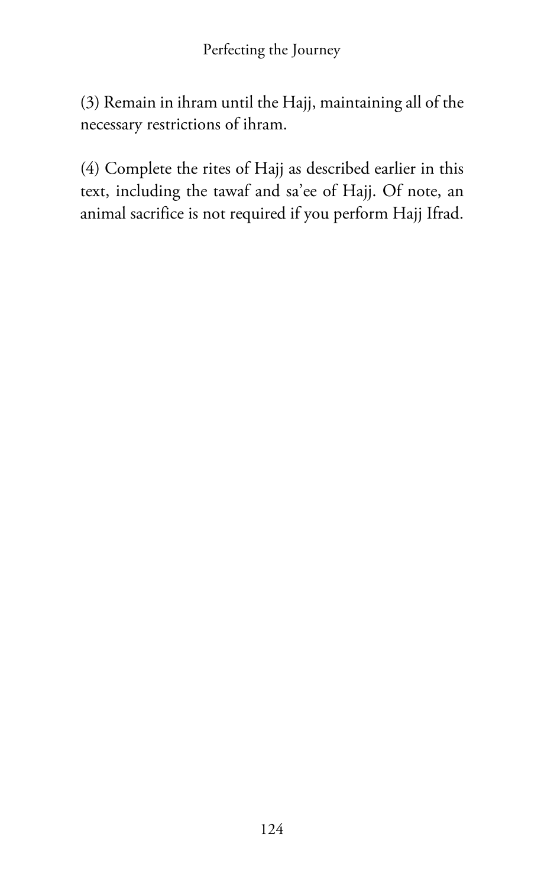(3) Remain in ihram until the Hajj, maintaining all of the necessary restrictions of ihram.

(4) Complete the rites of Hajj as described earlier in this text, including the tawaf and sa'ee of Hajj. Of note, an animal sacrifice is not required if you perform Hajj Ifrad.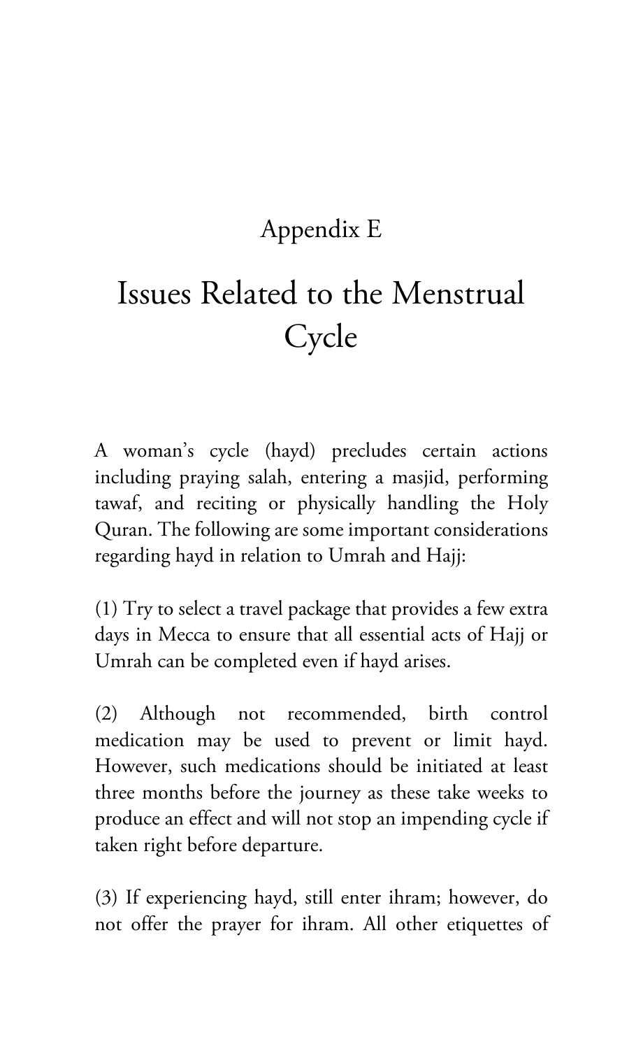# Appendix E

# Issues Related to the Menstrual Cycle

A woman's cycle (hayd) precludes certain actions including praying salah, entering a masjid, performing tawaf, and reciting or physically handling the Holy Quran. The following are some important considerations regarding hayd in relation to Umrah and Hajj:

(1) Try to select a travel package that provides a few extra days in Mecca to ensure that all essential acts of Hajj or Umrah can be completed even if hayd arises.

(2) Although not recommended, birth control medication may be used to prevent or limit hayd. However, such medications should be initiated at least three months before the journey as these take weeks to produce an effect and will not stop an impending cycle if taken right before departure.

(3) If experiencing hayd, still enter ihram; however, do not offer the prayer for ihram. All other etiquettes of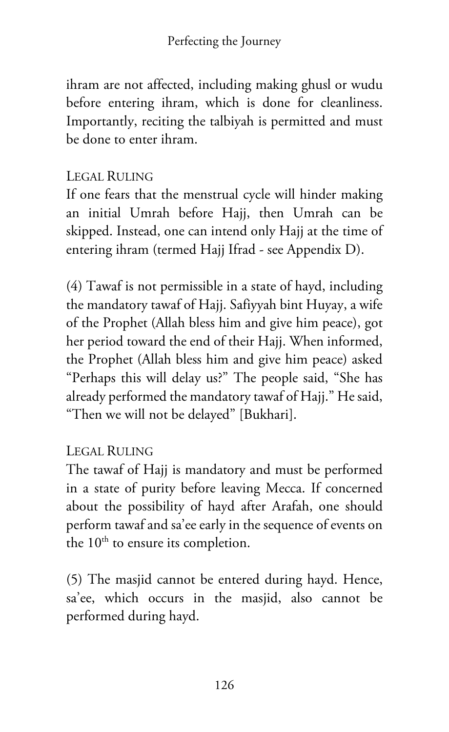ihram are not affected, including making ghusl or wudu before entering ihram, which is done for cleanliness. Importantly, reciting the talbiyah is permitted and must be done to enter ihram.

### Legal Ruling

If one fears that the menstrual cycle will hinder making an initial Umrah before Hajj, then Umrah can be skipped. Instead, one can intend only Hajj at the time of entering ihram (termed Hajj Ifrad - see Appendix D).

(4) Tawaf is not permissible in a state of hayd, including the mandatory tawaf of Hajj. Safiyyah bint Huyay, a wife of the Prophet (Allah bless him and give him peace), got her period toward the end of their Hajj. When informed, the Prophet (Allah bless him and give him peace) asked "Perhaps this will delay us?" The people said, "She has already performed the mandatory tawaf of Hajj." He said, "Then we will not be delayed" [Bukhari].

### Legal Ruling

The tawaf of Hajj is mandatory and must be performed in a state of purity before leaving Mecca. If concerned about the possibility of hayd after Arafah, one should perform tawaf and sa'ee early in the sequence of events on the 10th to ensure its completion.

(5) The masjid cannot be entered during hayd. Hence, sa'ee, which occurs in the masjid, also cannot be performed during hayd.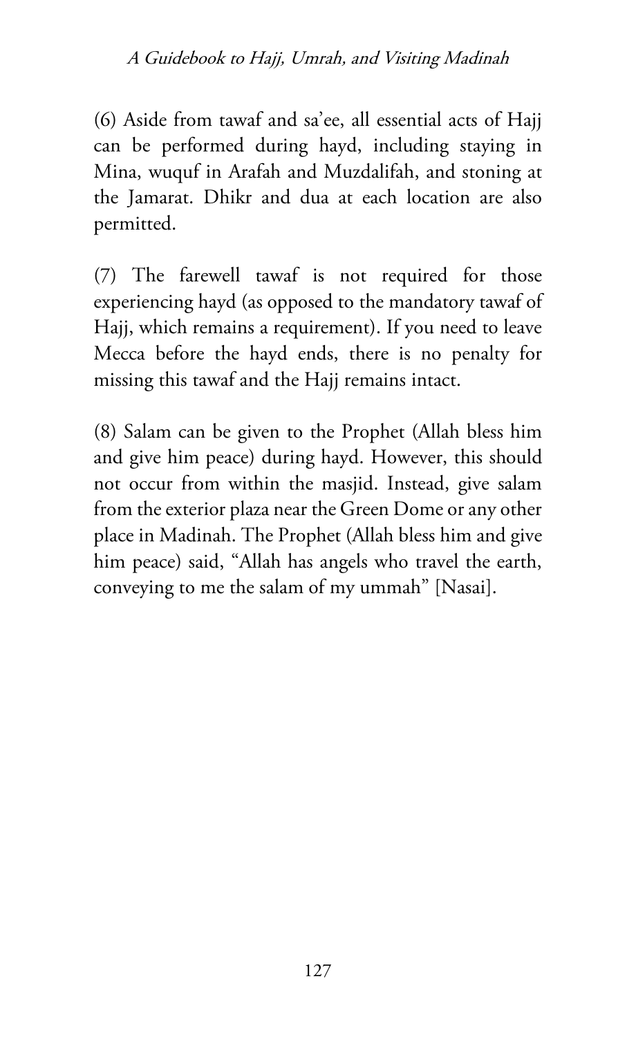(6) Aside from tawaf and sa'ee, all essential acts of Hajj can be performed during hayd, including staying in Mina, wuquf in Arafah and Muzdalifah, and stoning at the Jamarat. Dhikr and dua at each location are also permitted.

(7) The farewell tawaf is not required for those experiencing hayd (as opposed to the mandatory tawaf of Hajj, which remains a requirement). If you need to leave Mecca before the hayd ends, there is no penalty for missing this tawaf and the Hajj remains intact.

(8) Salam can be given to the Prophet (Allah bless him and give him peace) during hayd. However, this should not occur from within the masjid. Instead, give salam from the exterior plaza near the Green Dome or any other place in Madinah. The Prophet (Allah bless him and give him peace) said, "Allah has angels who travel the earth, conveying to me the salam of my ummah" [Nasai].